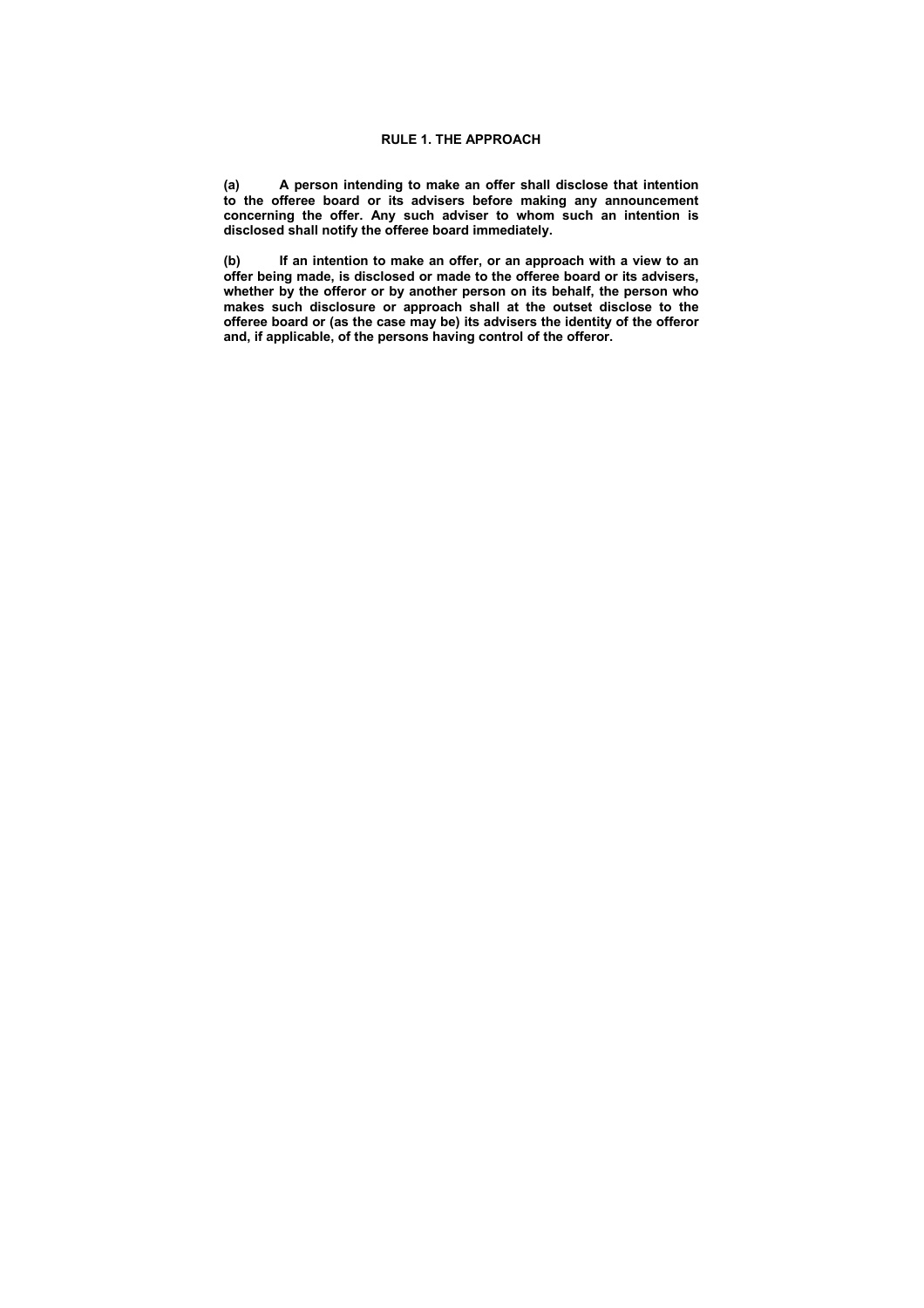## RULE 1. THE APPROACH

**(a) A person intending to make an offer shall disclose that intention to the offeree board or its advisers before making any announcement concerning the offer. Any such adviser to whom such an intention is disclosed shall notify the offeree board immediately.**

**(b) If an intention to make an offer, or an approach with a view to an offer being made, is disclosed or made to the offeree board or its advisers, whether by the offeror or by another person on its behalf, the person who makes such disclosure or approach shall at the outset disclose to the offeree board or (as the case may be) its advisers the identity of the offeror and, if applicable, of the persons having control of the offeror.**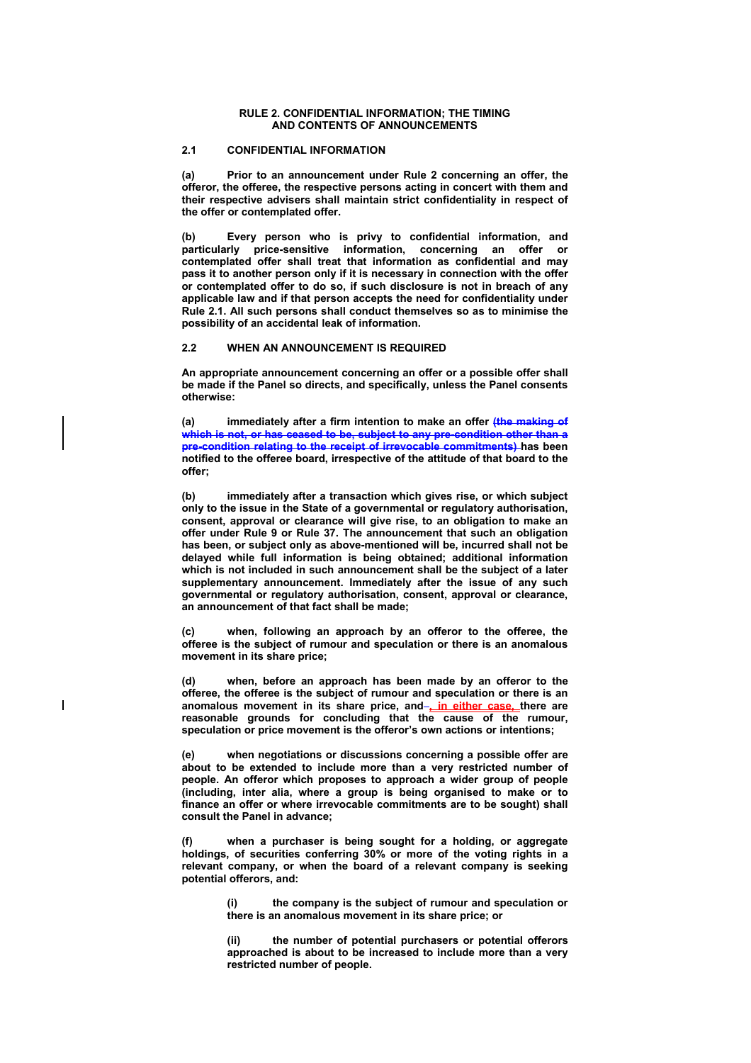**RULE 2. CONFIDENTIAL INFORMATION; THE TIMING AND CONTENTS OF ANNOUNCEMENTS**

**2.1 CONFIDENTIAL INFORMATION**

**(a) Prior to an announcement under Rule 2 concerning an offer, the offeror, the offeree, the respective persons acting in concert with them and their respective advisers shall maintain strict confidentiality in respect of the offer or contemplated offer.**

**(b) Every person who is privy to confidential information, and particularly price-sensitive information, concerning an offer or contemplated offer shall treat that information as confidential and may pass it to another person only if it is necessary in connection with the offer or contemplated offer to do so, if such disclosure is not in breach of any applicable law and if that person accepts the need for confidentiality under Rule 2.1. All such persons shall conduct themselves so as to minimise the possibility of an accidental leak of information.**

**2.2 WHEN AN ANNOUNCEMENT IS REQUIRED**

**An appropriate announcement concerning an offer or a possible offer shall be made if the Panel so directs, and specifically, unless the Panel consents otherwise:**

**(a) immediately after a firm intention to make an offer ~~(the making of which is not, or has ceased to be, subject to any pre-condition other than a pre-condition relating to the receipt of irrevocable commitments)~~ has been notified to the offeree board, irrespective of the attitude of that board to the offer;**

**(b) immediately after a transaction which gives rise, or which subject only to the issue in the State of a governmental or regulatory authorisation, consent, approval or clearance will give rise, to an obligation to make an offer under Rule 9 or Rule 37. The announcement that such an obligation has been, or subject only as above-mentioned will be, incurred shall not be delayed while full information is being obtained; additional information which is not included in such announcement shall be the subject of a later supplementary announcement. Immediately after the issue of any such governmental or regulatory authorisation, consent, approval or clearance, an announcement of that fact shall be made;**

**(c) when, following an approach by an offeror to the offeree, the offeree is the subject of rumour and speculation or there is an anomalous movement in its share price;**

**(d) when, before an approach has been made by an offeror to the offeree, the offeree is the subject of rumour and speculation or there is an anomalous movement in its share price, and ~~-~~, in either case, there are reasonable grounds for concluding that the cause of the rumour, speculation or price movement is the offeror's own actions or intentions;**

**(e) when negotiations or discussions concerning a possible offer are about to be extended to include more than a very restricted number of people. An offeror which proposes to approach a wider group of people (including, inter alia, where a group is being organised to make or to finance an offer or where irrevocable commitments are to be sought) shall consult the Panel in advance;**

**(f) when a purchaser is being sought for a holding, or aggregate holdings, of securities conferring 30% or more of the voting rights in a relevant company, or when the board of a relevant company is seeking potential offerors, and:**

> **(i) the company is the subject of rumour and speculation or there is an anomalous movement in its share price; or**
>
> **(ii) the number of potential purchasers or potential offerors approached is about to be increased to include more than a very restricted number of people.**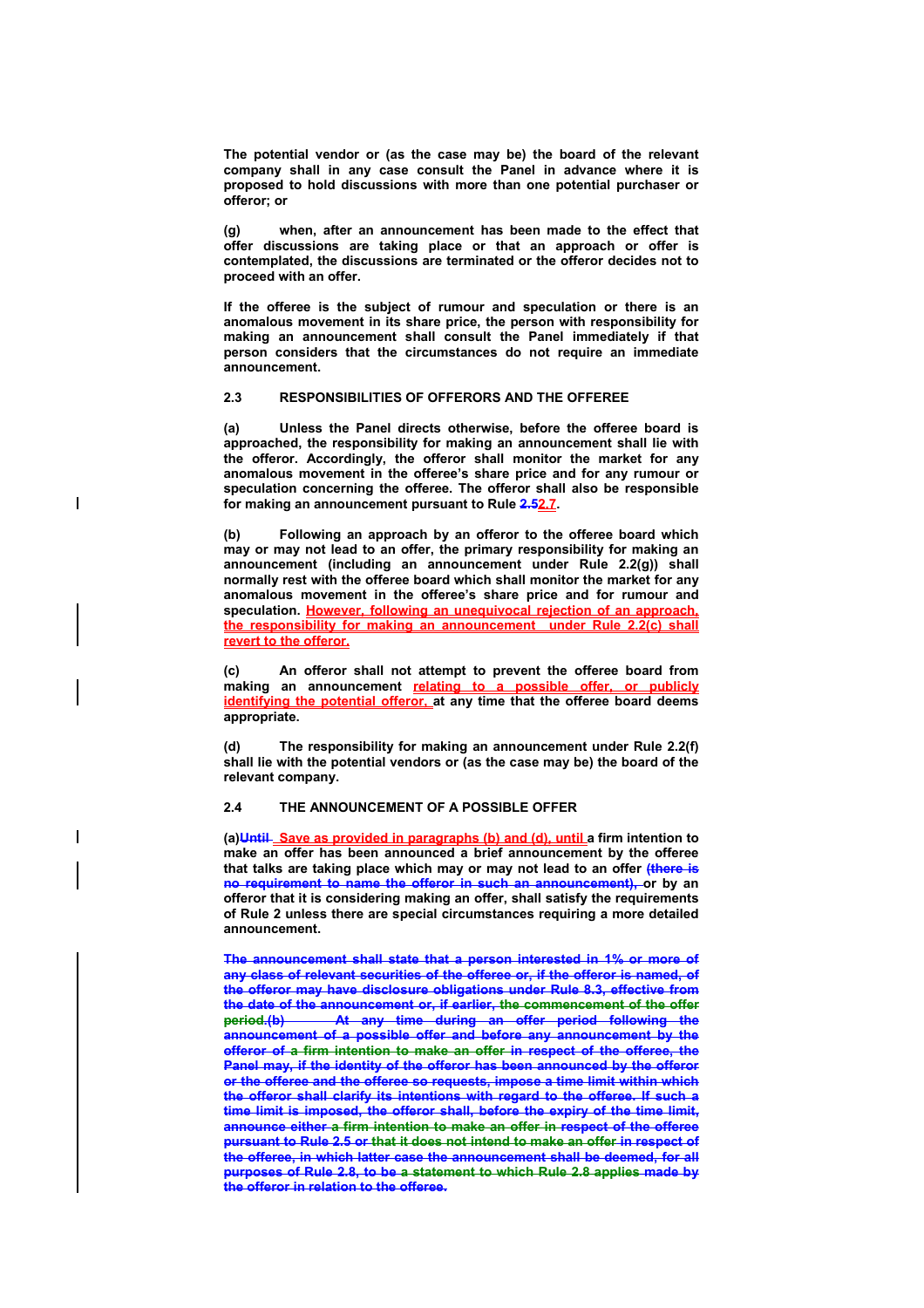**The potential vendor or (as the case may be) the board of the relevant company shall in any case consult the Panel in advance where it is proposed to hold discussions with more than one potential purchaser or offeror; or**

**(g) when, after an announcement has been made to the effect that offer discussions are taking place or that an approach or offer is contemplated, the discussions are terminated or the offeror decides not to proceed with an offer.**

**If the offeree is the subject of rumour and speculation or there is an anomalous movement in its share price, the person with responsibility for making an announcement shall consult the Panel immediately if that person considers that the circumstances do not require an immediate announcement.**

**2.3 RESPONSIBILITIES OF OFFERORS AND THE OFFEREE**

**(a) Unless the Panel directs otherwise, before the offeree board is approached, the responsibility for making an announcement shall lie with the offeror. Accordingly, the offeror shall monitor the market for any anomalous movement in the offeree's share price and for any rumour or speculation concerning the offeree. The offeror shall also be responsible for making an announcement pursuant to Rule ~~2.5~~2.7.**

**(b) Following an approach by an offeror to the offeree board which may or may not lead to an offer, the primary responsibility for making an announcement (including an announcement under Rule 2.2(g)) shall normally rest with the offeree board which shall monitor the market for any anomalous movement in the offeree's share price and for rumour and speculation. However, following an unequivocal rejection of an approach, the responsibility for making an announcement under Rule 2.2(c) shall revert to the offeror.**

**(c) An offeror shall not attempt to prevent the offeree board from making an announcement relating to a possible offer, or publicly identifying the potential offeror, at any time that the offeree board deems appropriate.**

**(d) The responsibility for making an announcement under Rule 2.2(f) shall lie with the potential vendors or (as the case may be) the board of the relevant company.**

**2.4 THE ANNOUNCEMENT OF A POSSIBLE OFFER**

**(a)~~Until~~ Save as provided in paragraphs (b) and (d), until a firm intention to make an offer has been announced a brief announcement by the offeree that talks are taking place which may or may not lead to an offer ~~(there is no requirement to name the offeror in such an announcement),~~ or by an offeror that it is considering making an offer, shall satisfy the requirements of Rule 2 unless there are special circumstances requiring a more detailed announcement.**

**~~The announcement shall state that a person interested in 1% or more of any class of relevant securities of the offeree or, if the offeror is named, of the offeror may have disclosure obligations under Rule 8.3, effective from the date of the announcement or, if earlier, the commencement of the offer period.~~~~(b) At any time during an offer period following the announcement of a possible offer and before any announcement by the offeror of a firm intention to make an offer in respect of the offeree, the Panel may, if the identity of the offeror has been announced by the offeror or the offeree and the offeree so requests, impose a time limit within which the offeror shall clarify its intentions with regard to the offeree. If such a time limit is imposed, the offeror shall, before the expiry of the time limit, announce either a firm intention to make an offer in respect of the offeree pursuant to Rule 2.5 or that it does not intend to make an offer in respect of the offeree, in which latter case the announcement shall be deemed, for all purposes of Rule 2.8, to be a statement to which Rule 2.8 applies made by the offeror in relation to the offeree.~~**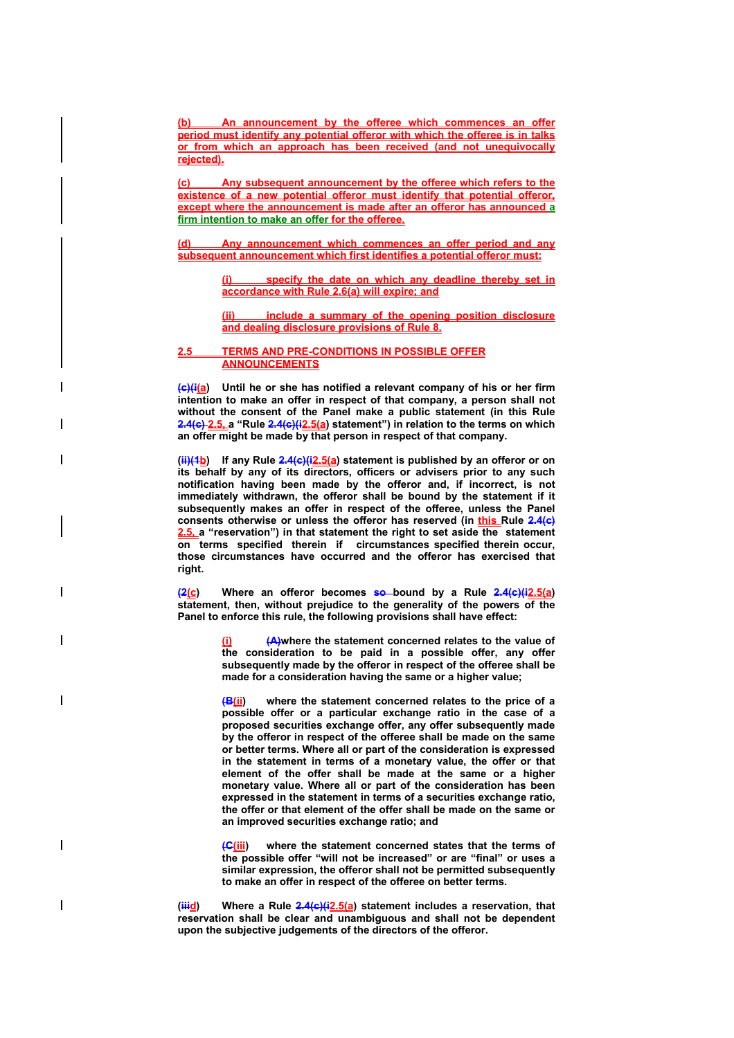(b) An announcement by the offeree which commences an offer period must identify any potential offeror with which the offeree is in talks or from which an approach has been received (and not unequivocally rejected).

(c) Any subsequent announcement by the offeree which refers to the existence of a new potential offeror must identify that potential offeror, except where the announcement is made after an offeror has announced a firm intention to make an offer for the offeree.

(d) Any announcement which commences an offer period and any subsequent announcement which first identifies a potential offeror must:

> (i) specify the date on which any deadline thereby set in accordance with Rule 2.6(a) will expire; and
>
> (ii) include a summary of the opening position disclosure and dealing disclosure provisions of Rule 8.

## 2.5 TERMS AND PRE-CONDITIONS IN POSSIBLE OFFER ANNOUNCEMENTS

**(c)(i(a) Until he or she has notified a relevant company of his or her firm intention to make an offer in respect of that company, a person shall not without the consent of the Panel make a public statement (in this Rule 2.4(c) 2.5, a "Rule 2.4(c)(i2.5(a) statement") in relation to the terms on which an offer might be made by that person in respect of that company.**

**(ii)(1b) If any Rule 2.4(c)(i2.5(a) statement is published by an offeror or on its behalf by any of its directors, officers or advisers prior to any such notification having been made by the offeror and, if incorrect, is not immediately withdrawn, the offeror shall be bound by the statement if it subsequently makes an offer in respect of the offeree, unless the Panel consents otherwise or unless the offeror has reserved (in this Rule 2.4(c) 2.5, a "reservation") in that statement the right to set aside the statement on terms specified therein if circumstances specified therein occur, those circumstances have occurred and the offeror has exercised that right.**

**(2(c) Where an offeror becomes so bound by a Rule 2.4(c)(i2.5(a) statement, then, without prejudice to the generality of the powers of the Panel to enforce this rule, the following provisions shall have effect:**

> **(i) (A)where the statement concerned relates to the value of the consideration to be paid in a possible offer, any offer subsequently made by the offeror in respect of the offeree shall be made for a consideration having the same or a higher value;**
>
> **(B(ii) where the statement concerned relates to the price of a possible offer or a particular exchange ratio in the case of a proposed securities exchange offer, any offer subsequently made by the offeror in respect of the offeree shall be made on the same or better terms. Where all or part of the consideration is expressed in the statement in terms of a monetary value, the offer or that element of the offer shall be made at the same or a higher monetary value. Where all or part of the consideration has been expressed in the statement in terms of a securities exchange ratio, the offer or that element of the offer shall be made on the same or an improved securities exchange ratio; and**
>
> **(C(iii) where the statement concerned states that the terms of the possible offer "will not be increased" or are "final" or uses a similar expression, the offeror shall not be permitted subsequently to make an offer in respect of the offeree on better terms.**

**(iiid) Where a Rule 2.4(c)(i2.5(a) statement includes a reservation, that reservation shall be clear and unambiguous and shall not be dependent upon the subjective judgements of the directors of the offeror.**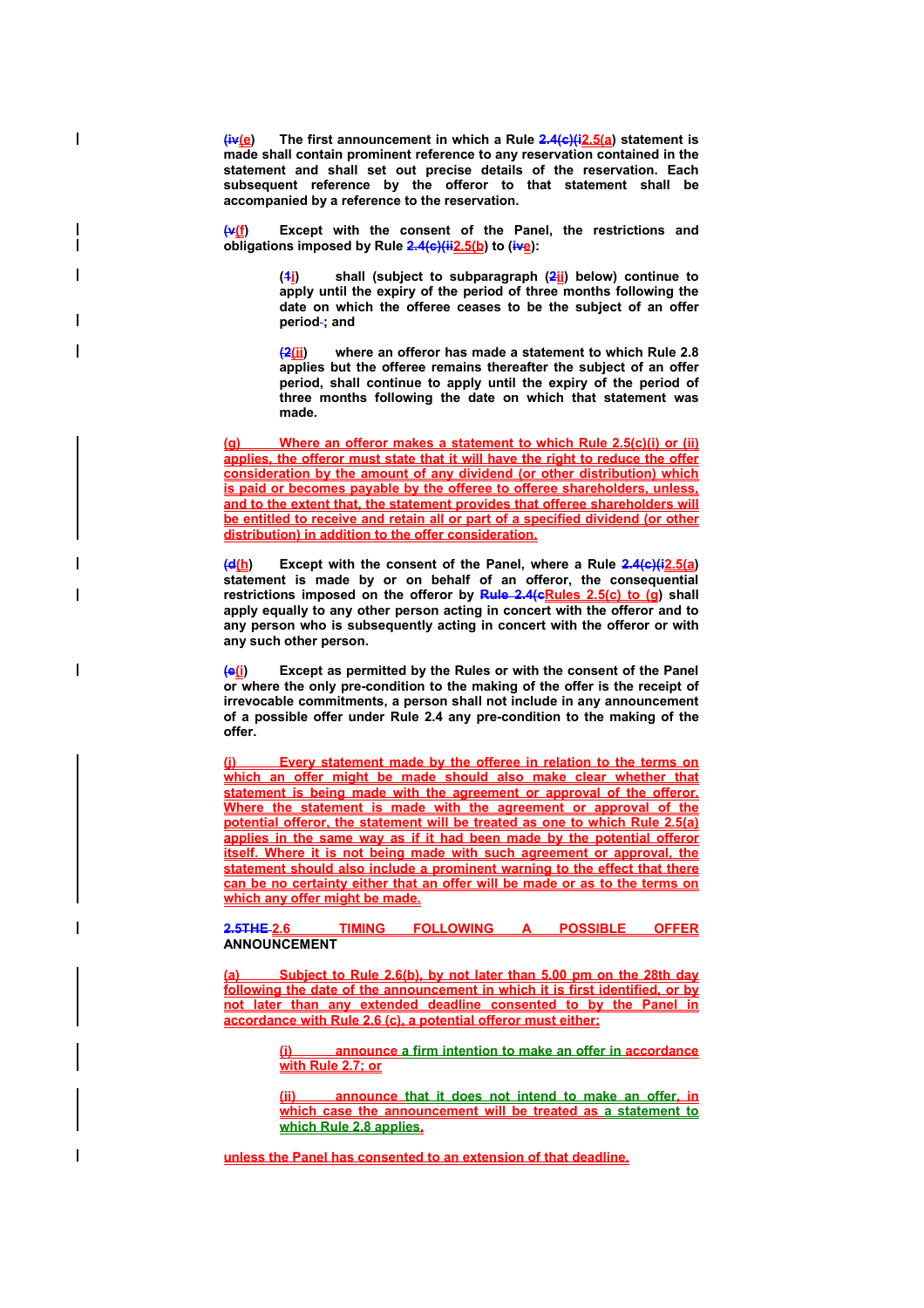(~~iv~~e) **The first announcement in which a Rule ~~2.4(c)(i~~2.5(a) statement is made shall contain prominent reference to any reservation contained in the statement and shall set out precise details of the reservation. Each subsequent reference by the offeror to that statement shall be accompanied by a reference to the reservation.**

(~~v~~f) **Except with the consent of the Panel, the restrictions and obligations imposed by Rule ~~2.4(c)(ii~~2.5(b) to (~~iv~~e):**

> (~~1~~i) **shall (subject to subparagraph (~~2~~ii) below) continue to apply until the expiry of the period of three months following the date on which the offeree ceases to be the subject of an offer period~~.~~; and**
>
> (~~2~~ii) **where an offeror has made a statement to which Rule 2.8 applies but the offeree remains thereafter the subject of an offer period, shall continue to apply until the expiry of the period of three months following the date on which that statement was made.**

(g) **Where an offeror makes a statement to which Rule 2.5(c)(i) or (ii) applies, the offeror must state that it will have the right to reduce the offer consideration by the amount of any dividend (or other distribution) which is paid or becomes payable by the offeree to offeree shareholders, unless, and to the extent that, the statement provides that offeree shareholders will be entitled to receive and retain all or part of a specified dividend (or other distribution) in addition to the offer consideration.**

(~~d~~h) **Except with the consent of the Panel, where a Rule ~~2.4(c)(i~~2.5(a) statement is made by or on behalf of an offeror, the consequential restrictions imposed on the offeror by ~~Rule 2.4(c~~Rules 2.5(c) to (g) shall apply equally to any other person acting in concert with the offeror and to any person who is subsequently acting in concert with the offeror or with any such other person.**

(~~e~~i) **Except as permitted by the Rules or with the consent of the Panel or where the only pre-condition to the making of the offer is the receipt of irrevocable commitments, a person shall not include in any announcement of a possible offer under Rule 2.4 any pre-condition to the making of the offer.**

(j) **Every statement made by the offeree in relation to the terms on which an offer might be made should also make clear whether that statement is being made with the agreement or approval of the offeror. Where the statement is made with the agreement or approval of the potential offeror, the statement will be treated as one to which Rule 2.5(a) applies in the same way as if it had been made by the potential offeror itself. Where it is not being made with such agreement or approval, the statement should also include a prominent warning to the effect that there can be no certainty either that an offer will be made or as to the terms on which any offer might be made.**

## ~~2.5THE~~ 2.6 TIMING FOLLOWING A POSSIBLE OFFER ANNOUNCEMENT

(a) **Subject to Rule 2.6(b), by not later than 5.00 pm on the 28th day following the date of the announcement in which it is first identified, or by not later than any extended deadline consented to by the Panel in accordance with Rule 2.6 (c), a potential offeror must either:**

> (i) **announce a firm intention to make an offer in accordance with Rule 2.7; or**
>
> (ii) **announce that it does not intend to make an offer, in which case the announcement will be treated as a statement to which Rule 2.8 applies.**

**unless the Panel has consented to an extension of that deadline.**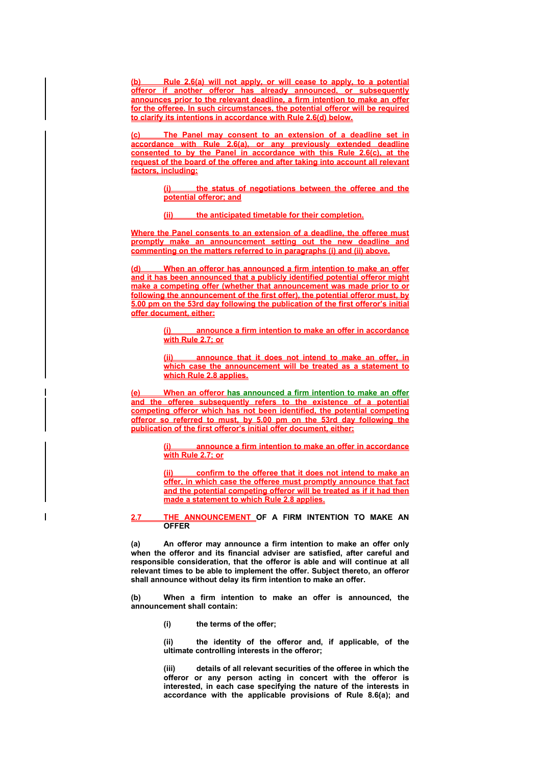(b) Rule 2.6(a) will not apply, or will cease to apply, to a potential offeror if another offeror has already announced, or subsequently announces prior to the relevant deadline, a firm intention to make an offer for the offeree. In such circumstances, the potential offeror will be required to clarify its intentions in accordance with Rule 2.6(d) below.

(c) The Panel may consent to an extension of a deadline set in accordance with Rule 2.6(a), or any previously extended deadline consented to by the Panel in accordance with this Rule 2.6(c), at the request of the board of the offeree and after taking into account all relevant factors, including:

> (i) the status of negotiations between the offeree and the potential offeror; and
>
> (ii) the anticipated timetable for their completion.

Where the Panel consents to an extension of a deadline, the offeree must promptly make an announcement setting out the new deadline and commenting on the matters referred to in paragraphs (i) and (ii) above.

(d) When an offeror has announced a firm intention to make an offer and it has been announced that a publicly identified potential offeror might make a competing offer (whether that announcement was made prior to or following the announcement of the first offer), the potential offeror must, by 5.00 pm on the 53rd day following the publication of the first offeror's initial offer document, either:

> (i) announce a firm intention to make an offer in accordance with Rule 2.7; or
>
> (ii) announce that it does not intend to make an offer, in which case the announcement will be treated as a statement to which Rule 2.8 applies.

(e) When an offeror has announced a firm intention to make an offer and the offeree subsequently refers to the existence of a potential competing offeror which has not been identified, the potential competing offeror so referred to must, by 5.00 pm on the 53rd day following the publication of the first offeror's initial offer document, either:

> (i) announce a firm intention to make an offer in accordance with Rule 2.7; or
>
> (ii) confirm to the offeree that it does not intend to make an offer, in which case the offeree must promptly announce that fact and the potential competing offeror will be treated as if it had then made a statement to which Rule 2.8 applies.

**2.7 THE ANNOUNCEMENT OF A FIRM INTENTION TO MAKE AN OFFER**

**(a) An offeror may announce a firm intention to make an offer only when the offeror and its financial adviser are satisfied, after careful and responsible consideration, that the offeror is able and will continue at all relevant times to be able to implement the offer. Subject thereto, an offeror shall announce without delay its firm intention to make an offer.**

**(b) When a firm intention to make an offer is announced, the announcement shall contain:**

> **(i) the terms of the offer;**
>
> **(ii) the identity of the offeror and, if applicable, of the ultimate controlling interests in the offeror;**
>
> **(iii) details of all relevant securities of the offeree in which the offeror or any person acting in concert with the offeror is interested, in each case specifying the nature of the interests in accordance with the applicable provisions of Rule 8.6(a); and**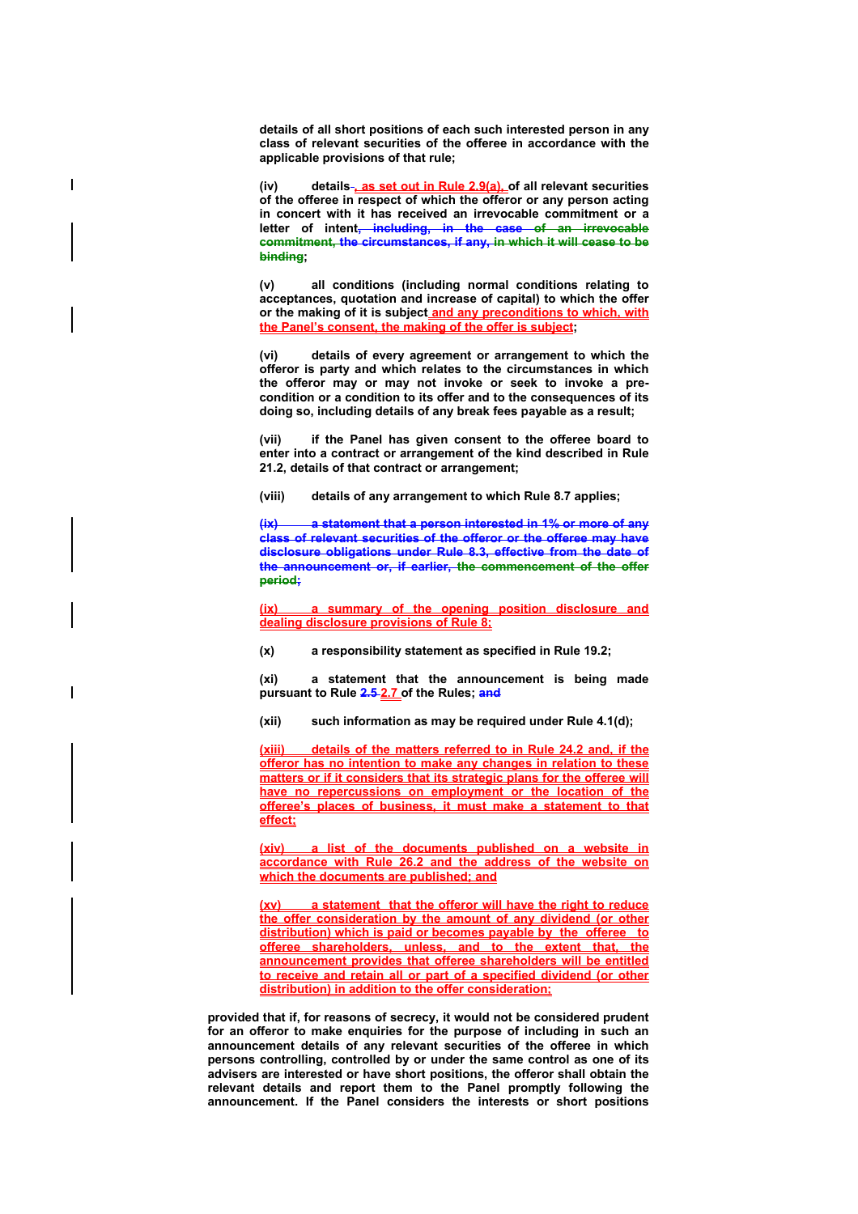**details of all short positions of each such interested person in any class of relevant securities of the offeree in accordance with the applicable provisions of that rule;**

**(iv) details~~,~~ , as set out in Rule 2.9(a), of all relevant securities of the offeree in respect of which the offeror or any person acting in concert with it has received an irrevocable commitment or a letter of intent~~, including, in the case of an irrevocable commitment, the circumstances, if any, in which it will cease to be binding~~;**

**(v) all conditions (including normal conditions relating to acceptances, quotation and increase of capital) to which the offer or the making of it is subject and any preconditions to which, with the Panel's consent, the making of the offer is subject;**

**(vi) details of every agreement or arrangement to which the offeror is party and which relates to the circumstances in which the offeror may or may not invoke or seek to invoke a pre-condition or a condition to its offer and to the consequences of its doing so, including details of any break fees payable as a result;**

**(vii) if the Panel has given consent to the offeree board to enter into a contract or arrangement of the kind described in Rule 21.2, details of that contract or arrangement;**

**(viii) details of any arrangement to which Rule 8.7 applies;**

~~**(ix) a statement that a person interested in 1% or more of any class of relevant securities of the offeror or the offeree may have disclosure obligations under Rule 8.3, effective from the date of the announcement or, if earlier, the commencement of the offer period;**~~

**(ix) a summary of the opening position disclosure and dealing disclosure provisions of Rule 8;**

**(x) a responsibility statement as specified in Rule 19.2;**

**(xi) a statement that the announcement is being made pursuant to Rule ~~2.5~~ 2.7 of the Rules; ~~and~~**

**(xii) such information as may be required under Rule 4.1(d);**

**(xiii) details of the matters referred to in Rule 24.2 and, if the offeror has no intention to make any changes in relation to these matters or if it considers that its strategic plans for the offeree will have no repercussions on employment or the location of the offeree's places of business, it must make a statement to that effect;**

**(xiv) a list of the documents published on a website in accordance with Rule 26.2 and the address of the website on which the documents are published; and**

**(xv) a statement that the offeror will have the right to reduce the offer consideration by the amount of any dividend (or other distribution) which is paid or becomes payable by the offeree to offeree shareholders, unless, and to the extent that, the announcement provides that offeree shareholders will be entitled to receive and retain all or part of a specified dividend (or other distribution) in addition to the offer consideration;**

**provided that if, for reasons of secrecy, it would not be considered prudent for an offeror to make enquiries for the purpose of including in such an announcement details of any relevant securities of the offeree in which persons controlling, controlled by or under the same control as one of its advisers are interested or have short positions, the offeror shall obtain the relevant details and report them to the Panel promptly following the announcement. If the Panel considers the interests or short positions**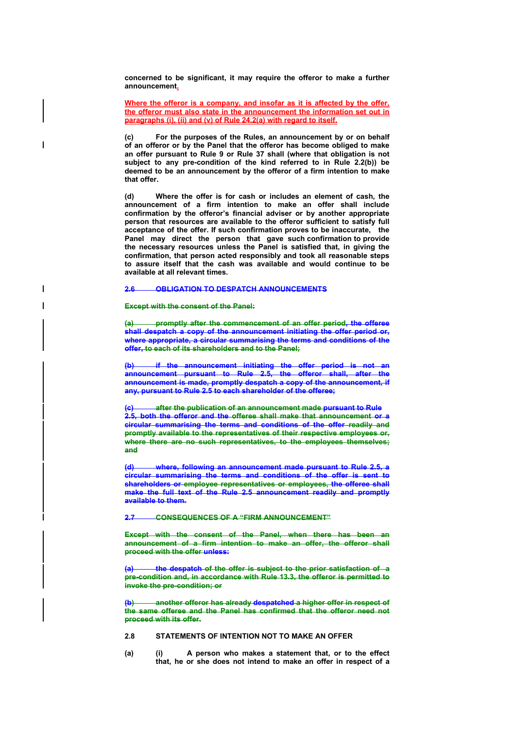**concerned to be significant, it may require the offeror to make a further announcement.**

**Where the offeror is a company, and insofar as it is affected by the offer, the offeror must also state in the announcement the information set out in paragraphs (i), (ii) and (v) of Rule 24.2(a) with regard to itself.**

**(c) For the purposes of the Rules, an announcement by or on behalf of an offeror or by the Panel that the offeror has become obliged to make an offer pursuant to Rule 9 or Rule 37 shall (where that obligation is not subject to any pre-condition of the kind referred to in Rule 2.2(b)) be deemed to be an announcement by the offeror of a firm intention to make that offer.**

**(d) Where the offer is for cash or includes an element of cash, the announcement of a firm intention to make an offer shall include confirmation by the offeror's financial adviser or by another appropriate person that resources are available to the offeror sufficient to satisfy full acceptance of the offer. If such confirmation proves to be inaccurate, the Panel may direct the person that gave such confirmation to provide the necessary resources unless the Panel is satisfied that, in giving the confirmation, that person acted responsibly and took all reasonable steps to assure itself that the cash was available and would continue to be available at all relevant times.**

~~**2.6 OBLIGATION TO DESPATCH ANNOUNCEMENTS**~~

~~**Except with the consent of the Panel:**~~

~~**(a) promptly after the commencement of an offer period, the offeree shall despatch a copy of the announcement initiating the offer period or, where appropriate, a circular summarising the terms and conditions of the offer, to each of its shareholders and to the Panel;**~~

~~**(b) if the announcement initiating the offer period is not an announcement pursuant to Rule 2.5, the offeror shall, after the announcement is made, promptly despatch a copy of the announcement, if any, pursuant to Rule 2.5 to each shareholder of the offeree;**~~

~~**(c) after the publication of an announcement made pursuant to Rule 2.5, both the offeror and the offeree shall make that announcement or a circular summarising the terms and conditions of the offer readily and promptly available to the representatives of their respective employees or, where there are no such representatives, to the employees themselves; and**~~

~~**(d) where, following an announcement made pursuant to Rule 2.5, a circular summarising the terms and conditions of the offer is sent to shareholders or employee representatives or employees, the offeree shall make the full text of the Rule 2.5 announcement readily and promptly available to them.**~~

~~**2.7 CONSEQUENCES OF A "FIRM ANNOUNCEMENT"**~~

~~**Except with the consent of the Panel, when there has been an announcement of a firm intention to make an offer, the offeror shall proceed with the offer unless:**~~

~~**(a) the despatch of the offer is subject to the prior satisfaction of a pre-condition and, in accordance with Rule 13.3, the offeror is permitted to invoke the pre-condition; or**~~

~~**(b) another offeror has already despatched a higher offer in respect of the same offeree and the Panel has confirmed that the offeror need not proceed with its offer.**~~

**2.8 STATEMENTS OF INTENTION NOT TO MAKE AN OFFER**

**(a) (i) A person who makes a statement that, or to the effect that, he or she does not intend to make an offer in respect of a**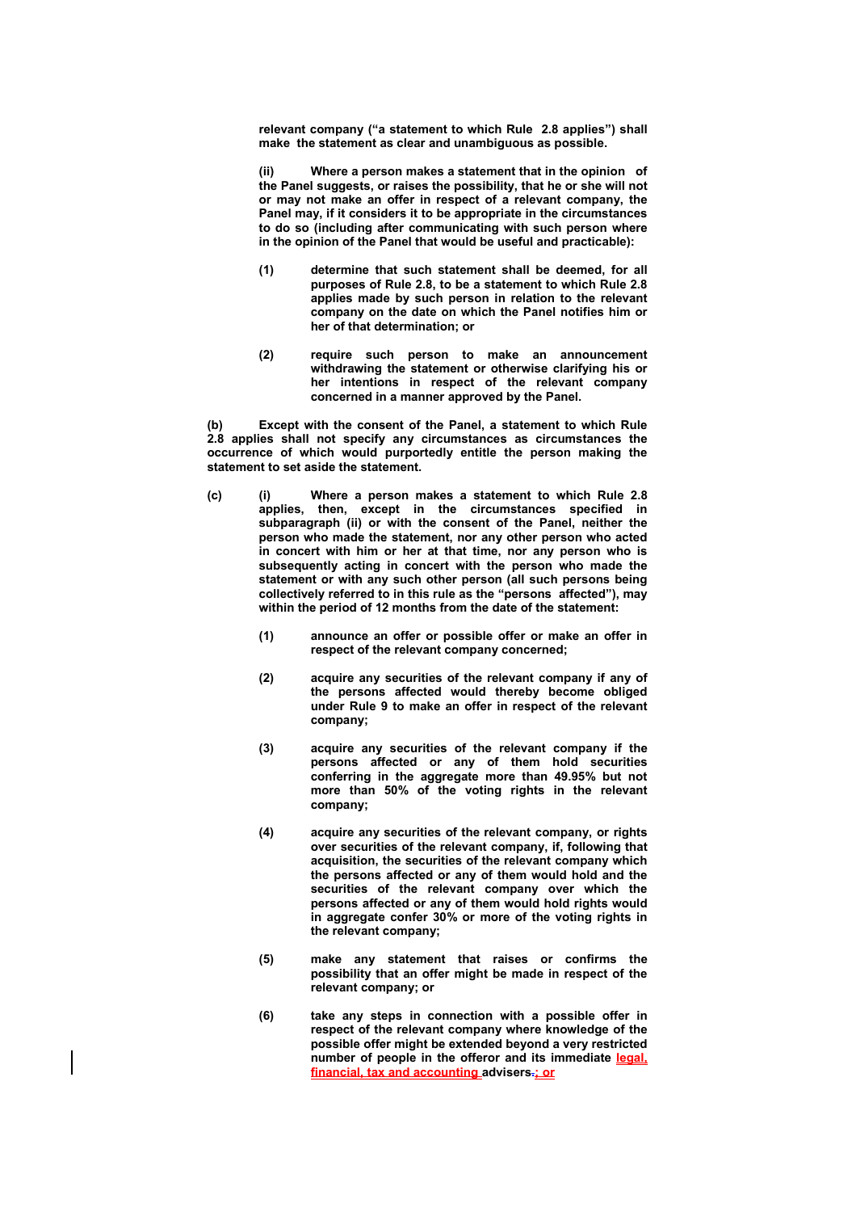**relevant company ("a statement to which Rule 2.8 applies") shall make the statement as clear and unambiguous as possible.**

**(ii) Where a person makes a statement that in the opinion of the Panel suggests, or raises the possibility, that he or she will not or may not make an offer in respect of a relevant company, the Panel may, if it considers it to be appropriate in the circumstances to do so (including after communicating with such person where in the opinion of the Panel that would be useful and practicable):**

**(1) determine that such statement shall be deemed, for all purposes of Rule 2.8, to be a statement to which Rule 2.8 applies made by such person in relation to the relevant company on the date on which the Panel notifies him or her of that determination; or**

**(2) require such person to make an announcement withdrawing the statement or otherwise clarifying his or her intentions in respect of the relevant company concerned in a manner approved by the Panel.**

**(b) Except with the consent of the Panel, a statement to which Rule 2.8 applies shall not specify any circumstances as circumstances the occurrence of which would purportedly entitle the person making the statement to set aside the statement.**

**(c) (i) Where a person makes a statement to which Rule 2.8 applies, then, except in the circumstances specified in subparagraph (ii) or with the consent of the Panel, neither the person who made the statement, nor any other person who acted in concert with him or her at that time, nor any person who is subsequently acting in concert with the person who made the statement or with any such other person (all such persons being collectively referred to in this rule as the "persons affected"), may within the period of 12 months from the date of the statement:**

**(1) announce an offer or possible offer or make an offer in respect of the relevant company concerned;**

**(2) acquire any securities of the relevant company if any of the persons affected would thereby become obliged under Rule 9 to make an offer in respect of the relevant company;**

**(3) acquire any securities of the relevant company if the persons affected or any of them hold securities conferring in the aggregate more than 49.95% but not more than 50% of the voting rights in the relevant company;**

**(4) acquire any securities of the relevant company, or rights over securities of the relevant company, if, following that acquisition, the securities of the relevant company which the persons affected or any of them would hold and the securities of the relevant company over which the persons affected or any of them would hold rights would in aggregate confer 30% or more of the voting rights in the relevant company;**

**(5) make any statement that raises or confirms the possibility that an offer might be made in respect of the relevant company; or**

**(6) take any steps in connection with a possible offer in respect of the relevant company where knowledge of the possible offer might be extended beyond a very restricted number of people in the offeror and its immediate legal, financial, tax and accounting advisers.; or**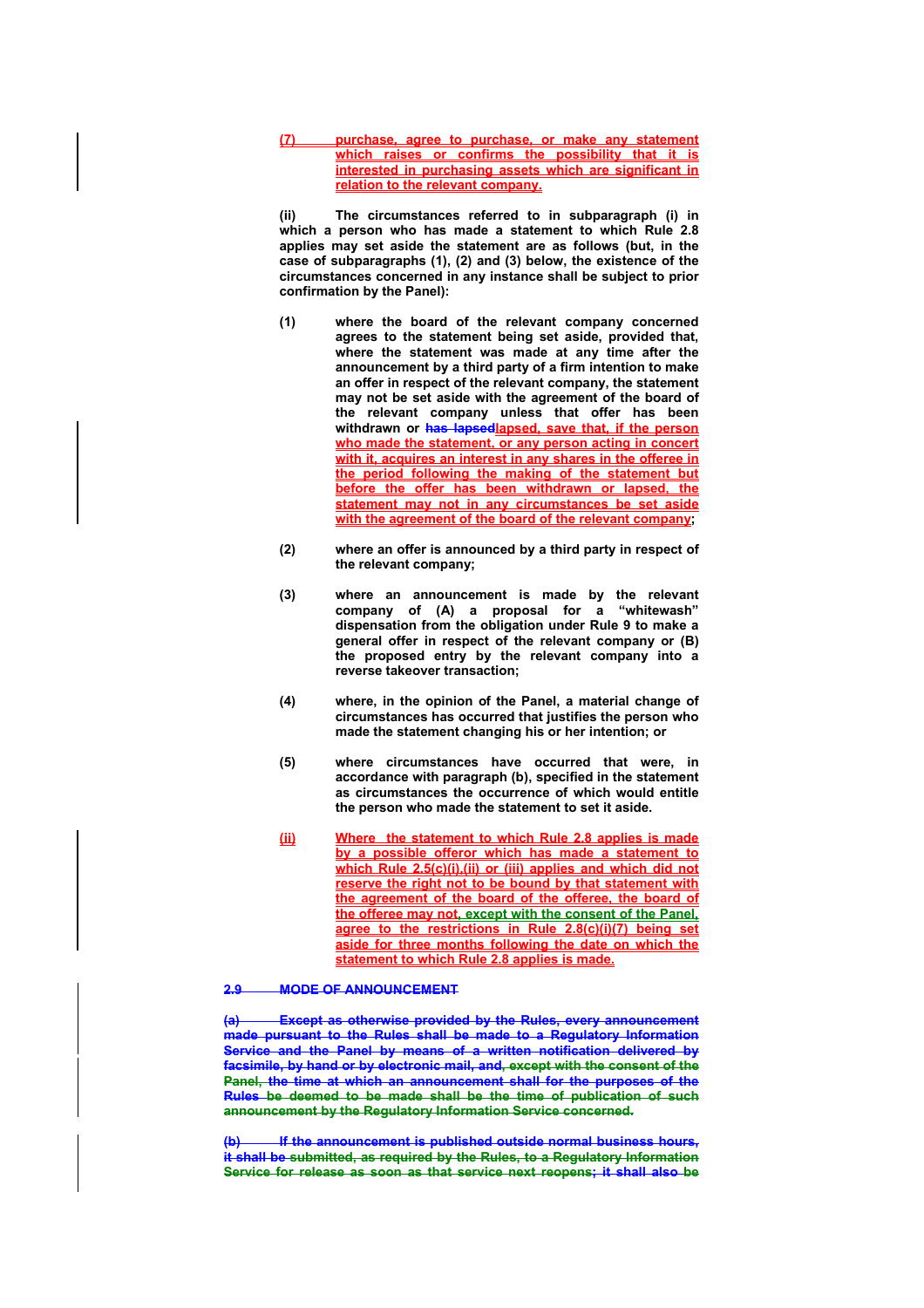**(7) purchase, agree to purchase, or make any statement which raises or confirms the possibility that it is interested in purchasing assets which are significant in relation to the relevant company.**

**(ii) The circumstances referred to in subparagraph (i) in which a person who has made a statement to which Rule 2.8 applies may set aside the statement are as follows (but, in the case of subparagraphs (1), (2) and (3) below, the existence of the circumstances concerned in any instance shall be subject to prior confirmation by the Panel):**

**(1) where the board of the relevant company concerned agrees to the statement being set aside, provided that, where the statement was made at any time after the announcement by a third party of a firm intention to make an offer in respect of the relevant company, the statement may not be set aside with the agreement of the board of the relevant company unless that offer has been withdrawn or ~~has lapsed~~lapsed, save that, if the person who made the statement, or any person acting in concert with it, acquires an interest in any shares in the offeree in the period following the making of the statement but before the offer has been withdrawn or lapsed, the statement may not in any circumstances be set aside with the agreement of the board of the relevant company;**

**(2) where an offer is announced by a third party in respect of the relevant company;**

**(3) where an announcement is made by the relevant company of (A) a proposal for a "whitewash" dispensation from the obligation under Rule 9 to make a general offer in respect of the relevant company or (B) the proposed entry by the relevant company into a reverse takeover transaction;**

**(4) where, in the opinion of the Panel, a material change of circumstances has occurred that justifies the person who made the statement changing his or her intention; or**

**(5) where circumstances have occurred that were, in accordance with paragraph (b), specified in the statement as circumstances the occurrence of which would entitle the person who made the statement to set it aside.**

**(ii) Where the statement to which Rule 2.8 applies is made by a possible offeror which has made a statement to which Rule 2.5(c)(i),(ii) or (iii) applies and which did not reserve the right not to be bound by that statement with the agreement of the board of the offeree, the board of the offeree may not, except with the consent of the Panel, agree to the restrictions in Rule 2.8(c)(i)(7) being set aside for three months following the date on which the statement to which Rule 2.8 applies is made.**

**~~2.9 MODE OF ANNOUNCEMENT~~**

**~~(a) Except as otherwise provided by the Rules, every announcement made pursuant to the Rules shall be made to a Regulatory Information Service and the Panel by means of a written notification delivered by facsimile, by hand or by electronic mail, and, except with the consent of the Panel, the time at which an announcement shall for the purposes of the Rules be deemed to be made shall be the time of publication of such announcement by the Regulatory Information Service concerned.~~**

**~~(b) If the announcement is published outside normal business hours, it shall be submitted, as required by the Rules, to a Regulatory Information Service for release as soon as that service next reopens; it shall also be~~**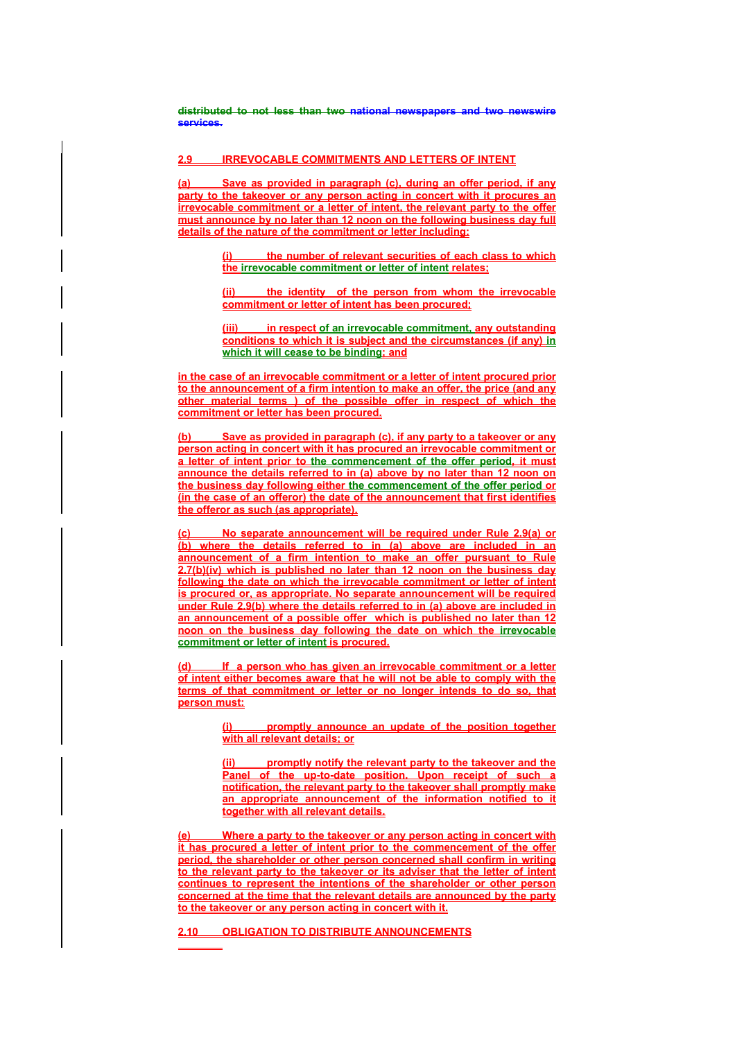distributed to not less than two national newspapers and two newswire services.

## 2.9 IRREVOCABLE COMMITMENTS AND LETTERS OF INTENT

(a) Save as provided in paragraph (c), during an offer period, if any party to the takeover or any person acting in concert with it procures an irrevocable commitment or a letter of intent, the relevant party to the offer must announce by no later than 12 noon on the following business day full details of the nature of the commitment or letter including:

> (i) the number of relevant securities of each class to which the irrevocable commitment or letter of intent relates;
>
> (ii) the identity of the person from whom the irrevocable commitment or letter of intent has been procured;
>
> (iii) in respect of an irrevocable commitment, any outstanding conditions to which it is subject and the circumstances (if any) in which it will cease to be binding; and

in the case of an irrevocable commitment or a letter of intent procured prior to the announcement of a firm intention to make an offer, the price (and any other material terms ) of the possible offer in respect of which the commitment or letter has been procured.

(b) Save as provided in paragraph (c), if any party to a takeover or any person acting in concert with it has procured an irrevocable commitment or a letter of intent prior to the commencement of the offer period, it must announce the details referred to in (a) above by no later than 12 noon on the business day following either the commencement of the offer period or (in the case of an offeror) the date of the announcement that first identifies the offeror as such (as appropriate).

(c) No separate announcement will be required under Rule 2.9(a) or (b) where the details referred to in (a) above are included in an announcement of a firm intention to make an offer pursuant to Rule 2.7(b)(iv) which is published no later than 12 noon on the business day following the date on which the irrevocable commitment or letter of intent is procured or, as appropriate. No separate announcement will be required under Rule 2.9(b) where the details referred to in (a) above are included in an announcement of a possible offer which is published no later than 12 noon on the business day following the date on which the irrevocable commitment or letter of intent is procured.

(d) If a person who has given an irrevocable commitment or a letter of intent either becomes aware that he will not be able to comply with the terms of that commitment or letter or no longer intends to do so, that person must:

> (i) promptly announce an update of the position together with all relevant details; or
>
> (ii) promptly notify the relevant party to the takeover and the Panel of the up-to-date position. Upon receipt of such a notification, the relevant party to the takeover shall promptly make an appropriate announcement of the information notified to it together with all relevant details.

(e) Where a party to the takeover or any person acting in concert with it has procured a letter of intent prior to the commencement of the offer period, the shareholder or other person concerned shall confirm in writing to the relevant party to the takeover or its adviser that the letter of intent continues to represent the intentions of the shareholder or other person concerned at the time that the relevant details are announced by the party to the takeover or any person acting in concert with it.

## 2.10 OBLIGATION TO DISTRIBUTE ANNOUNCEMENTS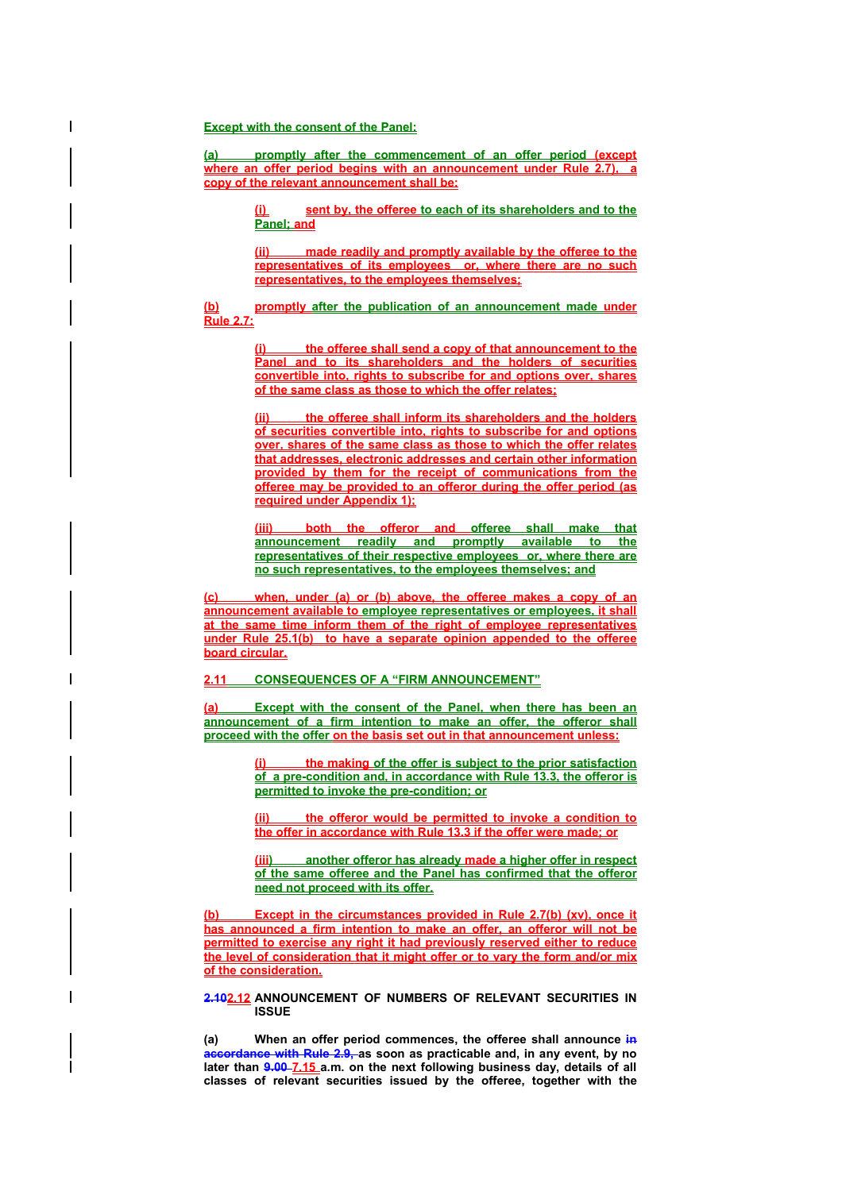Except with the consent of the Panel:

(a) promptly after the commencement of an offer period (except where an offer period begins with an announcement under Rule 2.7), a copy of the relevant announcement shall be:

> (i) sent by, the offeree to each of its shareholders and to the Panel; and
>
> (ii) made readily and promptly available by the offeree to the representatives of its employees or, where there are no such representatives, to the employees themselves;

(b) promptly after the publication of an announcement made under Rule 2.7:

> (i) the offeree shall send a copy of that announcement to the Panel and to its shareholders and the holders of securities convertible into, rights to subscribe for and options over, shares of the same class as those to which the offer relates;
>
> (ii) the offeree shall inform its shareholders and the holders of securities convertible into, rights to subscribe for and options over, shares of the same class as those to which the offer relates that addresses, electronic addresses and certain other information provided by them for the receipt of communications from the offeree may be provided to an offeror during the offer period (as required under Appendix 1);
>
> (iii) both the offeror and offeree shall make that announcement readily and promptly available to the representatives of their respective employees or, where there are no such representatives, to the employees themselves; and

(c) when, under (a) or (b) above, the offeree makes a copy of an announcement available to employee representatives or employees, it shall at the same time inform them of the right of employee representatives under Rule 25.1(b) to have a separate opinion appended to the offeree board circular.

## 2.11 CONSEQUENCES OF A "FIRM ANNOUNCEMENT"

(a) Except with the consent of the Panel, when there has been an announcement of a firm intention to make an offer, the offeror shall proceed with the offer on the basis set out in that announcement unless:

> (i) the making of the offer is subject to the prior satisfaction of a pre-condition and, in accordance with Rule 13.3, the offeror is permitted to invoke the pre-condition; or
>
> (ii) the offeror would be permitted to invoke a condition to the offer in accordance with Rule 13.3 if the offer were made; or
>
> (iii) another offeror has already made a higher offer in respect of the same offeree and the Panel has confirmed that the offeror need not proceed with its offer.

(b) Except in the circumstances provided in Rule 2.7(b) (xv), once it has announced a firm intention to make an offer, an offeror will not be permitted to exercise any right it had previously reserved either to reduce the level of consideration that it might offer or to vary the form and/or mix of the consideration.

## ~~2.10~~2.12 ANNOUNCEMENT OF NUMBERS OF RELEVANT SECURITIES IN ISSUE

**(a) When an offer period commences, the offeree shall announce ~~in accordance with Rule 2.9,~~ as soon as practicable and, in any event, by no later than ~~9.00~~ 7.15 a.m. on the next following business day, details of all classes of relevant securities issued by the offeree, together with the**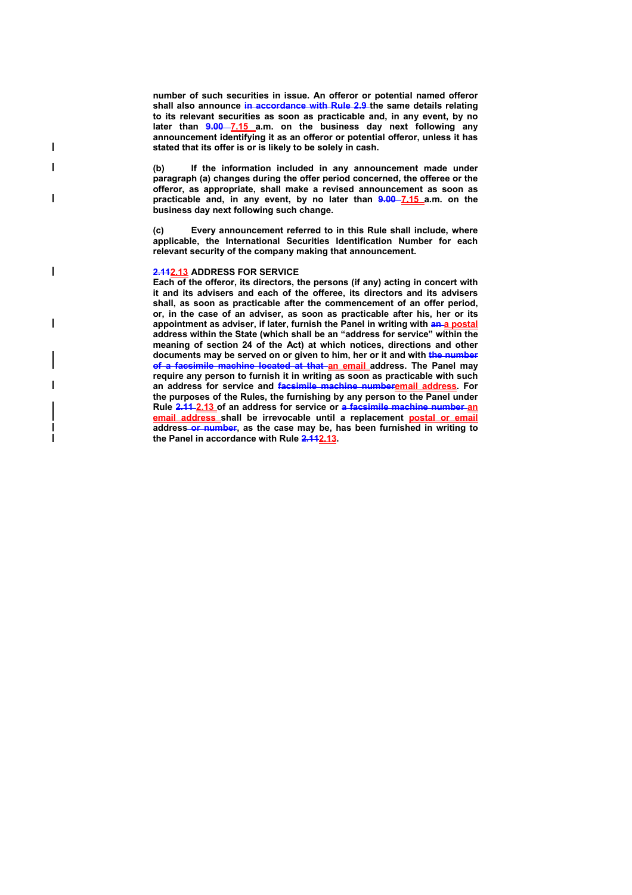**number of such securities in issue. An offeror or potential named offeror shall also announce ~~in accordance with Rule 2.9~~ the same details relating to its relevant securities as soon as practicable and, in any event, by no later than ~~9.00~~ 7.15 a.m. on the business day next following any announcement identifying it as an offeror or potential offeror, unless it has stated that its offer is or is likely to be solely in cash.**

**(b) If the information included in any announcement made under paragraph (a) changes during the offer period concerned, the offeree or the offeror, as appropriate, shall make a revised announcement as soon as practicable and, in any event, by no later than ~~9.00~~ 7.15 a.m. on the business day next following such change.**

**(c) Every announcement referred to in this Rule shall include, where applicable, the International Securities Identification Number for each relevant security of the company making that announcement.**

**~~2.11~~2.13 ADDRESS FOR SERVICE**

**Each of the offeror, its directors, the persons (if any) acting in concert with it and its advisers and each of the offeree, its directors and its advisers shall, as soon as practicable after the commencement of an offer period, or, in the case of an adviser, as soon as practicable after his, her or its appointment as adviser, if later, furnish the Panel in writing with ~~an~~ a postal address within the State (which shall be an "address for service" within the meaning of section 24 of the Act) at which notices, directions and other documents may be served on or given to him, her or it and with ~~the number of a facsimile machine located at that~~ an email address. The Panel may require any person to furnish it in writing as soon as practicable with such an address for service and ~~facsimile machine number~~email address. For the purposes of the Rules, the furnishing by any person to the Panel under Rule ~~2.11~~ 2.13 of an address for service or ~~a facsimile machine number~~ an email address shall be irrevocable until a replacement postal or email address ~~or number~~, as the case may be, has been furnished in writing to the Panel in accordance with Rule ~~2.11~~2.13.**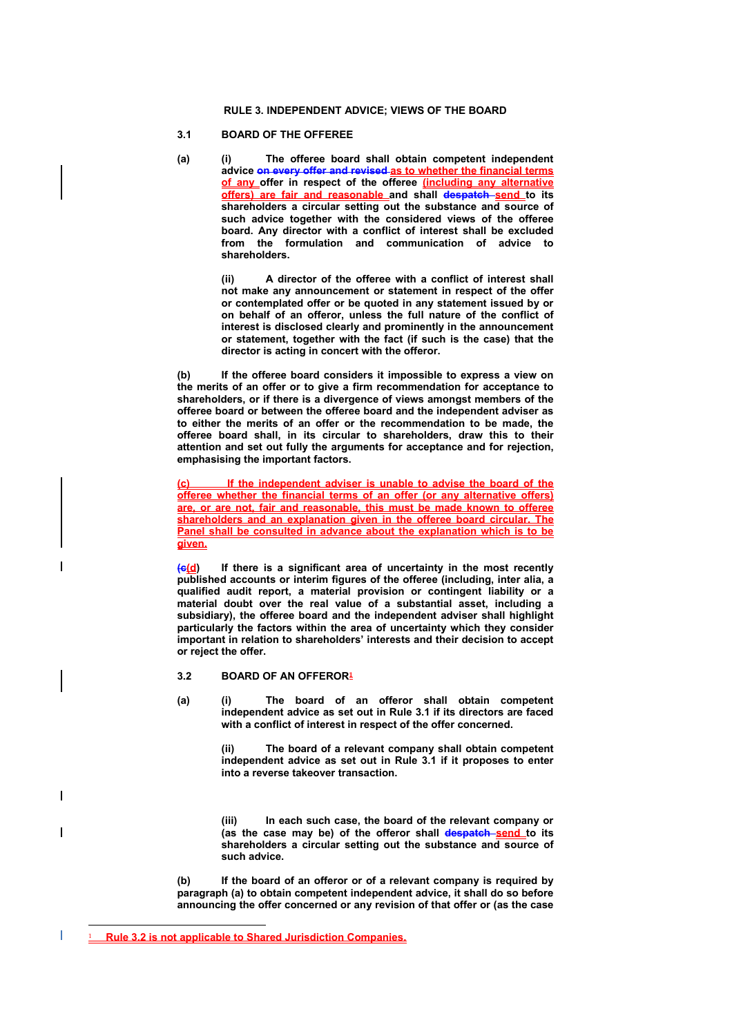## RULE 3. INDEPENDENT ADVICE; VIEWS OF THE BOARD

### 3.1 BOARD OF THE OFFEREE

**(a) (i) The offeree board shall obtain competent independent advice ~~on every offer and revised~~ as to whether the financial terms of any offer in respect of the offeree (including any alternative offers) are fair and reasonable and shall ~~despatch~~ send to its shareholders a circular setting out the substance and source of such advice together with the considered views of the offeree board. Any director with a conflict of interest shall be excluded from the formulation and communication of advice to shareholders.**

**(ii) A director of the offeree with a conflict of interest shall not make any announcement or statement in respect of the offer or contemplated offer or be quoted in any statement issued by or on behalf of an offeror, unless the full nature of the conflict of interest is disclosed clearly and prominently in the announcement or statement, together with the fact (if such is the case) that the director is acting in concert with the offeror.**

**(b) If the offeree board considers it impossible to express a view on the merits of an offer or to give a firm recommendation for acceptance to shareholders, or if there is a divergence of views amongst members of the offeree board or between the offeree board and the independent adviser as to either the merits of an offer or the recommendation to be made, the offeree board shall, in its circular to shareholders, draw this to their attention and set out fully the arguments for acceptance and for rejection, emphasising the important factors.**

**(c) If the independent adviser is unable to advise the board of the offeree whether the financial terms of an offer (or any alternative offers) are, or are not, fair and reasonable, this must be made known to offeree shareholders and an explanation given in the offeree board circular. The Panel shall be consulted in advance about the explanation which is to be given.**

**(~~c~~d) If there is a significant area of uncertainty in the most recently published accounts or interim figures of the offeree (including, inter alia, a qualified audit report, a material provision or contingent liability or a material doubt over the real value of a substantial asset, including a subsidiary), the offeree board and the independent adviser shall highlight particularly the factors within the area of uncertainty which they consider important in relation to shareholders' interests and their decision to accept or reject the offer.**

### 3.2 BOARD OF AN OFFEROR[1]

**(a) (i) The board of an offeror shall obtain competent independent advice as set out in Rule 3.1 if its directors are faced with a conflict of interest in respect of the offer concerned.**

**(ii) The board of a relevant company shall obtain competent independent advice as set out in Rule 3.1 if it proposes to enter into a reverse takeover transaction.**

**(iii) In each such case, the board of the relevant company or (as the case may be) of the offeror shall ~~despatch~~ send to its shareholders a circular setting out the substance and source of such advice.**

**(b) If the board of an offeror or of a relevant company is required by paragraph (a) to obtain competent independent advice, it shall do so before announcing the offer concerned or any revision of that offer or (as the case**

---

[1] Rule 3.2 is not applicable to Shared Jurisdiction Companies.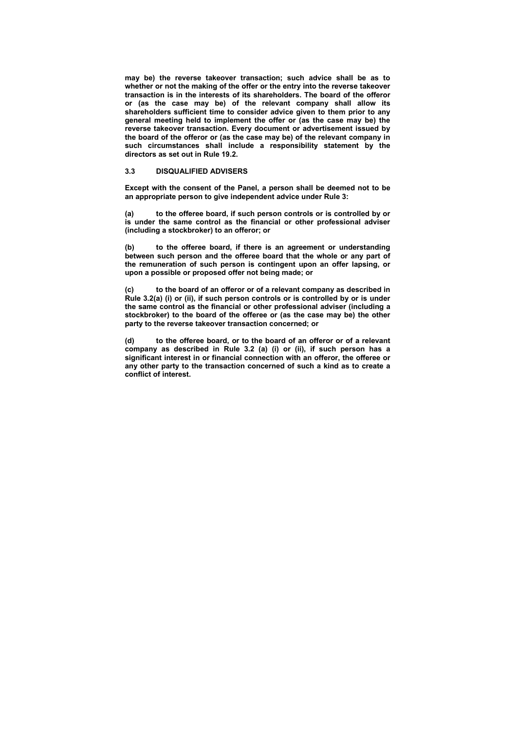**may be) the reverse takeover transaction; such advice shall be as to whether or not the making of the offer or the entry into the reverse takeover transaction is in the interests of its shareholders. The board of the offeror or (as the case may be) of the relevant company shall allow its shareholders sufficient time to consider advice given to them prior to any general meeting held to implement the offer or (as the case may be) the reverse takeover transaction. Every document or advertisement issued by the board of the offeror or (as the case may be) of the relevant company in such circumstances shall include a responsibility statement by the directors as set out in Rule 19.2.**

### 3.3 DISQUALIFIED ADVISERS

**Except with the consent of the Panel, a person shall be deemed not to be an appropriate person to give independent advice under Rule 3:**

**(a) to the offeree board, if such person controls or is controlled by or is under the same control as the financial or other professional adviser (including a stockbroker) to an offeror; or**

**(b) to the offeree board, if there is an agreement or understanding between such person and the offeree board that the whole or any part of the remuneration of such person is contingent upon an offer lapsing, or upon a possible or proposed offer not being made; or**

**(c) to the board of an offeror or of a relevant company as described in Rule 3.2(a) (i) or (ii), if such person controls or is controlled by or is under the same control as the financial or other professional adviser (including a stockbroker) to the board of the offeree or (as the case may be) the other party to the reverse takeover transaction concerned; or**

**(d) to the offeree board, or to the board of an offeror or of a relevant company as described in Rule 3.2 (a) (i) or (ii), if such person has a significant interest in or financial connection with an offeror, the offeree or any other party to the transaction concerned of such a kind as to create a conflict of interest.**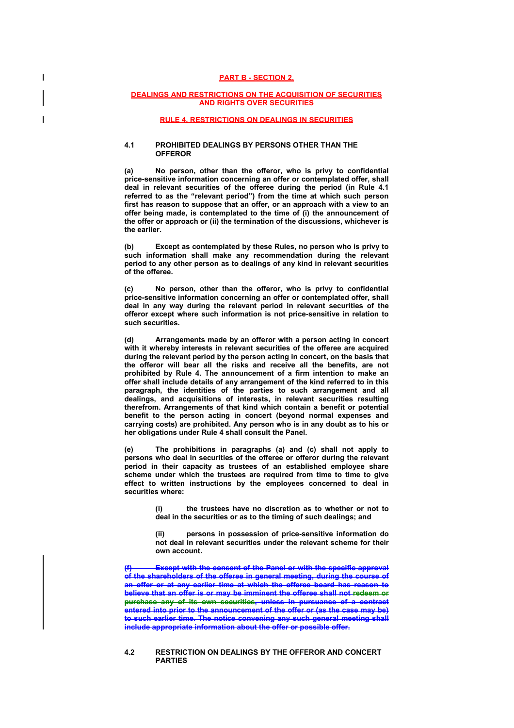# PART B - SECTION 2.

## DEALINGS AND RESTRICTIONS ON THE ACQUISITION OF SECURITIES AND RIGHTS OVER SECURITIES

### RULE 4. RESTRICTIONS ON DEALINGS IN SECURITIES

**4.1 PROHIBITED DEALINGS BY PERSONS OTHER THAN THE OFFEROR**

**(a) No person, other than the offeror, who is privy to confidential price-sensitive information concerning an offer or contemplated offer, shall deal in relevant securities of the offeree during the period (in Rule 4.1 referred to as the "relevant period") from the time at which such person first has reason to suppose that an offer, or an approach with a view to an offer being made, is contemplated to the time of (i) the announcement of the offer or approach or (ii) the termination of the discussions, whichever is the earlier.**

**(b) Except as contemplated by these Rules, no person who is privy to such information shall make any recommendation during the relevant period to any other person as to dealings of any kind in relevant securities of the offeree.**

**(c) No person, other than the offeror, who is privy to confidential price-sensitive information concerning an offer or contemplated offer, shall deal in any way during the relevant period in relevant securities of the offeror except where such information is not price-sensitive in relation to such securities.**

**(d) Arrangements made by an offeror with a person acting in concert with it whereby interests in relevant securities of the offeree are acquired during the relevant period by the person acting in concert, on the basis that the offeror will bear all the risks and receive all the benefits, are not prohibited by Rule 4. The announcement of a firm intention to make an offer shall include details of any arrangement of the kind referred to in this paragraph, the identities of the parties to such arrangement and all dealings, and acquisitions of interests, in relevant securities resulting therefrom. Arrangements of that kind which contain a benefit or potential benefit to the person acting in concert (beyond normal expenses and carrying costs) are prohibited. Any person who is in any doubt as to his or her obligations under Rule 4 shall consult the Panel.**

**(e) The prohibitions in paragraphs (a) and (c) shall not apply to persons who deal in securities of the offeree or offeror during the relevant period in their capacity as trustees of an established employee share scheme under which the trustees are required from time to time to give effect to written instructions by the employees concerned to deal in securities where:**

> **(i) the trustees have no discretion as to whether or not to deal in the securities or as to the timing of such dealings; and**
>
> **(ii) persons in possession of price-sensitive information do not deal in relevant securities under the relevant scheme for their own account.**

~~**(f) Except with the consent of the Panel or with the specific approval of the shareholders of the offeree in general meeting, during the course of an offer or at any earlier time at which the offeree board has reason to believe that an offer is or may be imminent the offeree shall not redeem or purchase any of its own securities, unless in pursuance of a contract entered into prior to the announcement of the offer or (as the case may be) to such earlier time. The notice convening any such general meeting shall include appropriate information about the offer or possible offer.**~~

**4.2 RESTRICTION ON DEALINGS BY THE OFFEROR AND CONCERT PARTIES**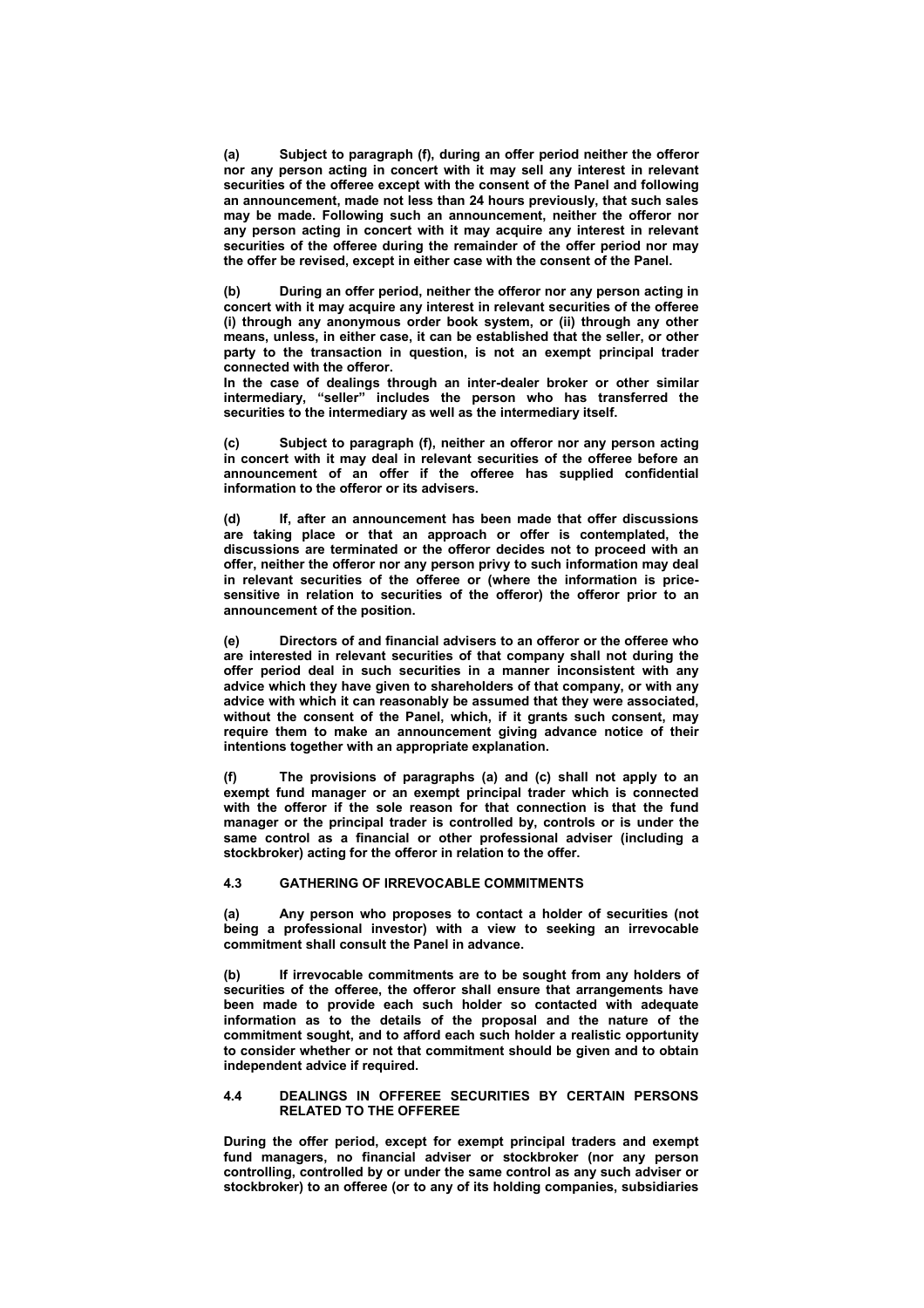**(a) Subject to paragraph (f), during an offer period neither the offeror nor any person acting in concert with it may sell any interest in relevant securities of the offeree except with the consent of the Panel and following an announcement, made not less than 24 hours previously, that such sales may be made. Following such an announcement, neither the offeror nor any person acting in concert with it may acquire any interest in relevant securities of the offeree during the remainder of the offer period nor may the offer be revised, except in either case with the consent of the Panel.**

**(b) During an offer period, neither the offeror nor any person acting in concert with it may acquire any interest in relevant securities of the offeree (i) through any anonymous order book system, or (ii) through any other means, unless, in either case, it can be established that the seller, or other party to the transaction in question, is not an exempt principal trader connected with the offeror.**

**In the case of dealings through an inter-dealer broker or other similar intermediary, "seller" includes the person who has transferred the securities to the intermediary as well as the intermediary itself.**

**(c) Subject to paragraph (f), neither an offeror nor any person acting in concert with it may deal in relevant securities of the offeree before an announcement of an offer if the offeree has supplied confidential information to the offeror or its advisers.**

**(d) If, after an announcement has been made that offer discussions are taking place or that an approach or offer is contemplated, the discussions are terminated or the offeror decides not to proceed with an offer, neither the offeror nor any person privy to such information may deal in relevant securities of the offeree or (where the information is price-sensitive in relation to securities of the offeror) the offeror prior to an announcement of the position.**

**(e) Directors of and financial advisers to an offeror or the offeree who are interested in relevant securities of that company shall not during the offer period deal in such securities in a manner inconsistent with any advice which they have given to shareholders of that company, or with any advice with which it can reasonably be assumed that they were associated, without the consent of the Panel, which, if it grants such consent, may require them to make an announcement giving advance notice of their intentions together with an appropriate explanation.**

**(f) The provisions of paragraphs (a) and (c) shall not apply to an exempt fund manager or an exempt principal trader which is connected with the offeror if the sole reason for that connection is that the fund manager or the principal trader is controlled by, controls or is under the same control as a financial or other professional adviser (including a stockbroker) acting for the offeror in relation to the offer.**

## 4.3 GATHERING OF IRREVOCABLE COMMITMENTS

**(a) Any person who proposes to contact a holder of securities (not being a professional investor) with a view to seeking an irrevocable commitment shall consult the Panel in advance.**

**(b) If irrevocable commitments are to be sought from any holders of securities of the offeree, the offeror shall ensure that arrangements have been made to provide each such holder so contacted with adequate information as to the details of the proposal and the nature of the commitment sought, and to afford each such holder a realistic opportunity to consider whether or not that commitment should be given and to obtain independent advice if required.**

## 4.4 DEALINGS IN OFFEREE SECURITIES BY CERTAIN PERSONS RELATED TO THE OFFEREE

**During the offer period, except for exempt principal traders and exempt fund managers, no financial adviser or stockbroker (nor any person controlling, controlled by or under the same control as any such adviser or stockbroker) to an offeree (or to any of its holding companies, subsidiaries**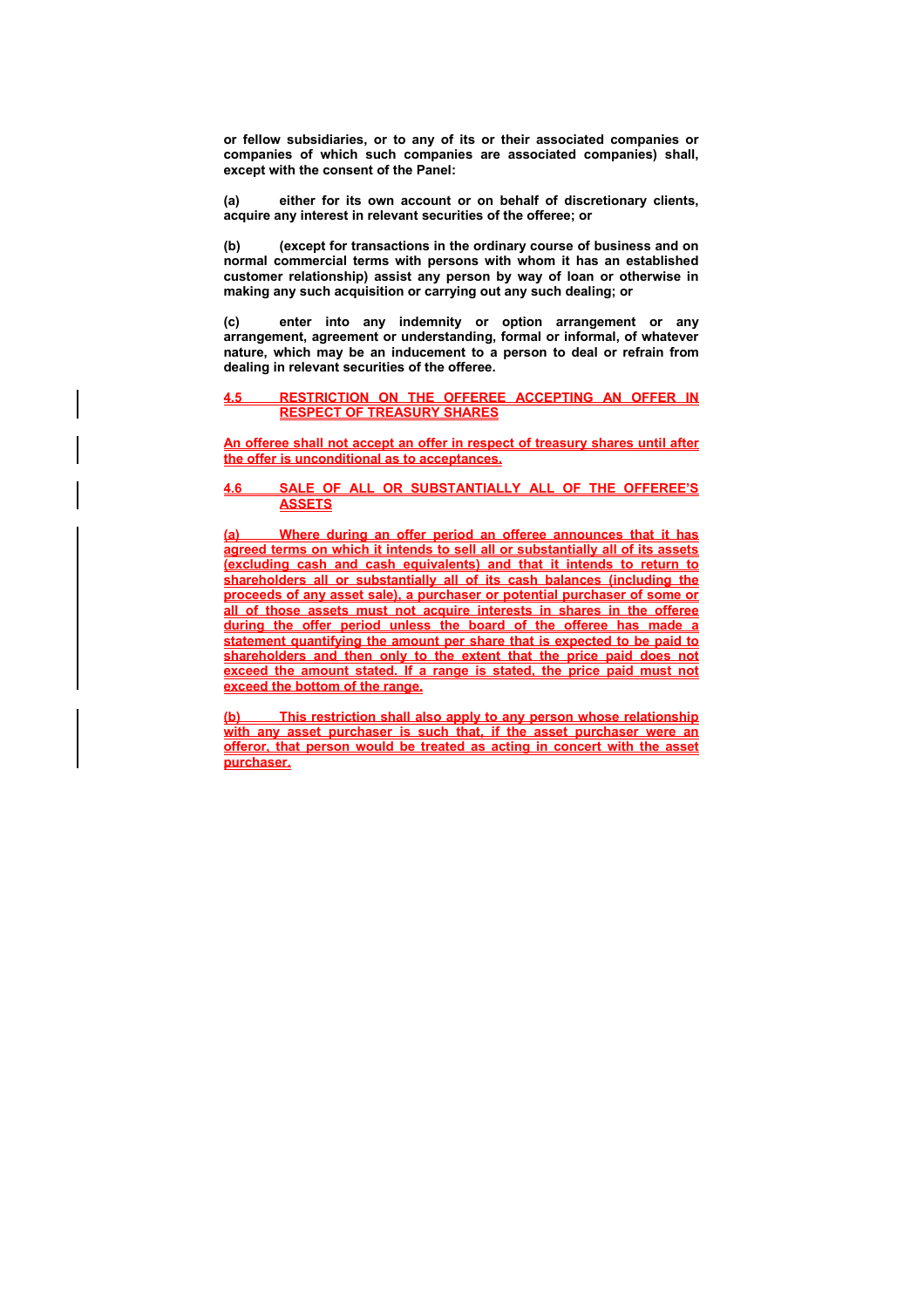**or fellow subsidiaries, or to any of its or their associated companies or companies of which such companies are associated companies) shall, except with the consent of the Panel:**

**(a) either for its own account or on behalf of discretionary clients, acquire any interest in relevant securities of the offeree; or**

**(b) (except for transactions in the ordinary course of business and on normal commercial terms with persons with whom it has an established customer relationship) assist any person by way of loan or otherwise in making any such acquisition or carrying out any such dealing; or**

**(c) enter into any indemnity or option arrangement or any arrangement, agreement or understanding, formal or informal, of whatever nature, which may be an inducement to a person to deal or refrain from dealing in relevant securities of the offeree.**

## 4.5 RESTRICTION ON THE OFFEREE ACCEPTING AN OFFER IN RESPECT OF TREASURY SHARES

**An offeree shall not accept an offer in respect of treasury shares until after the offer is unconditional as to acceptances.**

## 4.6 SALE OF ALL OR SUBSTANTIALLY ALL OF THE OFFEREE'S ASSETS

**(a) Where during an offer period an offeree announces that it has agreed terms on which it intends to sell all or substantially all of its assets (excluding cash and cash equivalents) and that it intends to return to shareholders all or substantially all of its cash balances (including the proceeds of any asset sale), a purchaser or potential purchaser of some or all of those assets must not acquire interests in shares in the offeree during the offer period unless the board of the offeree has made a statement quantifying the amount per share that is expected to be paid to shareholders and then only to the extent that the price paid does not exceed the amount stated. If a range is stated, the price paid must not exceed the bottom of the range.**

**(b) This restriction shall also apply to any person whose relationship with any asset purchaser is such that, if the asset purchaser were an offeror, that person would be treated as acting in concert with the asset purchaser.**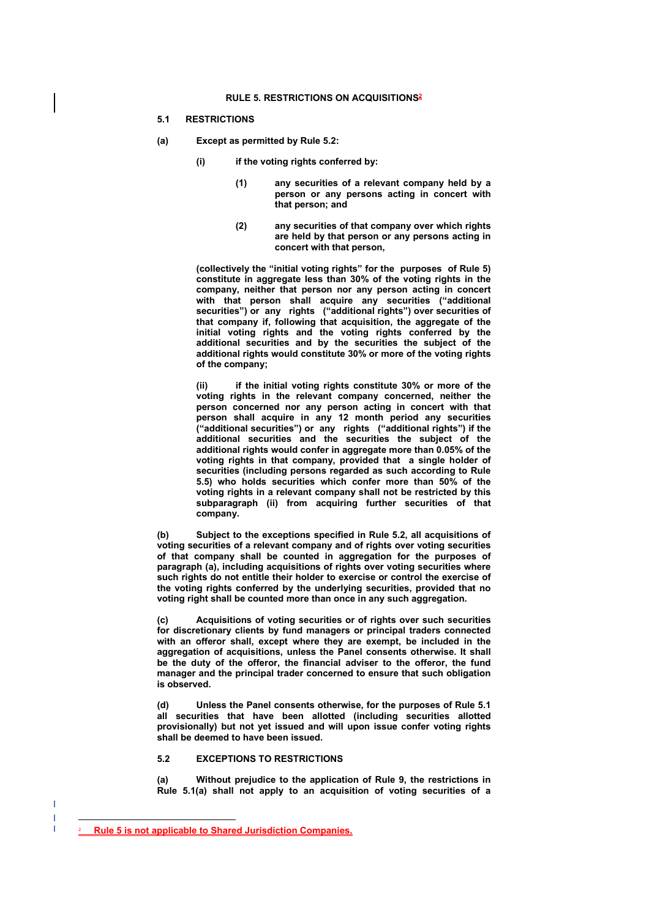## RULE 5. RESTRICTIONS ON ACQUISITIONS[2]

### 5.1 RESTRICTIONS

**(a) Except as permitted by Rule 5.2:**

**(i) if the voting rights conferred by:**

**(1) any securities of a relevant company held by a person or any persons acting in concert with that person; and**

**(2) any securities of that company over which rights are held by that person or any persons acting in concert with that person,**

**(collectively the "initial voting rights" for the purposes of Rule 5) constitute in aggregate less than 30% of the voting rights in the company, neither that person nor any person acting in concert with that person shall acquire any securities ("additional securities") or any rights ("additional rights") over securities of that company if, following that acquisition, the aggregate of the initial voting rights and the voting rights conferred by the additional securities and by the securities the subject of the additional rights would constitute 30% or more of the voting rights of the company;**

**(ii) if the initial voting rights constitute 30% or more of the voting rights in the relevant company concerned, neither the person concerned nor any person acting in concert with that person shall acquire in any 12 month period any securities ("additional securities") or any rights ("additional rights") if the additional securities and the securities the subject of the additional rights would confer in aggregate more than 0.05% of the voting rights in that company, provided that a single holder of securities (including persons regarded as such according to Rule 5.5) who holds securities which confer more than 50% of the voting rights in a relevant company shall not be restricted by this subparagraph (ii) from acquiring further securities of that company.**

**(b) Subject to the exceptions specified in Rule 5.2, all acquisitions of voting securities of a relevant company and of rights over voting securities of that company shall be counted in aggregation for the purposes of paragraph (a), including acquisitions of rights over voting securities where such rights do not entitle their holder to exercise or control the exercise of the voting rights conferred by the underlying securities, provided that no voting right shall be counted more than once in any such aggregation.**

**(c) Acquisitions of voting securities or of rights over such securities for discretionary clients by fund managers or principal traders connected with an offeror shall, except where they are exempt, be included in the aggregation of acquisitions, unless the Panel consents otherwise. It shall be the duty of the offeror, the financial adviser to the offeror, the fund manager and the principal trader concerned to ensure that such obligation is observed.**

**(d) Unless the Panel consents otherwise, for the purposes of Rule 5.1 all securities that have been allotted (including securities allotted provisionally) but not yet issued and will upon issue confer voting rights shall be deemed to have been issued.**

### 5.2 EXCEPTIONS TO RESTRICTIONS

**(a) Without prejudice to the application of Rule 9, the restrictions in Rule 5.1(a) shall not apply to an acquisition of voting securities of a**

---

[2] Rule 5 is not applicable to Shared Jurisdiction Companies.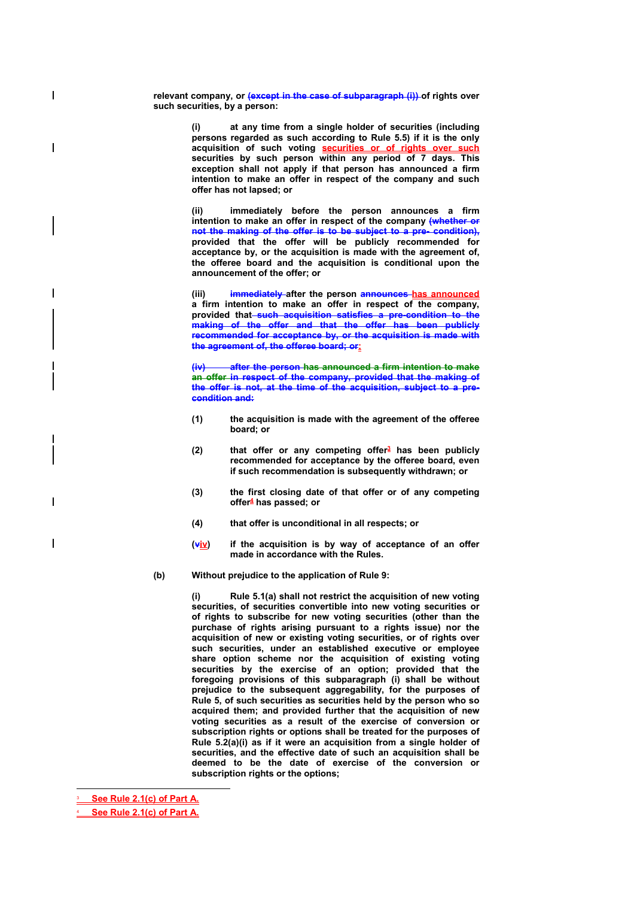**relevant company, or ~~(except in the case of subparagraph (i))~~ of rights over such securities, by a person:**

> **(i) at any time from a single holder of securities (including persons regarded as such according to Rule 5.5) if it is the only acquisition of such voting securities or of rights over such securities by such person within any period of 7 days. This exception shall not apply if that person has announced a firm intention to make an offer in respect of the company and such offer has not lapsed; or**
>
> **(ii) immediately before the person announces a firm intention to make an offer in respect of the company ~~(whether or not the making of the offer is to be subject to a pre- condition),~~ provided that the offer will be publicly recommended for acceptance by, or the acquisition is made with the agreement of, the offeree board and the acquisition is conditional upon the announcement of the offer; or**
>
> **(iii) ~~immediately~~ after the person ~~announces~~ has announced a firm intention to make an offer in respect of the company, provided that ~~such acquisition satisfies a pre-condition to the making of the offer and that the offer has been publicly recommended for acceptance by, or the acquisition is made with the agreement of, the offeree board; or~~:**
>
> **~~(iv) after the person has announced a firm intention to make an offer in respect of the company, provided that the making of the offer is not, at the time of the acquisition, subject to a pre-condition and:~~**
>
> > **(1) the acquisition is made with the agreement of the offeree board; or**
> >
> > **(2) that offer or any competing offer[3] has been publicly recommended for acceptance by the offeree board, even if such recommendation is subsequently withdrawn; or**
> >
> > **(3) the first closing date of that offer or of any competing offer[4] has passed; or**
> >
> > **(4) that offer is unconditional in all respects; or**
>
> **(~~v~~iv) if the acquisition is by way of acceptance of an offer made in accordance with the Rules.**

**(b) Without prejudice to the application of Rule 9:**

> **(i) Rule 5.1(a) shall not restrict the acquisition of new voting securities, of securities convertible into new voting securities or of rights to subscribe for new voting securities (other than the purchase of rights arising pursuant to a rights issue) nor the acquisition of new or existing voting securities, or of rights over such securities, under an established executive or employee share option scheme nor the acquisition of existing voting securities by the exercise of an option; provided that the foregoing provisions of this subparagraph (i) shall be without prejudice to the subsequent aggregability, for the purposes of Rule 5, of such securities as securities held by the person who so acquired them; and provided further that the acquisition of new voting securities as a result of the exercise of conversion or subscription rights or options shall be treated for the purposes of Rule 5.2(a)(i) as if it were an acquisition from a single holder of securities, and the effective date of such an acquisition shall be deemed to be the date of exercise of the conversion or subscription rights or the options;**

---

[3] See Rule 2.1(c) of Part A.

[4] See Rule 2.1(c) of Part A.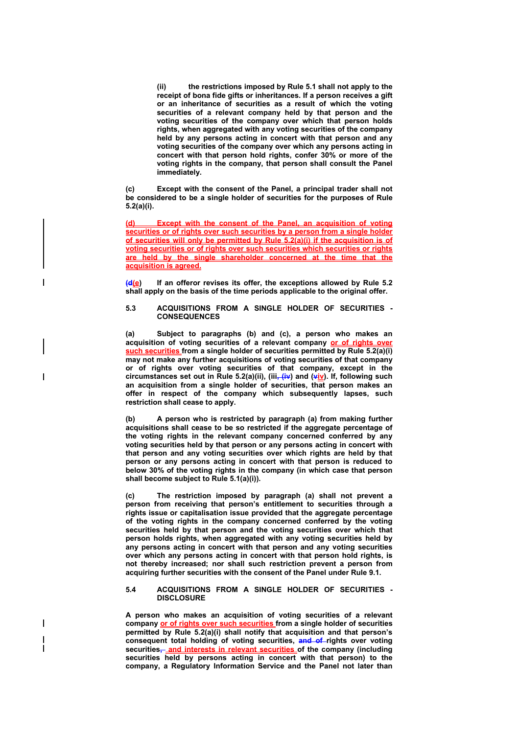**(ii) the restrictions imposed by Rule 5.1 shall not apply to the receipt of bona fide gifts or inheritances. If a person receives a gift or an inheritance of securities as a result of which the voting securities of a relevant company held by that person and the voting securities of the company over which that person holds rights, when aggregated with any voting securities of the company held by any persons acting in concert with that person and any voting securities of the company over which any persons acting in concert with that person hold rights, confer 30% or more of the voting rights in the company, that person shall consult the Panel immediately.**

**(c) Except with the consent of the Panel, a principal trader shall not be considered to be a single holder of securities for the purposes of Rule 5.2(a)(i).**

**(d) Except with the consent of the Panel, an acquisition of voting securities or of rights over such securities by a person from a single holder of securities will only be permitted by Rule 5.2(a)(i) if the acquisition is of voting securities or of rights over such securities which securities or rights are held by the single shareholder concerned at the time that the acquisition is agreed.**

**(~~d~~e) If an offeror revises its offer, the exceptions allowed by Rule 5.2 shall apply on the basis of the time periods applicable to the original offer.**

**5.3 ACQUISITIONS FROM A SINGLE HOLDER OF SECURITIES - CONSEQUENCES**

**(a) Subject to paragraphs (b) and (c), a person who makes an acquisition of voting securities of a relevant company or of rights over such securities from a single holder of securities permitted by Rule 5.2(a)(i) may not make any further acquisitions of voting securities of that company or of rights over voting securities of that company, except in the circumstances set out in Rule 5.2(a)(ii), (iii~~, (iv~~) and (~~v~~iv). If, following such an acquisition from a single holder of securities, that person makes an offer in respect of the company which subsequently lapses, such restriction shall cease to apply.**

**(b) A person who is restricted by paragraph (a) from making further acquisitions shall cease to be so restricted if the aggregate percentage of the voting rights in the relevant company concerned conferred by any voting securities held by that person or any persons acting in concert with that person and any voting securities over which rights are held by that person or any persons acting in concert with that person is reduced to below 30% of the voting rights in the company (in which case that person shall become subject to Rule 5.1(a)(i)).**

**(c) The restriction imposed by paragraph (a) shall not prevent a person from receiving that person's entitlement to securities through a rights issue or capitalisation issue provided that the aggregate percentage of the voting rights in the company concerned conferred by the voting securities held by that person and the voting securities over which that person holds rights, when aggregated with any voting securities held by any persons acting in concert with that person and any voting securities over which any persons acting in concert with that person hold rights, is not thereby increased; nor shall such restriction prevent a person from acquiring further securities with the consent of the Panel under Rule 9.1.**

**5.4 ACQUISITIONS FROM A SINGLE HOLDER OF SECURITIES - DISCLOSURE**

**A person who makes an acquisition of voting securities of a relevant company or of rights over such securities from a single holder of securities permitted by Rule 5.2(a)(i) shall notify that acquisition and that person's consequent total holding of voting securities, ~~and of~~ rights over voting securities~~,~~ and interests in relevant securities of the company (including securities held by persons acting in concert with that person) to the company, a Regulatory Information Service and the Panel not later than**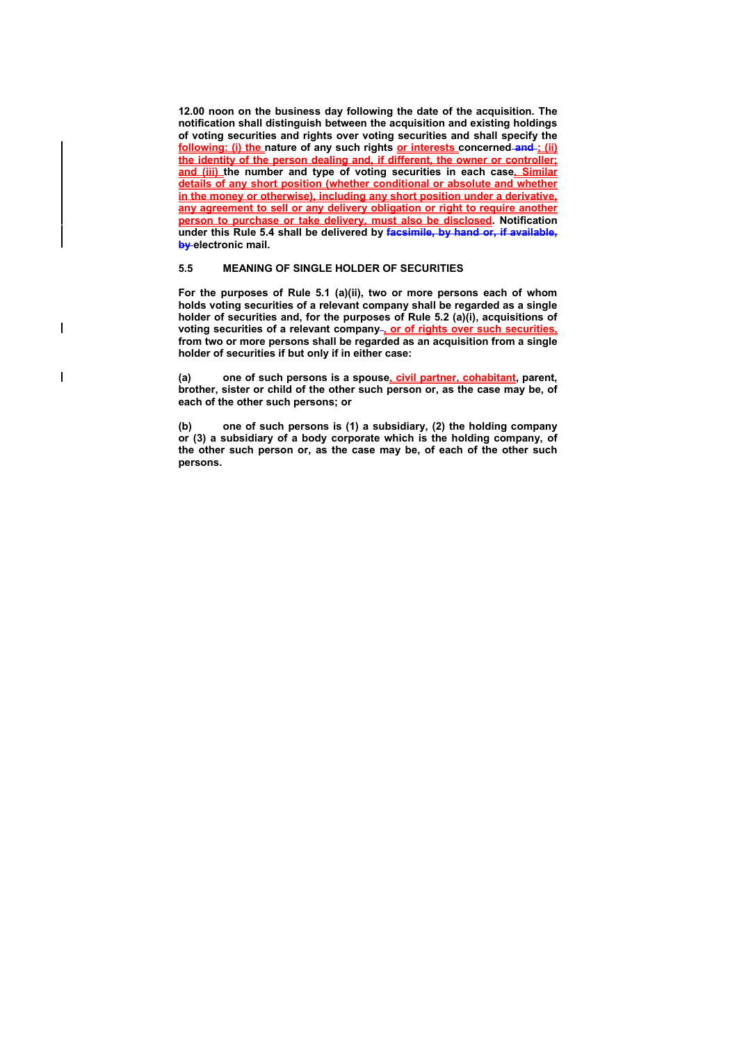**12.00 noon on the business day following the date of the acquisition. The notification shall distinguish between the acquisition and existing holdings of voting securities and rights over voting securities and shall specify the following: (i) the nature of any such rights or interests concerned and ; (ii) the identity of the person dealing and, if different, the owner or controller; and (iii) the number and type of voting securities in each case. Similar details of any short position (whether conditional or absolute and whether in the money or otherwise), including any short position under a derivative, any agreement to sell or any delivery obligation or right to require another person to purchase or take delivery, must also be disclosed. Notification under this Rule 5.4 shall be delivered by facsimile, by hand or, if available, by electronic mail.**

## 5.5 MEANING OF SINGLE HOLDER OF SECURITIES

**For the purposes of Rule 5.1 (a)(ii), two or more persons each of whom holds voting securities of a relevant company shall be regarded as a single holder of securities and, for the purposes of Rule 5.2 (a)(i), acquisitions of voting securities of a relevant company , or of rights over such securities, from two or more persons shall be regarded as an acquisition from a single holder of securities if but only if in either case:**

**(a) one of such persons is a spouse, civil partner, cohabitant, parent, brother, sister or child of the other such person or, as the case may be, of each of the other such persons; or**

**(b) one of such persons is (1) a subsidiary, (2) the holding company or (3) a subsidiary of a body corporate which is the holding company, of the other such person or, as the case may be, of each of the other such persons.**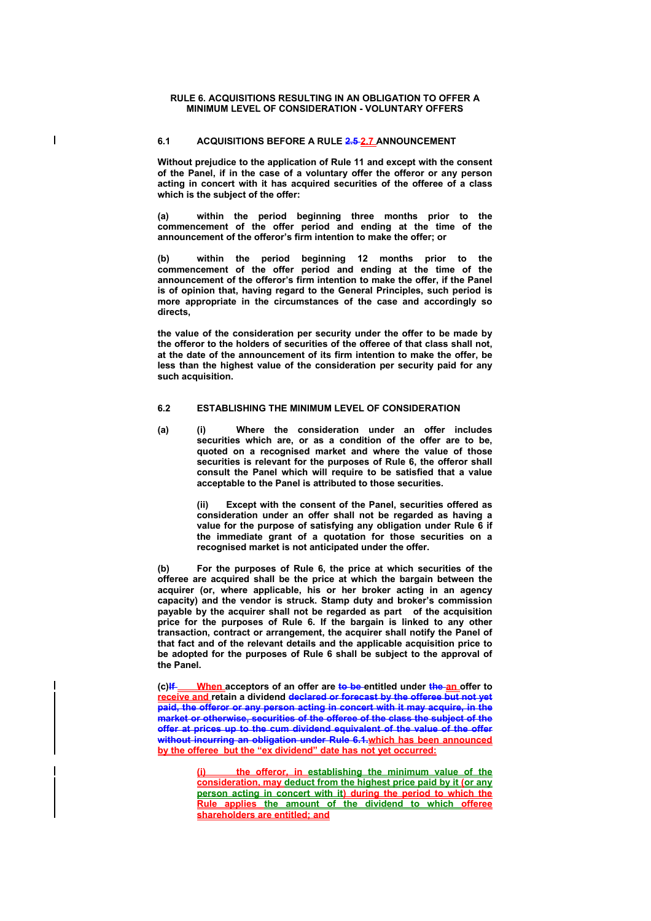**RULE 6. ACQUISITIONS RESULTING IN AN OBLIGATION TO OFFER A MINIMUM LEVEL OF CONSIDERATION - VOLUNTARY OFFERS**

**6.1 ACQUISITIONS BEFORE A RULE ~~2.5~~ 2.7 ANNOUNCEMENT**

**Without prejudice to the application of Rule 11 and except with the consent of the Panel, if in the case of a voluntary offer the offeror or any person acting in concert with it has acquired securities of the offeree of a class which is the subject of the offer:**

**(a) within the period beginning three months prior to the commencement of the offer period and ending at the time of the announcement of the offeror's firm intention to make the offer; or**

**(b) within the period beginning 12 months prior to the commencement of the offer period and ending at the time of the announcement of the offeror's firm intention to make the offer, if the Panel is of opinion that, having regard to the General Principles, such period is more appropriate in the circumstances of the case and accordingly so directs,**

**the value of the consideration per security under the offer to be made by the offeror to the holders of securities of the offeree of that class shall not, at the date of the announcement of its firm intention to make the offer, be less than the highest value of the consideration per security paid for any such acquisition.**

**6.2 ESTABLISHING THE MINIMUM LEVEL OF CONSIDERATION**

**(a) (i) Where the consideration under an offer includes securities which are, or as a condition of the offer are to be, quoted on a recognised market and where the value of those securities is relevant for the purposes of Rule 6, the offeror shall consult the Panel which will require to be satisfied that a value acceptable to the Panel is attributed to those securities.**

**(ii) Except with the consent of the Panel, securities offered as consideration under an offer shall not be regarded as having a value for the purpose of satisfying any obligation under Rule 6 if the immediate grant of a quotation for those securities on a recognised market is not anticipated under the offer.**

**(b) For the purposes of Rule 6, the price at which securities of the offeree are acquired shall be the price at which the bargain between the acquirer (or, where applicable, his or her broker acting in an agency capacity) and the vendor is struck. Stamp duty and broker's commission payable by the acquirer shall not be regarded as part of the acquisition price for the purposes of Rule 6. If the bargain is linked to any other transaction, contract or arrangement, the acquirer shall notify the Panel of that fact and of the relevant details and the applicable acquisition price to be adopted for the purposes of Rule 6 shall be subject to the approval of the Panel.**

**(c)~~If~~ When acceptors of an offer are ~~to be~~ entitled under ~~the~~ an offer to receive and retain a dividend ~~declared or forecast by the offeree but not yet paid, the offeror or any person acting in concert with it may acquire, in the market or otherwise, securities of the offeree of the class the subject of the offer at prices up to the cum dividend equivalent of the value of the offer without incurring an obligation under Rule 6.1.~~ which has been announced by the offeree but the "ex dividend" date has not yet occurred:**

**(i) the offeror, in establishing the minimum value of the consideration, may deduct from the highest price paid by it (or any person acting in concert with it) during the period to which the Rule applies the amount of the dividend to which offeree shareholders are entitled; and**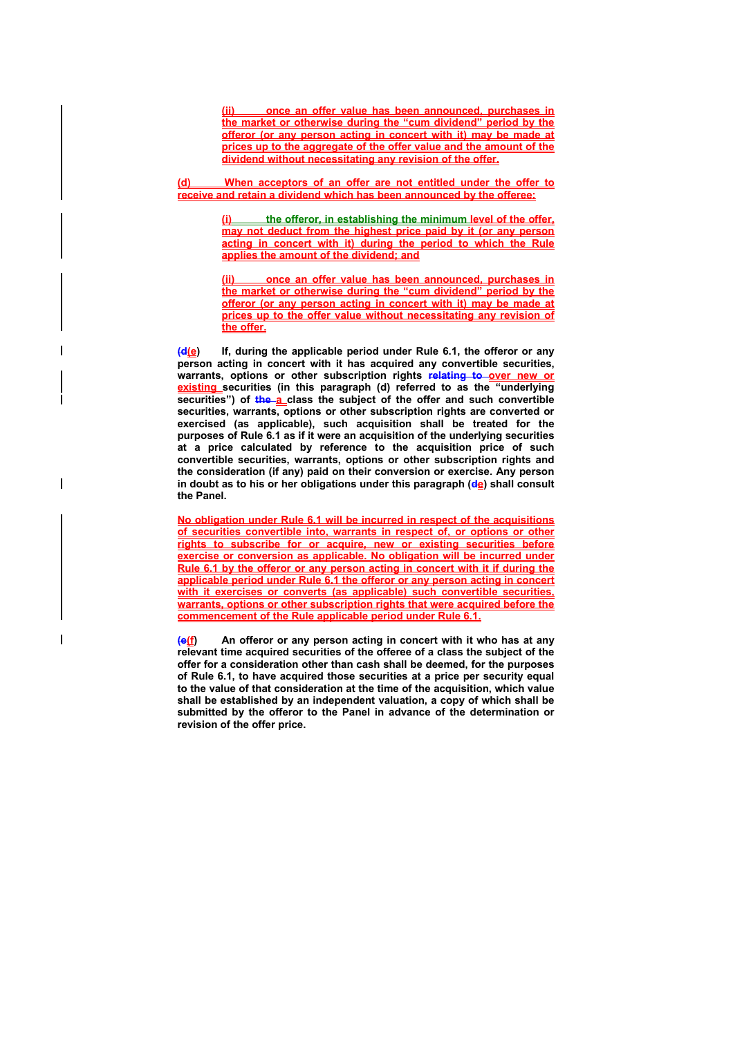(ii) once an offer value has been announced, purchases in the market or otherwise during the "cum dividend" period by the offeror (or any person acting in concert with it) may be made at prices up to the aggregate of the offer value and the amount of the dividend without necessitating any revision of the offer.

(d) When acceptors of an offer are not entitled under the offer to receive and retain a dividend which has been announced by the offeree:

(i) the offeror, in establishing the minimum level of the offer, may not deduct from the highest price paid by it (or any person acting in concert with it) during the period to which the Rule applies the amount of the dividend; and

(ii) once an offer value has been announced, purchases in the market or otherwise during the "cum dividend" period by the offeror (or any person acting in concert with it) may be made at prices up to the offer value without necessitating any revision of the offer.

**(~~d~~e) If, during the applicable period under Rule 6.1, the offeror or any person acting in concert with it has acquired any convertible securities, warrants, options or other subscription rights ~~relating to~~ over new or existing securities (in this paragraph (d) referred to as the "underlying securities") of ~~the~~ a class the subject of the offer and such convertible securities, warrants, options or other subscription rights are converted or exercised (as applicable), such acquisition shall be treated for the purposes of Rule 6.1 as if it were an acquisition of the underlying securities at a price calculated by reference to the acquisition price of such convertible securities, warrants, options or other subscription rights and the consideration (if any) paid on their conversion or exercise. Any person in doubt as to his or her obligations under this paragraph (~~d~~e) shall consult the Panel.**

No obligation under Rule 6.1 will be incurred in respect of the acquisitions of securities convertible into, warrants in respect of, or options or other rights to subscribe for or acquire, new or existing securities before exercise or conversion as applicable. No obligation will be incurred under Rule 6.1 by the offeror or any person acting in concert with it if during the applicable period under Rule 6.1 the offeror or any person acting in concert with it exercises or converts (as applicable) such convertible securities, warrants, options or other subscription rights that were acquired before the commencement of the Rule applicable period under Rule 6.1.

**(~~e~~f) An offeror or any person acting in concert with it who has at any relevant time acquired securities of the offeree of a class the subject of the offer for a consideration other than cash shall be deemed, for the purposes of Rule 6.1, to have acquired those securities at a price per security equal to the value of that consideration at the time of the acquisition, which value shall be established by an independent valuation, a copy of which shall be submitted by the offeror to the Panel in advance of the determination or revision of the offer price.**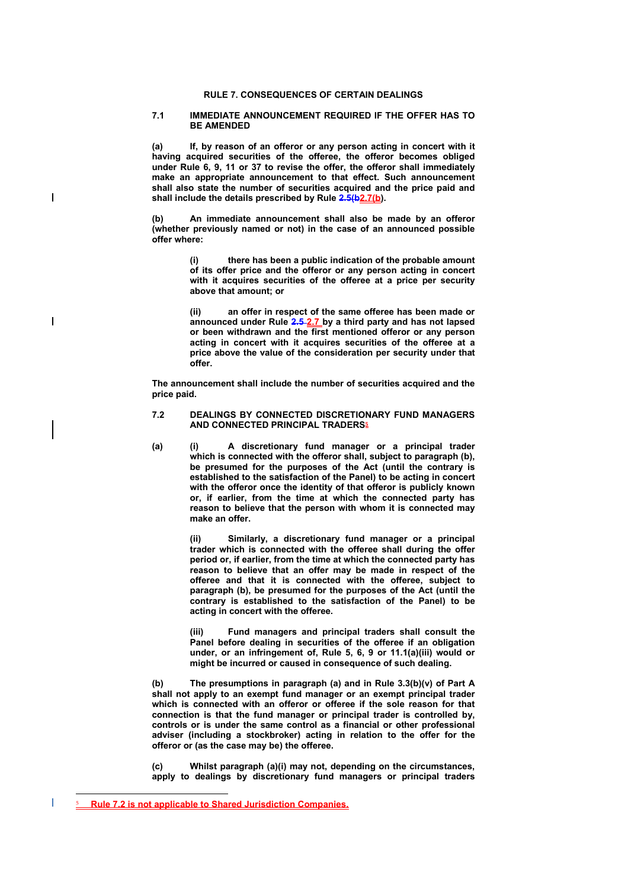## RULE 7. CONSEQUENCES OF CERTAIN DEALINGS

### 7.1 IMMEDIATE ANNOUNCEMENT REQUIRED IF THE OFFER HAS TO BE AMENDED

**(a)** **If, by reason of an offeror or any person acting in concert with it having acquired securities of the offeree, the offeror becomes obliged under Rule 6, 9, 11 or 37 to revise the offer, the offeror shall immediately make an appropriate announcement to that effect. Such announcement shall also state the number of securities acquired and the price paid and shall include the details prescribed by Rule ~~2.5(b~~2.7(b).**

**(b)** **An immediate announcement shall also be made by an offeror (whether previously named or not) in the case of an announced possible offer where:**

> **(i)** **there has been a public indication of the probable amount of its offer price and the offeror or any person acting in concert with it acquires securities of the offeree at a price per security above that amount; or**
>
> **(ii)** **an offer in respect of the same offeree has been made or announced under Rule ~~2.5~~ 2.7 by a third party and has not lapsed or been withdrawn and the first mentioned offeror or any person acting in concert with it acquires securities of the offeree at a price above the value of the consideration per security under that offer.**

**The announcement shall include the number of securities acquired and the price paid.**

### 7.2 DEALINGS BY CONNECTED DISCRETIONARY FUND MANAGERS AND CONNECTED PRINCIPAL TRADERS[5]

**(a)** **(i)** **A discretionary fund manager or a principal trader which is connected with the offeror shall, subject to paragraph (b), be presumed for the purposes of the Act (until the contrary is established to the satisfaction of the Panel) to be acting in concert with the offeror once the identity of that offeror is publicly known or, if earlier, from the time at which the connected party has reason to believe that the person with whom it is connected may make an offer.**

> **(ii)** **Similarly, a discretionary fund manager or a principal trader which is connected with the offeree shall during the offer period or, if earlier, from the time at which the connected party has reason to believe that an offer may be made in respect of the offeree and that it is connected with the offeree, subject to paragraph (b), be presumed for the purposes of the Act (until the contrary is established to the satisfaction of the Panel) to be acting in concert with the offeree.**
>
> **(iii)** **Fund managers and principal traders shall consult the Panel before dealing in securities of the offeree if an obligation under, or an infringement of, Rule 5, 6, 9 or 11.1(a)(iii) would or might be incurred or caused in consequence of such dealing.**

**(b)** **The presumptions in paragraph (a) and in Rule 3.3(b)(v) of Part A shall not apply to an exempt fund manager or an exempt principal trader which is connected with an offeror or offeree if the sole reason for that connection is that the fund manager or principal trader is controlled by, controls or is under the same control as a financial or other professional adviser (including a stockbroker) acting in relation to the offer for the offeror or (as the case may be) the offeree.**

**(c)** **Whilst paragraph (a)(i) may not, depending on the circumstances, apply to dealings by discretionary fund managers or principal traders**

---

[5] Rule 7.2 is not applicable to Shared Jurisdiction Companies.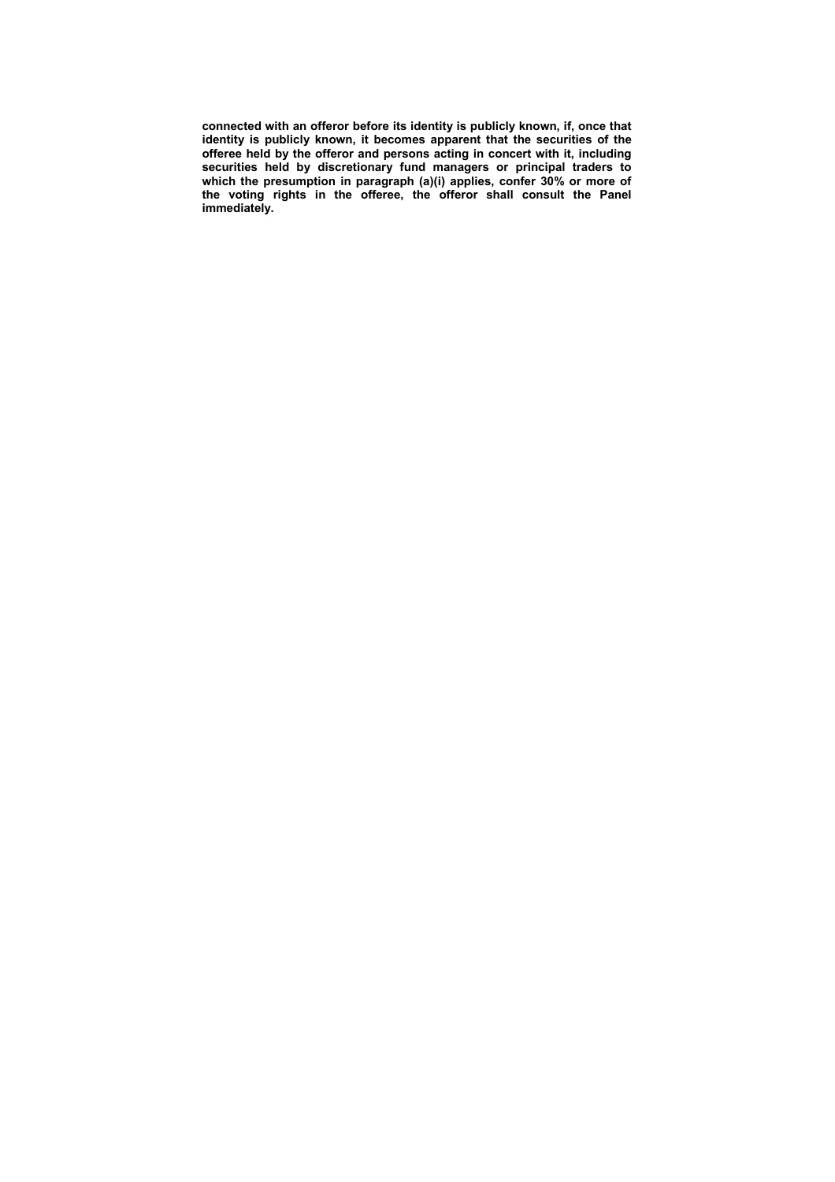**connected with an offeror before its identity is publicly known, if, once that identity is publicly known, it becomes apparent that the securities of the offeree held by the offeror and persons acting in concert with it, including securities held by discretionary fund managers or principal traders to which the presumption in paragraph (a)(i) applies, confer 30% or more of the voting rights in the offeree, the offeror shall consult the Panel immediately.**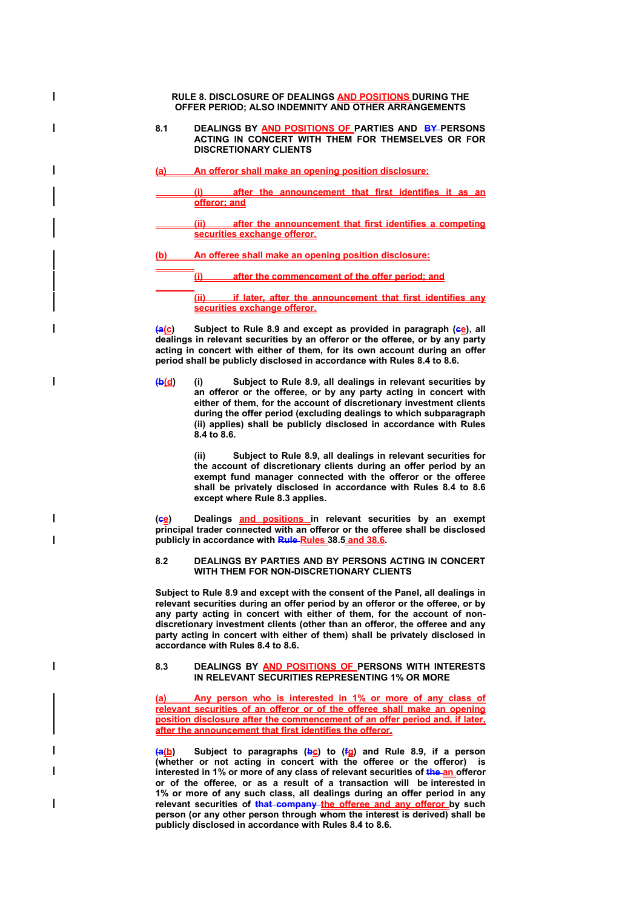**RULE 8. DISCLOSURE OF DEALINGS AND POSITIONS DURING THE OFFER PERIOD; ALSO INDEMNITY AND OTHER ARRANGEMENTS**

**8.1 DEALINGS BY AND POSITIONS OF PARTIES AND BY PERSONS ACTING IN CONCERT WITH THEM FOR THEMSELVES OR FOR DISCRETIONARY CLIENTS**

**(a) An offeror shall make an opening position disclosure:**

**(i) after the announcement that first identifies it as an offeror; and**

**(ii) after the announcement that first identifies a competing securities exchange offeror.**

**(b) An offeree shall make an opening position disclosure:**

**(i) after the commencement of the offer period; and**

**(ii) if later, after the announcement that first identifies any securities exchange offeror.**

**(a(c) Subject to Rule 8.9 and except as provided in paragraph (ce), all dealings in relevant securities by an offeror or the offeree, or by any party acting in concert with either of them, for its own account during an offer period shall be publicly disclosed in accordance with Rules 8.4 to 8.6.**

**(b(d) (i) Subject to Rule 8.9, all dealings in relevant securities by an offeror or the offeree, or by any party acting in concert with either of them, for the account of discretionary investment clients during the offer period (excluding dealings to which subparagraph (ii) applies) shall be publicly disclosed in accordance with Rules 8.4 to 8.6.**

**(ii) Subject to Rule 8.9, all dealings in relevant securities for the account of discretionary clients during an offer period by an exempt fund manager connected with the offeror or the offeree shall be privately disclosed in accordance with Rules 8.4 to 8.6 except where Rule 8.3 applies.**

**(ce) Dealings and positions in relevant securities by an exempt principal trader connected with an offeror or the offeree shall be disclosed publicly in accordance with Rule Rules 38.5 and 38.6.**

**8.2 DEALINGS BY PARTIES AND BY PERSONS ACTING IN CONCERT WITH THEM FOR NON-DISCRETIONARY CLIENTS**

**Subject to Rule 8.9 and except with the consent of the Panel, all dealings in relevant securities during an offer period by an offeror or the offeree, or by any party acting in concert with either of them, for the account of non-discretionary investment clients (other than an offeror, the offeree and any party acting in concert with either of them) shall be privately disclosed in accordance with Rules 8.4 to 8.6.**

**8.3 DEALINGS BY AND POSITIONS OF PERSONS WITH INTERESTS IN RELEVANT SECURITIES REPRESENTING 1% OR MORE**

**(a) Any person who is interested in 1% or more of any class of relevant securities of an offeror or of the offeree shall make an opening position disclosure after the commencement of an offer period and, if later, after the announcement that first identifies the offeror.**

**(a(b) Subject to paragraphs (bc) to (fg) and Rule 8.9, if a person (whether or not acting in concert with the offeree or the offeror) is interested in 1% or more of any class of relevant securities of the an offeror or of the offeree, or as a result of a transaction will be interested in 1% or more of any such class, all dealings during an offer period in any relevant securities of that company the offeree and any offeror by such person (or any other person through whom the interest is derived) shall be publicly disclosed in accordance with Rules 8.4 to 8.6.**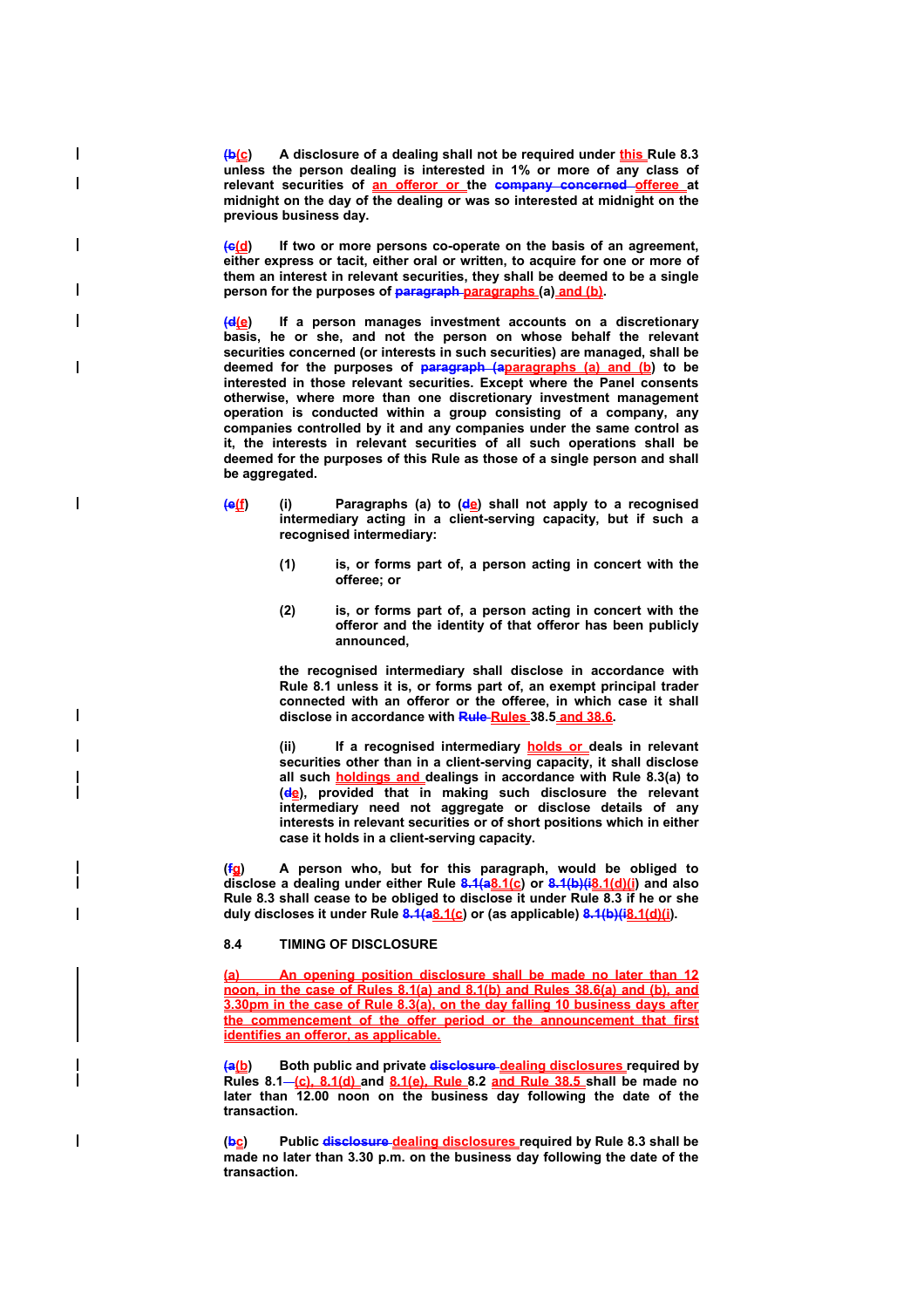**(~~b~~c) A disclosure of a dealing shall not be required under this Rule 8.3 unless the person dealing is interested in 1% or more of any class of relevant securities of an offeror or the ~~company concerned~~ offeree at midnight on the day of the dealing or was so interested at midnight on the previous business day.**

**(~~c~~d) If two or more persons co-operate on the basis of an agreement, either express or tacit, either oral or written, to acquire for one or more of them an interest in relevant securities, they shall be deemed to be a single person for the purposes of ~~paragraph~~ paragraphs (a) and (b).**

**(~~d~~e) If a person manages investment accounts on a discretionary basis, he or she, and not the person on whose behalf the relevant securities concerned (or interests in such securities) are managed, shall be deemed for the purposes of ~~paragraph (a~~paragraphs (a) and (b) to be interested in those relevant securities. Except where the Panel consents otherwise, where more than one discretionary investment management operation is conducted within a group consisting of a company, any companies controlled by it and any companies under the same control as it, the interests in relevant securities of all such operations shall be deemed for the purposes of this Rule as those of a single person and shall be aggregated.**

**(~~e~~f) (i) Paragraphs (a) to (~~d~~e) shall not apply to a recognised intermediary acting in a client-serving capacity, but if such a recognised intermediary:**

**(1) is, or forms part of, a person acting in concert with the offeree; or**

**(2) is, or forms part of, a person acting in concert with the offeror and the identity of that offeror has been publicly announced,**

**the recognised intermediary shall disclose in accordance with Rule 8.1 unless it is, or forms part of, an exempt principal trader connected with an offeror or the offeree, in which case it shall disclose in accordance with ~~Rule~~ Rules 38.5 and 38.6.**

**(ii) If a recognised intermediary holds or deals in relevant securities other than in a client-serving capacity, it shall disclose all such holdings and dealings in accordance with Rule 8.3(a) to (~~d~~e), provided that in making such disclosure the relevant intermediary need not aggregate or disclose details of any interests in relevant securities or of short positions which in either case it holds in a client-serving capacity.**

**(~~f~~g) A person who, but for this paragraph, would be obliged to disclose a dealing under either Rule ~~8.1(a~~8.1(c) or ~~8.1(b)(i~~8.1(d)(i) and also Rule 8.3 shall cease to be obliged to disclose it under Rule 8.3 if he or she duly discloses it under Rule ~~8.1(a~~8.1(c) or (as applicable) ~~8.1(b)(i~~8.1(d)(i).**

**8.4 TIMING OF DISCLOSURE**

**(a) An opening position disclosure shall be made no later than 12 noon, in the case of Rules 8.1(a) and 8.1(b) and Rules 38.6(a) and (b), and 3.30pm in the case of Rule 8.3(a), on the day falling 10 business days after the commencement of the offer period or the announcement that first identifies an offeror, as applicable.**

**(~~a~~b) Both public and private ~~disclosure~~ dealing disclosures required by Rules 8.1~~—~~(c), 8.1(d) and 8.1(e), Rule 8.2 and Rule 38.5 shall be made no later than 12.00 noon on the business day following the date of the transaction.**

**(~~b~~c) Public ~~disclosure~~ dealing disclosures required by Rule 8.3 shall be made no later than 3.30 p.m. on the business day following the date of the transaction.**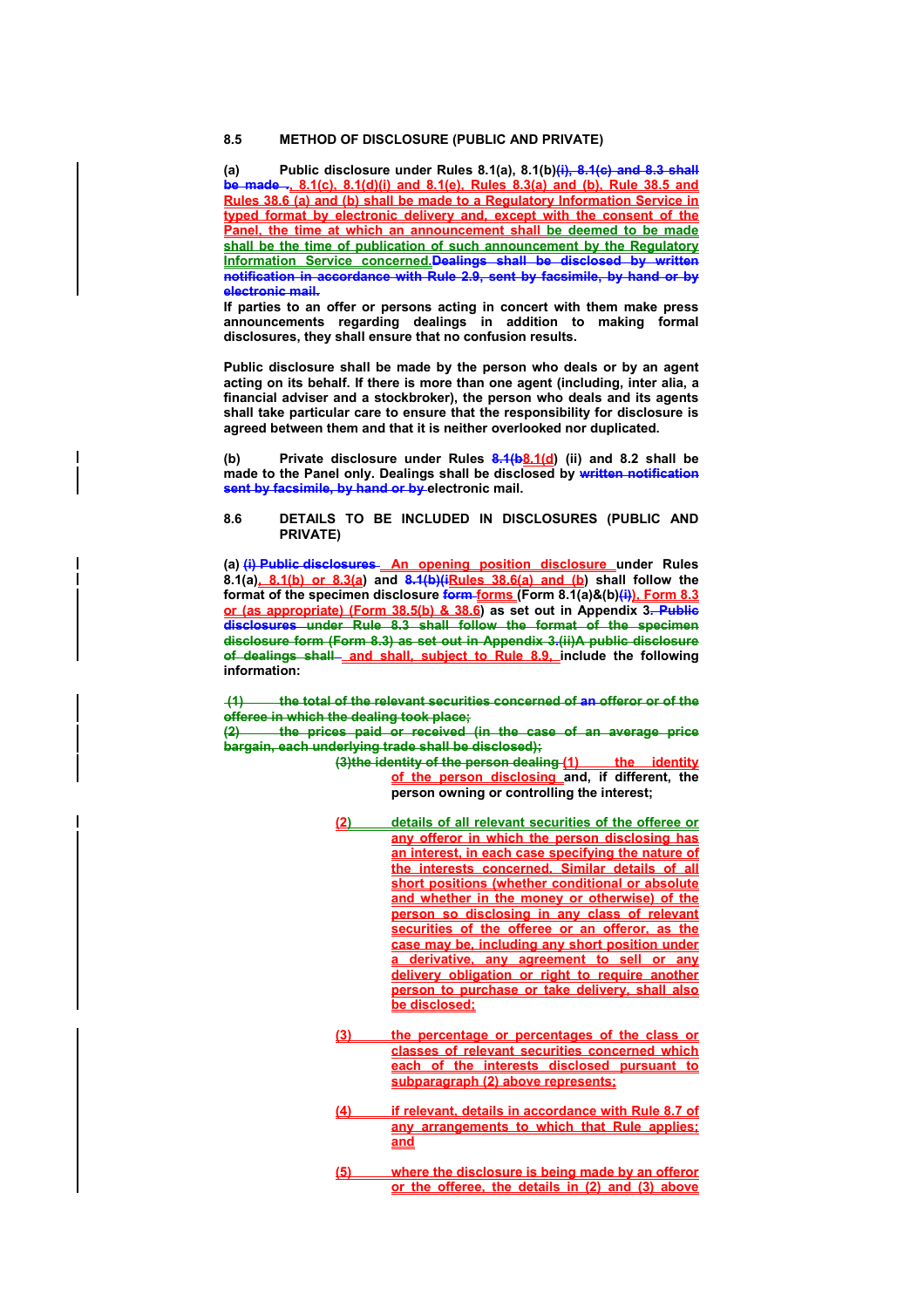## 8.5 METHOD OF DISCLOSURE (PUBLIC AND PRIVATE)

**(a) Public disclosure under Rules 8.1(a), 8.1(b)(i), 8.1(c) and 8.3 shall be made , 8.1(c), 8.1(d)(i) and 8.1(e), Rules 8.3(a) and (b), Rule 38.5 and Rules 38.6 (a) and (b) shall be made to a Regulatory Information Service in typed format by electronic delivery and, except with the consent of the Panel, the time at which an announcement shall be deemed to be made shall be the time of publication of such announcement by the Regulatory Information Service concerned.Dealings shall be disclosed by written notification in accordance with Rule 2.9, sent by facsimile, by hand or by electronic mail.**

**If parties to an offer or persons acting in concert with them make press announcements regarding dealings in addition to making formal disclosures, they shall ensure that no confusion results.**

**Public disclosure shall be made by the person who deals or by an agent acting on its behalf. If there is more than one agent (including, inter alia, a financial adviser and a stockbroker), the person who deals and its agents shall take particular care to ensure that the responsibility for disclosure is agreed between them and that it is neither overlooked nor duplicated.**

**(b) Private disclosure under Rules 8.1(b8.1(d) (ii) and 8.2 shall be made to the Panel only. Dealings shall be disclosed by written notification sent by facsimile, by hand or by electronic mail.**

## 8.6 DETAILS TO BE INCLUDED IN DISCLOSURES (PUBLIC AND PRIVATE)

**(a) (i) Public disclosures An opening position disclosure under Rules 8.1(a), 8.1(b) or 8.3(a) and 8.1(b)(iRules 38.6(a) and (b) shall follow the format of the specimen disclosure form forms (Form 8.1(a)&(b)(i)), Form 8.3 or (as appropriate) (Form 38.5(b) & 38.6) as set out in Appendix 3. Public disclosures under Rule 8.3 shall follow the format of the specimen disclosure form (Form 8.3) as set out in Appendix 3.(ii)A public disclosure of dealings shall and shall, subject to Rule 8.9, include the following information:**

**(1) the total of the relevant securities concerned of an offeror or of the offeree in which the dealing took place;**

**(2) the prices paid or received (in the case of an average price bargain, each underlying trade shall be disclosed);**

**(3)the identity of the person dealing (1) the identity of the person disclosing and, if different, the person owning or controlling the interest;**

**(2) details of all relevant securities of the offeree or any offeror in which the person disclosing has an interest, in each case specifying the nature of the interests concerned. Similar details of all short positions (whether conditional or absolute and whether in the money or otherwise) of the person so disclosing in any class of relevant securities of the offeree or an offeror, as the case may be, including any short position under a derivative, any agreement to sell or any delivery obligation or right to require another person to purchase or take delivery, shall also be disclosed;**

**(3) the percentage or percentages of the class or classes of relevant securities concerned which each of the interests disclosed pursuant to subparagraph (2) above represents;**

**(4) if relevant, details in accordance with Rule 8.7 of any arrangements to which that Rule applies; and**

**(5) where the disclosure is being made by an offeror or the offeree, the details in (2) and (3) above**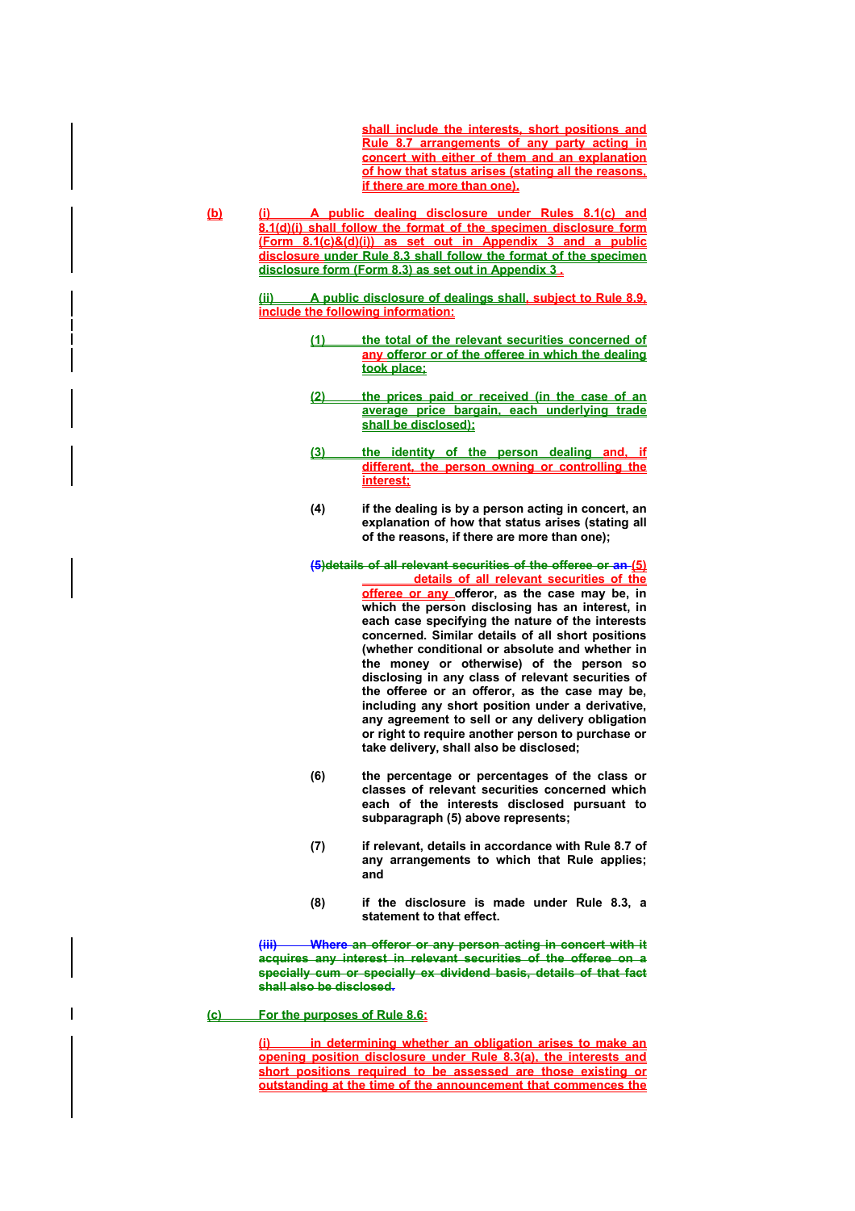shall include the interests, short positions and Rule 8.7 arrangements of any party acting in concert with either of them and an explanation of how that status arises (stating all the reasons, if there are more than one).

(b) (i) A public dealing disclosure under Rules 8.1(c) and 8.1(d)(i) shall follow the format of the specimen disclosure form (Form 8.1(c)&(d)(i)) as set out in Appendix 3 and a public disclosure under Rule 8.3 shall follow the format of the specimen disclosure form (Form 8.3) as set out in Appendix 3 .

(ii) A public disclosure of dealings shall, subject to Rule 8.9, include the following information:

(1) the total of the relevant securities concerned of any offeror or of the offeree in which the dealing took place;

(2) the prices paid or received (in the case of an average price bargain, each underlying trade shall be disclosed);

(3) the identity of the person dealing and, if different, the person owning or controlling the interest;

**(4) if the dealing is by a person acting in concert, an explanation of how that status arises (stating all of the reasons, if there are more than one);**

**(5)details of all relevant securities of the offeree or an (5) details of all relevant securities of the offeree or any offeror, as the case may be, in which the person disclosing has an interest, in each case specifying the nature of the interests concerned. Similar details of all short positions (whether conditional or absolute and whether in the money or otherwise) of the person so disclosing in any class of relevant securities of the offeree or an offeror, as the case may be, including any short position under a derivative, any agreement to sell or any delivery obligation or right to require another person to purchase or take delivery, shall also be disclosed;**

**(6) the percentage or percentages of the class or classes of relevant securities concerned which each of the interests disclosed pursuant to subparagraph (5) above represents;**

**(7) if relevant, details in accordance with Rule 8.7 of any arrangements to which that Rule applies; and**

**(8) if the disclosure is made under Rule 8.3, a statement to that effect.**

**(iii) Where an offeror or any person acting in concert with it acquires any interest in relevant securities of the offeree on a specially cum or specially ex dividend basis, details of that fact shall also be disclosed.**

(c) For the purposes of Rule 8.6:

(i) in determining whether an obligation arises to make an opening position disclosure under Rule 8.3(a), the interests and short positions required to be assessed are those existing or outstanding at the time of the announcement that commences the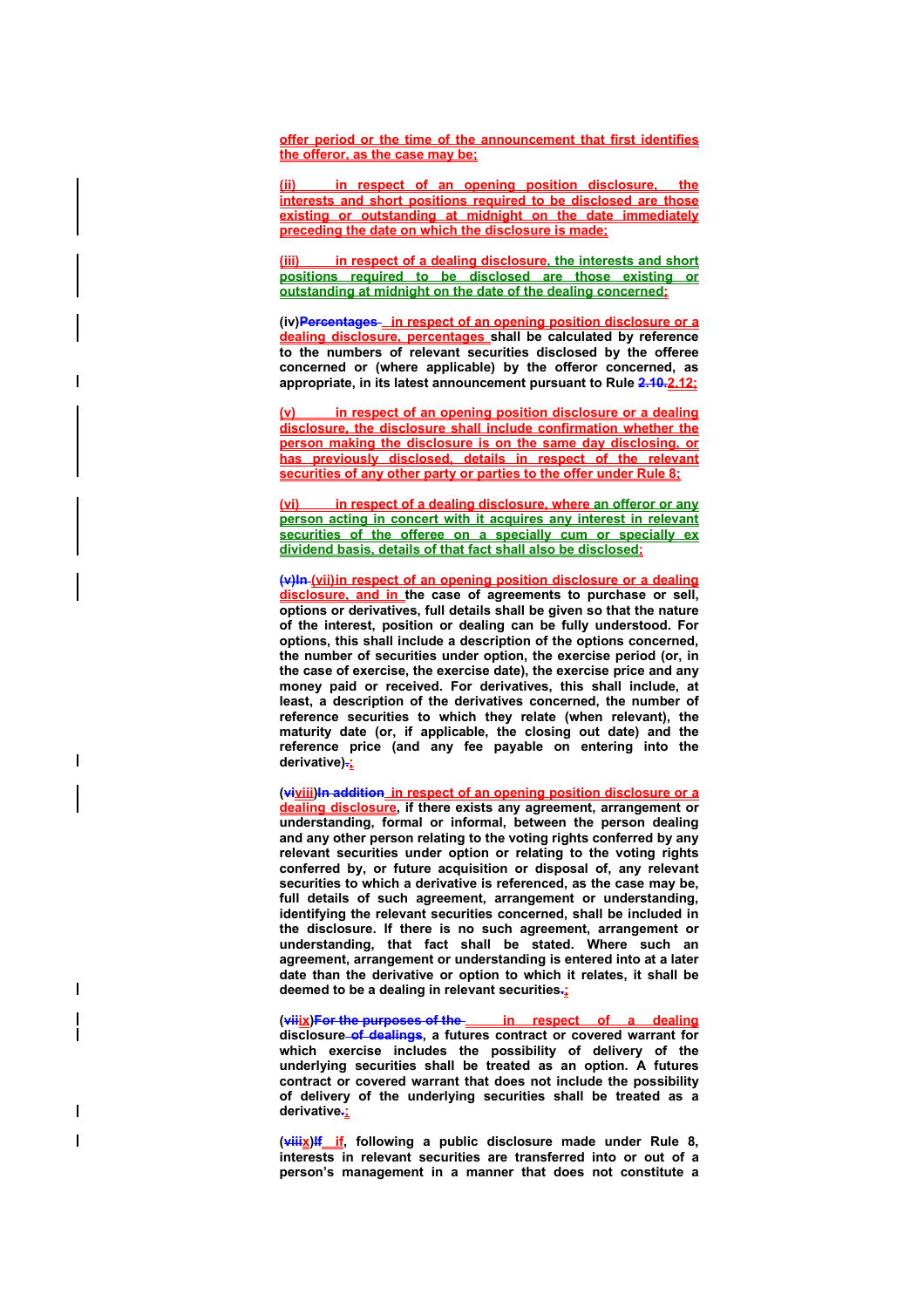offer period or the time of the announcement that first identifies the offeror, as the case may be;

(ii) in respect of an opening position disclosure, the interests and short positions required to be disclosed are those existing or outstanding at midnight on the date immediately preceding the date on which the disclosure is made;

(iii) in respect of a dealing disclosure, the interests and short positions required to be disclosed are those existing or outstanding at midnight on the date of the dealing concerned;

**(iv)~~Percentages~~ in respect of an opening position disclosure or a dealing disclosure, percentages shall be calculated by reference to the numbers of relevant securities disclosed by the offeree concerned or (where applicable) by the offeror concerned, as appropriate, in its latest announcement pursuant to Rule ~~2.10~~ 2.12;**

(v) in respect of an opening position disclosure or a dealing disclosure, the disclosure shall include confirmation whether the person making the disclosure is on the same day disclosing, or has previously disclosed, details in respect of the relevant securities of any other party or parties to the offer under Rule 8;

(vi) in respect of a dealing disclosure, where an offeror or any person acting in concert with it acquires any interest in relevant securities of the offeree on a specially cum or specially ex dividend basis, details of that fact shall also be disclosed;

**~~(v)In~~ (vii)in respect of an opening position disclosure or a dealing disclosure, and in the case of agreements to purchase or sell, options or derivatives, full details shall be given so that the nature of the interest, position or dealing can be fully understood. For options, this shall include a description of the options concerned, the number of securities under option, the exercise period (or, in the case of exercise, the exercise date), the exercise price and any money paid or received. For derivatives, this shall include, at least, a description of the derivatives concerned, the number of reference securities to which they relate (when relevant), the maturity date (or, if applicable, the closing out date) and the reference price (and any fee payable on entering into the derivative)~~.~~;**

**(~~vi~~viii)~~In addition~~ in respect of an opening position disclosure or a dealing disclosure, if there exists any agreement, arrangement or understanding, formal or informal, between the person dealing and any other person relating to the voting rights conferred by any relevant securities under option or relating to the voting rights conferred by, or future acquisition or disposal of, any relevant securities to which a derivative is referenced, as the case may be, full details of such agreement, arrangement or understanding, identifying the relevant securities concerned, shall be included in the disclosure. If there is no such agreement, arrangement or understanding, that fact shall be stated. Where such an agreement, arrangement or understanding is entered into at a later date than the derivative or option to which it relates, it shall be deemed to be a dealing in relevant securities~~.~~;**

**(~~vii~~ix)~~For the purposes of the~~ in respect of a dealing disclosure ~~of dealings~~, a futures contract or covered warrant for which exercise includes the possibility of delivery of the underlying securities shall be treated as an option. A futures contract or covered warrant that does not include the possibility of delivery of the underlying securities shall be treated as a derivative~~.~~;**

**(~~viii~~x)~~If~~ if, following a public disclosure made under Rule 8, interests in relevant securities are transferred into or out of a person's management in a manner that does not constitute a**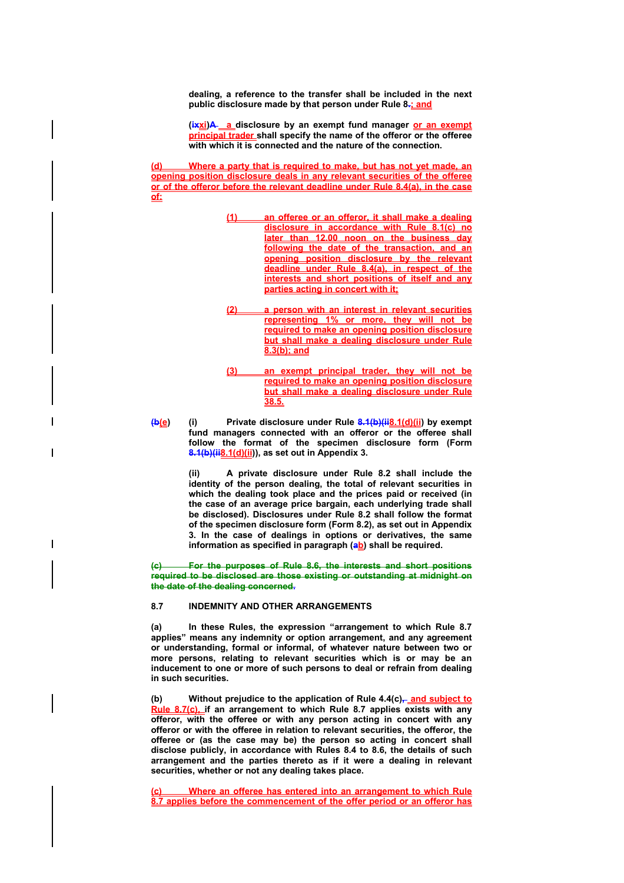dealing, a reference to the transfer shall be included in the next public disclosure made by that person under Rule 8.; and

(ixxi)A  a disclosure by an exempt fund manager or an exempt principal trader shall specify the name of the offeror or the offeree with which it is connected and the nature of the connection.

(d) Where a party that is required to make, but has not yet made, an opening position disclosure deals in any relevant securities of the offeree or of the offeror before the relevant deadline under Rule 8.4(a), in the case of:

(1) an offeree or an offeror, it shall make a dealing disclosure in accordance with Rule 8.1(c) no later than 12.00 noon on the business day following the date of the transaction, and an opening position disclosure by the relevant deadline under Rule 8.4(a), in respect of the interests and short positions of itself and any parties acting in concert with it;

(2) a person with an interest in relevant securities representing 1% or more, they will not be required to make an opening position disclosure but shall make a dealing disclosure under Rule 8.3(b); and

(3) an exempt principal trader, they will not be required to make an opening position disclosure but shall make a dealing disclosure under Rule 38.5.

(be) (i) Private disclosure under Rule 8.1(b)(ii8.1(d)(ii) by exempt fund managers connected with an offeror or the offeree shall follow the format of the specimen disclosure form (Form 8.1(b)(ii8.1(d)(ii)), as set out in Appendix 3.

(ii) A private disclosure under Rule 8.2 shall include the identity of the person dealing, the total of relevant securities in which the dealing took place and the prices paid or received (in the case of an average price bargain, each underlying trade shall be disclosed). Disclosures under Rule 8.2 shall follow the format of the specimen disclosure form (Form 8.2), as set out in Appendix 3. In the case of dealings in options or derivatives, the same information as specified in paragraph (ab) shall be required.

~~(c) For the purposes of Rule 8.6, the interests and short positions required to be disclosed are those existing or outstanding at midnight on the date of the dealing concerned.~~

## 8.7 INDEMNITY AND OTHER ARRANGEMENTS

(a) In these Rules, the expression "arrangement to which Rule 8.7 applies" means any indemnity or option arrangement, and any agreement or understanding, formal or informal, of whatever nature between two or more persons, relating to relevant securities which is or may be an inducement to one or more of such persons to deal or refrain from dealing in such securities.

(b) Without prejudice to the application of Rule 4.4(c), and subject to Rule 8.7(c), if an arrangement to which Rule 8.7 applies exists with any offeror, with the offeree or with any person acting in concert with any offeror or with the offeree in relation to relevant securities, the offeror, the offeree or (as the case may be) the person so acting in concert shall disclose publicly, in accordance with Rules 8.4 to 8.6, the details of such arrangement and the parties thereto as if it were a dealing in relevant securities, whether or not any dealing takes place.

(c) Where an offeree has entered into an arrangement to which Rule 8.7 applies before the commencement of the offer period or an offeror has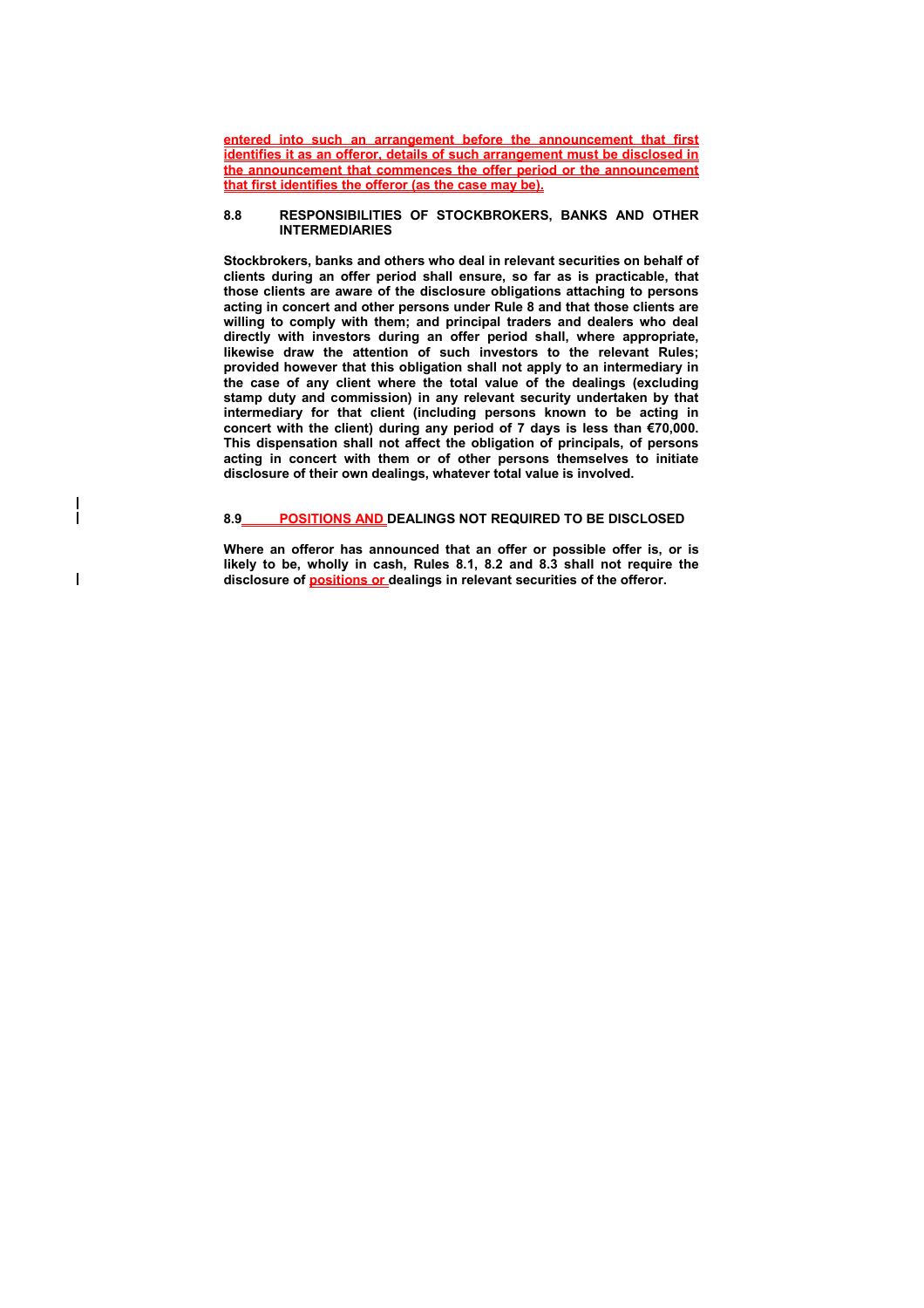entered into such an arrangement before the announcement that first identifies it as an offeror, details of such arrangement must be disclosed in the announcement that commences the offer period or the announcement that first identifies the offeror (as the case may be).

**8.8 RESPONSIBILITIES OF STOCKBROKERS, BANKS AND OTHER INTERMEDIARIES**

**Stockbrokers, banks and others who deal in relevant securities on behalf of clients during an offer period shall ensure, so far as is practicable, that those clients are aware of the disclosure obligations attaching to persons acting in concert and other persons under Rule 8 and that those clients are willing to comply with them; and principal traders and dealers who deal directly with investors during an offer period shall, where appropriate, likewise draw the attention of such investors to the relevant Rules; provided however that this obligation shall not apply to an intermediary in the case of any client where the total value of the dealings (excluding stamp duty and commission) in any relevant security undertaken by that intermediary for that client (including persons known to be acting in concert with the client) during any period of 7 days is less than €70,000. This dispensation shall not affect the obligation of principals, of persons acting in concert with them or of other persons themselves to initiate disclosure of their own dealings, whatever total value is involved.**

**8.9 POSITIONS AND DEALINGS NOT REQUIRED TO BE DISCLOSED**

**Where an offeror has announced that an offer or possible offer is, or is likely to be, wholly in cash, Rules 8.1, 8.2 and 8.3 shall not require the disclosure of positions or dealings in relevant securities of the offeror.**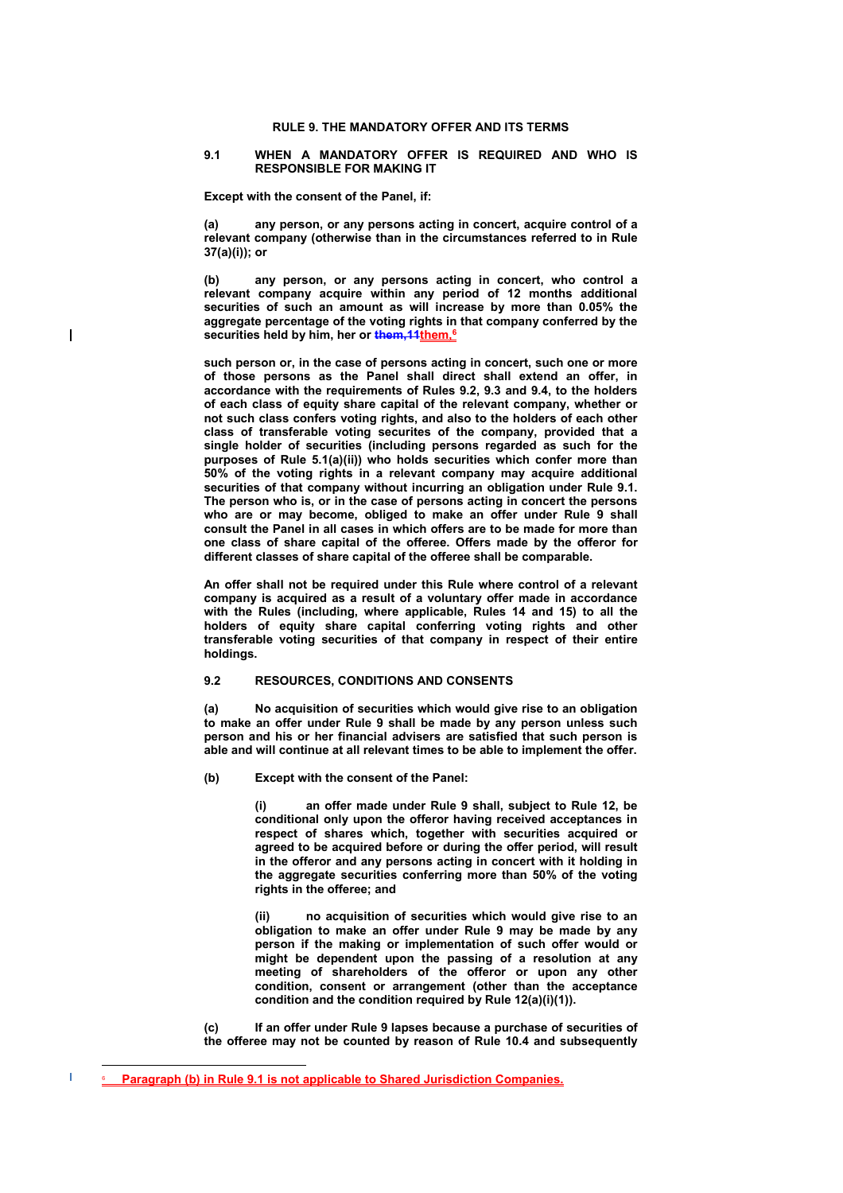## RULE 9. THE MANDATORY OFFER AND ITS TERMS

### 9.1 WHEN A MANDATORY OFFER IS REQUIRED AND WHO IS RESPONSIBLE FOR MAKING IT

**Except with the consent of the Panel, if:**

**(a) any person, or any persons acting in concert, acquire control of a relevant company (otherwise than in the circumstances referred to in Rule 37(a)(i)); or**

**(b) any person, or any persons acting in concert, who control a relevant company acquire within any period of 12 months additional securities of such an amount as will increase by more than 0.05% the aggregate percentage of the voting rights in that company conferred by the securities held by him, her or ~~them,11~~them,[6]**

**such person or, in the case of persons acting in concert, such one or more of those persons as the Panel shall direct shall extend an offer, in accordance with the requirements of Rules 9.2, 9.3 and 9.4, to the holders of each class of equity share capital of the relevant company, whether or not such class confers voting rights, and also to the holders of each other class of transferable voting securites of the company, provided that a single holder of securities (including persons regarded as such for the purposes of Rule 5.1(a)(ii)) who holds securities which confer more than 50% of the voting rights in a relevant company may acquire additional securities of that company without incurring an obligation under Rule 9.1. The person who is, or in the case of persons acting in concert the persons who are or may become, obliged to make an offer under Rule 9 shall consult the Panel in all cases in which offers are to be made for more than one class of share capital of the offeree. Offers made by the offeror for different classes of share capital of the offeree shall be comparable.**

**An offer shall not be required under this Rule where control of a relevant company is acquired as a result of a voluntary offer made in accordance with the Rules (including, where applicable, Rules 14 and 15) to all the holders of equity share capital conferring voting rights and other transferable voting securities of that company in respect of their entire holdings.**

### 9.2 RESOURCES, CONDITIONS AND CONSENTS

**(a) No acquisition of securities which would give rise to an obligation to make an offer under Rule 9 shall be made by any person unless such person and his or her financial advisers are satisfied that such person is able and will continue at all relevant times to be able to implement the offer.**

**(b) Except with the consent of the Panel:**

**(i) an offer made under Rule 9 shall, subject to Rule 12, be conditional only upon the offeror having received acceptances in respect of shares which, together with securities acquired or agreed to be acquired before or during the offer period, will result in the offeror and any persons acting in concert with it holding in the aggregate securities conferring more than 50% of the voting rights in the offeree; and**

**(ii) no acquisition of securities which would give rise to an obligation to make an offer under Rule 9 may be made by any person if the making or implementation of such offer would or might be dependent upon the passing of a resolution at any meeting of shareholders of the offeror or upon any other condition, consent or arrangement (other than the acceptance condition and the condition required by Rule 12(a)(i)(1)).**

**(c) If an offer under Rule 9 lapses because a purchase of securities of the offeree may not be counted by reason of Rule 10.4 and subsequently**

---

[6] **Paragraph (b) in Rule 9.1 is not applicable to Shared Jurisdiction Companies.**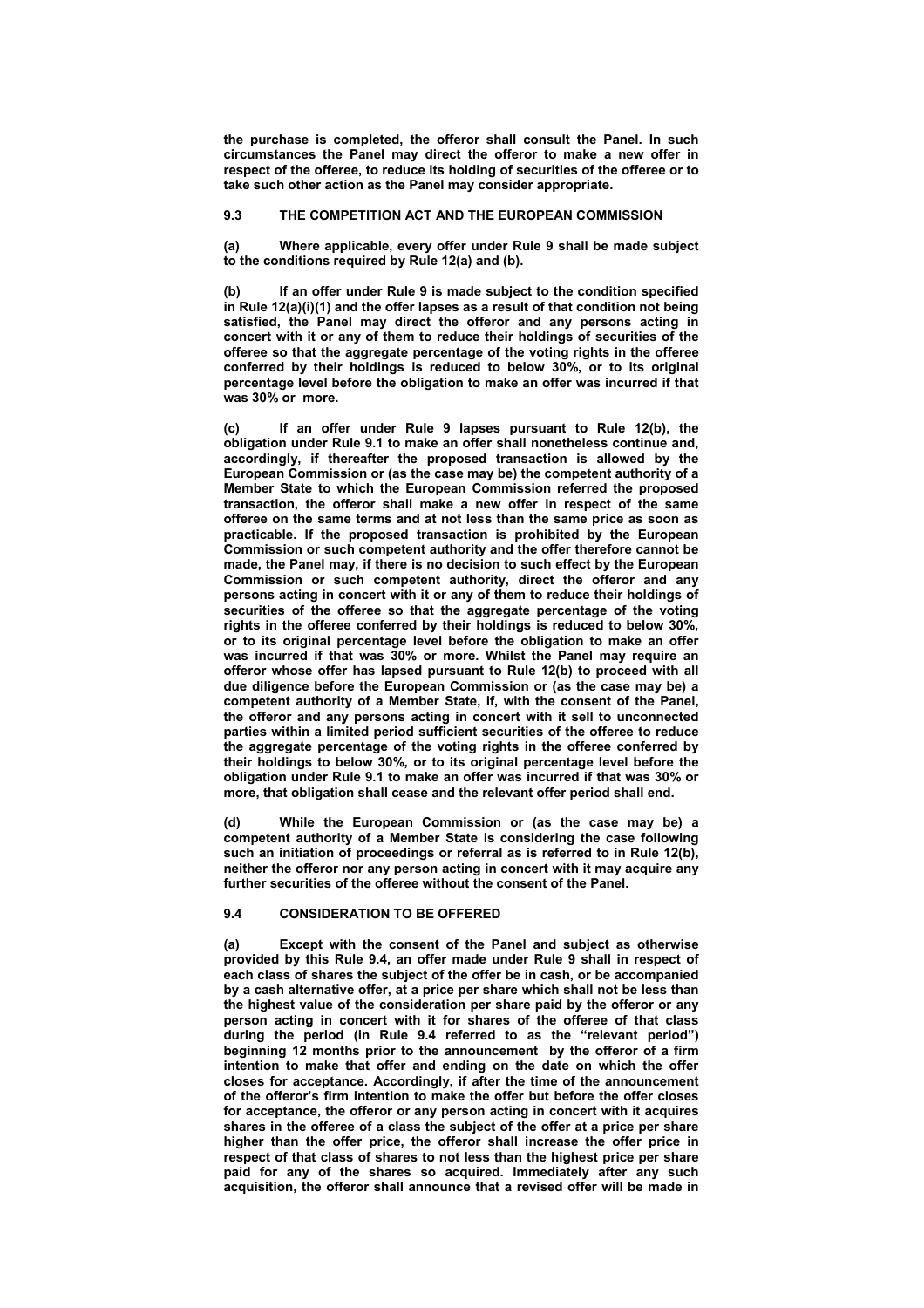**the purchase is completed, the offeror shall consult the Panel. In such circumstances the Panel may direct the offeror to make a new offer in respect of the offeree, to reduce its holding of securities of the offeree or to take such other action as the Panel may consider appropriate.**

## 9.3 THE COMPETITION ACT AND THE EUROPEAN COMMISSION

**(a) Where applicable, every offer under Rule 9 shall be made subject to the conditions required by Rule 12(a) and (b).**

**(b) If an offer under Rule 9 is made subject to the condition specified in Rule 12(a)(i)(1) and the offer lapses as a result of that condition not being satisfied, the Panel may direct the offeror and any persons acting in concert with it or any of them to reduce their holdings of securities of the offeree so that the aggregate percentage of the voting rights in the offeree conferred by their holdings is reduced to below 30%, or to its original percentage level before the obligation to make an offer was incurred if that was 30% or more.**

**(c) If an offer under Rule 9 lapses pursuant to Rule 12(b), the obligation under Rule 9.1 to make an offer shall nonetheless continue and, accordingly, if thereafter the proposed transaction is allowed by the European Commission or (as the case may be) the competent authority of a Member State to which the European Commission referred the proposed transaction, the offeror shall make a new offer in respect of the same offeree on the same terms and at not less than the same price as soon as practicable. If the proposed transaction is prohibited by the European Commission or such competent authority and the offer therefore cannot be made, the Panel may, if there is no decision to such effect by the European Commission or such competent authority, direct the offeror and any persons acting in concert with it or any of them to reduce their holdings of securities of the offeree so that the aggregate percentage of the voting rights in the offeree conferred by their holdings is reduced to below 30%, or to its original percentage level before the obligation to make an offer was incurred if that was 30% or more. Whilst the Panel may require an offeror whose offer has lapsed pursuant to Rule 12(b) to proceed with all due diligence before the European Commission or (as the case may be) a competent authority of a Member State, if, with the consent of the Panel, the offeror and any persons acting in concert with it sell to unconnected parties within a limited period sufficient securities of the offeree to reduce the aggregate percentage of the voting rights in the offeree conferred by their holdings to below 30%, or to its original percentage level before the obligation under Rule 9.1 to make an offer was incurred if that was 30% or more, that obligation shall cease and the relevant offer period shall end.**

**(d) While the European Commission or (as the case may be) a competent authority of a Member State is considering the case following such an initiation of proceedings or referral as is referred to in Rule 12(b), neither the offeror nor any person acting in concert with it may acquire any further securities of the offeree without the consent of the Panel.**

## 9.4 CONSIDERATION TO BE OFFERED

**(a) Except with the consent of the Panel and subject as otherwise provided by this Rule 9.4, an offer made under Rule 9 shall in respect of each class of shares the subject of the offer be in cash, or be accompanied by a cash alternative offer, at a price per share which shall not be less than the highest value of the consideration per share paid by the offeror or any person acting in concert with it for shares of the offeree of that class during the period (in Rule 9.4 referred to as the "relevant period") beginning 12 months prior to the announcement by the offeror of a firm intention to make that offer and ending on the date on which the offer closes for acceptance. Accordingly, if after the time of the announcement of the offeror's firm intention to make the offer but before the offer closes for acceptance, the offeror or any person acting in concert with it acquires shares in the offeree of a class the subject of the offer at a price per share higher than the offer price, the offeror shall increase the offer price in respect of that class of shares to not less than the highest price per share paid for any of the shares so acquired. Immediately after any such acquisition, the offeror shall announce that a revised offer will be made in**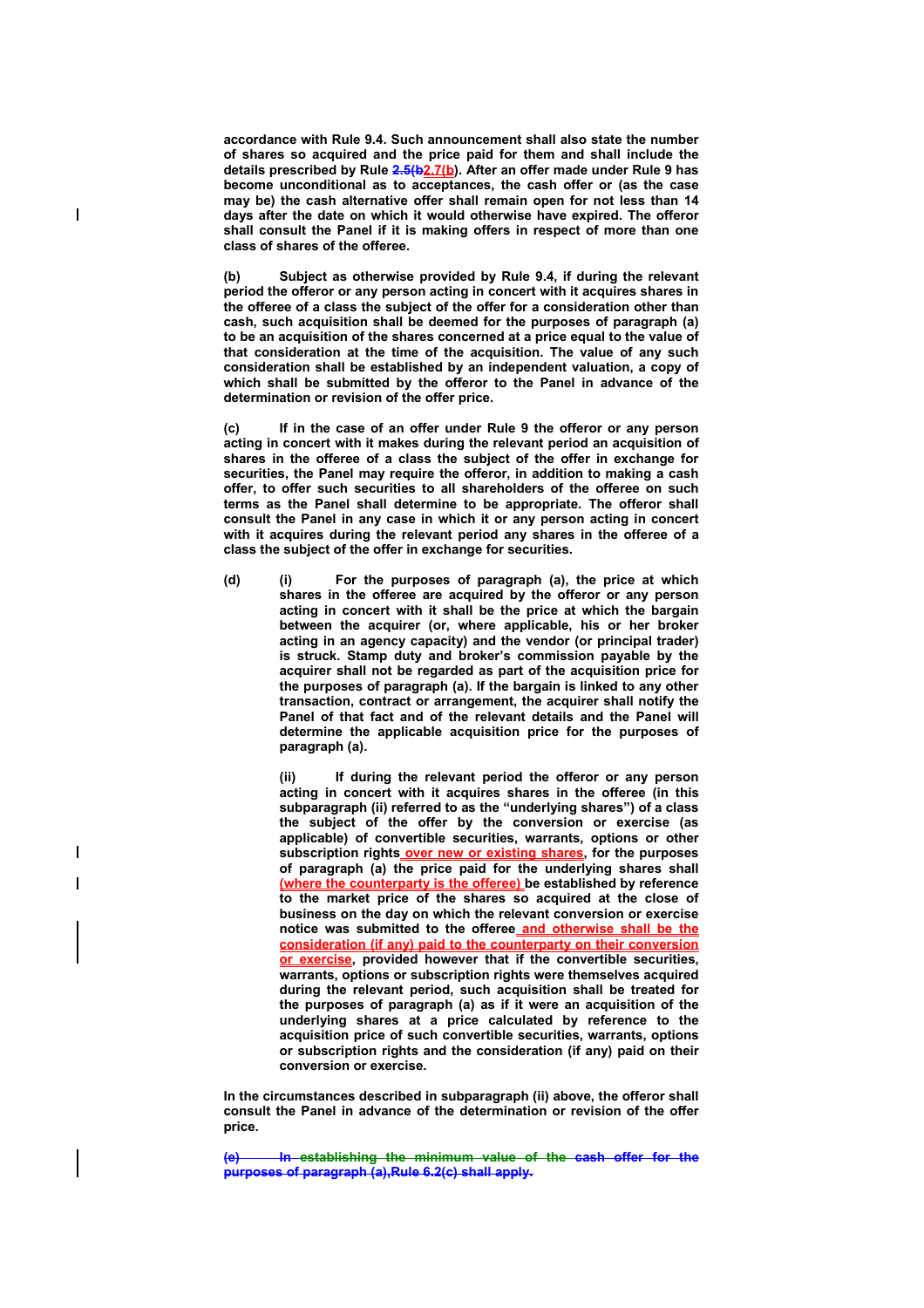**accordance with Rule 9.4. Such announcement shall also state the number of shares so acquired and the price paid for them and shall include the details prescribed by Rule ~~2.5(b~~2.7(b). After an offer made under Rule 9 has become unconditional as to acceptances, the cash offer or (as the case may be) the cash alternative offer shall remain open for not less than 14 days after the date on which it would otherwise have expired. The offeror shall consult the Panel if it is making offers in respect of more than one class of shares of the offeree.**

**(b) Subject as otherwise provided by Rule 9.4, if during the relevant period the offeror or any person acting in concert with it acquires shares in the offeree of a class the subject of the offer for a consideration other than cash, such acquisition shall be deemed for the purposes of paragraph (a) to be an acquisition of the shares concerned at a price equal to the value of that consideration at the time of the acquisition. The value of any such consideration shall be established by an independent valuation, a copy of which shall be submitted by the offeror to the Panel in advance of the determination or revision of the offer price.**

**(c) If in the case of an offer under Rule 9 the offeror or any person acting in concert with it makes during the relevant period an acquisition of shares in the offeree of a class the subject of the offer in exchange for securities, the Panel may require the offeror, in addition to making a cash offer, to offer such securities to all shareholders of the offeree on such terms as the Panel shall determine to be appropriate. The offeror shall consult the Panel in any case in which it or any person acting in concert with it acquires during the relevant period any shares in the offeree of a class the subject of the offer in exchange for securities.**

**(d) (i) For the purposes of paragraph (a), the price at which shares in the offeree are acquired by the offeror or any person acting in concert with it shall be the price at which the bargain between the acquirer (or, where applicable, his or her broker acting in an agency capacity) and the vendor (or principal trader) is struck. Stamp duty and broker's commission payable by the acquirer shall not be regarded as part of the acquisition price for the purposes of paragraph (a). If the bargain is linked to any other transaction, contract or arrangement, the acquirer shall notify the Panel of that fact and of the relevant details and the Panel will determine the applicable acquisition price for the purposes of paragraph (a).**

**(ii) If during the relevant period the offeror or any person acting in concert with it acquires shares in the offeree (in this subparagraph (ii) referred to as the "underlying shares") of a class the subject of the offer by the conversion or exercise (as applicable) of convertible securities, warrants, options or other subscription rights over new or existing shares, for the purposes of paragraph (a) the price paid for the underlying shares shall (where the counterparty is the offeree) be established by reference to the market price of the shares so acquired at the close of business on the day on which the relevant conversion or exercise notice was submitted to the offeree and otherwise shall be the consideration (if any) paid to the counterparty on their conversion or exercise, provided however that if the convertible securities, warrants, options or subscription rights were themselves acquired during the relevant period, such acquisition shall be treated for the purposes of paragraph (a) as if it were an acquisition of the underlying shares at a price calculated by reference to the acquisition price of such convertible securities, warrants, options or subscription rights and the consideration (if any) paid on their conversion or exercise.**

**In the circumstances described in subparagraph (ii) above, the offeror shall consult the Panel in advance of the determination or revision of the offer price.**

~~**(e) In establishing the minimum value of the cash offer for the purposes of paragraph (a),Rule 6.2(c) shall apply.**~~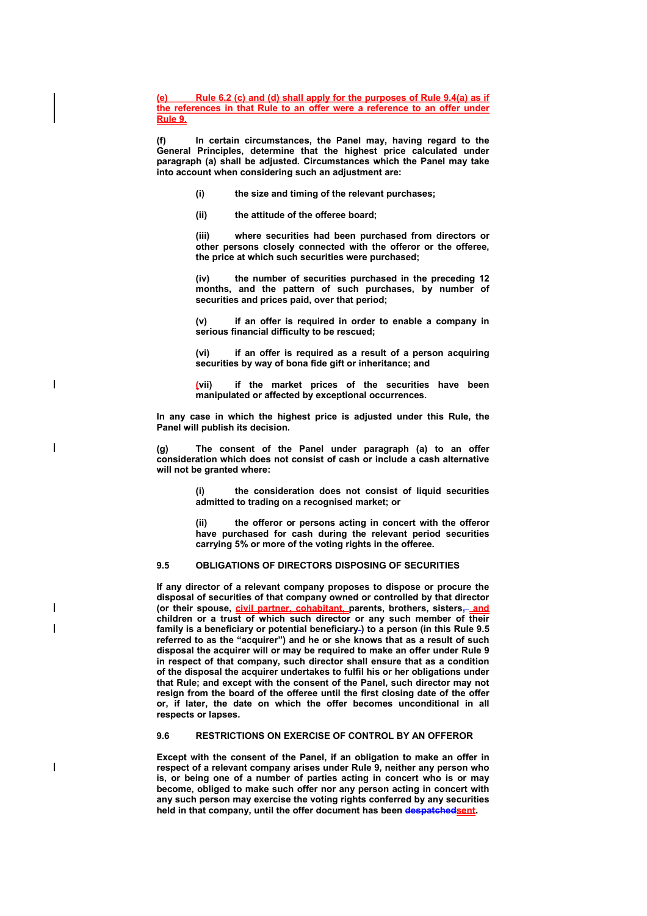(e) Rule 6.2 (c) and (d) shall apply for the purposes of Rule 9.4(a) as if the references in that Rule to an offer were a reference to an offer under Rule 9.

**(f) In certain circumstances, the Panel may, having regard to the General Principles, determine that the highest price calculated under paragraph (a) shall be adjusted. Circumstances which the Panel may take into account when considering such an adjustment are:**

> **(i) the size and timing of the relevant purchases;**
>
> **(ii) the attitude of the offeree board;**
>
> **(iii) where securities had been purchased from directors or other persons closely connected with the offeror or the offeree, the price at which such securities were purchased;**
>
> **(iv) the number of securities purchased in the preceding 12 months, and the pattern of such purchases, by number of securities and prices paid, over that period;**
>
> **(v) if an offer is required in order to enable a company in serious financial difficulty to be rescued;**
>
> **(vi) if an offer is required as a result of a person acquiring securities by way of bona fide gift or inheritance; and**
>
> **(vii) if the market prices of the securities have been manipulated or affected by exceptional occurrences.**

**In any case in which the highest price is adjusted under this Rule, the Panel will publish its decision.**

**(g) The consent of the Panel under paragraph (a) to an offer consideration which does not consist of cash or include a cash alternative will not be granted where:**

> **(i) the consideration does not consist of liquid securities admitted to trading on a recognised market; or**
>
> **(ii) the offeror or persons acting in concert with the offeror have purchased for cash during the relevant period securities carrying 5% or more of the voting rights in the offeree.**

**9.5 OBLIGATIONS OF DIRECTORS DISPOSING OF SECURITIES**

**If any director of a relevant company proposes to dispose or procure the disposal of securities of that company owned or controlled by that director (or their spouse, civil partner, cohabitant, parents, brothers, sisters, and children or a trust of which such director or any such member of their family is a beneficiary or potential beneficiary) to a person (in this Rule 9.5 referred to as the "acquirer") and he or she knows that as a result of such disposal the acquirer will or may be required to make an offer under Rule 9 in respect of that company, such director shall ensure that as a condition of the disposal the acquirer undertakes to fulfil his or her obligations under that Rule; and except with the consent of the Panel, such director may not resign from the board of the offeree until the first closing date of the offer or, if later, the date on which the offer becomes unconditional in all respects or lapses.**

**9.6 RESTRICTIONS ON EXERCISE OF CONTROL BY AN OFFEROR**

**Except with the consent of the Panel, if an obligation to make an offer in respect of a relevant company arises under Rule 9, neither any person who is, or being one of a number of parties acting in concert who is or may become, obliged to make such offer nor any person acting in concert with any such person may exercise the voting rights conferred by any securities held in that company, until the offer document has been ~~despatched~~sent.**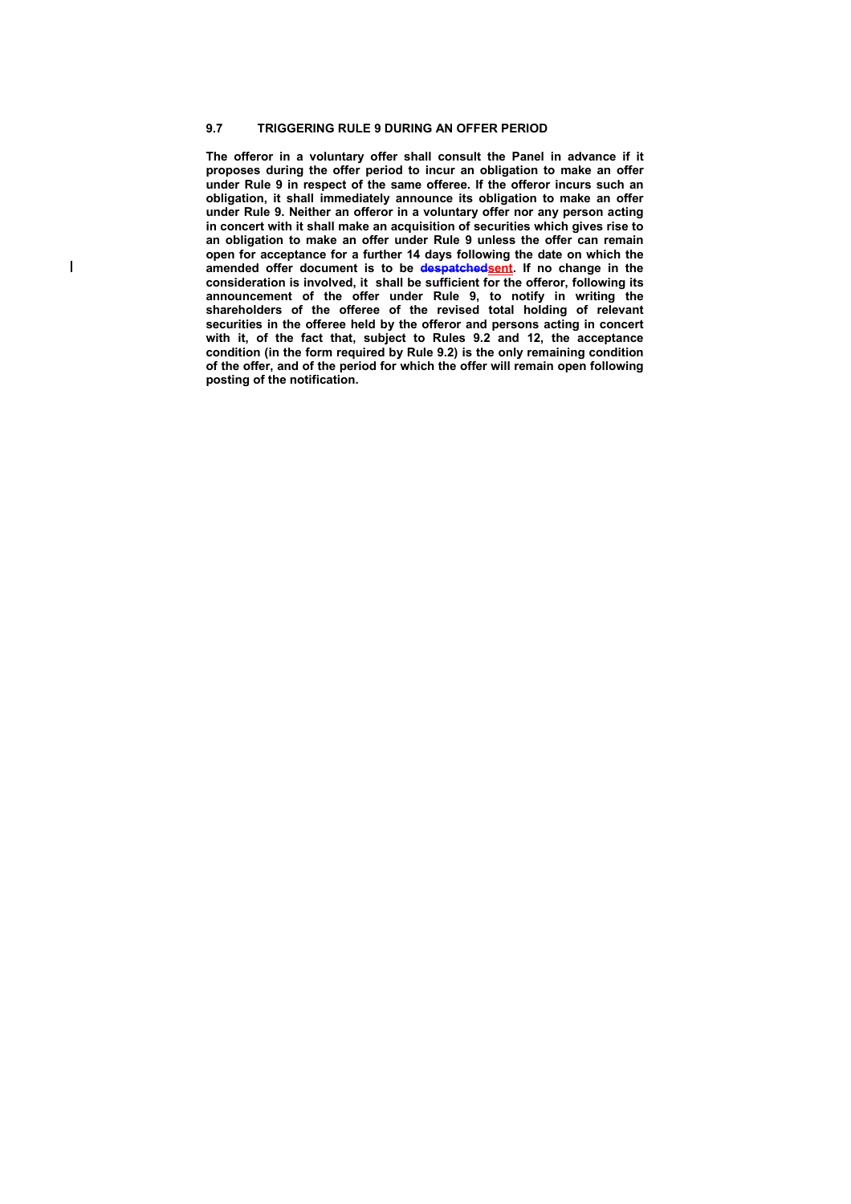## 9.7 TRIGGERING RULE 9 DURING AN OFFER PERIOD

**The offeror in a voluntary offer shall consult the Panel in advance if it proposes during the offer period to incur an obligation to make an offer under Rule 9 in respect of the same offeree. If the offeror incurs such an obligation, it shall immediately announce its obligation to make an offer under Rule 9. Neither an offeror in a voluntary offer nor any person acting in concert with it shall make an acquisition of securities which gives rise to an obligation to make an offer under Rule 9 unless the offer can remain open for acceptance for a further 14 days following the date on which the amended offer document is to be ~~despatched~~sent. If no change in the consideration is involved, it shall be sufficient for the offeror, following its announcement of the offer under Rule 9, to notify in writing the shareholders of the offeree of the revised total holding of relevant securities in the offeree held by the offeror and persons acting in concert with it, of the fact that, subject to Rules 9.2 and 12, the acceptance condition (in the form required by Rule 9.2) is the only remaining condition of the offer, and of the period for which the offer will remain open following posting of the notification.**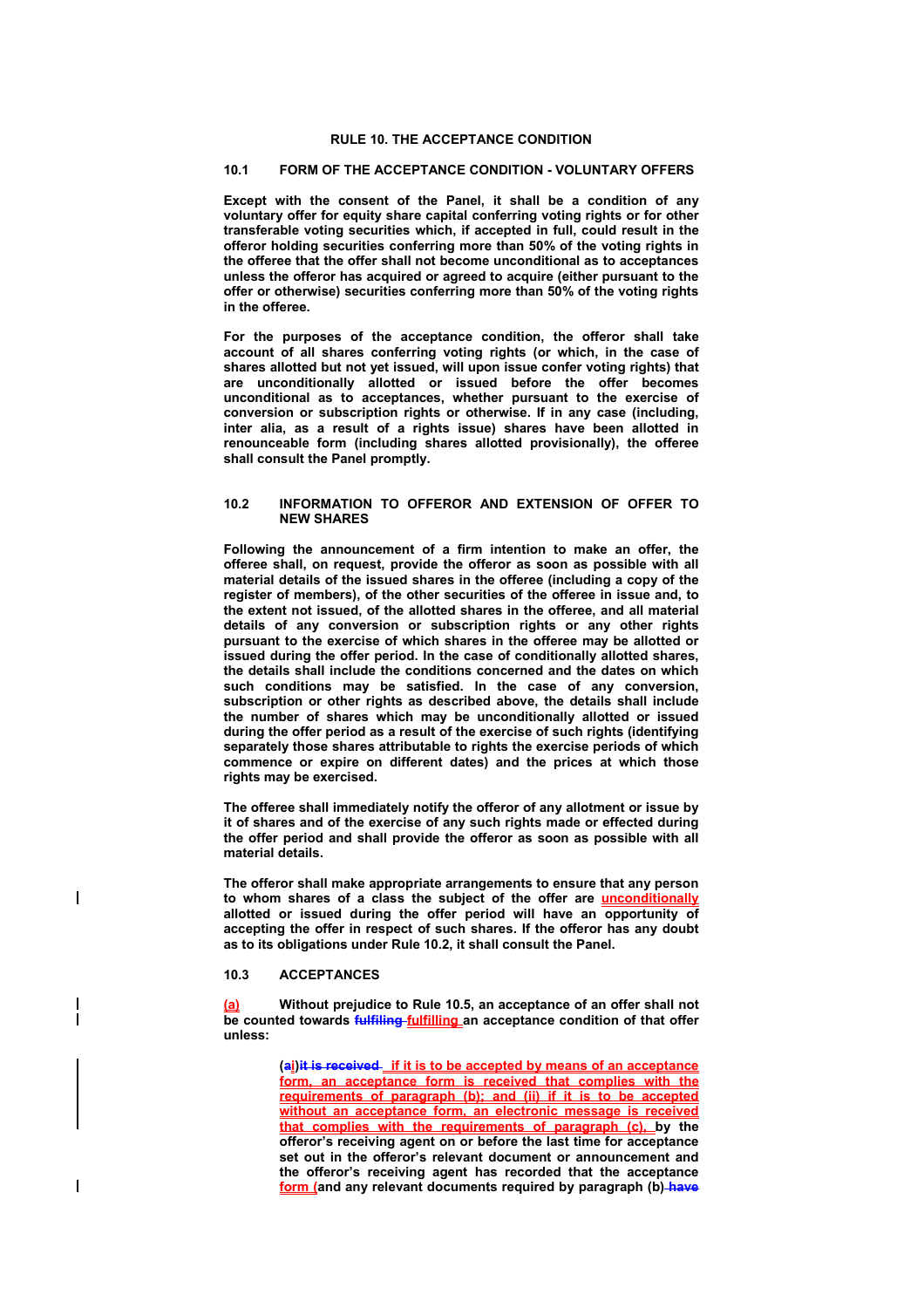**RULE 10. THE ACCEPTANCE CONDITION**

**10.1 FORM OF THE ACCEPTANCE CONDITION - VOLUNTARY OFFERS**

**Except with the consent of the Panel, it shall be a condition of any voluntary offer for equity share capital conferring voting rights or for other transferable voting securities which, if accepted in full, could result in the offeror holding securities conferring more than 50% of the voting rights in the offeree that the offer shall not become unconditional as to acceptances unless the offeror has acquired or agreed to acquire (either pursuant to the offer or otherwise) securities conferring more than 50% of the voting rights in the offeree.**

**For the purposes of the acceptance condition, the offeror shall take account of all shares conferring voting rights (or which, in the case of shares allotted but not yet issued, will upon issue confer voting rights) that are unconditionally allotted or issued before the offer becomes unconditional as to acceptances, whether pursuant to the exercise of conversion or subscription rights or otherwise. If in any case (including, inter alia, as a result of a rights issue) shares have been allotted in renounceable form (including shares allotted provisionally), the offeree shall consult the Panel promptly.**

**10.2 INFORMATION TO OFFEROR AND EXTENSION OF OFFER TO NEW SHARES**

**Following the announcement of a firm intention to make an offer, the offeree shall, on request, provide the offeror as soon as possible with all material details of the issued shares in the offeree (including a copy of the register of members), of the other securities of the offeree in issue and, to the extent not issued, of the allotted shares in the offeree, and all material details of any conversion or subscription rights or any other rights pursuant to the exercise of which shares in the offeree may be allotted or issued during the offer period. In the case of conditionally allotted shares, the details shall include the conditions concerned and the dates on which such conditions may be satisfied. In the case of any conversion, subscription or other rights as described above, the details shall include the number of shares which may be unconditionally allotted or issued during the offer period as a result of the exercise of such rights (identifying separately those shares attributable to rights the exercise periods of which commence or expire on different dates) and the prices at which those rights may be exercised.**

**The offeree shall immediately notify the offeror of any allotment or issue by it of shares and of the exercise of any such rights made or effected during the offer period and shall provide the offeror as soon as possible with all material details.**

**The offeror shall make appropriate arrangements to ensure that any person to whom shares of a class the subject of the offer are unconditionally allotted or issued during the offer period will have an opportunity of accepting the offer in respect of such shares. If the offeror has any doubt as to its obligations under Rule 10.2, it shall consult the Panel.**

**10.3 ACCEPTANCES**

**(a) Without prejudice to Rule 10.5, an acceptance of an offer shall not be counted towards ~~fulfiling~~ fulfilling an acceptance condition of that offer unless:**

> **(ai)~~it is received~~ if it is to be accepted by means of an acceptance form, an acceptance form is received that complies with the requirements of paragraph (b); and (ii) if it is to be accepted without an acceptance form, an electronic message is received that complies with the requirements of paragraph (c), by the offeror's receiving agent on or before the last time for acceptance set out in the offeror's relevant document or announcement and the offeror's receiving agent has recorded that the acceptance form (and any relevant documents required by paragraph (b) ~~have~~**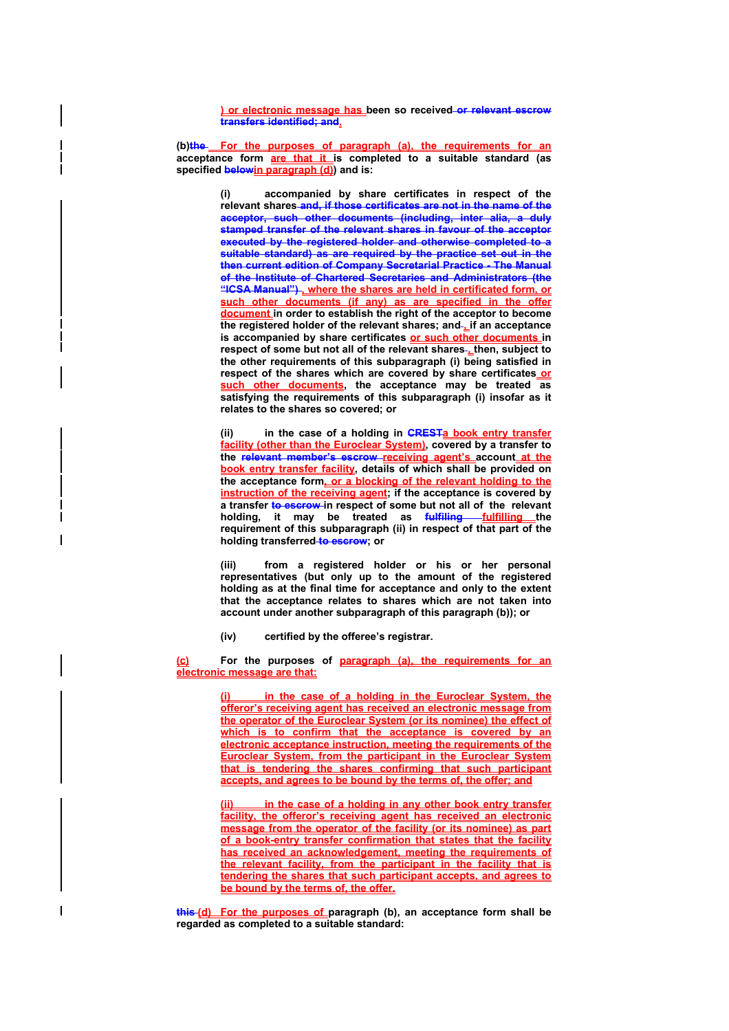) or electronic message has been so received~~ or relevant escrow transfers identified; and~~.

(b)~~the~~ For the purposes of paragraph (a), the requirements for an acceptance form are that it is completed to a suitable standard (as specified ~~below~~in paragraph (d)) and is:

(i) accompanied by share certificates in respect of the relevant shares~~ and, if those certificates are not in the name of the acceptor, such other documents (including, inter alia, a duly stamped transfer of the relevant shares in favour of the acceptor executed by the registered holder and otherwise completed to a suitable standard) as are required by the practice set out in the then current edition of Company Secretarial Practice - The Manual of the Institute of Chartered Secretaries and Administrators (the "ICSA Manual")~~, where the shares are held in certificated form, or such other documents (if any) as are specified in the offer document in order to establish the right of the acceptor to become the registered holder of the relevant shares; and~~ ~~, if an acceptance is accompanied by share certificates or such other documents in respect of some but not all of the relevant shares~~ ~~, then, subject to the other requirements of this subparagraph (i) being satisfied in respect of the shares which are covered by share certificates or such other documents, the acceptance may be treated as satisfying the requirements of this subparagraph (i) insofar as it relates to the shares so covered; or

(ii) in the case of a holding in ~~CREST~~a book entry transfer facility (other than the Euroclear System), covered by a transfer to the ~~relevant member's escrow~~ receiving agent's account at the book entry transfer facility, details of which shall be provided on the acceptance form, or a blocking of the relevant holding to the instruction of the receiving agent; if the acceptance is covered by a transfer ~~to escrow~~ in respect of some but not all of the relevant holding, it may be treated as ~~fulfiling~~ fulfilling the requirement of this subparagraph (ii) in respect of that part of the holding transferred~~ to escrow~~; or

(iii) from a registered holder or his or her personal representatives (but only up to the amount of the registered holding as at the final time for acceptance and only to the extent that the acceptance relates to shares which are not taken into account under another subparagraph of this paragraph (b)); or

(iv) certified by the offeree's registrar.

(c) For the purposes of paragraph (a), the requirements for an electronic message are that:

(i) in the case of a holding in the Euroclear System, the offeror's receiving agent has received an electronic message from the operator of the Euroclear System (or its nominee) the effect of which is to confirm that the acceptance is covered by an electronic acceptance instruction, meeting the requirements of the Euroclear System, from the participant in the Euroclear System that is tendering the shares confirming that such participant accepts, and agrees to be bound by the terms of, the offer; and

(ii) in the case of a holding in any other book entry transfer facility, the offeror's receiving agent has received an electronic message from the operator of the facility (or its nominee) as part of a book-entry transfer confirmation that states that the facility has received an acknowledgement, meeting the requirements of the relevant facility, from the participant in the facility that is tendering the shares that such participant accepts, and agrees to be bound by the terms of, the offer.

~~this~~ (d) For the purposes of paragraph (b), an acceptance form shall be regarded as completed to a suitable standard: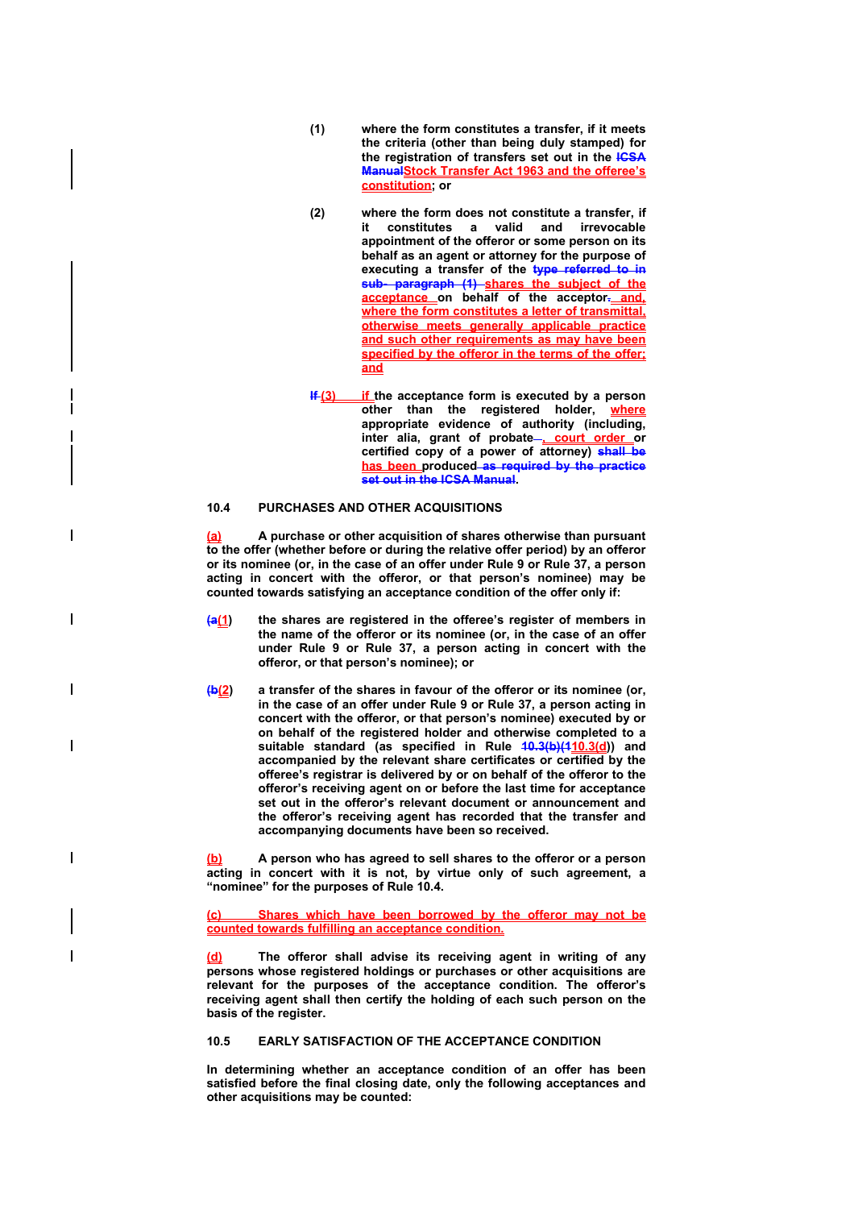**(1)** where the form constitutes a transfer, if it meets the criteria (other than being duly stamped) for the registration of transfers set out in the ~~ICSA Manual~~Stock Transfer Act 1963 and the offeree's constitution; or

**(2)** where the form does not constitute a transfer, if it constitutes a valid and irrevocable appointment of the offeror or some person on its behalf as an agent or attorney for the purpose of executing a transfer of the ~~type referred to in sub- paragraph (1)~~ shares the subject of the acceptance on behalf of the acceptor~~.~~, and, where the form constitutes a letter of transmittal, otherwise meets generally applicable practice and such other requirements as may have been specified by the offeror in the terms of the offer; and

~~If~~ **(3)** if the acceptance form is executed by a person other than the registered holder, where appropriate evidence of authority (including, inter alia, grant of probate~~,~~, court order or certified copy of a power of attorney) ~~shall be~~ has been produced ~~as required by the practice set out in the ICSA Manual~~.

**10.4 PURCHASES AND OTHER ACQUISITIONS**

**(a)** A purchase or other acquisition of shares otherwise than pursuant to the offer (whether before or during the relative offer period) by an offeror or its nominee (or, in the case of an offer under Rule 9 or Rule 37, a person acting in concert with the offeror, or that person's nominee) may be counted towards satisfying an acceptance condition of the offer only if:

**(~~a~~1)** the shares are registered in the offeree's register of members in the name of the offeror or its nominee (or, in the case of an offer under Rule 9 or Rule 37, a person acting in concert with the offeror, or that person's nominee); or

**(~~b~~2)** a transfer of the shares in favour of the offeror or its nominee (or, in the case of an offer under Rule 9 or Rule 37, a person acting in concert with the offeror, or that person's nominee) executed by or on behalf of the registered holder and otherwise completed to a suitable standard (as specified in Rule ~~10.3(b)(1~~10.3(d)) and accompanied by the relevant share certificates or certified by the offeree's registrar is delivered by or on behalf of the offeror to the offeror's receiving agent on or before the last time for acceptance set out in the offeror's relevant document or announcement and the offeror's receiving agent has recorded that the transfer and accompanying documents have been so received.

**(b)** A person who has agreed to sell shares to the offeror or a person acting in concert with it is not, by virtue only of such agreement, a "nominee" for the purposes of Rule 10.4.

**(c)** Shares which have been borrowed by the offeror may not be counted towards fulfilling an acceptance condition.

**(d)** The offeror shall advise its receiving agent in writing of any persons whose registered holdings or purchases or other acquisitions are relevant for the purposes of the acceptance condition. The offeror's receiving agent shall then certify the holding of each such person on the basis of the register.

**10.5 EARLY SATISFACTION OF THE ACCEPTANCE CONDITION**

**In determining whether an acceptance condition of an offer has been satisfied before the final closing date, only the following acceptances and other acquisitions may be counted:**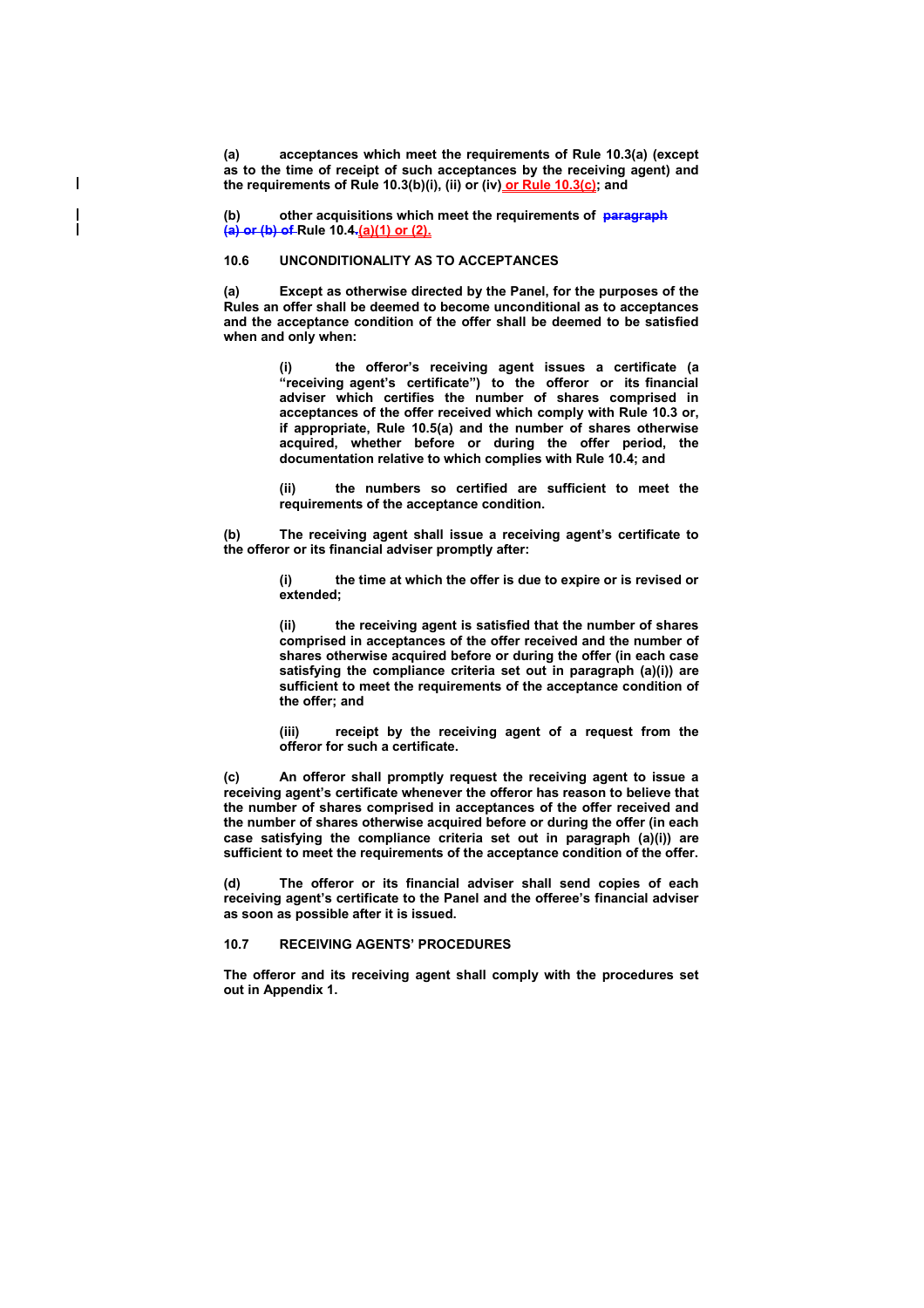**(a)** acceptances which meet the requirements of Rule 10.3(a) (except as to the time of receipt of such acceptances by the receiving agent) and the requirements of Rule 10.3(b)(i), (ii) or (iv) or Rule 10.3(c); and

**(b)** other acquisitions which meet the requirements of ~~paragraph (a) or (b) of~~ Rule 10.4.(a)(1) or (2).

**10.6 UNCONDITIONALITY AS TO ACCEPTANCES**

**(a)** Except as otherwise directed by the Panel, for the purposes of the Rules an offer shall be deemed to become unconditional as to acceptances and the acceptance condition of the offer shall be deemed to be satisfied when and only when:

> **(i)** the offeror's receiving agent issues a certificate (a "receiving agent's certificate") to the offeror or its financial adviser which certifies the number of shares comprised in acceptances of the offer received which comply with Rule 10.3 or, if appropriate, Rule 10.5(a) and the number of shares otherwise acquired, whether before or during the offer period, the documentation relative to which complies with Rule 10.4; and
>
> **(ii)** the numbers so certified are sufficient to meet the requirements of the acceptance condition.

**(b)** The receiving agent shall issue a receiving agent's certificate to the offeror or its financial adviser promptly after:

> **(i)** the time at which the offer is due to expire or is revised or extended;
>
> **(ii)** the receiving agent is satisfied that the number of shares comprised in acceptances of the offer received and the number of shares otherwise acquired before or during the offer (in each case satisfying the compliance criteria set out in paragraph (a)(i)) are sufficient to meet the requirements of the acceptance condition of the offer; and
>
> **(iii)** receipt by the receiving agent of a request from the offeror for such a certificate.

**(c)** An offeror shall promptly request the receiving agent to issue a receiving agent's certificate whenever the offeror has reason to believe that the number of shares comprised in acceptances of the offer received and the number of shares otherwise acquired before or during the offer (in each case satisfying the compliance criteria set out in paragraph (a)(i)) are sufficient to meet the requirements of the acceptance condition of the offer.

**(d)** The offeror or its financial adviser shall send copies of each receiving agent's certificate to the Panel and the offeree's financial adviser as soon as possible after it is issued.

**10.7 RECEIVING AGENTS' PROCEDURES**

The offeror and its receiving agent shall comply with the procedures set out in Appendix 1.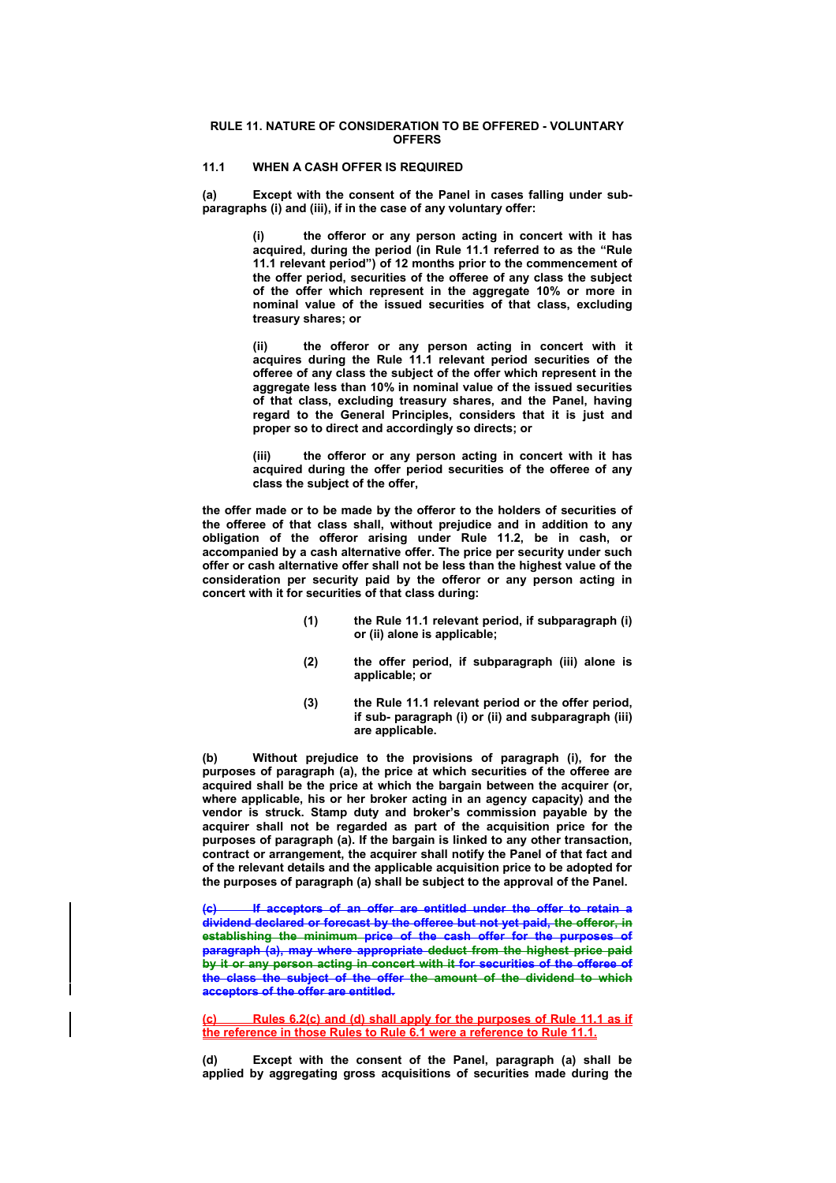## RULE 11. NATURE OF CONSIDERATION TO BE OFFERED - VOLUNTARY OFFERS

### 11.1 WHEN A CASH OFFER IS REQUIRED

**(a) Except with the consent of the Panel in cases falling under sub-paragraphs (i) and (iii), if in the case of any voluntary offer:**

> **(i) the offeror or any person acting in concert with it has acquired, during the period (in Rule 11.1 referred to as the "Rule 11.1 relevant period") of 12 months prior to the commencement of the offer period, securities of the offeree of any class the subject of the offer which represent in the aggregate 10% or more in nominal value of the issued securities of that class, excluding treasury shares; or**
>
> **(ii) the offeror or any person acting in concert with it acquires during the Rule 11.1 relevant period securities of the offeree of any class the subject of the offer which represent in the aggregate less than 10% in nominal value of the issued securities of that class, excluding treasury shares, and the Panel, having regard to the General Principles, considers that it is just and proper so to direct and accordingly so directs; or**
>
> **(iii) the offeror or any person acting in concert with it has acquired during the offer period securities of the offeree of any class the subject of the offer,**

**the offer made or to be made by the offeror to the holders of securities of the offeree of that class shall, without prejudice and in addition to any obligation of the offeror arising under Rule 11.2, be in cash, or accompanied by a cash alternative offer. The price per security under such offer or cash alternative offer shall not be less than the highest value of the consideration per security paid by the offeror or any person acting in concert with it for securities of that class during:**

> **(1) the Rule 11.1 relevant period, if subparagraph (i) or (ii) alone is applicable;**
>
> **(2) the offer period, if subparagraph (iii) alone is applicable; or**
>
> **(3) the Rule 11.1 relevant period or the offer period, if sub- paragraph (i) or (ii) and subparagraph (iii) are applicable.**

**(b) Without prejudice to the provisions of paragraph (i), for the purposes of paragraph (a), the price at which securities of the offeree are acquired shall be the price at which the bargain between the acquirer (or, where applicable, his or her broker acting in an agency capacity) and the vendor is struck. Stamp duty and broker's commission payable by the acquirer shall not be regarded as part of the acquisition price for the purposes of paragraph (a). If the bargain is linked to any other transaction, contract or arrangement, the acquirer shall notify the Panel of that fact and of the relevant details and the applicable acquisition price to be adopted for the purposes of paragraph (a) shall be subject to the approval of the Panel.**

~~**(c) If acceptors of an offer are entitled under the offer to retain a dividend declared or forecast by the offeree but not yet paid, the offeror, in establishing the minimum price of the cash offer for the purposes of paragraph (a), may where appropriate deduct from the highest price paid by it or any person acting in concert with it for securities of the offeree of the class the subject of the offer the amount of the dividend to which acceptors of the offer are entitled.**~~

<u>**(c) Rules 6.2(c) and (d) shall apply for the purposes of Rule 11.1 as if the reference in those Rules to Rule 6.1 were a reference to Rule 11.1.**</u>

**(d) Except with the consent of the Panel, paragraph (a) shall be applied by aggregating gross acquisitions of securities made during the**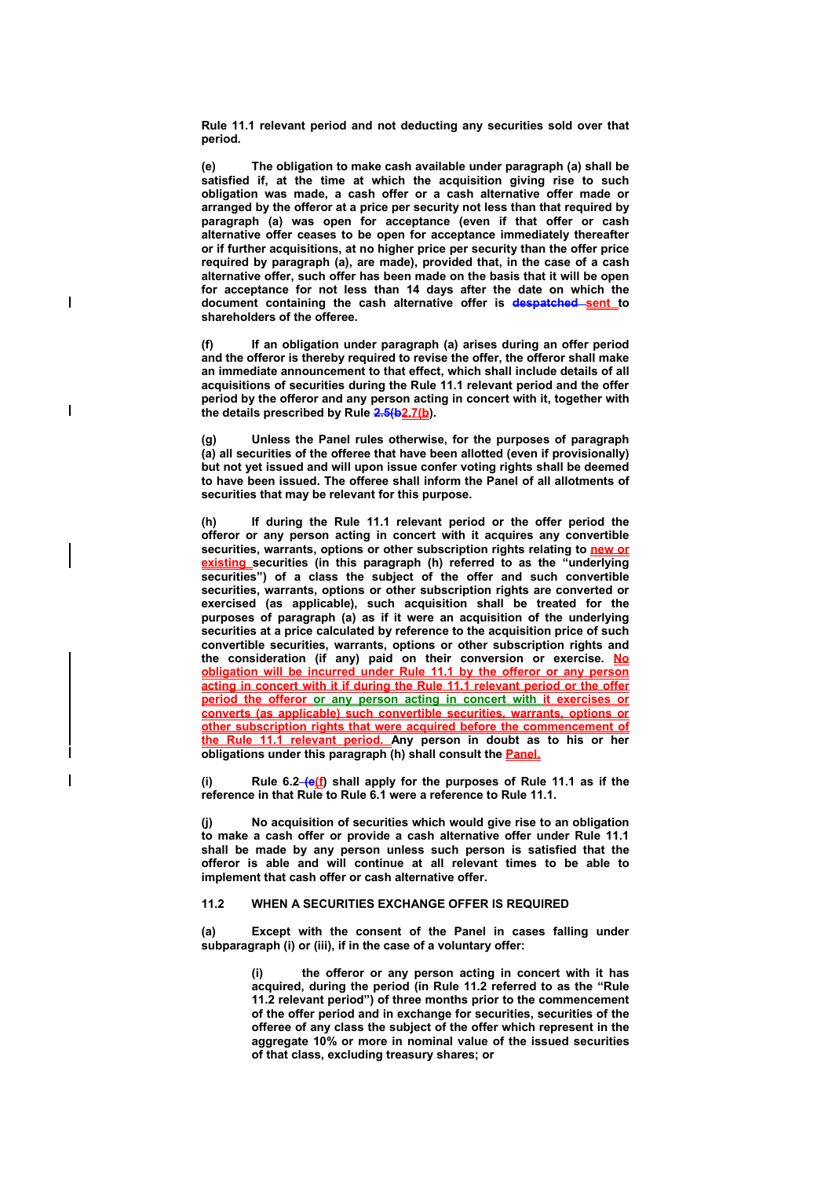**Rule 11.1 relevant period and not deducting any securities sold over that period.**

**(e) The obligation to make cash available under paragraph (a) shall be satisfied if, at the time at which the acquisition giving rise to such obligation was made, a cash offer or a cash alternative offer made or arranged by the offeror at a price per security not less than that required by paragraph (a) was open for acceptance (even if that offer or cash alternative offer ceases to be open for acceptance immediately thereafter or if further acquisitions, at no higher price per security than the offer price required by paragraph (a), are made), provided that, in the case of a cash alternative offer, such offer has been made on the basis that it will be open for acceptance for not less than 14 days after the date on which the document containing the cash alternative offer is ~~despatched~~ sent to shareholders of the offeree.**

**(f) If an obligation under paragraph (a) arises during an offer period and the offeror is thereby required to revise the offer, the offeror shall make an immediate announcement to that effect, which shall include details of all acquisitions of securities during the Rule 11.1 relevant period and the offer period by the offeror and any person acting in concert with it, together with the details prescribed by Rule ~~2.5(b~~2.7(b).**

**(g) Unless the Panel rules otherwise, for the purposes of paragraph (a) all securities of the offeree that have been allotted (even if provisionally) but not yet issued and will upon issue confer voting rights shall be deemed to have been issued. The offeree shall inform the Panel of all allotments of securities that may be relevant for this purpose.**

**(h) If during the Rule 11.1 relevant period or the offer period the offeror or any person acting in concert with it acquires any convertible securities, warrants, options or other subscription rights relating to new or existing securities (in this paragraph (h) referred to as the "underlying securities") of a class the subject of the offer and such convertible securities, warrants, options or other subscription rights are converted or exercised (as applicable), such acquisition shall be treated for the purposes of paragraph (a) as if it were an acquisition of the underlying securities at a price calculated by reference to the acquisition price of such convertible securities, warrants, options or other subscription rights and the consideration (if any) paid on their conversion or exercise. No obligation will be incurred under Rule 11.1 by the offeror or any person acting in concert with it if during the Rule 11.1 relevant period or the offer period the offeror or any person acting in concert with it exercises or converts (as applicable) such convertible securities, warrants, options or other subscription rights that were acquired before the commencement of the Rule 11.1 relevant period. Any person in doubt as to his or her obligations under this paragraph (h) shall consult the Panel.**

**(i) Rule 6.2 ~~(e~~(f) shall apply for the purposes of Rule 11.1 as if the reference in that Rule to Rule 6.1 were a reference to Rule 11.1.**

**(j) No acquisition of securities which would give rise to an obligation to make a cash offer or provide a cash alternative offer under Rule 11.1 shall be made by any person unless such person is satisfied that the offeror is able and will continue at all relevant times to be able to implement that cash offer or cash alternative offer.**

**11.2 WHEN A SECURITIES EXCHANGE OFFER IS REQUIRED**

**(a) Except with the consent of the Panel in cases falling under subparagraph (i) or (iii), if in the case of a voluntary offer:**

> **(i) the offeror or any person acting in concert with it has acquired, during the period (in Rule 11.2 referred to as the "Rule 11.2 relevant period") of three months prior to the commencement of the offer period and in exchange for securities, securities of the offeree of any class the subject of the offer which represent in the aggregate 10% or more in nominal value of the issued securities of that class, excluding treasury shares; or**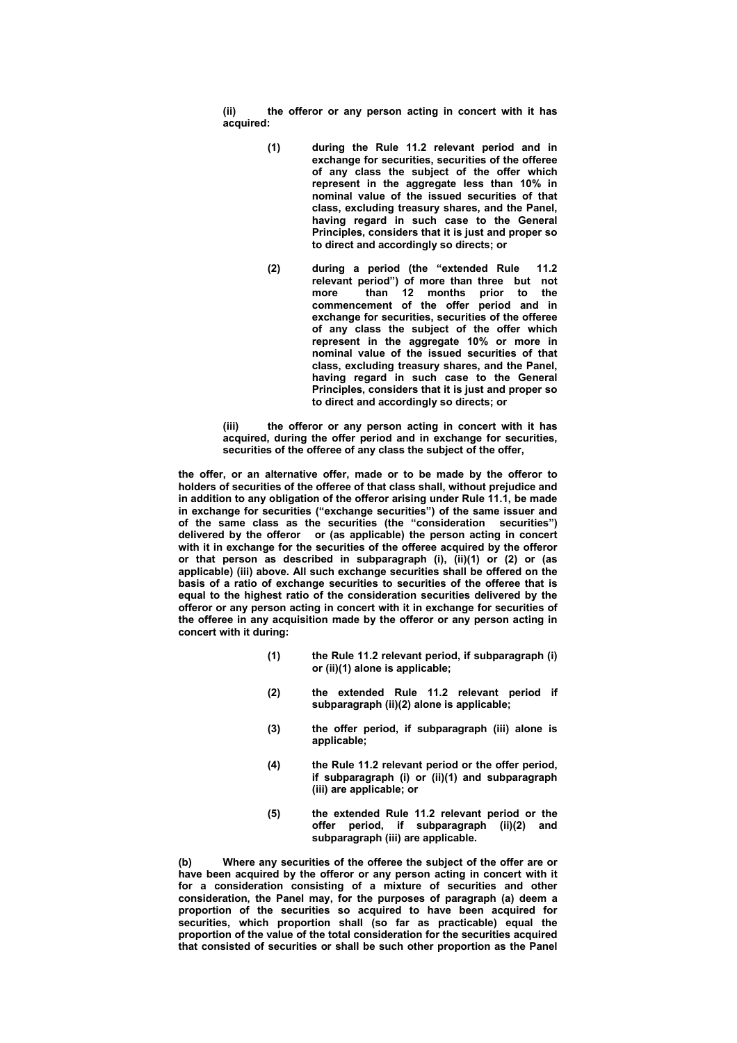**(ii) the offeror or any person acting in concert with it has acquired:**

> **(1) during the Rule 11.2 relevant period and in exchange for securities, securities of the offeree of any class the subject of the offer which represent in the aggregate less than 10% in nominal value of the issued securities of that class, excluding treasury shares, and the Panel, having regard in such case to the General Principles, considers that it is just and proper so to direct and accordingly so directs; or**
>
> **(2) during a period (the "extended Rule 11.2 relevant period") of more than three but not more than 12 months prior to the commencement of the offer period and in exchange for securities, securities of the offeree of any class the subject of the offer which represent in the aggregate 10% or more in nominal value of the issued securities of that class, excluding treasury shares, and the Panel, having regard in such case to the General Principles, considers that it is just and proper so to direct and accordingly so directs; or**

**(iii) the offeror or any person acting in concert with it has acquired, during the offer period and in exchange for securities, securities of the offeree of any class the subject of the offer,**

**the offer, or an alternative offer, made or to be made by the offeror to holders of securities of the offeree of that class shall, without prejudice and in addition to any obligation of the offeror arising under Rule 11.1, be made in exchange for securities ("exchange securities") of the same issuer and of the same class as the securities (the "consideration securities") delivered by the offeror or (as applicable) the person acting in concert with it in exchange for the securities of the offeree acquired by the offeror or that person as described in subparagraph (i), (ii)(1) or (2) or (as applicable) (iii) above. All such exchange securities shall be offered on the basis of a ratio of exchange securities to securities of the offeree that is equal to the highest ratio of the consideration securities delivered by the offeror or any person acting in concert with it in exchange for securities of the offeree in any acquisition made by the offeror or any person acting in concert with it during:**

> **(1) the Rule 11.2 relevant period, if subparagraph (i) or (ii)(1) alone is applicable;**
>
> **(2) the extended Rule 11.2 relevant period if subparagraph (ii)(2) alone is applicable;**
>
> **(3) the offer period, if subparagraph (iii) alone is applicable;**
>
> **(4) the Rule 11.2 relevant period or the offer period, if subparagraph (i) or (ii)(1) and subparagraph (iii) are applicable; or**
>
> **(5) the extended Rule 11.2 relevant period or the offer period, if subparagraph (ii)(2) and subparagraph (iii) are applicable.**

**(b) Where any securities of the offeree the subject of the offer are or have been acquired by the offeror or any person acting in concert with it for a consideration consisting of a mixture of securities and other consideration, the Panel may, for the purposes of paragraph (a) deem a proportion of the securities so acquired to have been acquired for securities, which proportion shall (so far as practicable) equal the proportion of the value of the total consideration for the securities acquired that consisted of securities or shall be such other proportion as the Panel**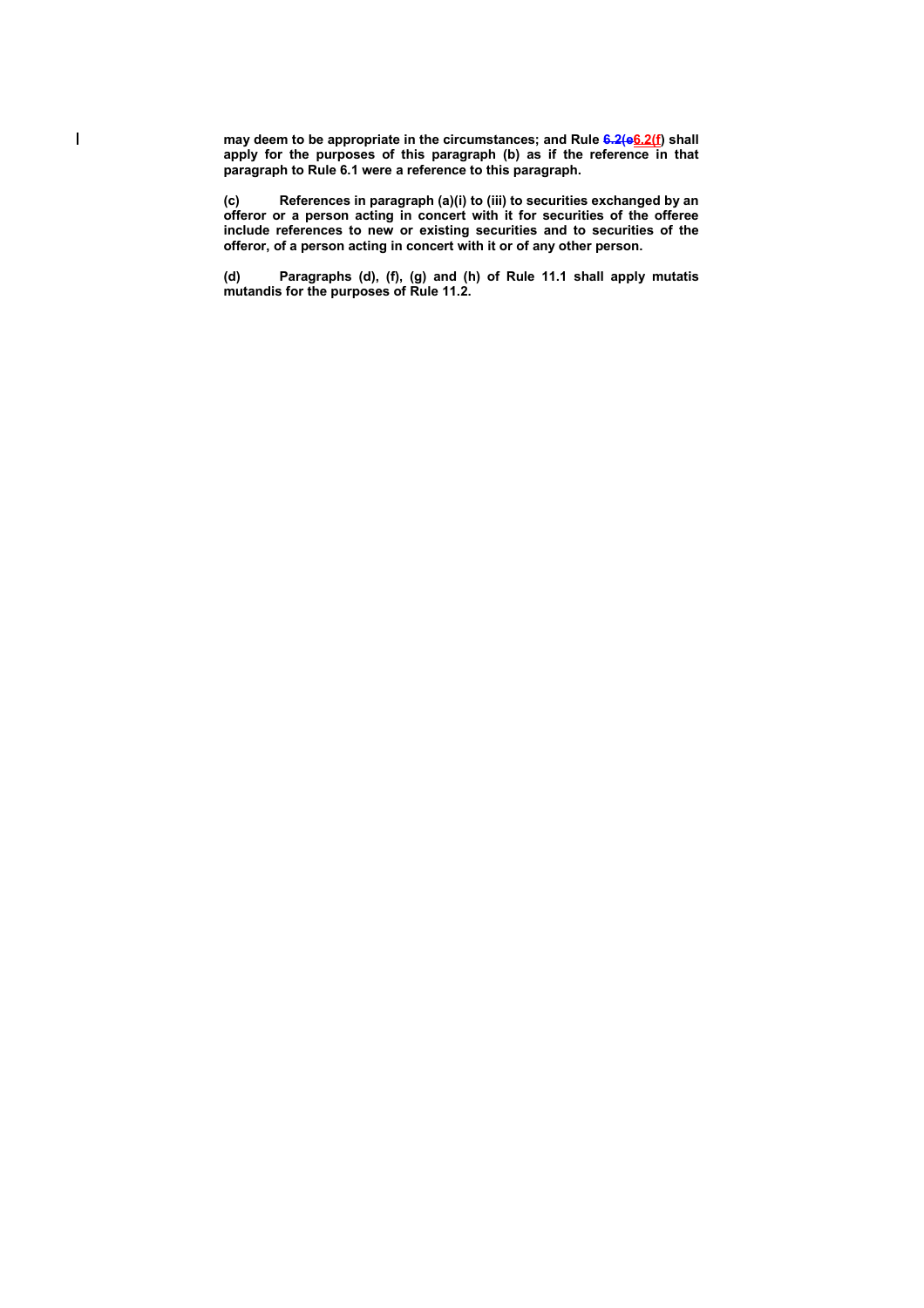**may deem to be appropriate in the circumstances; and Rule ~~6.2(e~~6.2(f) shall apply for the purposes of this paragraph (b) as if the reference in that paragraph to Rule 6.1 were a reference to this paragraph.**

**(c) References in paragraph (a)(i) to (iii) to securities exchanged by an offeror or a person acting in concert with it for securities of the offeree include references to new or existing securities and to securities of the offeror, of a person acting in concert with it or of any other person.**

**(d) Paragraphs (d), (f), (g) and (h) of Rule 11.1 shall apply mutatis mutandis for the purposes of Rule 11.2.**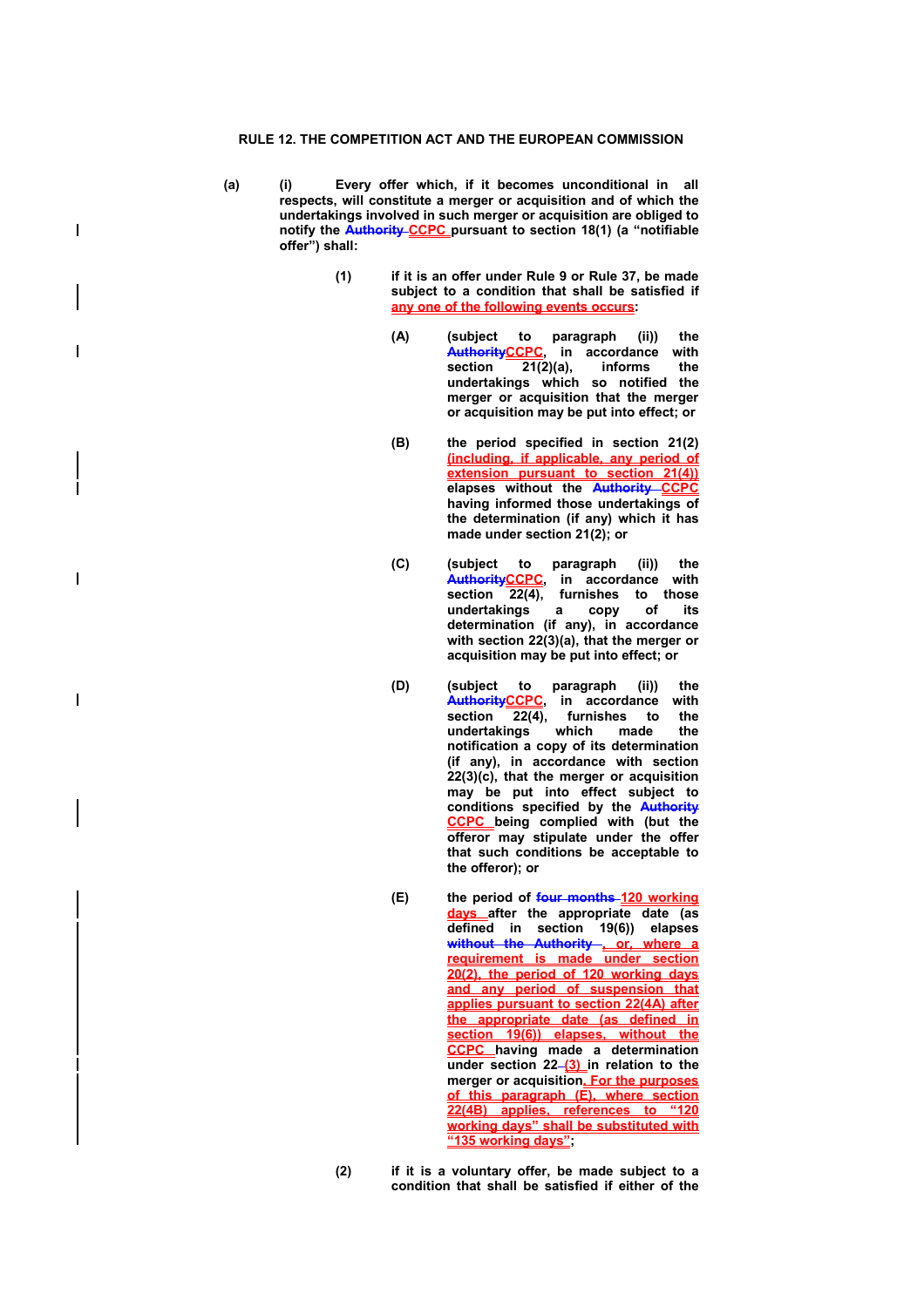**RULE 12. THE COMPETITION ACT AND THE EUROPEAN COMMISSION**

**(a) (i) Every offer which, if it becomes unconditional in all respects, will constitute a merger or acquisition and of which the undertakings involved in such merger or acquisition are obliged to notify the ~~Authority~~ CCPC pursuant to section 18(1) (a "notifiable offer") shall:**

**(1) if it is an offer under Rule 9 or Rule 37, be made subject to a condition that shall be satisfied if any one of the following events occurs:**

**(A) (subject to paragraph (ii)) the ~~Authority~~CCPC, in accordance with section 21(2)(a), informs the undertakings which so notified the merger or acquisition that the merger or acquisition may be put into effect; or**

**(B) the period specified in section 21(2) (including, if applicable, any period of extension pursuant to section 21(4)) elapses without the ~~Authority~~ CCPC having informed those undertakings of the determination (if any) which it has made under section 21(2); or**

**(C) (subject to paragraph (ii)) the ~~Authority~~CCPC, in accordance with section 22(4), furnishes to those undertakings a copy of its determination (if any), in accordance with section 22(3)(a), that the merger or acquisition may be put into effect; or**

**(D) (subject to paragraph (ii)) the ~~Authority~~CCPC, in accordance with section 22(4), furnishes to the undertakings which made the notification a copy of its determination (if any), in accordance with section 22(3)(c), that the merger or acquisition may be put into effect subject to conditions specified by the ~~Authority~~ CCPC being complied with (but the offeror may stipulate under the offer that such conditions be acceptable to the offeror); or**

**(E) the period of ~~four months~~ 120 working days after the appropriate date (as defined in section 19(6)) elapses ~~without the Authority~~ , or, where a requirement is made under section 20(2), the period of 120 working days and any period of suspension that applies pursuant to section 22(4A) after the appropriate date (as defined in section 19(6)) elapses, without the CCPC having made a determination under section 22 (3) in relation to the merger or acquisition. For the purposes of this paragraph (E), where section 22(4B) applies, references to "120 working days" shall be substituted with "135 working days";**

**(2) if it is a voluntary offer, be made subject to a condition that shall be satisfied if either of the**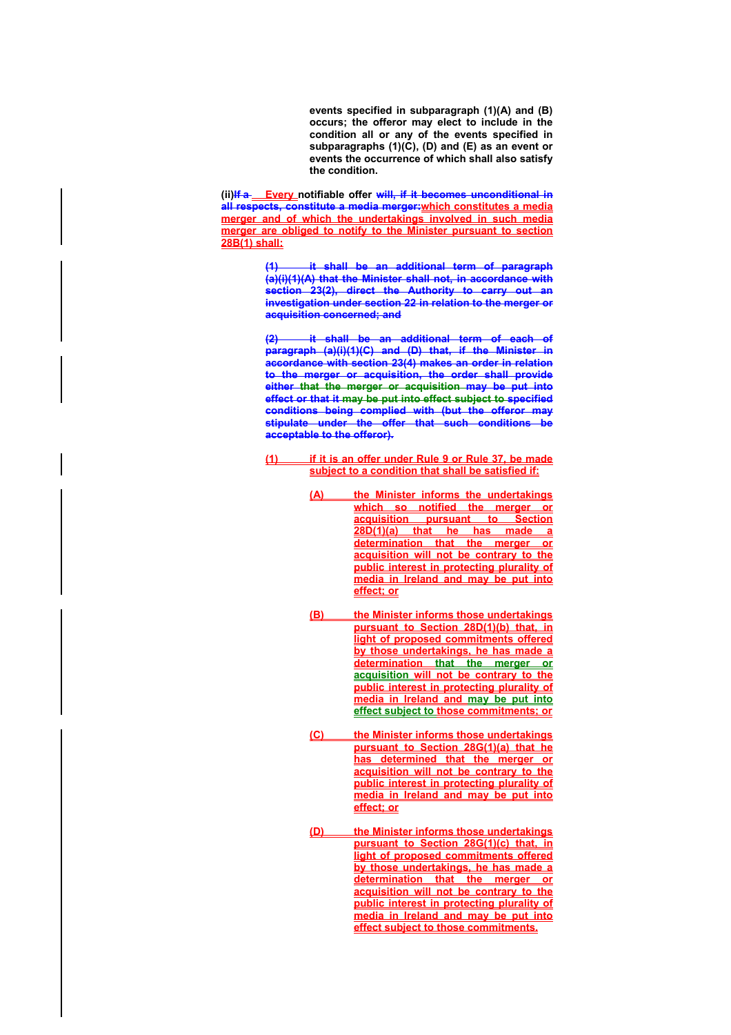events specified in subparagraph (1)(A) and (B) occurs; the offeror may elect to include in the condition all or any of the events specified in subparagraphs (1)(C), (D) and (E) as an event or events the occurrence of which shall also satisfy the condition.

(ii)~~If a~~ Every notifiable offer ~~will, if it becomes unconditional in all respects, constitute a media merger:~~which constitutes a media merger and of which the undertakings involved in such media merger are obliged to notify to the Minister pursuant to section 28B(1) shall:

~~(1) it shall be an additional term of paragraph (a)(i)(1)(A) that the Minister shall not, in accordance with section 23(2), direct the Authority to carry out an investigation under section 22 in relation to the merger or acquisition concerned; and~~

~~(2) it shall be an additional term of each of paragraph (a)(i)(1)(C) and (D) that, if the Minister in accordance with section 23(4) makes an order in relation to the merger or acquisition, the order shall provide either that the merger or acquisition may be put into effect or that it may be put into effect subject to specified conditions being complied with (but the offeror may stipulate under the offer that such conditions be acceptable to the offeror).~~

(1) if it is an offer under Rule 9 or Rule 37, be made subject to a condition that shall be satisfied if:

(A) the Minister informs the undertakings which so notified the merger or acquisition pursuant to Section 28D(1)(a) that he has made a determination that the merger or acquisition will not be contrary to the public interest in protecting plurality of media in Ireland and may be put into effect; or

(B) the Minister informs those undertakings pursuant to Section 28D(1)(b) that, in light of proposed commitments offered by those undertakings, he has made a determination that the merger or acquisition will not be contrary to the public interest in protecting plurality of media in Ireland and may be put into effect subject to those commitments; or

(C) the Minister informs those undertakings pursuant to Section 28G(1)(a) that he has determined that the merger or acquisition will not be contrary to the public interest in protecting plurality of media in Ireland and may be put into effect; or

(D) the Minister informs those undertakings pursuant to Section 28G(1)(c) that, in light of proposed commitments offered by those undertakings, he has made a determination that the merger or acquisition will not be contrary to the public interest in protecting plurality of media in Ireland and may be put into effect subject to those commitments.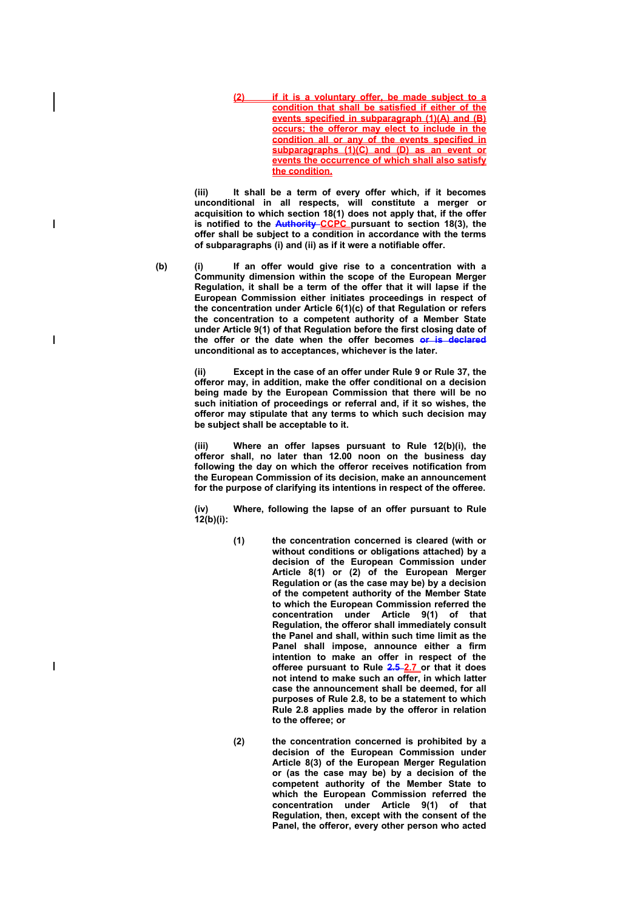(2) if it is a voluntary offer, be made subject to a condition that shall be satisfied if either of the events specified in subparagraph (1)(A) and (B) occurs; the offeror may elect to include in the condition all or any of the events specified in subparagraphs (1)(C) and (D) as an event or events the occurrence of which shall also satisfy the condition.

**(iii) It shall be a term of every offer which, if it becomes unconditional in all respects, will constitute a merger or acquisition to which section 18(1) does not apply that, if the offer is notified to the ~~Authority~~ CCPC pursuant to section 18(3), the offer shall be subject to a condition in accordance with the terms of subparagraphs (i) and (ii) as if it were a notifiable offer.**

**(b) (i) If an offer would give rise to a concentration with a Community dimension within the scope of the European Merger Regulation, it shall be a term of the offer that it will lapse if the European Commission either initiates proceedings in respect of the concentration under Article 6(1)(c) of that Regulation or refers the concentration to a competent authority of a Member State under Article 9(1) of that Regulation before the first closing date of the offer or the date when the offer becomes ~~or is declared~~ unconditional as to acceptances, whichever is the later.**

**(ii) Except in the case of an offer under Rule 9 or Rule 37, the offeror may, in addition, make the offer conditional on a decision being made by the European Commission that there will be no such initiation of proceedings or referral and, if it so wishes, the offeror may stipulate that any terms to which such decision may be subject shall be acceptable to it.**

**(iii) Where an offer lapses pursuant to Rule 12(b)(i), the offeror shall, no later than 12.00 noon on the business day following the day on which the offeror receives notification from the European Commission of its decision, make an announcement for the purpose of clarifying its intentions in respect of the offeree.**

**(iv) Where, following the lapse of an offer pursuant to Rule 12(b)(i):**

**(1) the concentration concerned is cleared (with or without conditions or obligations attached) by a decision of the European Commission under Article 8(1) or (2) of the European Merger Regulation or (as the case may be) by a decision of the competent authority of the Member State to which the European Commission referred the concentration under Article 9(1) of that Regulation, the offeror shall immediately consult the Panel and shall, within such time limit as the Panel shall impose, announce either a firm intention to make an offer in respect of the offeree pursuant to Rule ~~2.5~~ 2.7 or that it does not intend to make such an offer, in which latter case the announcement shall be deemed, for all purposes of Rule 2.8, to be a statement to which Rule 2.8 applies made by the offeror in relation to the offeree; or**

**(2) the concentration concerned is prohibited by a decision of the European Commission under Article 8(3) of the European Merger Regulation or (as the case may be) by a decision of the competent authority of the Member State to which the European Commission referred the concentration under Article 9(1) of that Regulation, then, except with the consent of the Panel, the offeror, every other person who acted**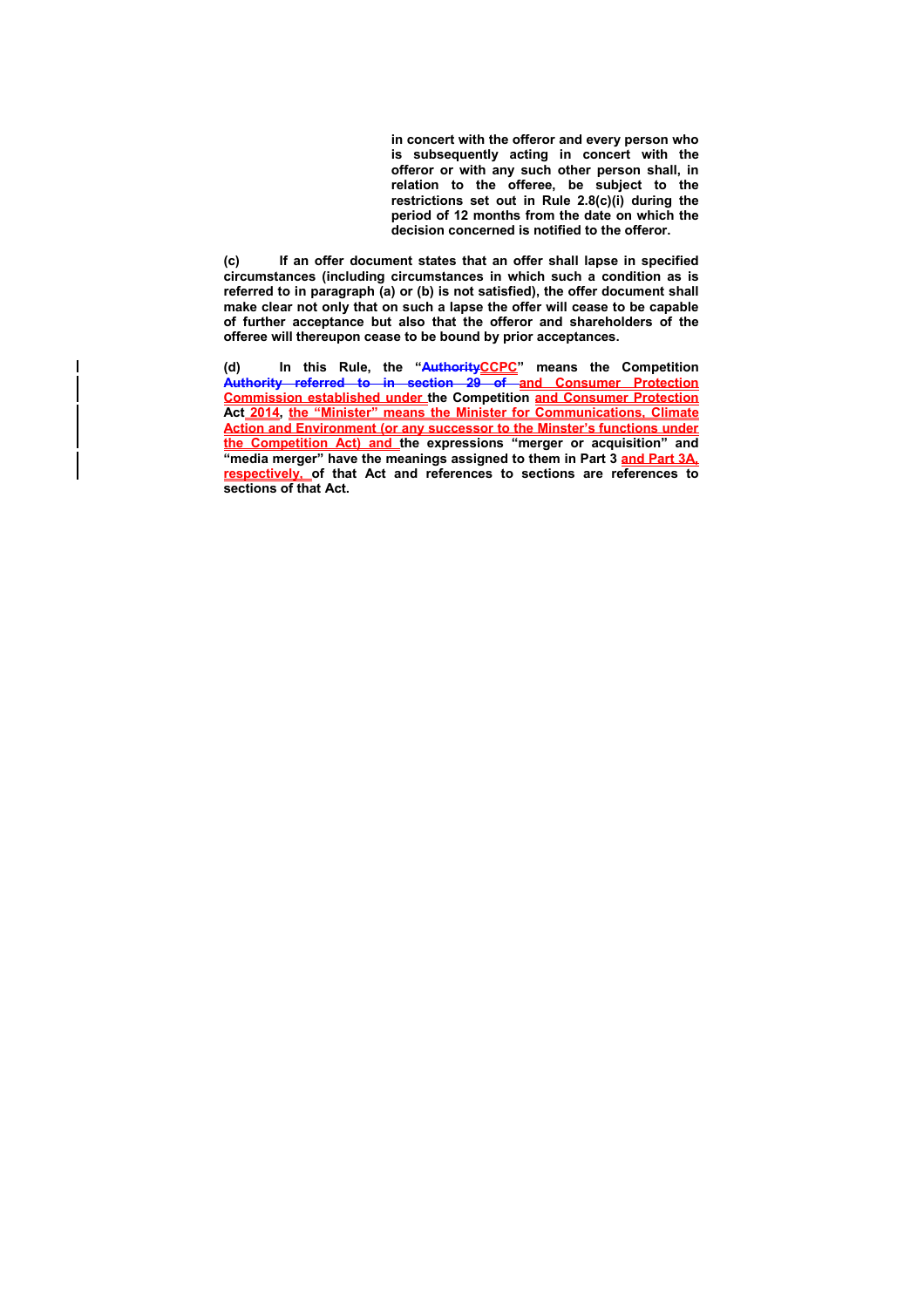**in concert with the offeror and every person who is subsequently acting in concert with the offeror or with any such other person shall, in relation to the offeree, be subject to the restrictions set out in Rule 2.8(c)(i) during the period of 12 months from the date on which the decision concerned is notified to the offeror.**

**(c) If an offer document states that an offer shall lapse in specified circumstances (including circumstances in which such a condition as is referred to in paragraph (a) or (b) is not satisfied), the offer document shall make clear not only that on such a lapse the offer will cease to be capable of further acceptance but also that the offeror and shareholders of the offeree will thereupon cease to be bound by prior acceptances.**

**(d) In this Rule, the "~~Authority~~CCPC" means the Competition ~~Authority referred to in section 29 of~~ and Consumer Protection Commission established under the Competition and Consumer Protection Act 2014, the "Minister" means the Minister for Communications, Climate Action and Environment (or any successor to the Minster's functions under the Competition Act) and the expressions "merger or acquisition" and "media merger" have the meanings assigned to them in Part 3 and Part 3A, respectively, of that Act and references to sections are references to sections of that Act.**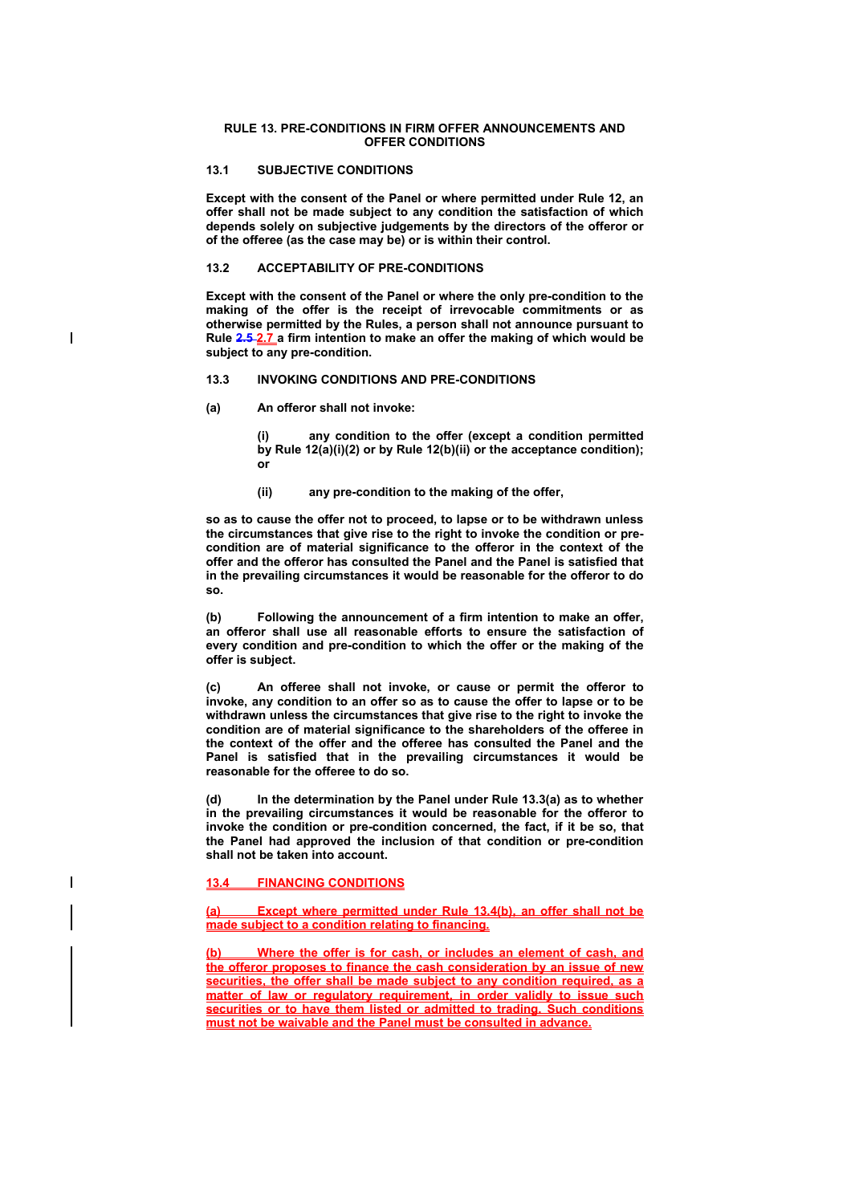## RULE 13. PRE-CONDITIONS IN FIRM OFFER ANNOUNCEMENTS AND OFFER CONDITIONS

### 13.1 SUBJECTIVE CONDITIONS

**Except with the consent of the Panel or where permitted under Rule 12, an offer shall not be made subject to any condition the satisfaction of which depends solely on subjective judgements by the directors of the offeror or of the offeree (as the case may be) or is within their control.**

### 13.2 ACCEPTABILITY OF PRE-CONDITIONS

**Except with the consent of the Panel or where the only pre-condition to the making of the offer is the receipt of irrevocable commitments or as otherwise permitted by the Rules, a person shall not announce pursuant to Rule ~~2.5~~ 2.7 a firm intention to make an offer the making of which would be subject to any pre-condition.**

### 13.3 INVOKING CONDITIONS AND PRE-CONDITIONS

**(a) An offeror shall not invoke:**

**(i) any condition to the offer (except a condition permitted by Rule 12(a)(i)(2) or by Rule 12(b)(ii) or the acceptance condition); or**

**(ii) any pre-condition to the making of the offer,**

**so as to cause the offer not to proceed, to lapse or to be withdrawn unless the circumstances that give rise to the right to invoke the condition or pre-condition are of material significance to the offeror in the context of the offer and the offeror has consulted the Panel and the Panel is satisfied that in the prevailing circumstances it would be reasonable for the offeror to do so.**

**(b) Following the announcement of a firm intention to make an offer, an offeror shall use all reasonable efforts to ensure the satisfaction of every condition and pre-condition to which the offer or the making of the offer is subject.**

**(c) An offeree shall not invoke, or cause or permit the offeror to invoke, any condition to an offer so as to cause the offer to lapse or to be withdrawn unless the circumstances that give rise to the right to invoke the condition are of material significance to the shareholders of the offeree in the context of the offer and the offeree has consulted the Panel and the Panel is satisfied that in the prevailing circumstances it would be reasonable for the offeree to do so.**

**(d) In the determination by the Panel under Rule 13.3(a) as to whether in the prevailing circumstances it would be reasonable for the offeror to invoke the condition or pre-condition concerned, the fact, if it be so, that the Panel had approved the inclusion of that condition or pre-condition shall not be taken into account.**

### 13.4 FINANCING CONDITIONS

**(a) Except where permitted under Rule 13.4(b), an offer shall not be made subject to a condition relating to financing.**

**(b) Where the offer is for cash, or includes an element of cash, and the offeror proposes to finance the cash consideration by an issue of new securities, the offer shall be made subject to any condition required, as a matter of law or regulatory requirement, in order validly to issue such securities or to have them listed or admitted to trading. Such conditions must not be waivable and the Panel must be consulted in advance.**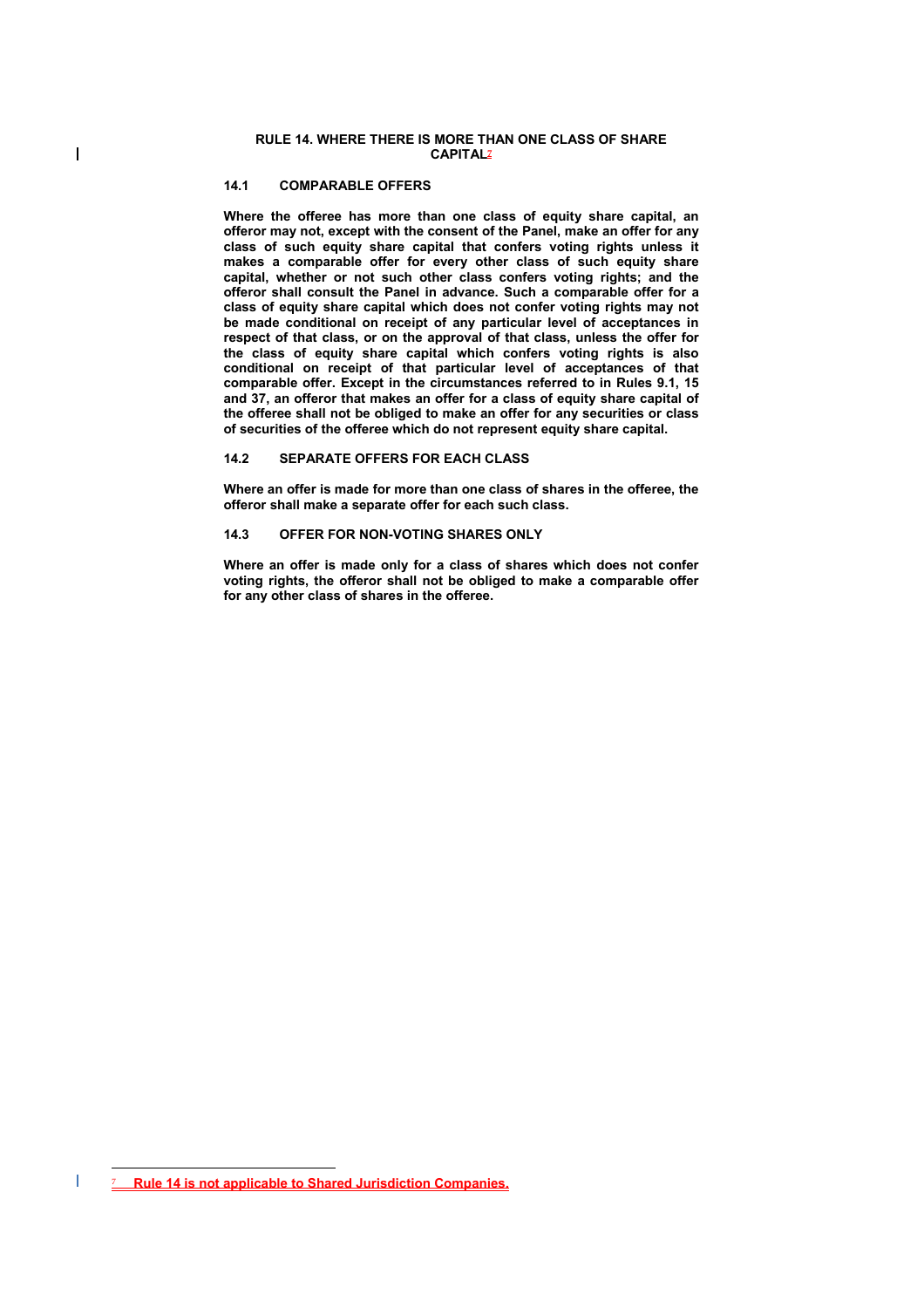## RULE 14. WHERE THERE IS MORE THAN ONE CLASS OF SHARE CAPITAL[7]

### 14.1 COMPARABLE OFFERS

**Where the offeree has more than one class of equity share capital, an offeror may not, except with the consent of the Panel, make an offer for any class of such equity share capital that confers voting rights unless it makes a comparable offer for every other class of such equity share capital, whether or not such other class confers voting rights; and the offeror shall consult the Panel in advance. Such a comparable offer for a class of equity share capital which does not confer voting rights may not be made conditional on receipt of any particular level of acceptances in respect of that class, or on the approval of that class, unless the offer for the class of equity share capital which confers voting rights is also conditional on receipt of that particular level of acceptances of that comparable offer. Except in the circumstances referred to in Rules 9.1, 15 and 37, an offeror that makes an offer for a class of equity share capital of the offeree shall not be obliged to make an offer for any securities or class of securities of the offeree which do not represent equity share capital.**

### 14.2 SEPARATE OFFERS FOR EACH CLASS

**Where an offer is made for more than one class of shares in the offeree, the offeror shall make a separate offer for each such class.**

### 14.3 OFFER FOR NON-VOTING SHARES ONLY

**Where an offer is made only for a class of shares which does not confer voting rights, the offeror shall not be obliged to make a comparable offer for any other class of shares in the offeree.**

---

[7] Rule 14 is not applicable to Shared Jurisdiction Companies.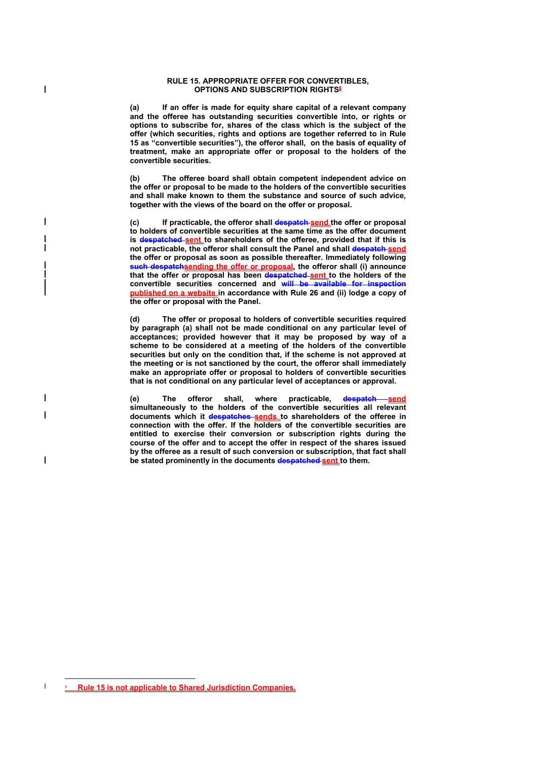## RULE 15. APPROPRIATE OFFER FOR CONVERTIBLES, OPTIONS AND SUBSCRIPTION RIGHTS[8]

**(a) If an offer is made for equity share capital of a relevant company and the offeree has outstanding securities convertible into, or rights or options to subscribe for, shares of the class which is the subject of the offer (which securities, rights and options are together referred to in Rule 15 as "convertible securities"), the offeror shall, on the basis of equality of treatment, make an appropriate offer or proposal to the holders of the convertible securities.**

**(b) The offeree board shall obtain competent independent advice on the offer or proposal to be made to the holders of the convertible securities and shall make known to them the substance and source of such advice, together with the views of the board on the offer or proposal.**

**(c) If practicable, the offeror shall ~~despatch~~ send the offer or proposal to holders of convertible securities at the same time as the offer document is ~~despatched~~ sent to shareholders of the offeree, provided that if this is not practicable, the offeror shall consult the Panel and shall ~~despatch~~ send the offer or proposal as soon as possible thereafter. Immediately following ~~such despatch~~sending the offer or proposal, the offeror shall (i) announce that the offer or proposal has been ~~despatched~~ sent to the holders of the convertible securities concerned and ~~will be available for inspection~~ published on a website in accordance with Rule 26 and (ii) lodge a copy of the offer or proposal with the Panel.**

**(d) The offer or proposal to holders of convertible securities required by paragraph (a) shall not be made conditional on any particular level of acceptances; provided however that it may be proposed by way of a scheme to be considered at a meeting of the holders of the convertible securities but only on the condition that, if the scheme is not approved at the meeting or is not sanctioned by the court, the offeror shall immediately make an appropriate offer or proposal to holders of convertible securities that is not conditional on any particular level of acceptances or approval.**

**(e) The offeror shall, where practicable, ~~despatch~~ send simultaneously to the holders of the convertible securities all relevant documents which it ~~despatches~~ sends to shareholders of the offeree in connection with the offer. If the holders of the convertible securities are entitled to exercise their conversion or subscription rights during the course of the offer and to accept the offer in respect of the shares issued by the offeree as a result of such conversion or subscription, that fact shall be stated prominently in the documents ~~despatched~~ sent to them.**

---

[8] Rule 15 is not applicable to Shared Jurisdiction Companies.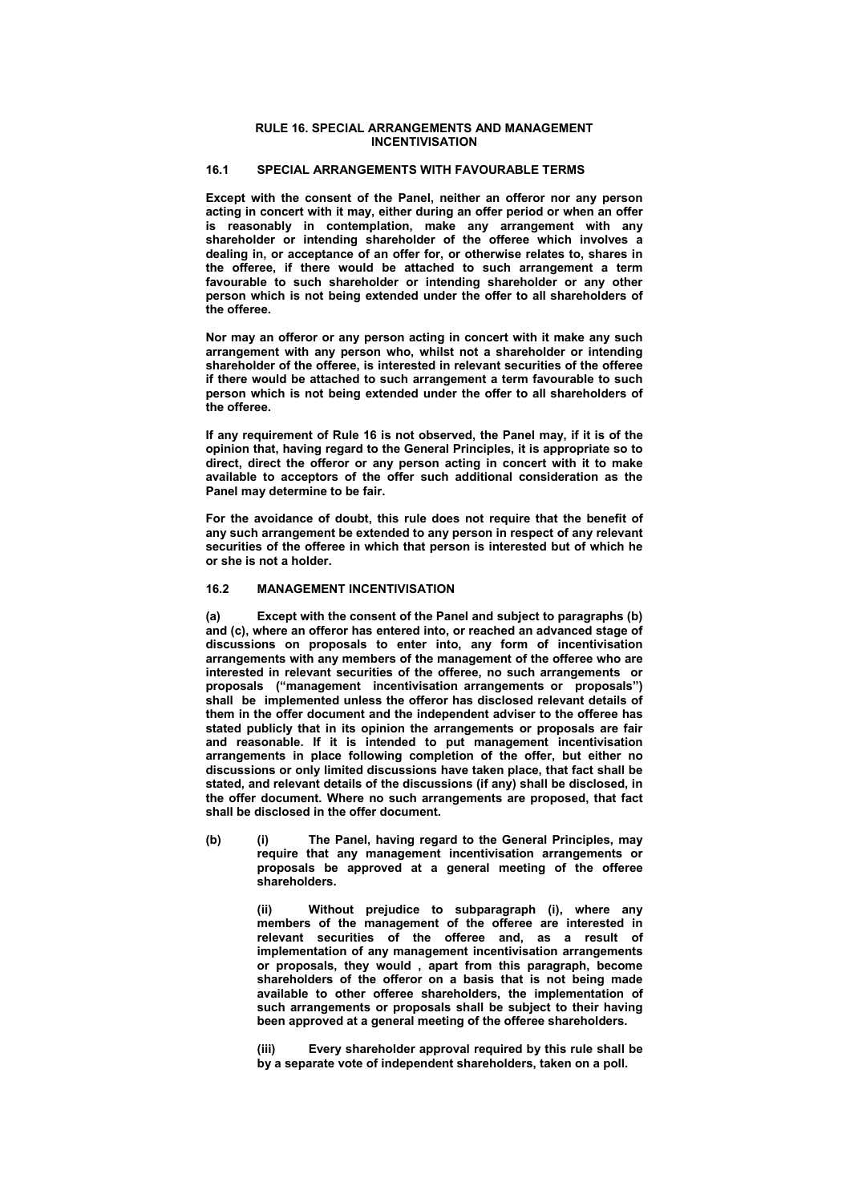# RULE 16. SPECIAL ARRANGEMENTS AND MANAGEMENT INCENTIVISATION

## 16.1 SPECIAL ARRANGEMENTS WITH FAVOURABLE TERMS

**Except with the consent of the Panel, neither an offeror nor any person acting in concert with it may, either during an offer period or when an offer is reasonably in contemplation, make any arrangement with any shareholder or intending shareholder of the offeree which involves a dealing in, or acceptance of an offer for, or otherwise relates to, shares in the offeree, if there would be attached to such arrangement a term favourable to such shareholder or intending shareholder or any other person which is not being extended under the offer to all shareholders of the offeree.**

**Nor may an offeror or any person acting in concert with it make any such arrangement with any person who, whilst not a shareholder or intending shareholder of the offeree, is interested in relevant securities of the offeree if there would be attached to such arrangement a term favourable to such person which is not being extended under the offer to all shareholders of the offeree.**

**If any requirement of Rule 16 is not observed, the Panel may, if it is of the opinion that, having regard to the General Principles, it is appropriate so to direct, direct the offeror or any person acting in concert with it to make available to acceptors of the offer such additional consideration as the Panel may determine to be fair.**

**For the avoidance of doubt, this rule does not require that the benefit of any such arrangement be extended to any person in respect of any relevant securities of the offeree in which that person is interested but of which he or she is not a holder.**

## 16.2 MANAGEMENT INCENTIVISATION

**(a) Except with the consent of the Panel and subject to paragraphs (b) and (c), where an offeror has entered into, or reached an advanced stage of discussions on proposals to enter into, any form of incentivisation arrangements with any members of the management of the offeree who are interested in relevant securities of the offeree, no such arrangements or proposals ("management incentivisation arrangements or proposals") shall be implemented unless the offeror has disclosed relevant details of them in the offer document and the independent adviser to the offeree has stated publicly that in its opinion the arrangements or proposals are fair and reasonable. If it is intended to put management incentivisation arrangements in place following completion of the offer, but either no discussions or only limited discussions have taken place, that fact shall be stated, and relevant details of the discussions (if any) shall be disclosed, in the offer document. Where no such arrangements are proposed, that fact shall be disclosed in the offer document.**

**(b) (i) The Panel, having regard to the General Principles, may require that any management incentivisation arrangements or proposals be approved at a general meeting of the offeree shareholders.**

**(ii) Without prejudice to subparagraph (i), where any members of the management of the offeree are interested in relevant securities of the offeree and, as a result of implementation of any management incentivisation arrangements or proposals, they would , apart from this paragraph, become shareholders of the offeror on a basis that is not being made available to other offeree shareholders, the implementation of such arrangements or proposals shall be subject to their having been approved at a general meeting of the offeree shareholders.**

**(iii) Every shareholder approval required by this rule shall be by a separate vote of independent shareholders, taken on a poll.**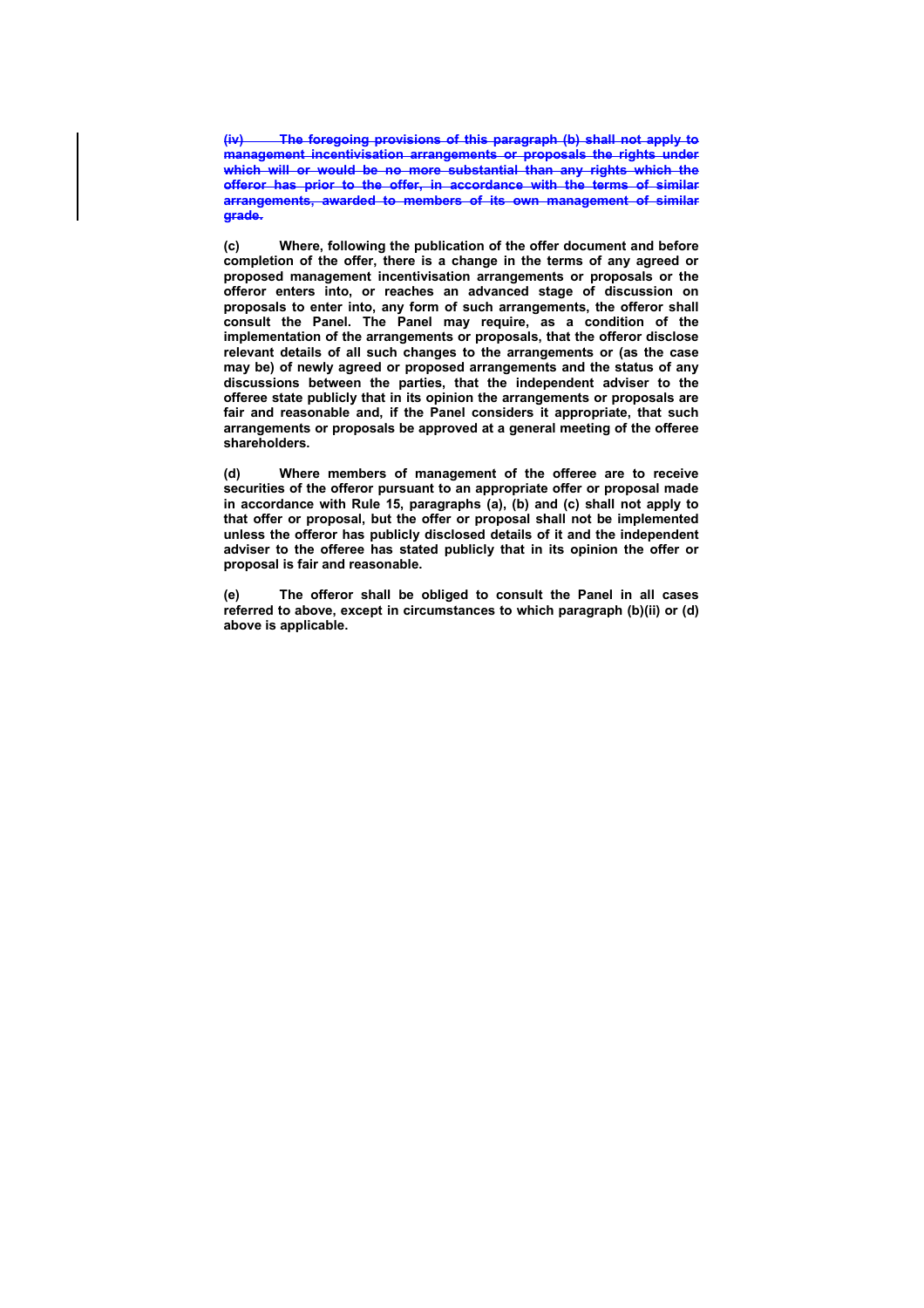~~**(iv) The foregoing provisions of this paragraph (b) shall not apply to management incentivisation arrangements or proposals the rights under which will or would be no more substantial than any rights which the offeror has prior to the offer, in accordance with the terms of similar arrangements, awarded to members of its own management of similar grade.**~~

**(c) Where, following the publication of the offer document and before completion of the offer, there is a change in the terms of any agreed or proposed management incentivisation arrangements or proposals or the offeror enters into, or reaches an advanced stage of discussion on proposals to enter into, any form of such arrangements, the offeror shall consult the Panel. The Panel may require, as a condition of the implementation of the arrangements or proposals, that the offeror disclose relevant details of all such changes to the arrangements or (as the case may be) of newly agreed or proposed arrangements and the status of any discussions between the parties, that the independent adviser to the offeree state publicly that in its opinion the arrangements or proposals are fair and reasonable and, if the Panel considers it appropriate, that such arrangements or proposals be approved at a general meeting of the offeree shareholders.**

**(d) Where members of management of the offeree are to receive securities of the offeror pursuant to an appropriate offer or proposal made in accordance with Rule 15, paragraphs (a), (b) and (c) shall not apply to that offer or proposal, but the offer or proposal shall not be implemented unless the offeror has publicly disclosed details of it and the independent adviser to the offeree has stated publicly that in its opinion the offer or proposal is fair and reasonable.**

**(e) The offeror shall be obliged to consult the Panel in all cases referred to above, except in circumstances to which paragraph (b)(ii) or (d) above is applicable.**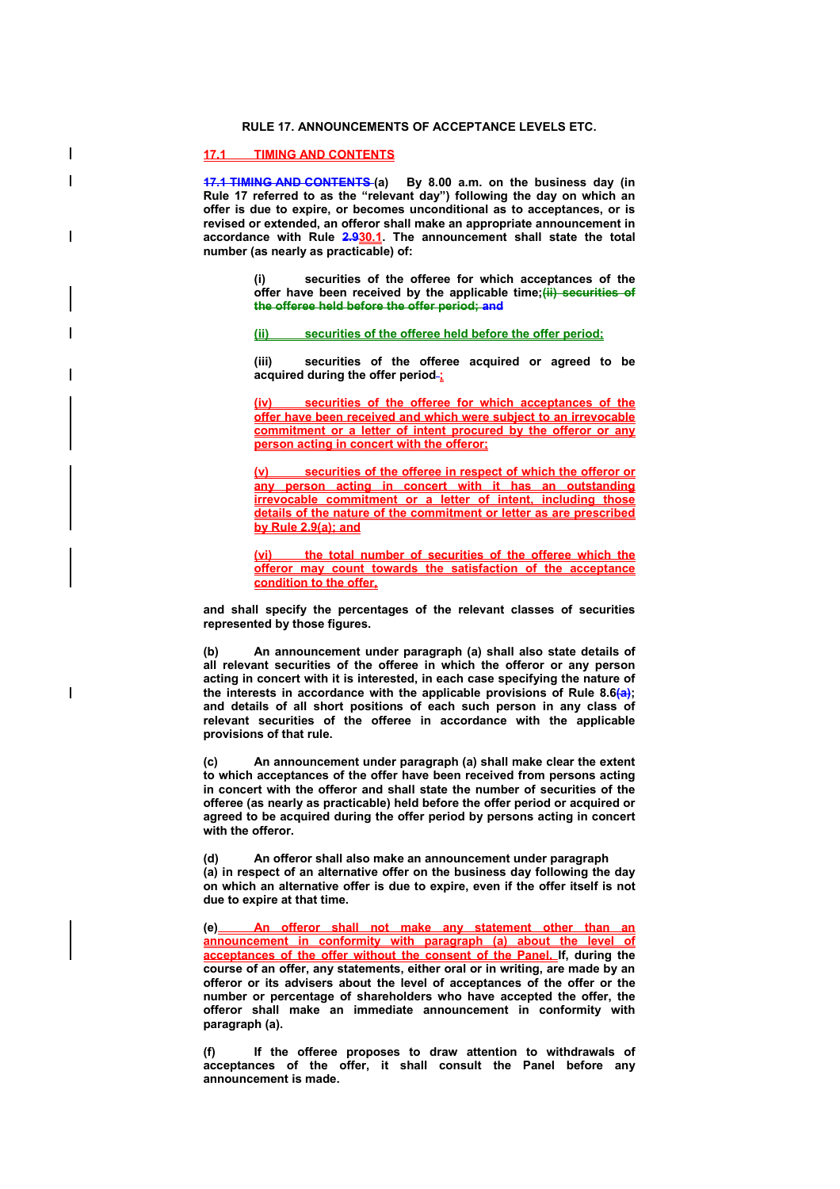**RULE 17. ANNOUNCEMENTS OF ACCEPTANCE LEVELS ETC.**

**17.1 TIMING AND CONTENTS**

**~~17.1 TIMING AND CONTENTS~~ (a) By 8.00 a.m. on the business day (in Rule 17 referred to as the "relevant day") following the day on which an offer is due to expire, or becomes unconditional as to acceptances, or is revised or extended, an offeror shall make an appropriate announcement in accordance with Rule ~~2.9~~30.1. The announcement shall state the total number (as nearly as practicable) of:**

> **(i) securities of the offeree for which acceptances of the offer have been received by the applicable time;~~(ii) securities of the offeree held before the offer period; and~~**
>
> **(ii) securities of the offeree held before the offer period;**
>
> **(iii) securities of the offeree acquired or agreed to be acquired during the offer period ~~.~~;**
>
> **(iv) securities of the offeree for which acceptances of the offer have been received and which were subject to an irrevocable commitment or a letter of intent procured by the offeror or any person acting in concert with the offeror;**
>
> **(v) securities of the offeree in respect of which the offeror or any person acting in concert with it has an outstanding irrevocable commitment or a letter of intent, including those details of the nature of the commitment or letter as are prescribed by Rule 2.9(a); and**
>
> **(vi) the total number of securities of the offeree which the offeror may count towards the satisfaction of the acceptance condition to the offer.**

**and shall specify the percentages of the relevant classes of securities represented by those figures.**

**(b) An announcement under paragraph (a) shall also state details of all relevant securities of the offeree in which the offeror or any person acting in concert with it is interested, in each case specifying the nature of the interests in accordance with the applicable provisions of Rule 8.6~~(a)~~; and details of all short positions of each such person in any class of relevant securities of the offeree in accordance with the applicable provisions of that rule.**

**(c) An announcement under paragraph (a) shall make clear the extent to which acceptances of the offer have been received from persons acting in concert with the offeror and shall state the number of securities of the offeree (as nearly as practicable) held before the offer period or acquired or agreed to be acquired during the offer period by persons acting in concert with the offeror.**

**(d) An offeror shall also make an announcement under paragraph (a) in respect of an alternative offer on the business day following the day on which an alternative offer is due to expire, even if the offer itself is not due to expire at that time.**

**(e) An offeror shall not make any statement other than an announcement in conformity with paragraph (a) about the level of acceptances of the offer without the consent of the Panel. If, during the course of an offer, any statements, either oral or in writing, are made by an offeror or its advisers about the level of acceptances of the offer or the number or percentage of shareholders who have accepted the offer, the offeror shall make an immediate announcement in conformity with paragraph (a).**

**(f) If the offeree proposes to draw attention to withdrawals of acceptances of the offer, it shall consult the Panel before any announcement is made.**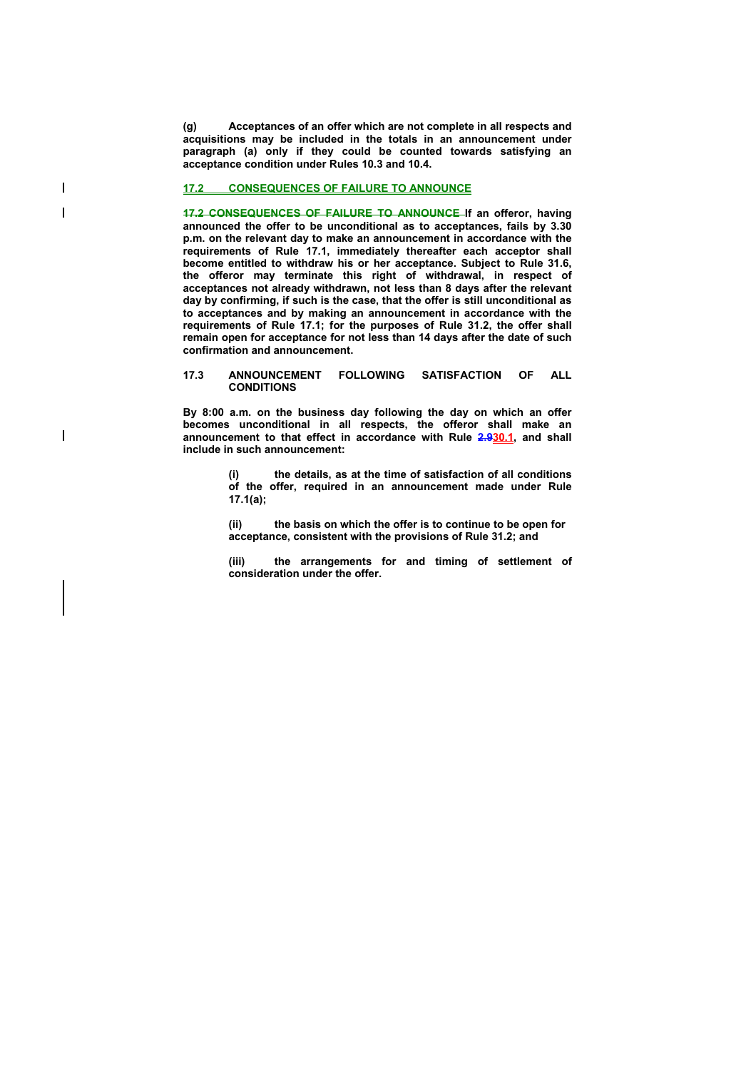**(g) Acceptances of an offer which are not complete in all respects and acquisitions may be included in the totals in an announcement under paragraph (a) only if they could be counted towards satisfying an acceptance condition under Rules 10.3 and 10.4.**

## 17.2 CONSEQUENCES OF FAILURE TO ANNOUNCE

**~~17.2 CONSEQUENCES OF FAILURE TO ANNOUNCE~~ If an offeror, having announced the offer to be unconditional as to acceptances, fails by 3.30 p.m. on the relevant day to make an announcement in accordance with the requirements of Rule 17.1, immediately thereafter each acceptor shall become entitled to withdraw his or her acceptance. Subject to Rule 31.6, the offeror may terminate this right of withdrawal, in respect of acceptances not already withdrawn, not less than 8 days after the relevant day by confirming, if such is the case, that the offer is still unconditional as to acceptances and by making an announcement in accordance with the requirements of Rule 17.1; for the purposes of Rule 31.2, the offer shall remain open for acceptance for not less than 14 days after the date of such confirmation and announcement.**

## 17.3 ANNOUNCEMENT FOLLOWING SATISFACTION OF ALL CONDITIONS

**By 8:00 a.m. on the business day following the day on which an offer becomes unconditional in all respects, the offeror shall make an announcement to that effect in accordance with Rule ~~2.9~~30.1, and shall include in such announcement:**

**(i) the details, as at the time of satisfaction of all conditions of the offer, required in an announcement made under Rule 17.1(a);**

**(ii) the basis on which the offer is to continue to be open for acceptance, consistent with the provisions of Rule 31.2; and**

**(iii) the arrangements for and timing of settlement of consideration under the offer.**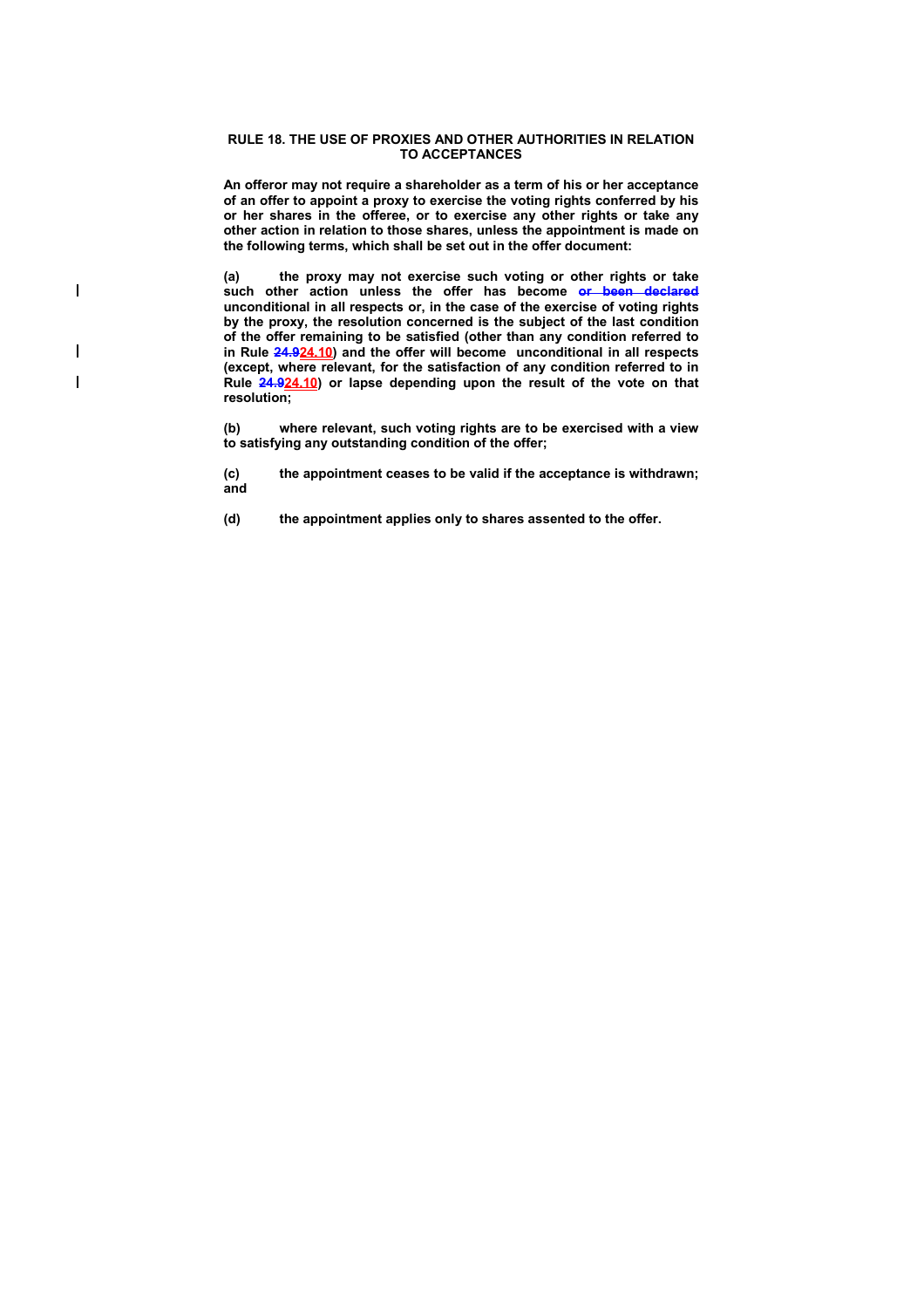## RULE 18. THE USE OF PROXIES AND OTHER AUTHORITIES IN RELATION TO ACCEPTANCES

**An offeror may not require a shareholder as a term of his or her acceptance of an offer to appoint a proxy to exercise the voting rights conferred by his or her shares in the offeree, or to exercise any other rights or take any other action in relation to those shares, unless the appointment is made on the following terms, which shall be set out in the offer document:**

**(a) the proxy may not exercise such voting or other rights or take such other action unless the offer has become ~~or been declared~~ unconditional in all respects or, in the case of the exercise of voting rights by the proxy, the resolution concerned is the subject of the last condition of the offer remaining to be satisfied (other than any condition referred to in Rule ~~24.9~~24.10) and the offer will become unconditional in all respects (except, where relevant, for the satisfaction of any condition referred to in Rule ~~24.9~~24.10) or lapse depending upon the result of the vote on that resolution;**

**(b) where relevant, such voting rights are to be exercised with a view to satisfying any outstanding condition of the offer;**

**(c) the appointment ceases to be valid if the acceptance is withdrawn; and**

**(d) the appointment applies only to shares assented to the offer.**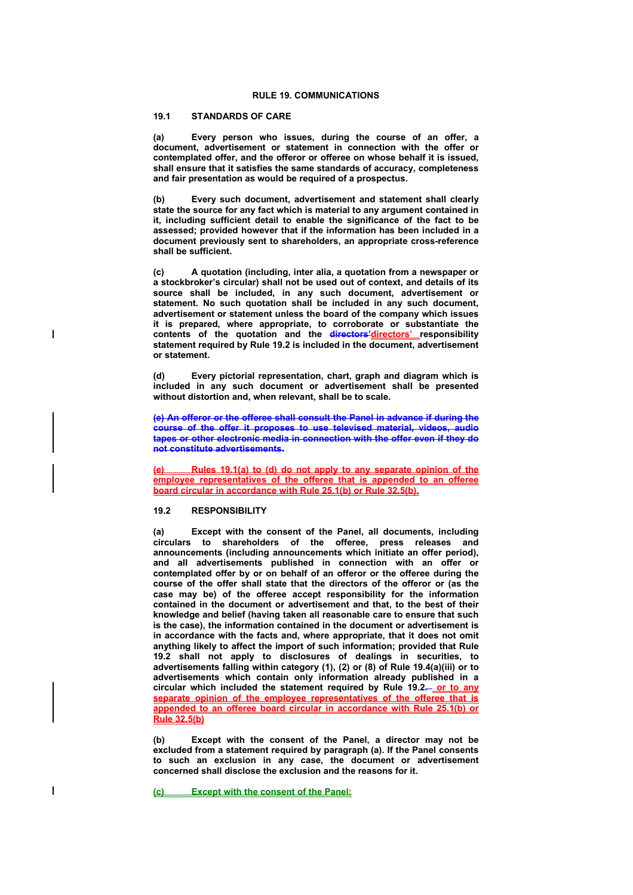# RULE 19. COMMUNICATIONS

## 19.1 STANDARDS OF CARE

**(a) Every person who issues, during the course of an offer, a document, advertisement or statement in connection with the offer or contemplated offer, and the offeror or offeree on whose behalf it is issued, shall ensure that it satisfies the same standards of accuracy, completeness and fair presentation as would be required of a prospectus.**

**(b) Every such document, advertisement and statement shall clearly state the source for any fact which is material to any argument contained in it, including sufficient detail to enable the significance of the fact to be assessed; provided however that if the information has been included in a document previously sent to shareholders, an appropriate cross-reference shall be sufficient.**

**(c) A quotation (including, inter alia, a quotation from a newspaper or a stockbroker's circular) shall not be used out of context, and details of its source shall be included, in any such document, advertisement or statement. No such quotation shall be included in any such document, advertisement or statement unless the board of the company which issues it is prepared, where appropriate, to corroborate or substantiate the contents of the quotation and the ~~directors'~~directors' responsibility statement required by Rule 19.2 is included in the document, advertisement or statement.**

**(d) Every pictorial representation, chart, graph and diagram which is included in any such document or advertisement shall be presented without distortion and, when relevant, shall be to scale.**

~~**(e) An offeror or the offeree shall consult the Panel in advance if during the course of the offer it proposes to use televised material, videos, audio tapes or other electronic media in connection with the offer even if they do not constitute advertisements.**~~

**(e) Rules 19.1(a) to (d) do not apply to any separate opinion of the employee representatives of the offeree that is appended to an offeree board circular in accordance with Rule 25.1(b) or Rule 32.5(b).**

## 19.2 RESPONSIBILITY

**(a) Except with the consent of the Panel, all documents, including circulars to shareholders of the offeree, press releases and announcements (including announcements which initiate an offer period), and all advertisements published in connection with an offer or contemplated offer by or on behalf of an offeror or the offeree during the course of the offer shall state that the directors of the offeror or (as the case may be) of the offeree accept responsibility for the information contained in the document or advertisement and that, to the best of their knowledge and belief (having taken all reasonable care to ensure that such is the case), the information contained in the document or advertisement is in accordance with the facts and, where appropriate, that it does not omit anything likely to affect the import of such information; provided that Rule 19.2 shall not apply to disclosures of dealings in securities, to advertisements falling within category (1), (2) or (8) of Rule 19.4(a)(iii) or to advertisements which contain only information already published in a circular which included the statement required by Rule 19.2~~.~~ or to any separate opinion of the employee representatives of the offeree that is appended to an offeree board circular in accordance with Rule 25.1(b) or Rule 32.5(b)**

**(b) Except with the consent of the Panel, a director may not be excluded from a statement required by paragraph (a). If the Panel consents to such an exclusion in any case, the document or advertisement concerned shall disclose the exclusion and the reasons for it.**

**(c) Except with the consent of the Panel:**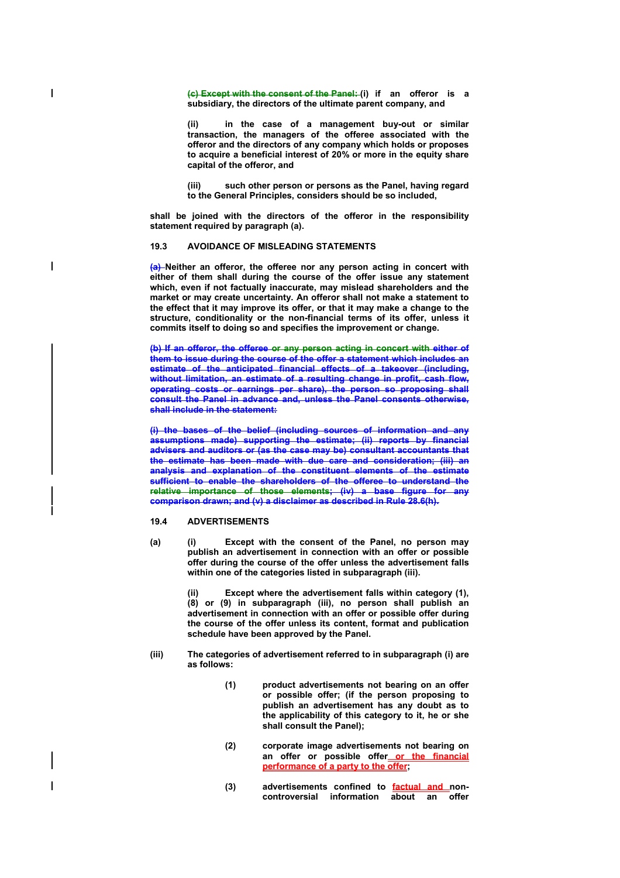~~(c) Except with the consent of the Panel:~~ (i) if an offeror is a subsidiary, the directors of the ultimate parent company, and

(ii) in the case of a management buy-out or similar transaction, the managers of the offeree associated with the offeror and the directors of any company which holds or proposes to acquire a beneficial interest of 20% or more in the equity share capital of the offeror, and

(iii) such other person or persons as the Panel, having regard to the General Principles, considers should be so included,

shall be joined with the directors of the offeror in the responsibility statement required by paragraph (a).

**19.3 AVOIDANCE OF MISLEADING STATEMENTS**

~~(a)~~ Neither an offeror, the offeree nor any person acting in concert with either of them shall during the course of the offer issue any statement which, even if not factually inaccurate, may mislead shareholders and the market or may create uncertainty. An offeror shall not make a statement to the effect that it may improve its offer, or that it may make a change to the structure, conditionality or the non-financial terms of its offer, unless it commits itself to doing so and specifies the improvement or change.

~~(b) If an offeror, the offeree or any person acting in concert with either of them to issue during the course of the offer a statement which includes an estimate of the anticipated financial effects of a takeover (including, without limitation, an estimate of a resulting change in profit, cash flow, operating costs or earnings per share), the person so proposing shall consult the Panel in advance and, unless the Panel consents otherwise, shall include in the statement:~~

~~(i) the bases of the belief (including sources of information and any assumptions made) supporting the estimate; (ii) reports by financial advisers and auditors or (as the case may be) consultant accountants that the estimate has been made with due care and consideration; (iii) an analysis and explanation of the constituent elements of the estimate sufficient to enable the shareholders of the offeree to understand the relative importance of those elements; (iv) a base figure for any comparison drawn; and (v) a disclaimer as described in Rule 28.6(h).~~

**19.4 ADVERTISEMENTS**

(a) (i) Except with the consent of the Panel, no person may publish an advertisement in connection with an offer or possible offer during the course of the offer unless the advertisement falls within one of the categories listed in subparagraph (iii).

(ii) Except where the advertisement falls within category (1), (8) or (9) in subparagraph (iii), no person shall publish an advertisement in connection with an offer or possible offer during the course of the offer unless its content, format and publication schedule have been approved by the Panel.

(iii) The categories of advertisement referred to in subparagraph (i) are as follows:

(1) product advertisements not bearing on an offer or possible offer; (if the person proposing to publish an advertisement has any doubt as to the applicability of this category to it, he or she shall consult the Panel);

(2) corporate image advertisements not bearing on an offer or possible offer or the financial performance of a party to the offer;

(3) advertisements confined to factual and non-controversial information about an offer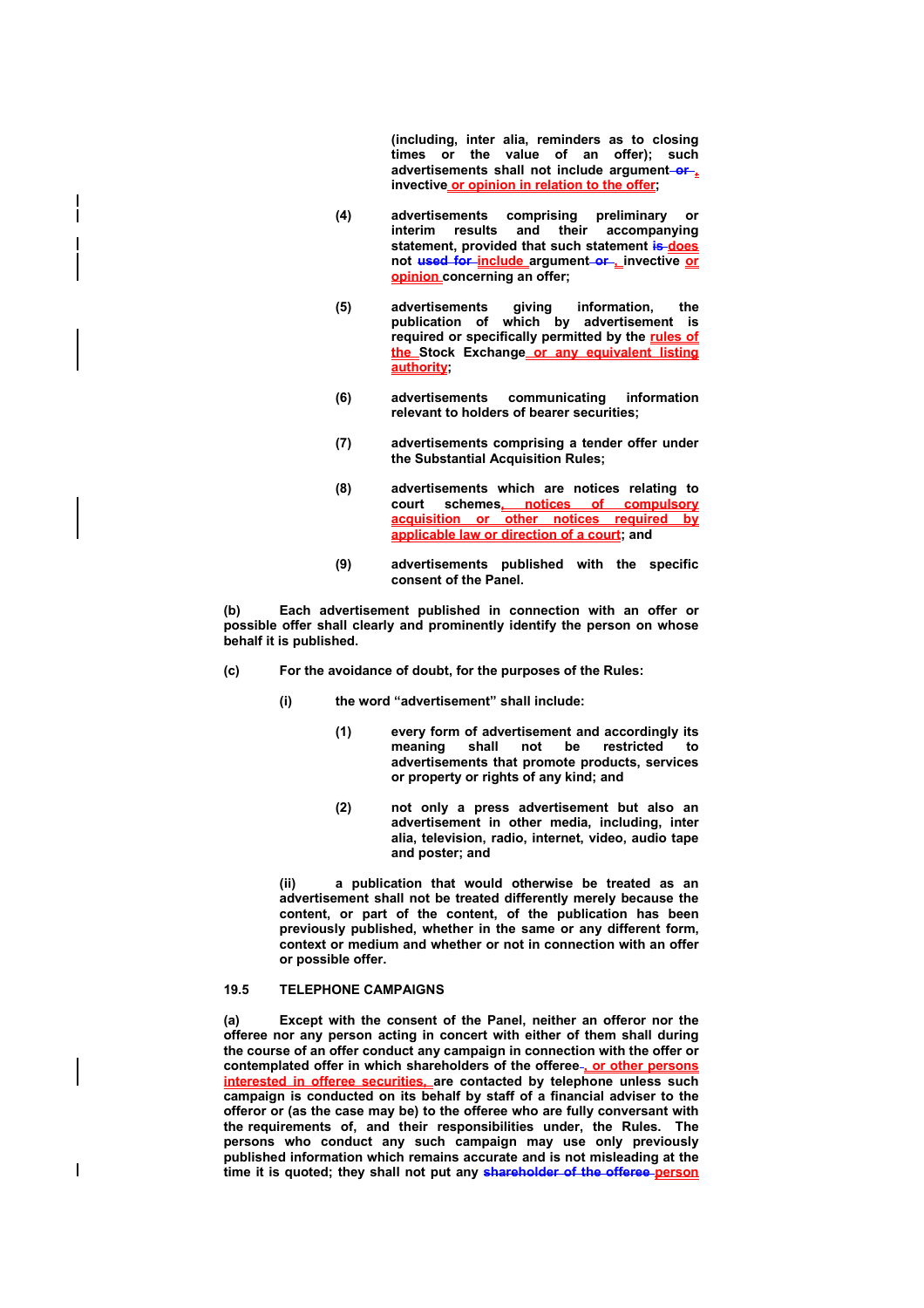(including, inter alia, reminders as to closing times or the value of an offer); such advertisements shall not include argument ~~or~~ , invective or opinion in relation to the offer;

(4) advertisements comprising preliminary or interim results and their accompanying statement, provided that such statement ~~is~~ does not ~~used for~~ include argument ~~or~~ , invective or opinion concerning an offer;

(5) advertisements giving information, the publication of which by advertisement is required or specifically permitted by the rules of the Stock Exchange or any equivalent listing authority;

(6) advertisements communicating information relevant to holders of bearer securities;

(7) advertisements comprising a tender offer under the Substantial Acquisition Rules;

(8) advertisements which are notices relating to court schemes, notices of compulsory acquisition or other notices required by applicable law or direction of a court; and

(9) advertisements published with the specific consent of the Panel.

**(b)** Each advertisement published in connection with an offer or possible offer shall clearly and prominently identify the person on whose behalf it is published.

**(c)** For the avoidance of doubt, for the purposes of the Rules:

(i) the word "advertisement" shall include:

(1) every form of advertisement and accordingly its meaning shall not be restricted to advertisements that promote products, services or property or rights of any kind; and

(2) not only a press advertisement but also an advertisement in other media, including, inter alia, television, radio, internet, video, audio tape and poster; and

(ii) a publication that would otherwise be treated as an advertisement shall not be treated differently merely because the content, or part of the content, of the publication has been previously published, whether in the same or any different form, context or medium and whether or not in connection with an offer or possible offer.

## 19.5 TELEPHONE CAMPAIGNS

**(a)** Except with the consent of the Panel, neither an offeror nor the offeree nor any person acting in concert with either of them shall during the course of an offer conduct any campaign in connection with the offer or contemplated offer in which shareholders of the offeree ~~.~~ , or other persons interested in offeree securities, are contacted by telephone unless such campaign is conducted on its behalf by staff of a financial adviser to the offeror or (as the case may be) to the offeree who are fully conversant with the requirements of, and their responsibilities under, the Rules. The persons who conduct any such campaign may use only previously published information which remains accurate and is not misleading at the time it is quoted; they shall not put any ~~shareholder of the offeree~~ person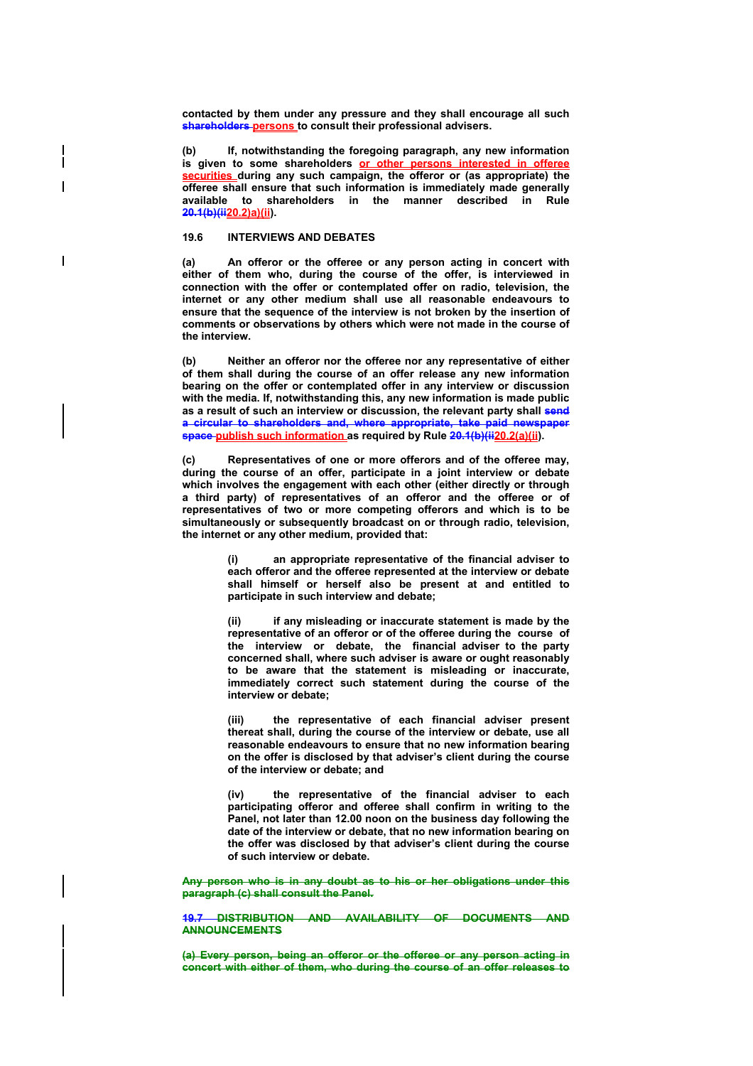**contacted by them under any pressure and they shall encourage all such ~~shareholders~~ persons to consult their professional advisers.**

**(b) If, notwithstanding the foregoing paragraph, any new information is given to some shareholders or other persons interested in offeree securities during any such campaign, the offeror or (as appropriate) the offeree shall ensure that such information is immediately made generally available to shareholders in the manner described in Rule ~~20.1(b)(ii~~20.2)a)(ii).**

**19.6 INTERVIEWS AND DEBATES**

**(a) An offeror or the offeree or any person acting in concert with either of them who, during the course of the offer, is interviewed in connection with the offer or contemplated offer on radio, television, the internet or any other medium shall use all reasonable endeavours to ensure that the sequence of the interview is not broken by the insertion of comments or observations by others which were not made in the course of the interview.**

**(b) Neither an offeror nor the offeree nor any representative of either of them shall during the course of an offer release any new information bearing on the offer or contemplated offer in any interview or discussion with the media. If, notwithstanding this, any new information is made public as a result of such an interview or discussion, the relevant party shall ~~send a circular to shareholders and, where appropriate, take paid newspaper space~~ publish such information as required by Rule ~~20.1(b)(ii~~20.2(a)(ii).**

**(c) Representatives of one or more offerors and of the offeree may, during the course of an offer, participate in a joint interview or debate which involves the engagement with each other (either directly or through a third party) of representatives of an offeror and the offeree or of representatives of two or more competing offerors and which is to be simultaneously or subsequently broadcast on or through radio, television, the internet or any other medium, provided that:**

> **(i) an appropriate representative of the financial adviser to each offeror and the offeree represented at the interview or debate shall himself or herself also be present at and entitled to participate in such interview and debate;**
>
> **(ii) if any misleading or inaccurate statement is made by the representative of an offeror or of the offeree during the course of the interview or debate, the financial adviser to the party concerned shall, where such adviser is aware or ought reasonably to be aware that the statement is misleading or inaccurate, immediately correct such statement during the course of the interview or debate;**
>
> **(iii) the representative of each financial adviser present thereat shall, during the course of the interview or debate, use all reasonable endeavours to ensure that no new information bearing on the offer is disclosed by that adviser's client during the course of the interview or debate; and**
>
> **(iv) the representative of the financial adviser to each participating offeror and offeree shall confirm in writing to the Panel, not later than 12.00 noon on the business day following the date of the interview or debate, that no new information bearing on the offer was disclosed by that adviser's client during the course of such interview or debate.**

~~**Any person who is in any doubt as to his or her obligations under this paragraph (c) shall consult the Panel.**~~

~~**19.7 DISTRIBUTION AND AVAILABILITY OF DOCUMENTS AND ANNOUNCEMENTS**~~

~~**(a) Every person, being an offeror or the offeree or any person acting in concert with either of them, who during the course of an offer releases to**~~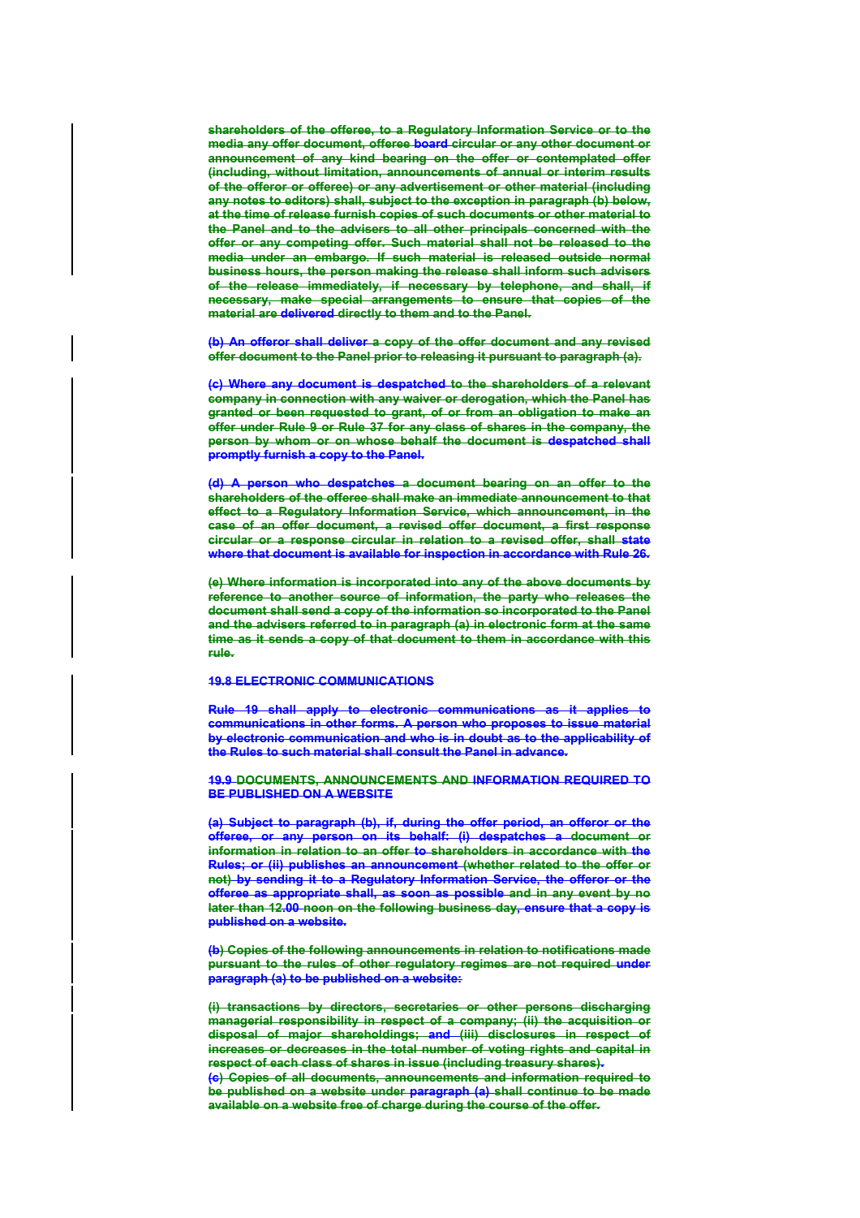**shareholders of the offeree, to a Regulatory Information Service or to the media any offer document, offeree board circular or any other document or announcement of any kind bearing on the offer or contemplated offer (including, without limitation, announcements of annual or interim results of the offeror or offeree) or any advertisement or other material (including any notes to editors) shall, subject to the exception in paragraph (b) below, at the time of release furnish copies of such documents or other material to the Panel and to the advisers to all other principals concerned with the offer or any competing offer. Such material shall not be released to the media under an embargo. If such material is released outside normal business hours, the person making the release shall inform such advisers of the release immediately, if necessary by telephone, and shall, if necessary, make special arrangements to ensure that copies of the material are delivered directly to them and to the Panel.**

**(b) An offeror shall deliver a copy of the offer document and any revised offer document to the Panel prior to releasing it pursuant to paragraph (a).**

**(c) Where any document is despatched to the shareholders of a relevant company in connection with any waiver or derogation, which the Panel has granted or been requested to grant, of or from an obligation to make an offer under Rule 9 or Rule 37 for any class of shares in the company, the person by whom or on whose behalf the document is despatched shall promptly furnish a copy to the Panel.**

**(d) A person who despatches a document bearing on an offer to the shareholders of the offeree shall make an immediate announcement to that effect to a Regulatory Information Service, which announcement, in the case of an offer document, a revised offer document, a first response circular or a response circular in relation to a revised offer, shall state where that document is available for inspection in accordance with Rule 26.**

**(e) Where information is incorporated into any of the above documents by reference to another source of information, the party who releases the document shall send a copy of the information so incorporated to the Panel and the advisers referred to in paragraph (a) in electronic form at the same time as it sends a copy of that document to them in accordance with this rule.**

**19.8 ELECTRONIC COMMUNICATIONS**

**Rule 19 shall apply to electronic communications as it applies to communications in other forms. A person who proposes to issue material by electronic communication and who is in doubt as to the applicability of the Rules to such material shall consult the Panel in advance.**

**19.9 DOCUMENTS, ANNOUNCEMENTS AND INFORMATION REQUIRED TO BE PUBLISHED ON A WEBSITE**

**(a) Subject to paragraph (b), if, during the offer period, an offeror or the offeree, or any person on its behalf: (i) despatches a document or information in relation to an offer to shareholders in accordance with the Rules; or (ii) publishes an announcement (whether related to the offer or not) by sending it to a Regulatory Information Service, the offeror or the offeree as appropriate shall, as soon as possible and in any event by no later than 12.00 noon on the following business day, ensure that a copy is published on a website.**

**(b) Copies of the following announcements in relation to notifications made pursuant to the rules of other regulatory regimes are not required under paragraph (a) to be published on a website:**

**(i) transactions by directors, secretaries or other persons discharging managerial responsibility in respect of a company; (ii) the acquisition or disposal of major shareholdings; and (iii) disclosures in respect of increases or decreases in the total number of voting rights and capital in respect of each class of shares in issue (including treasury shares).**

**(c) Copies of all documents, announcements and information required to be published on a website under paragraph (a) shall continue to be made available on a website free of charge during the course of the offer.**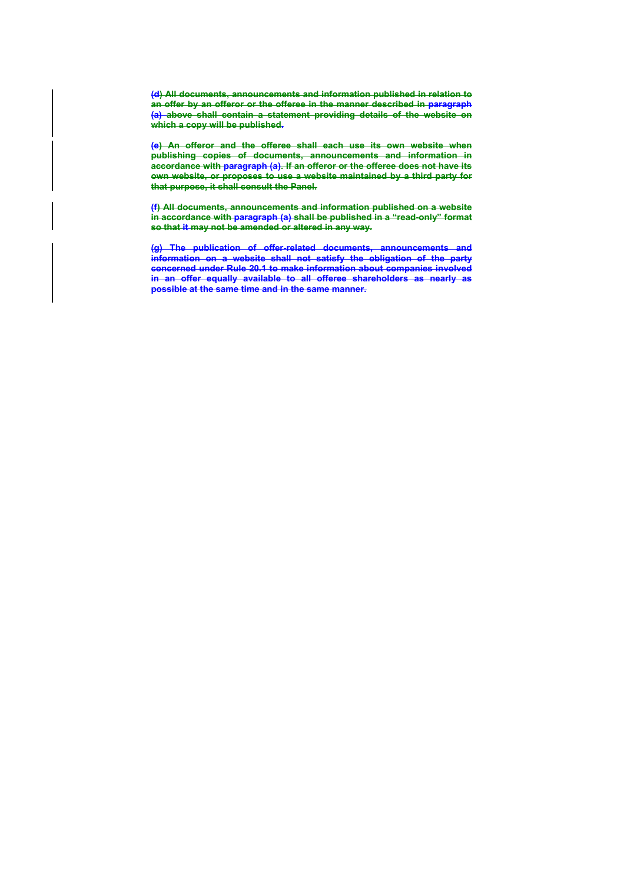(d) All documents, announcements and information published in relation to an offer by an offeror or the offeree in the manner described in paragraph (a) above shall contain a statement providing details of the website on which a copy will be published.

(e) An offeror and the offeree shall each use its own website when publishing copies of documents, announcements and information in accordance with paragraph (a). If an offeror or the offeree does not have its own website, or proposes to use a website maintained by a third party for that purpose, it shall consult the Panel.

(f) All documents, announcements and information published on a website in accordance with paragraph (a) shall be published in a "read-only" format so that it may not be amended or altered in any way.

(g) The publication of offer-related documents, announcements and information on a website shall not satisfy the obligation of the party concerned under Rule 20.1 to make information about companies involved in an offer equally available to all offeree shareholders as nearly as possible at the same time and in the same manner.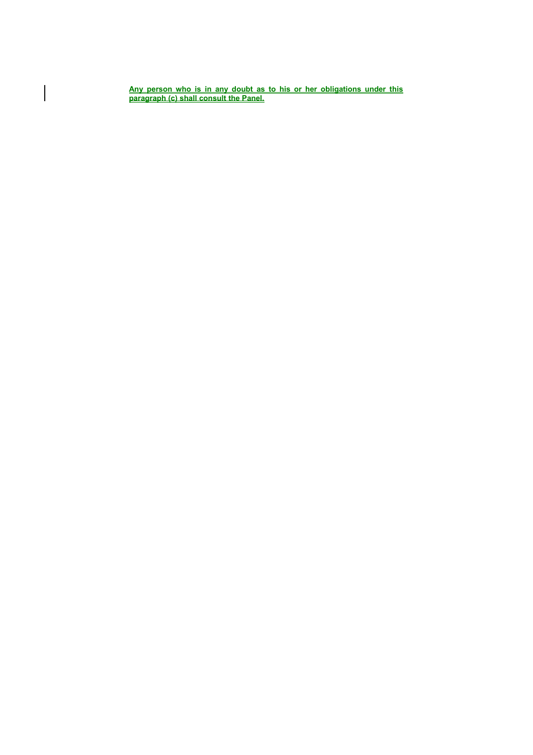**Any person who is in any doubt as to his or her obligations under this paragraph (c) shall consult the Panel.**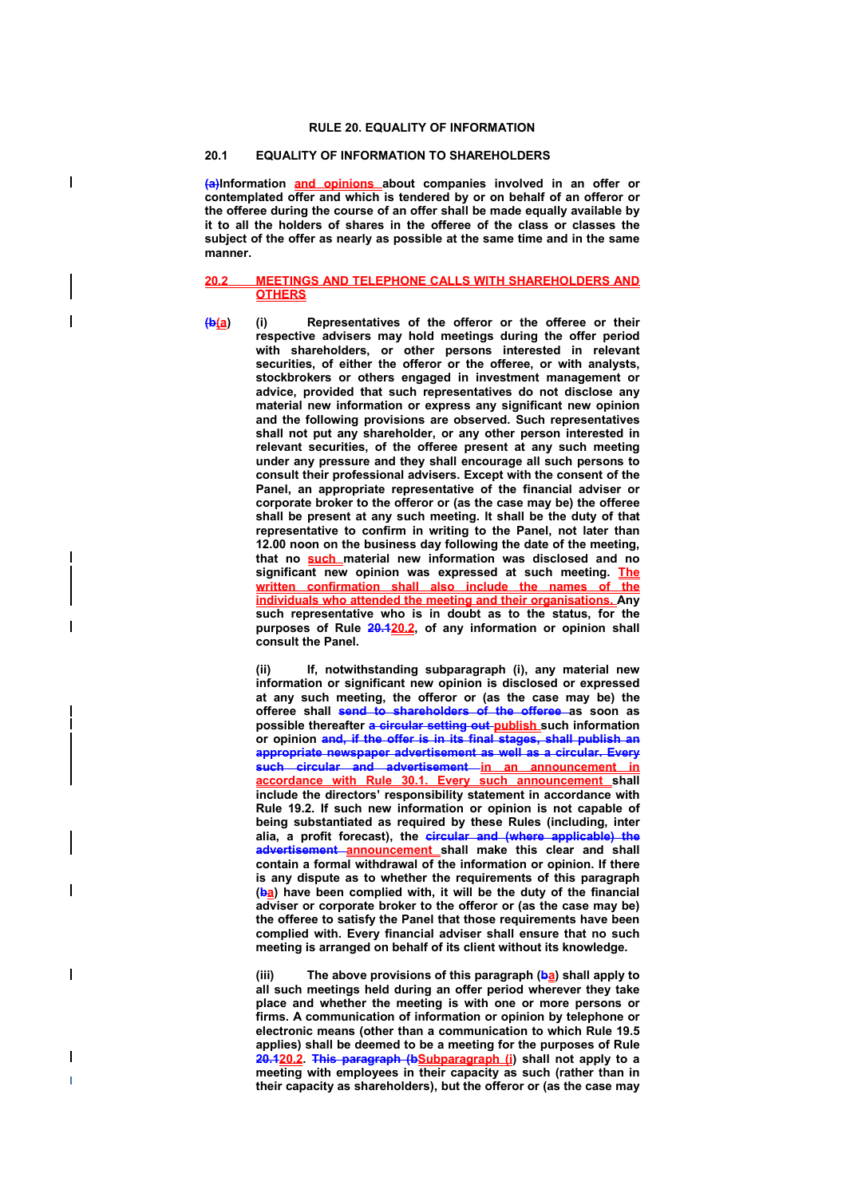**RULE 20. EQUALITY OF INFORMATION**

**20.1 EQUALITY OF INFORMATION TO SHAREHOLDERS**

**~~(a)~~Information <u>and opinions</u> about companies involved in an offer or contemplated offer and which is tendered by or on behalf of an offeror or the offeree during the course of an offer shall be made equally available by it to all the holders of shares in the offeree of the class or classes the subject of the offer as nearly as possible at the same time and in the same manner.**

**<u>20.2 MEETINGS AND TELEPHONE CALLS WITH SHAREHOLDERS AND OTHERS</u>**

**(~~b~~<u>a</u>) (i) Representatives of the offeror or the offeree or their respective advisers may hold meetings during the offer period with shareholders, or other persons interested in relevant securities, of either the offeror or the offeree, or with analysts, stockbrokers or others engaged in investment management or advice, provided that such representatives do not disclose any material new information or express any significant new opinion and the following provisions are observed. Such representatives shall not put any shareholder, or any other person interested in relevant securities, of the offeree present at any such meeting under any pressure and they shall encourage all such persons to consult their professional advisers. Except with the consent of the Panel, an appropriate representative of the financial adviser or corporate broker to the offeror or (as the case may be) the offeree shall be present at any such meeting. It shall be the duty of that representative to confirm in writing to the Panel, not later than 12.00 noon on the business day following the date of the meeting, that no <u>such</u> material new information was disclosed and no significant new opinion was expressed at such meeting. <u>The written confirmation shall also include the names of the individuals who attended the meeting and their organisations.</u> Any such representative who is in doubt as to the status, for the purposes of Rule ~~20.1~~<u>20.2</u>, of any information or opinion shall consult the Panel.**

**(ii) If, notwithstanding subparagraph (i), any material new information or significant new opinion is disclosed or expressed at any such meeting, the offeror or (as the case may be) the offeree shall ~~send to shareholders of the offeree~~ as soon as possible thereafter ~~a circular setting out~~ <u>publish</u> such information or opinion ~~and, if the offer is in its final stages, shall publish an appropriate newspaper advertisement as well as a circular. Every such circular and advertisement~~ <u>in an announcement in accordance with Rule 30.1. Every such announcement</u> shall include the directors' responsibility statement in accordance with Rule 19.2. If such new information or opinion is not capable of being substantiated as required by these Rules (including, inter alia, a profit forecast), the ~~circular and (where applicable) the advertisement~~ <u>announcement</u> shall make this clear and shall contain a formal withdrawal of the information or opinion. If there is any dispute as to whether the requirements of this paragraph (~~b~~<u>a</u>) have been complied with, it will be the duty of the financial adviser or corporate broker to the offeror or (as the case may be) the offeree to satisfy the Panel that those requirements have been complied with. Every financial adviser shall ensure that no such meeting is arranged on behalf of its client without its knowledge.**

**(iii) The above provisions of this paragraph (~~b~~<u>a</u>) shall apply to all such meetings held during an offer period wherever they take place and whether the meeting is with one or more persons or firms. A communication of information or opinion by telephone or electronic means (other than a communication to which Rule 19.5 applies) shall be deemed to be a meeting for the purposes of Rule ~~20.1~~<u>20.2</u>. ~~This paragraph (b~~<u>Subparagraph (i</u>) shall not apply to a meeting with employees in their capacity as such (rather than in their capacity as shareholders), but the offeror or (as the case may**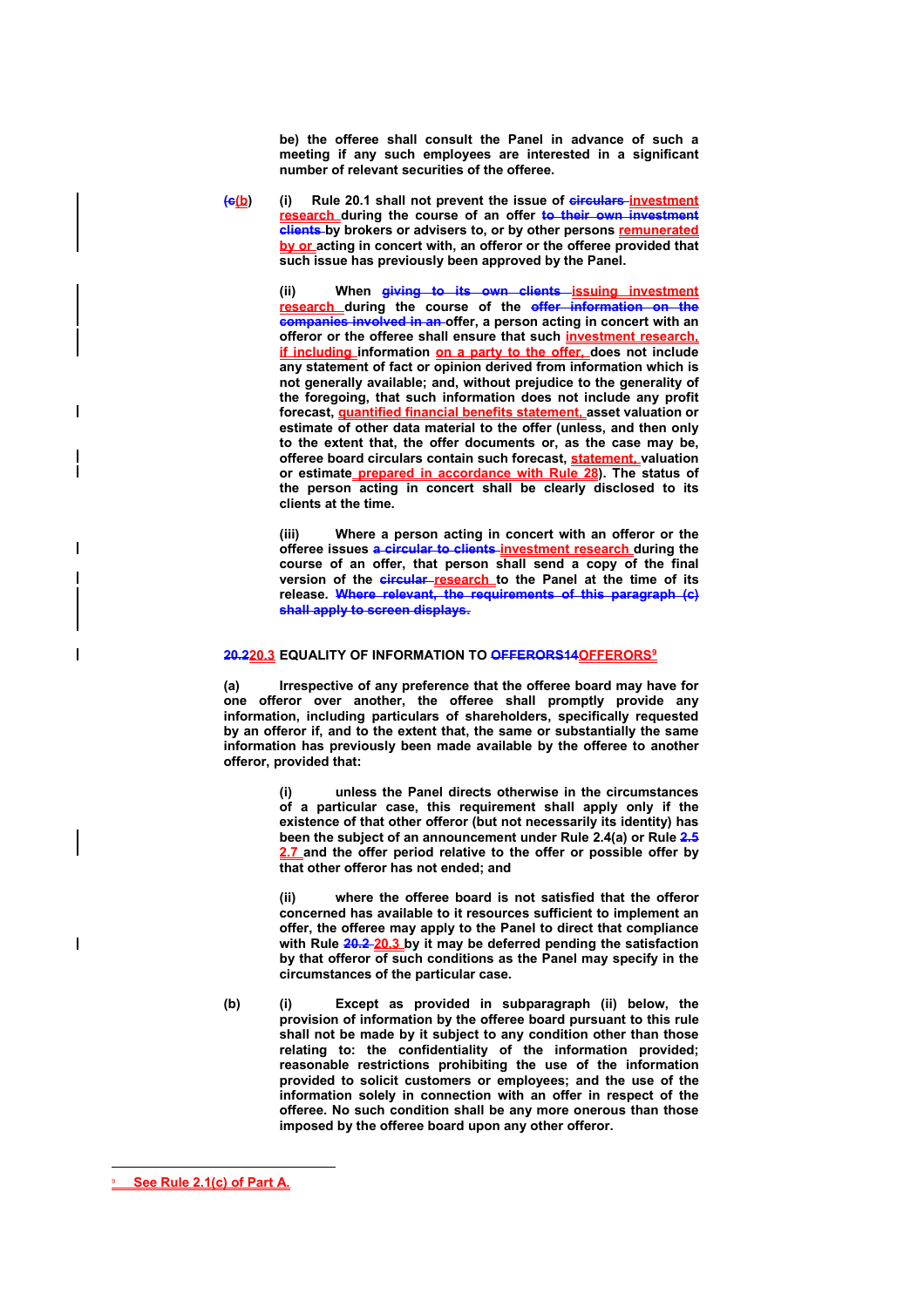be) the offeree shall consult the Panel in advance of such a meeting if any such employees are interested in a significant number of relevant securities of the offeree.

~~(c~~(b) (i) Rule 20.1 shall not prevent the issue of ~~circulars~~ investment research during the course of an offer ~~to their own investment clients~~ by brokers or advisers to, or by other persons remunerated by or acting in concert with, an offeror or the offeree provided that such issue has previously been approved by the Panel.

(ii) When ~~giving to its own clients~~ issuing investment research during the course of the ~~offer information on the companies involved in an~~ offer, a person acting in concert with an offeror or the offeree shall ensure that such investment research, if including information on a party to the offer, does not include any statement of fact or opinion derived from information which is not generally available; and, without prejudice to the generality of the foregoing, that such information does not include any profit forecast, quantified financial benefits statement, asset valuation or estimate of other data material to the offer (unless, and then only to the extent that, the offer documents or, as the case may be, offeree board circulars contain such forecast, statement, valuation or estimate prepared in accordance with Rule 28). The status of the person acting in concert shall be clearly disclosed to its clients at the time.

(iii) Where a person acting in concert with an offeror or the offeree issues ~~a circular to clients~~ investment research during the course of an offer, that person shall send a copy of the final version of the ~~circular~~ research to the Panel at the time of its release. ~~Where relevant, the requirements of this paragraph (c) shall apply to screen displays.~~

## ~~20.2~~20.3 EQUALITY OF INFORMATION TO ~~OFFERORS14~~OFFERORS[9]

(a) Irrespective of any preference that the offeree board may have for one offeror over another, the offeree shall promptly provide any information, including particulars of shareholders, specifically requested by an offeror if, and to the extent that, the same or substantially the same information has previously been made available by the offeree to another offeror, provided that:

(i) unless the Panel directs otherwise in the circumstances of a particular case, this requirement shall apply only if the existence of that other offeror (but not necessarily its identity) has been the subject of an announcement under Rule 2.4(a) or Rule 2.5 2.7 and the offer period relative to the offer or possible offer by that other offeror has not ended; and

(ii) where the offeree board is not satisfied that the offeror concerned has available to it resources sufficient to implement an offer, the offeree may apply to the Panel to direct that compliance with Rule ~~20.2~~ 20.3 by it may be deferred pending the satisfaction by that offeror of such conditions as the Panel may specify in the circumstances of the particular case.

(b) (i) Except as provided in subparagraph (ii) below, the provision of information by the offeree board pursuant to this rule shall not be made by it subject to any condition other than those relating to: the confidentiality of the information provided; reasonable restrictions prohibiting the use of the information provided to solicit customers or employees; and the use of the information solely in connection with an offer in respect of the offeree. No such condition shall be any more onerous than those imposed by the offeree board upon any other offeror.

---

[9] See Rule 2.1(c) of Part A.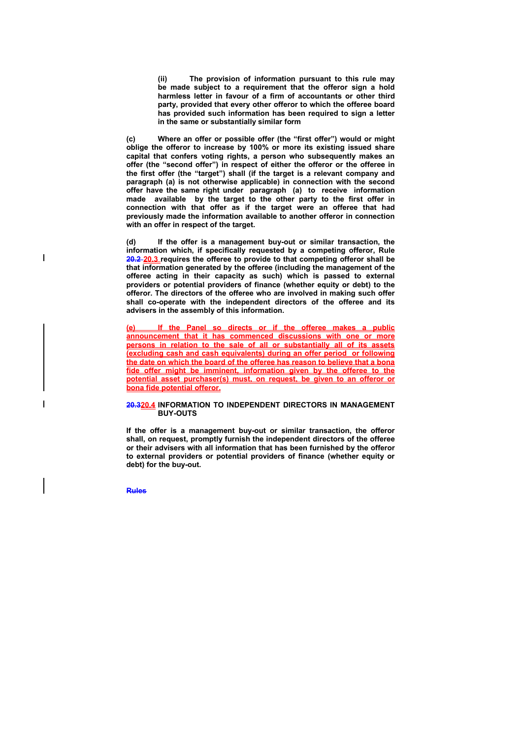(ii) The provision of information pursuant to this rule may be made subject to a requirement that the offeror sign a hold harmless letter in favour of a firm of accountants or other third party, provided that every other offeror to which the offeree board has provided such information has been required to sign a letter in the same or substantially similar form

(c) Where an offer or possible offer (the "first offer") would or might oblige the offeror to increase by 100% or more its existing issued share capital that confers voting rights, a person who subsequently makes an offer (the "second offer") in respect of either the offeror or the offeree in the first offer (the "target") shall (if the target is a relevant company and paragraph (a) is not otherwise applicable) in connection with the second offer have the same right under paragraph (a) to receive information made available by the target to the other party to the first offer in connection with that offer as if the target were an offeree that had previously made the information available to another offeror in connection with an offer in respect of the target.

(d) If the offer is a management buy-out or similar transaction, the information which, if specifically requested by a competing offeror, Rule ~~20.2~~ 20.3 requires the offeree to provide to that competing offeror shall be that information generated by the offeree (including the management of the offeree acting in their capacity as such) which is passed to external providers or potential providers of finance (whether equity or debt) to the offeror. The directors of the offeree who are involved in making such offer shall co-operate with the independent directors of the offeree and its advisers in the assembly of this information.

(e) If the Panel so directs or if the offeree makes a public announcement that it has commenced discussions with one or more persons in relation to the sale of all or substantially all of its assets (excluding cash and cash equivalents) during an offer period or following the date on which the board of the offeree has reason to believe that a bona fide offer might be imminent, information given by the offeree to the potential asset purchaser(s) must, on request, be given to an offeror or bona fide potential offeror.

**~~20.3~~20.4 INFORMATION TO INDEPENDENT DIRECTORS IN MANAGEMENT BUY-OUTS**

If the offer is a management buy-out or similar transaction, the offeror shall, on request, promptly furnish the independent directors of the offeree or their advisers with all information that has been furnished by the offeror to external providers or potential providers of finance (whether equity or debt) for the buy-out.

~~Rules~~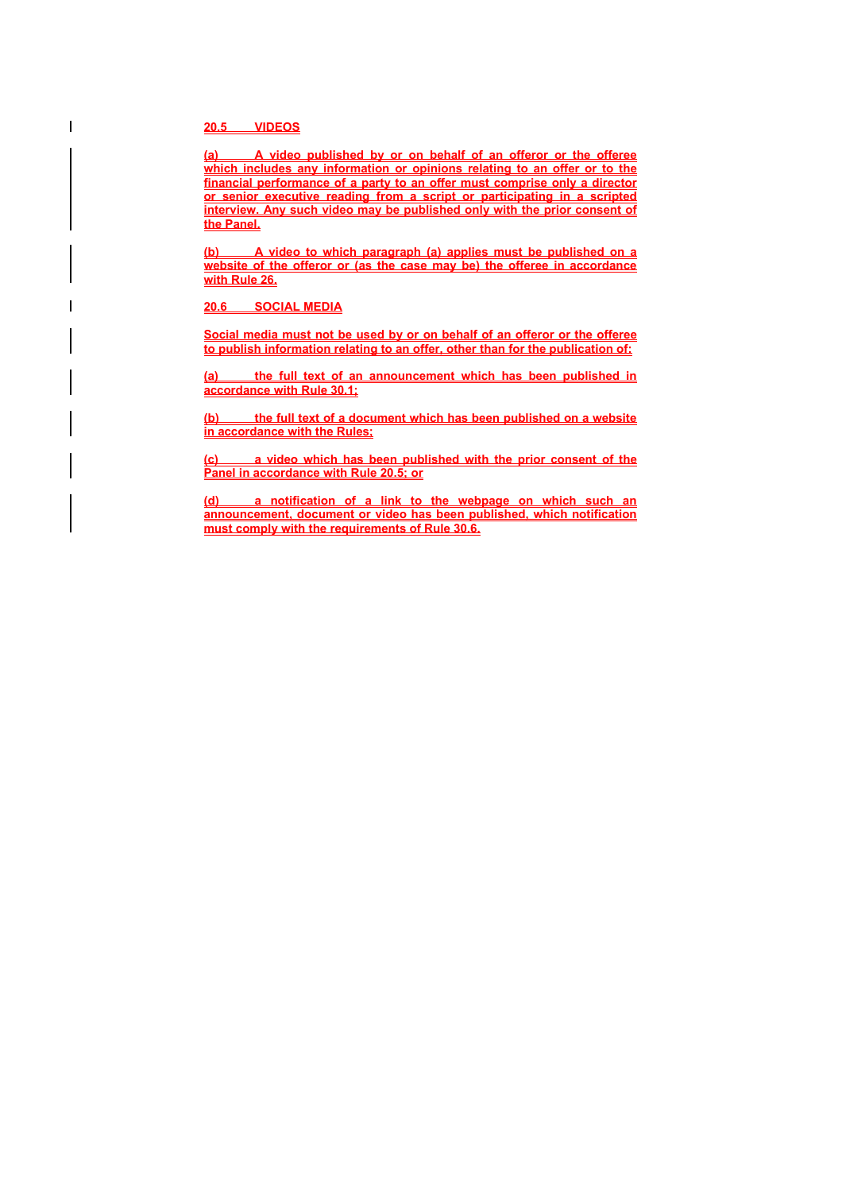## 20.5 VIDEOS

(a) A video published by or on behalf of an offeror or the offeree which includes any information or opinions relating to an offer or to the financial performance of a party to an offer must comprise only a director or senior executive reading from a script or participating in a scripted interview. Any such video may be published only with the prior consent of the Panel.

(b) A video to which paragraph (a) applies must be published on a website of the offeror or (as the case may be) the offeree in accordance with Rule 26.

## 20.6 SOCIAL MEDIA

Social media must not be used by or on behalf of an offeror or the offeree to publish information relating to an offer, other than for the publication of:

(a) the full text of an announcement which has been published in accordance with Rule 30.1;

(b) the full text of a document which has been published on a website in accordance with the Rules;

(c) a video which has been published with the prior consent of the Panel in accordance with Rule 20.5; or

(d) a notification of a link to the webpage on which such an announcement, document or video has been published, which notification must comply with the requirements of Rule 30.6.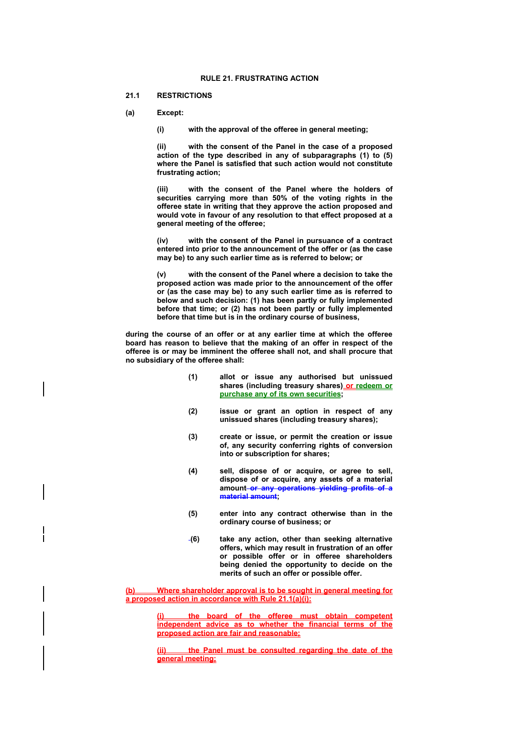**RULE 21. FRUSTRATING ACTION**

**21.1 RESTRICTIONS**

**(a) Except:**

**(i) with the approval of the offeree in general meeting;**

**(ii) with the consent of the Panel in the case of a proposed action of the type described in any of subparagraphs (1) to (5) where the Panel is satisfied that such action would not constitute frustrating action;**

**(iii) with the consent of the Panel where the holders of securities carrying more than 50% of the voting rights in the offeree state in writing that they approve the action proposed and would vote in favour of any resolution to that effect proposed at a general meeting of the offeree;**

**(iv) with the consent of the Panel in pursuance of a contract entered into prior to the announcement of the offer or (as the case may be) to any such earlier time as is referred to below; or**

**(v) with the consent of the Panel where a decision to take the proposed action was made prior to the announcement of the offer or (as the case may be) to any such earlier time as is referred to below and such decision: (1) has been partly or fully implemented before that time; or (2) has not been partly or fully implemented before that time but is in the ordinary course of business,**

**during the course of an offer or at any earlier time at which the offeree board has reason to believe that the making of an offer in respect of the offeree is or may be imminent the offeree shall not, and shall procure that no subsidiary of the offeree shall:**

**(1) allot or issue any authorised but unissued shares (including treasury shares) or redeem or purchase any of its own securities;**

**(2) issue or grant an option in respect of any unissued shares (including treasury shares);**

**(3) create or issue, or permit the creation or issue of, any security conferring rights of conversion into or subscription for shares;**

**(4) sell, dispose of or acquire, or agree to sell, dispose of or acquire, any assets of a material amount ~~or any operations yielding profits of a material amount~~;**

**(5) enter into any contract otherwise than in the ordinary course of business; or**

**(6) take any action, other than seeking alternative offers, which may result in frustration of an offer or possible offer or in offeree shareholders being denied the opportunity to decide on the merits of such an offer or possible offer.**

**(b) Where shareholder approval is to be sought in general meeting for a proposed action in accordance with Rule 21.1(a)(i):**

**(i) the board of the offeree must obtain competent independent advice as to whether the financial terms of the proposed action are fair and reasonable;**

**(ii) the Panel must be consulted regarding the date of the general meeting;**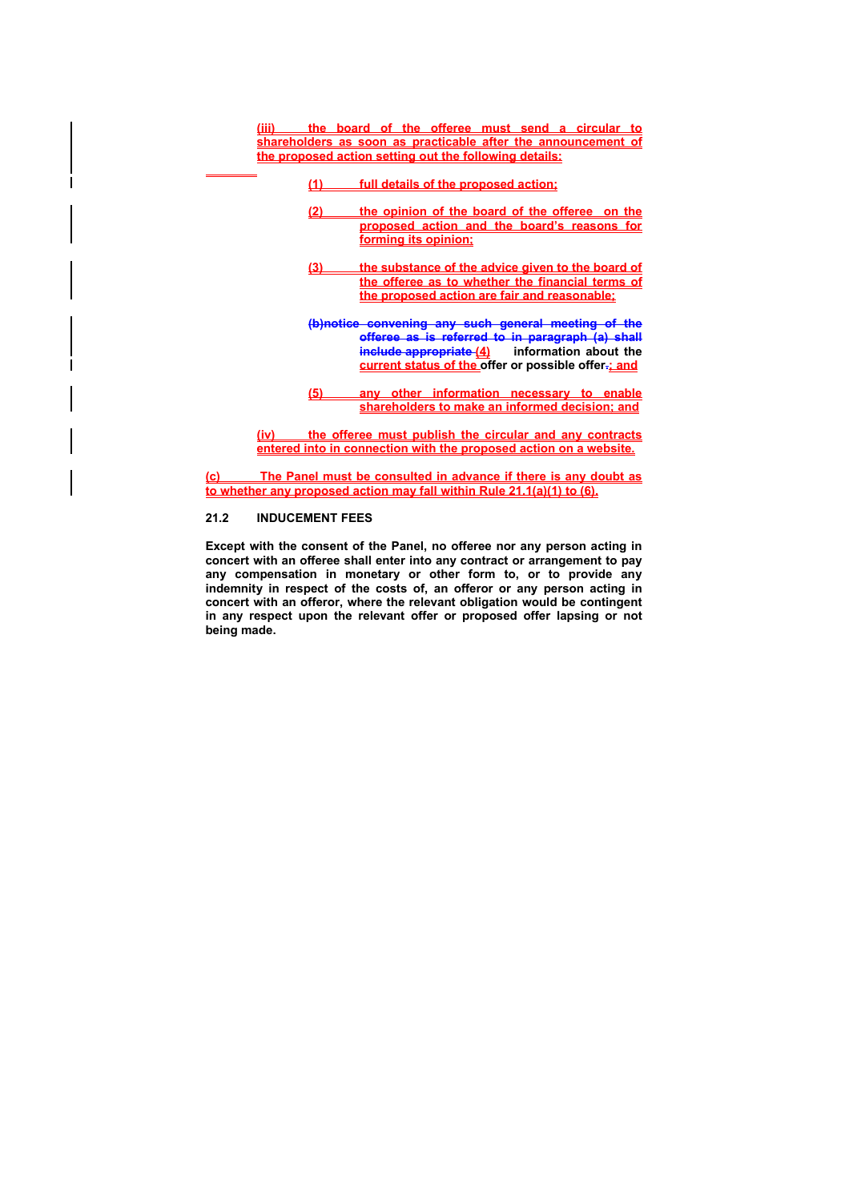(iii) the board of the offeree must send a circular to shareholders as soon as practicable after the announcement of the proposed action setting out the following details:

(1) full details of the proposed action;

(2) the opinion of the board of the offeree on the proposed action and the board's reasons for forming its opinion;

(3) the substance of the advice given to the board of the offeree as to whether the financial terms of the proposed action are fair and reasonable;

~~(b) notice convening any such general meeting of the offeree as is referred to in paragraph (a) shall include appropriate~~ (4) information about the current status of the offer or possible offer~~.~~; and

(5) any other information necessary to enable shareholders to make an informed decision; and

(iv) the offeree must publish the circular and any contracts entered into in connection with the proposed action on a website.

(c) The Panel must be consulted in advance if there is any doubt as to whether any proposed action may fall within Rule 21.1(a)(1) to (6).

**21.2 INDUCEMENT FEES**

**Except with the consent of the Panel, no offeree nor any person acting in concert with an offeree shall enter into any contract or arrangement to pay any compensation in monetary or other form to, or to provide any indemnity in respect of the costs of, an offeror or any person acting in concert with an offeror, where the relevant obligation would be contingent in any respect upon the relevant offer or proposed offer lapsing or not being made.**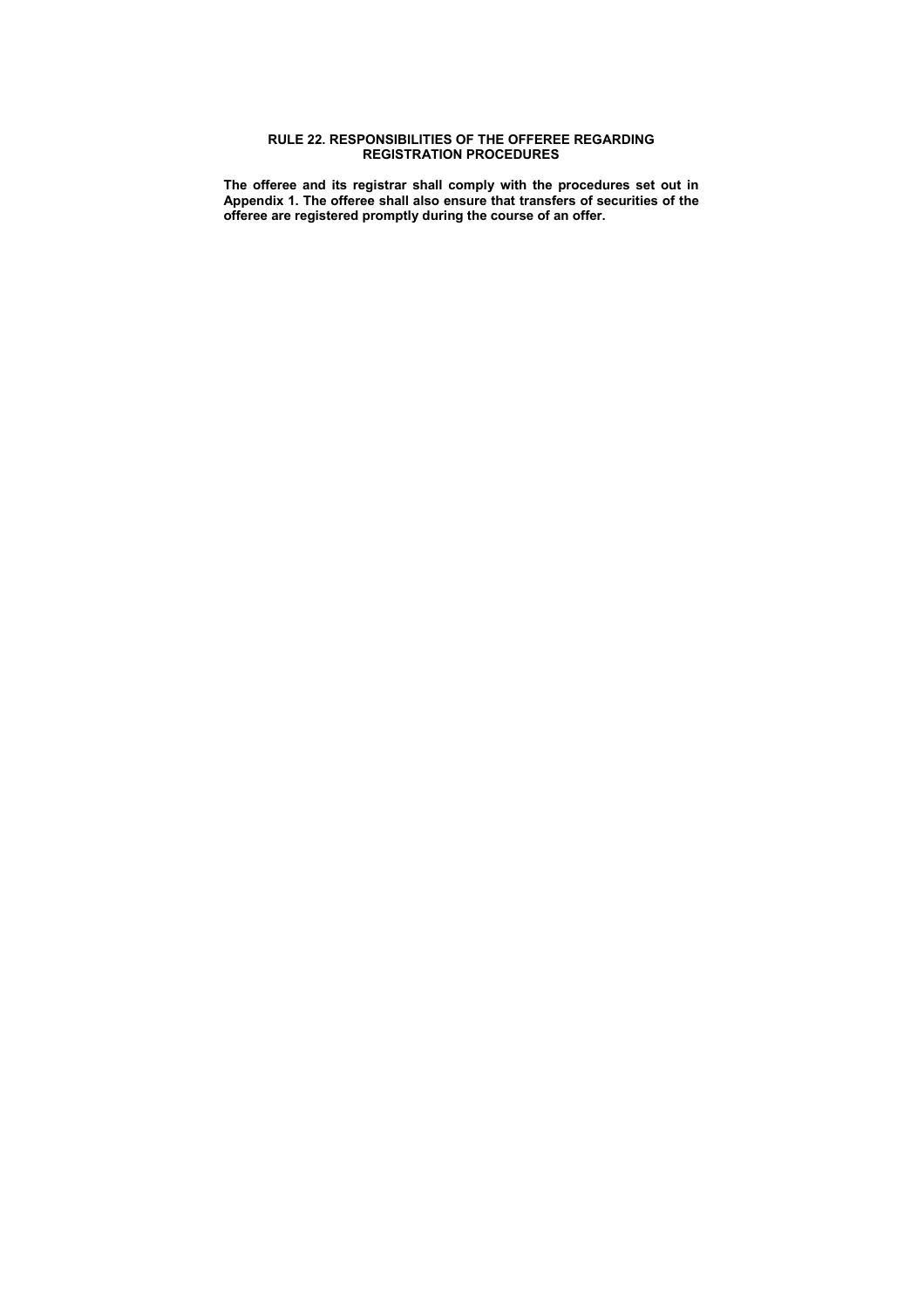## RULE 22. RESPONSIBILITIES OF THE OFFEREE REGARDING REGISTRATION PROCEDURES

**The offeree and its registrar shall comply with the procedures set out in Appendix 1. The offeree shall also ensure that transfers of securities of the offeree are registered promptly during the course of an offer.**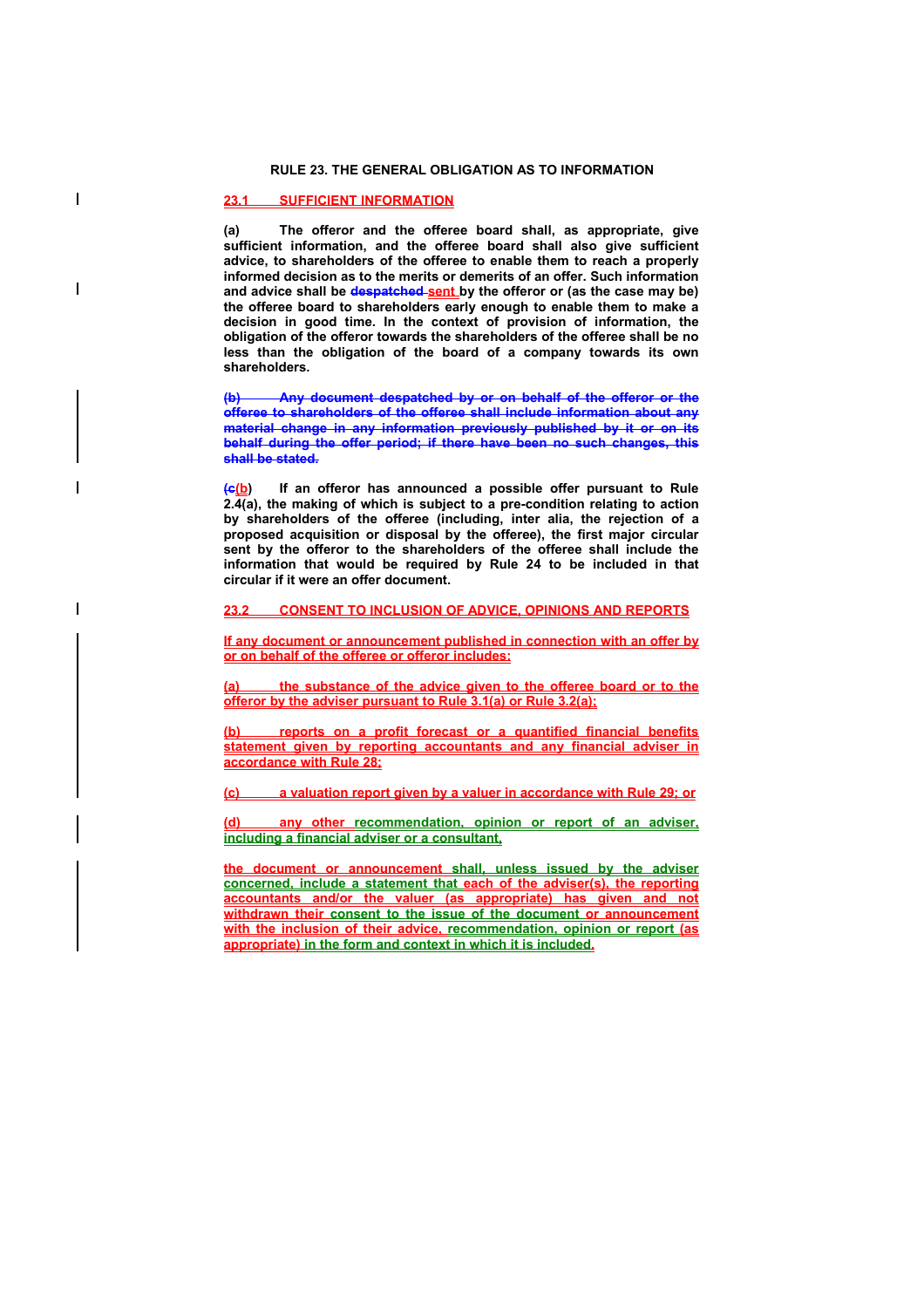# RULE 23. THE GENERAL OBLIGATION AS TO INFORMATION

## 23.1 SUFFICIENT INFORMATION

**(a)** **The offeror and the offeree board shall, as appropriate, give sufficient information, and the offeree board shall also give sufficient advice, to shareholders of the offeree to enable them to reach a properly informed decision as to the merits or demerits of an offer. Such information and advice shall be ~~despatched~~ sent by the offeror or (as the case may be) the offeree board to shareholders early enough to enable them to make a decision in good time. In the context of provision of information, the obligation of the offeror towards the shareholders of the offeree shall be no less than the obligation of the board of a company towards its own shareholders.**

~~**(b) Any document despatched by or on behalf of the offeror or the offeree to shareholders of the offeree shall include information about any material change in any information previously published by it or on its behalf during the offer period; if there have been no such changes, this shall be stated.**~~

**(~~c~~b) If an offeror has announced a possible offer pursuant to Rule 2.4(a), the making of which is subject to a pre-condition relating to action by shareholders of the offeree (including, inter alia, the rejection of a proposed acquisition or disposal by the offeree), the first major circular sent by the offeror to the shareholders of the offeree shall include the information that would be required by Rule 24 to be included in that circular if it were an offer document.**

## 23.2 CONSENT TO INCLUSION OF ADVICE, OPINIONS AND REPORTS

**If any document or announcement published in connection with an offer by or on behalf of the offeree or offeror includes:**

**(a) the substance of the advice given to the offeree board or to the offeror by the adviser pursuant to Rule 3.1(a) or Rule 3.2(a);**

**(b) reports on a profit forecast or a quantified financial benefits statement given by reporting accountants and any financial adviser in accordance with Rule 28;**

**(c) a valuation report given by a valuer in accordance with Rule 29; or**

**(d) any other recommendation, opinion or report of an adviser, including a financial adviser or a consultant,**

**the document or announcement shall, unless issued by the adviser concerned, include a statement that each of the adviser(s), the reporting accountants and/or the valuer (as appropriate) has given and not withdrawn their consent to the issue of the document or announcement with the inclusion of their advice, recommendation, opinion or report (as appropriate) in the form and context in which it is included.**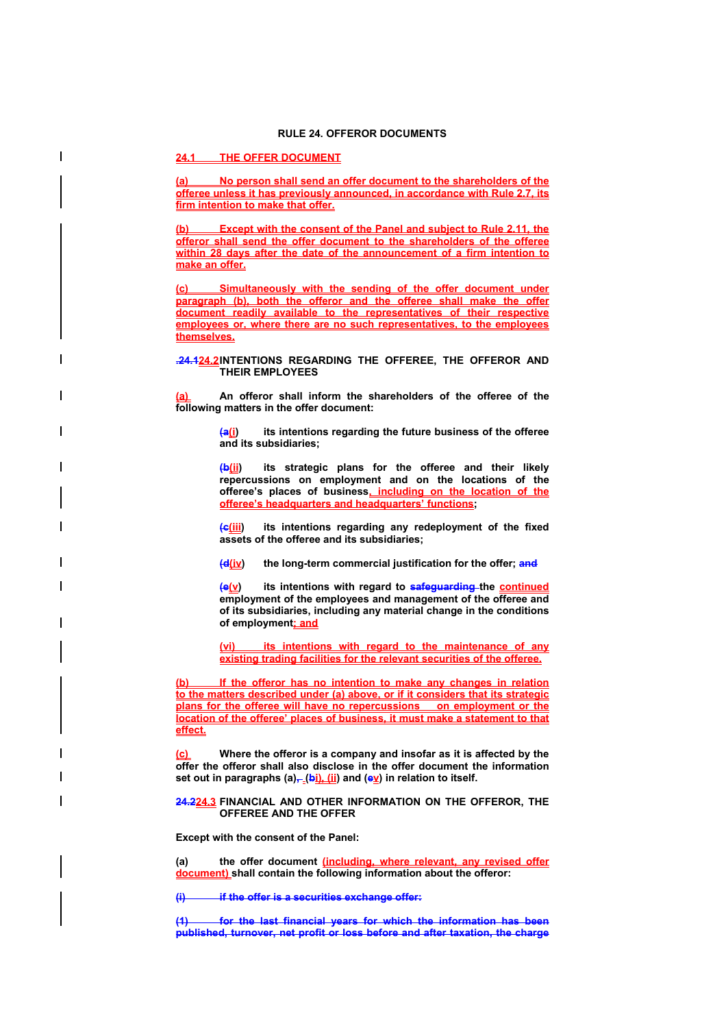# RULE 24. OFFEROR DOCUMENTS

## 24.1 THE OFFER DOCUMENT

(a) No person shall send an offer document to the shareholders of the offeree unless it has previously announced, in accordance with Rule 2.7, its firm intention to make that offer.

(b) Except with the consent of the Panel and subject to Rule 2.11, the offeror shall send the offer document to the shareholders of the offeree within 28 days after the date of the announcement of a firm intention to make an offer.

(c) Simultaneously with the sending of the offer document under paragraph (b), both the offeror and the offeree shall make the offer document readily available to the representatives of their respective employees or, where there are no such representatives, to the employees themselves.

## ~~24.1~~24.2 INTENTIONS REGARDING THE OFFEREE, THE OFFEROR AND THEIR EMPLOYEES

(a) An offeror shall inform the shareholders of the offeree of the following matters in the offer document:

(~~a~~i) its intentions regarding the future business of the offeree and its subsidiaries;

(~~b~~ii) its strategic plans for the offeree and their likely repercussions on employment and on the locations of the offeree's places of business, including on the location of the offeree's headquarters and headquarters' functions;

(~~c~~iii) its intentions regarding any redeployment of the fixed assets of the offeree and its subsidiaries;

(~~d~~iv) the long-term commercial justification for the offer; ~~and~~

(~~e~~v) its intentions with regard to ~~safeguarding~~ the continued employment of the employees and management of the offeree and of its subsidiaries, including any material change in the conditions of employment; and

(vi) its intentions with regard to the maintenance of any existing trading facilities for the relevant securities of the offeree.

(b) If the offeror has no intention to make any changes in relation to the matters described under (a) above, or if it considers that its strategic plans for the offeree will have no repercussions on employment or the location of the offeree' places of business, it must make a statement to that effect.

(c) Where the offeror is a company and insofar as it is affected by the offer the offeror shall also disclose in the offer document the information set out in paragraphs (a)~~,~~ (~~b~~i), (ii) and (~~e~~v) in relation to itself.

## ~~24.2~~24.3 FINANCIAL AND OTHER INFORMATION ON THE OFFEROR, THE OFFEREE AND THE OFFER

Except with the consent of the Panel:

(a) the offer document (including, where relevant, any revised offer document) shall contain the following information about the offeror:

~~(i) if the offer is a securities exchange offer:~~

~~(1) for the last financial years for which the information has been published, turnover, net profit or loss before and after taxation, the charge~~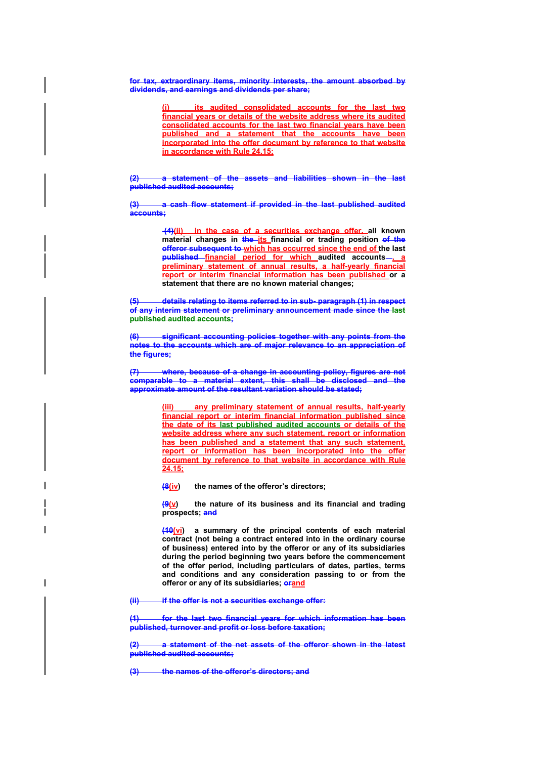~~for tax, extraordinary items, minority interests, the amount absorbed by dividends, and earnings and dividends per share;~~

(i) its audited consolidated accounts for the last two financial years or details of the website address where its audited consolidated accounts for the last two financial years have been published and a statement that the accounts have been incorporated into the offer document by reference to that website in accordance with Rule 24.15;

~~(2) a statement of the assets and liabilities shown in the last published audited accounts;~~

~~(3) a cash flow statement if provided in the last published audited accounts;~~

~~(4)~~(ii) in the case of a securities exchange offer, **all known material changes in ~~the~~ its financial or trading position ~~of the offeror subsequent to~~ which has occurred since the end of the last ~~published~~ financial period for which audited accounts~~,~~, a preliminary statement of annual results, a half-yearly financial report or interim financial information has been published or a statement that there are no known material changes;**

~~(5) details relating to items referred to in sub- paragraph (1) in respect of any interim statement or preliminary announcement made since the last published audited accounts;~~

~~(6) significant accounting policies together with any points from the notes to the accounts which are of major relevance to an appreciation of the figures;~~

~~(7) where, because of a change in accounting policy, figures are not comparable to a material extent, this shall be disclosed and the approximate amount of the resultant variation should be stated;~~

(iii) any preliminary statement of annual results, half-yearly financial report or interim financial information published since the date of its last published audited accounts or details of the website address where any such statement, report or information has been published and a statement that any such statement, report or information has been incorporated into the offer document by reference to that website in accordance with Rule 24.15;

**(~~8~~iv) the names of the offeror's directors;**

**(~~9~~v) the nature of its business and its financial and trading prospects; ~~and~~**

**(~~10~~vi) a summary of the principal contents of each material contract (not being a contract entered into in the ordinary course of business) entered into by the offeror or any of its subsidiaries during the period beginning two years before the commencement of the offer period, including particulars of dates, parties, terms and conditions and any consideration passing to or from the offeror or any of its subsidiaries; ~~or~~and**

~~(ii) if the offer is not a securities exchange offer:~~

~~(1) for the last two financial years for which information has been published, turnover and profit or loss before taxation;~~

~~(2) a statement of the net assets of the offeror shown in the latest published audited accounts;~~

~~(3) the names of the offeror's directors; and~~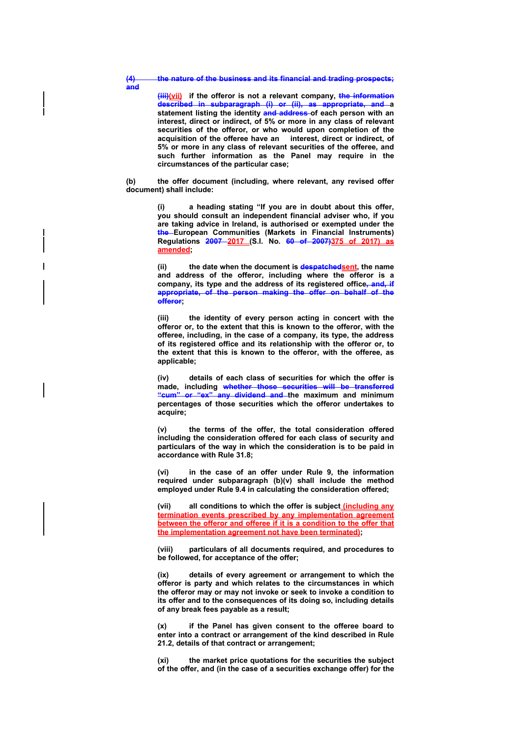~~(4) the nature of the business and its financial and trading prospects; and~~

~~(iii)~~(vii) if the offeror is not a relevant company, ~~the information described in subparagraph (i) or (ii), as appropriate, and~~ a statement listing the identity ~~and address~~ of each person with an interest, direct or indirect, of 5% or more in any class of relevant securities of the offeror, or who would upon completion of the acquisition of the offeree have an interest, direct or indirect, of 5% or more in any class of relevant securities of the offeree, and such further information as the Panel may require in the circumstances of the particular case;

**(b)** the offer document (including, where relevant, any revised offer document) shall include:

**(i)** a heading stating "If you are in doubt about this offer, you should consult an independent financial adviser who, if you are taking advice in Ireland, is authorised or exempted under ~~the~~ European Communities (Markets in Financial Instruments) Regulations ~~2007~~ 2017 (S.I. No. ~~60 of 2007)~~375 of 2017) as amended;

**(ii)** the date when the document is ~~despatched~~sent, the name and address of the offeror, including where the offeror is a company, its type and the address of its registered office~~, and, if appropriate, of the person making the offer on behalf of the offeror~~;

**(iii)** the identity of every person acting in concert with the offeror or, to the extent that this is known to the offeror, with the offeree, including, in the case of a company, its type, the address of its registered office and its relationship with the offeror or, to the extent that this is known to the offeror, with the offeree, as applicable;

**(iv)** details of each class of securities for which the offer is made, including ~~whether those securities will be transferred "cum" or "ex" any dividend and~~ the maximum and minimum percentages of those securities which the offeror undertakes to acquire;

**(v)** the terms of the offer, the total consideration offered including the consideration offered for each class of security and particulars of the way in which the consideration is to be paid in accordance with Rule 31.8;

**(vi)** in the case of an offer under Rule 9, the information required under subparagraph (b)(v) shall include the method employed under Rule 9.4 in calculating the consideration offered;

**(vii)** all conditions to which the offer is subject (including any termination events prescribed by any implementation agreement between the offeror and offeree if it is a condition to the offer that the implementation agreement not have been terminated);

**(viii)** particulars of all documents required, and procedures to be followed, for acceptance of the offer;

**(ix)** details of every agreement or arrangement to which the offeror is party and which relates to the circumstances in which the offeror may or may not invoke or seek to invoke a condition to its offer and to the consequences of its doing so, including details of any break fees payable as a result;

**(x)** if the Panel has given consent to the offeree board to enter into a contract or arrangement of the kind described in Rule 21.2, details of that contract or arrangement;

**(xi)** the market price quotations for the securities the subject of the offer, and (in the case of a securities exchange offer) for the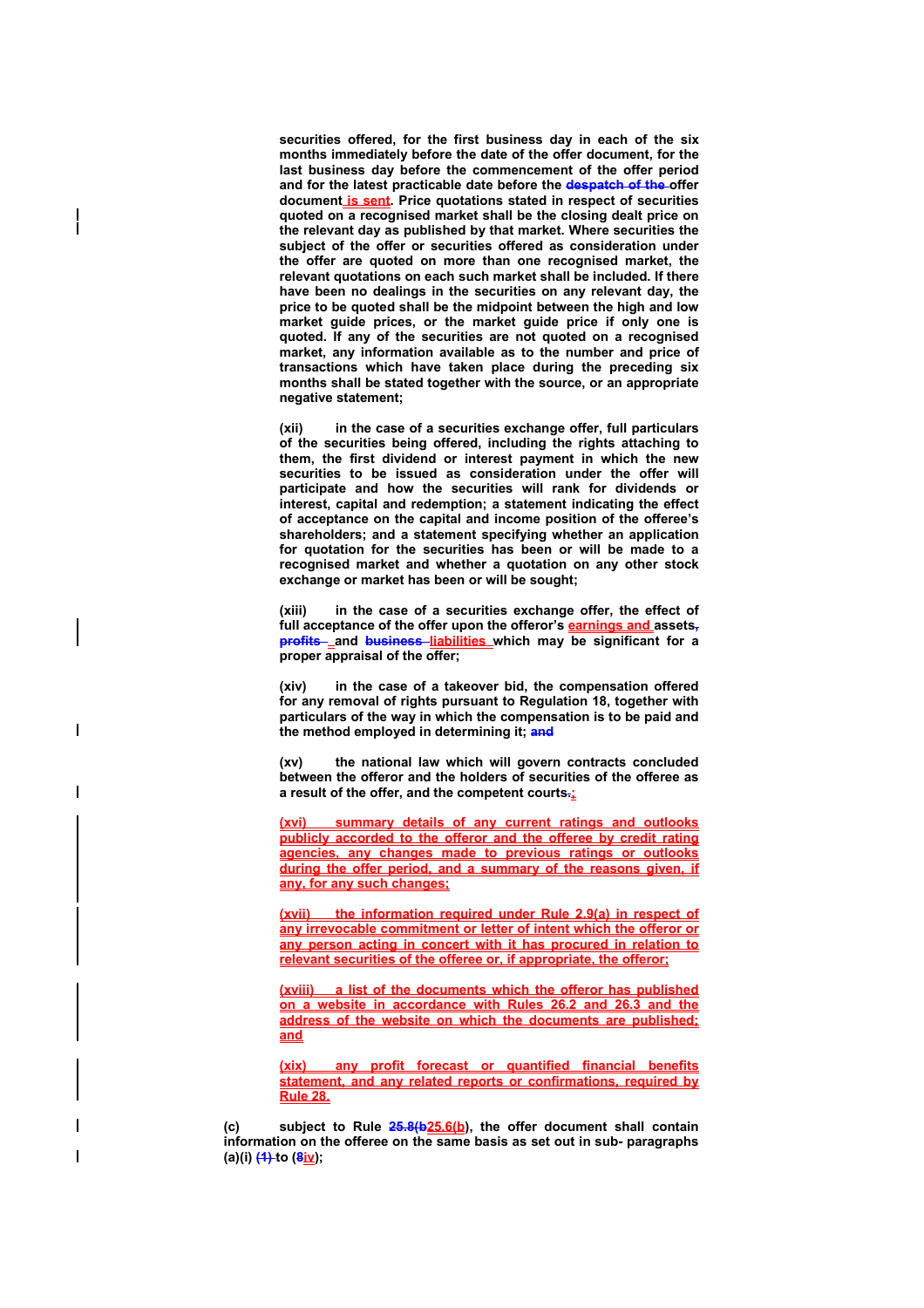**securities offered, for the first business day in each of the six months immediately before the date of the offer document, for the last business day before the commencement of the offer period and for the latest practicable date before the ~~despatch of the~~ offer document is sent. Price quotations stated in respect of securities quoted on a recognised market shall be the closing dealt price on the relevant day as published by that market. Where securities the subject of the offer or securities offered as consideration under the offer are quoted on more than one recognised market, the relevant quotations on each such market shall be included. If there have been no dealings in the securities on any relevant day, the price to be quoted shall be the midpoint between the high and low market guide prices, or the market guide price if only one is quoted. If any of the securities are not quoted on a recognised market, any information available as to the number and price of transactions which have taken place during the preceding six months shall be stated together with the source, or an appropriate negative statement;**

**(xii) in the case of a securities exchange offer, full particulars of the securities being offered, including the rights attaching to them, the first dividend or interest payment in which the new securities to be issued as consideration under the offer will participate and how the securities will rank for dividends or interest, capital and redemption; a statement indicating the effect of acceptance on the capital and income position of the offeree's shareholders; and a statement specifying whether an application for quotation for the securities has been or will be made to a recognised market and whether a quotation on any other stock exchange or market has been or will be sought;**

**(xiii) in the case of a securities exchange offer, the effect of full acceptance of the offer upon the offeror's earnings and assets~~,~~ ~~profits~~ and ~~business~~ liabilities which may be significant for a proper appraisal of the offer;**

**(xiv) in the case of a takeover bid, the compensation offered for any removal of rights pursuant to Regulation 18, together with particulars of the way in which the compensation is to be paid and the method employed in determining it; ~~and~~**

**(xv) the national law which will govern contracts concluded between the offeror and the holders of securities of the offeree as a result of the offer, and the competent courts~~.~~;**

**(xvi) summary details of any current ratings and outlooks publicly accorded to the offeror and the offeree by credit rating agencies, any changes made to previous ratings or outlooks during the offer period, and a summary of the reasons given, if any, for any such changes;**

**(xvii) the information required under Rule 2.9(a) in respect of any irrevocable commitment or letter of intent which the offeror or any person acting in concert with it has procured in relation to relevant securities of the offeree or, if appropriate, the offeror;**

**(xviii) a list of the documents which the offeror has published on a website in accordance with Rules 26.2 and 26.3 and the address of the website on which the documents are published; and**

**(xix) any profit forecast or quantified financial benefits statement, and any related reports or confirmations, required by Rule 28.**

**(c) subject to Rule ~~25.8(b~~25.6(b), the offer document shall contain information on the offeree on the same basis as set out in sub- paragraphs (a)(i) ~~(1)~~ to (~~8~~iv);**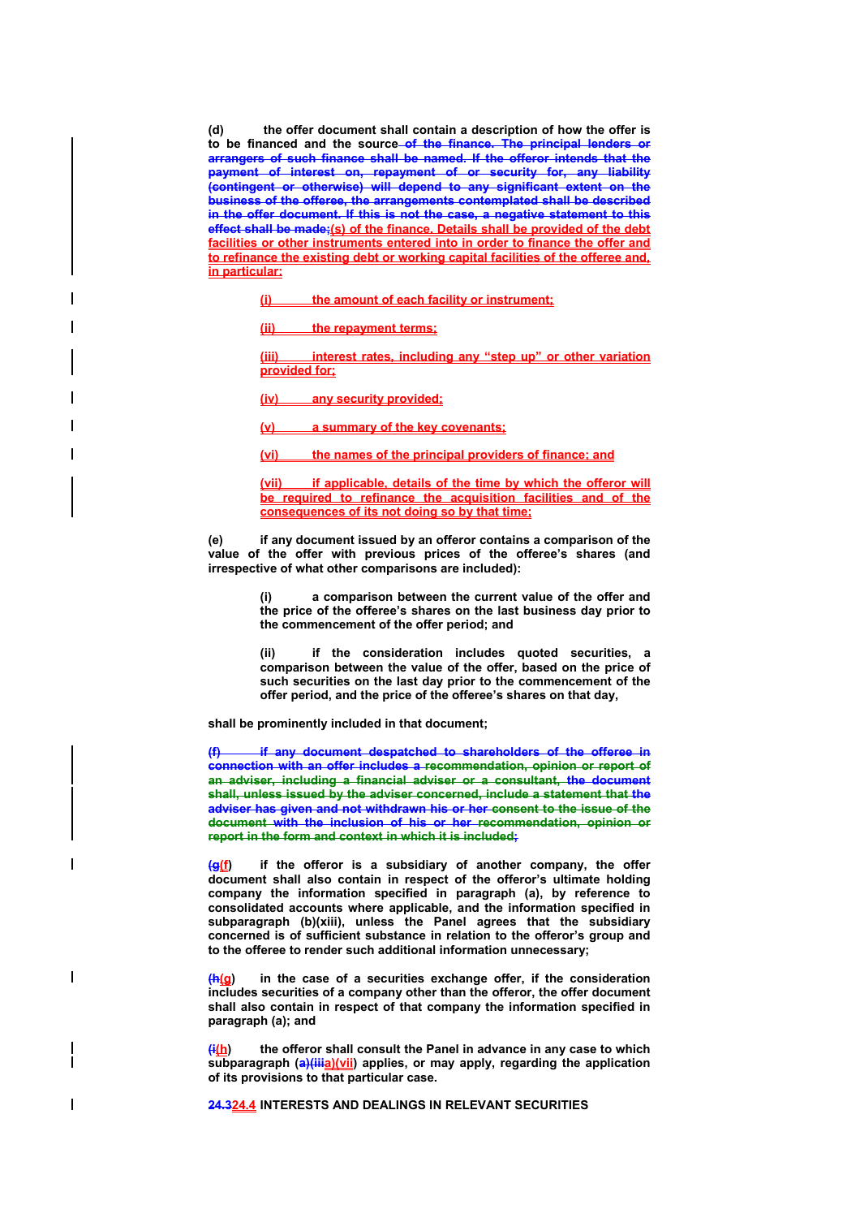(d) the offer document shall contain a description of how the offer is to be financed and the source~~ of the finance. The principal lenders or arrangers of such finance shall be named. If the offeror intends that the payment of interest on, repayment of or security for, any liability (contingent or otherwise) will depend to any significant extent on the business of the offeree, the arrangements contemplated shall be described in the offer document. If this is not the case, a negative statement to this effect shall be made;~~(s) of the finance. Details shall be provided of the debt facilities or other instruments entered into in order to finance the offer and to refinance the existing debt or working capital facilities of the offeree and, in particular:

> (i) the amount of each facility or instrument;
>
> (ii) the repayment terms;
>
> (iii) interest rates, including any "step up" or other variation provided for;
>
> (iv) any security provided;
>
> (v) a summary of the key covenants;
>
> (vi) the names of the principal providers of finance; and
>
> (vii) if applicable, details of the time by which the offeror will be required to refinance the acquisition facilities and of the consequences of its not doing so by that time;

(e) if any document issued by an offeror contains a comparison of the value of the offer with previous prices of the offeree's shares (and irrespective of what other comparisons are included):

> (i) a comparison between the current value of the offer and the price of the offeree's shares on the last business day prior to the commencement of the offer period; and
>
> (ii) if the consideration includes quoted securities, a comparison between the value of the offer, based on the price of such securities on the last day prior to the commencement of the offer period, and the price of the offeree's shares on that day,

shall be prominently included in that document;

~~(f) if any document despatched to shareholders of the offeree in connection with an offer includes a recommendation, opinion or report of an adviser, including a financial adviser or a consultant, the document shall, unless issued by the adviser concerned, include a statement that the adviser has given and not withdrawn his or her consent to the issue of the document with the inclusion of his or her recommendation, opinion or report in the form and context in which it is included;~~

(~~g~~f) if the offeror is a subsidiary of another company, the offer document shall also contain in respect of the offeror's ultimate holding company the information specified in paragraph (a), by reference to consolidated accounts where applicable, and the information specified in subparagraph (b)(xiii), unless the Panel agrees that the subsidiary concerned is of sufficient substance in relation to the offeror's group and to the offeree to render such additional information unnecessary;

(~~h~~g) in the case of a securities exchange offer, if the consideration includes securities of a company other than the offeror, the offer document shall also contain in respect of that company the information specified in paragraph (a); and

(~~i~~h) the offeror shall consult the Panel in advance in any case to which subparagraph (~~a)(iii~~a)(vii) applies, or may apply, regarding the application of its provisions to that particular case.

## ~~24.3~~24.4 INTERESTS AND DEALINGS IN RELEVANT SECURITIES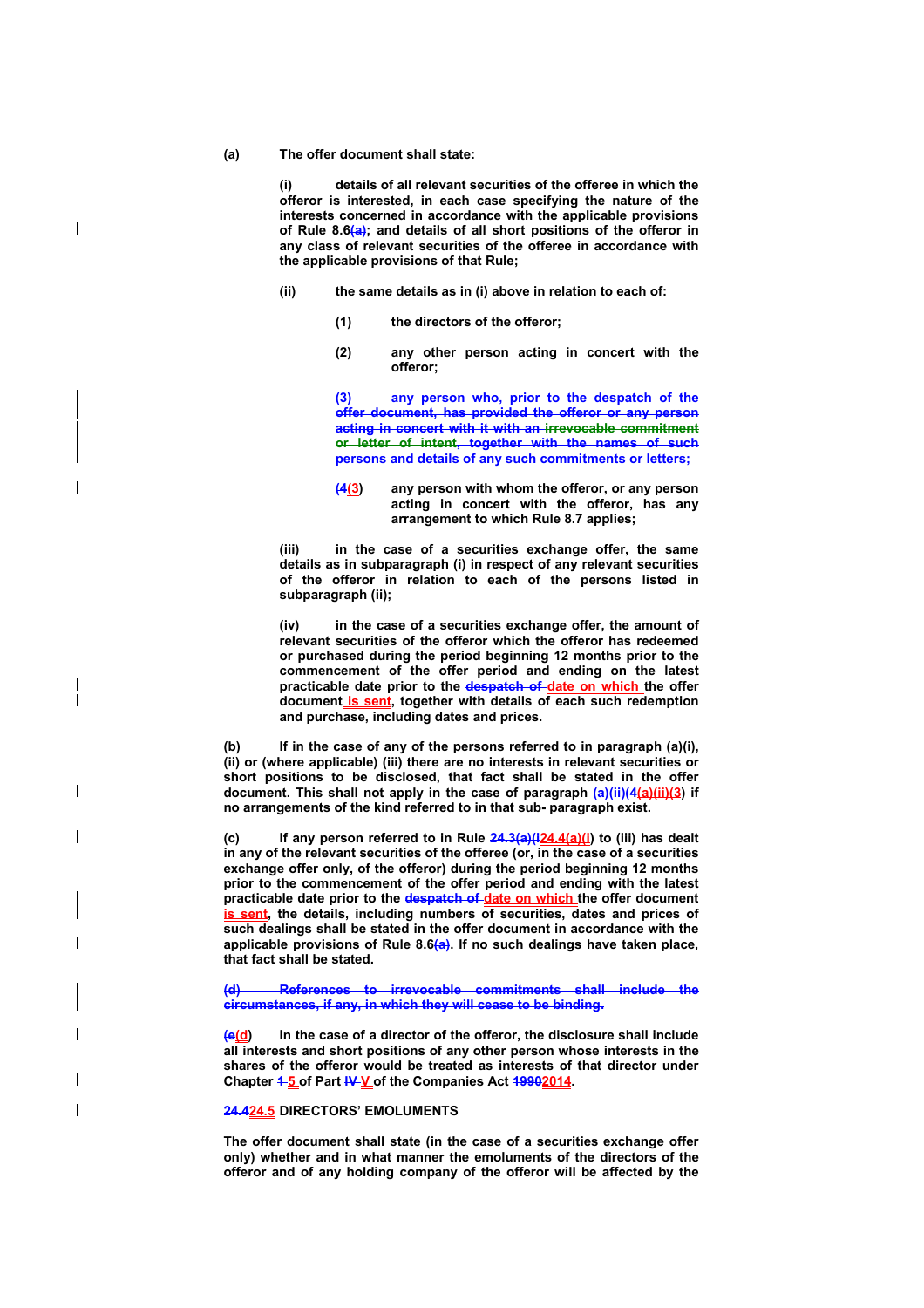**(a) The offer document shall state:**

**(i) details of all relevant securities of the offeree in which the offeror is interested, in each case specifying the nature of the interests concerned in accordance with the applicable provisions of Rule 8.6~~(a)~~; and details of all short positions of the offeror in any class of relevant securities of the offeree in accordance with the applicable provisions of that Rule;**

**(ii) the same details as in (i) above in relation to each of:**

**(1) the directors of the offeror;**

**(2) any other person acting in concert with the offeror;**

~~**(3) any person who, prior to the despatch of the offer document, has provided the offeror or any person acting in concert with it with an irrevocable commitment or letter of intent, together with the names of such persons and details of any such commitments or letters;**~~

**(~~4~~3) any person with whom the offeror, or any person acting in concert with the offeror, has any arrangement to which Rule 8.7 applies;**

**(iii) in the case of a securities exchange offer, the same details as in subparagraph (i) in respect of any relevant securities of the offeror in relation to each of the persons listed in subparagraph (ii);**

**(iv) in the case of a securities exchange offer, the amount of relevant securities of the offeror which the offeror has redeemed or purchased during the period beginning 12 months prior to the commencement of the offer period and ending on the latest practicable date prior to the ~~despatch of~~ date on which the offer document is sent, together with details of each such redemption and purchase, including dates and prices.**

**(b) If in the case of any of the persons referred to in paragraph (a)(i), (ii) or (where applicable) (iii) there are no interests in relevant securities or short positions to be disclosed, that fact shall be stated in the offer document. This shall not apply in the case of paragraph ~~(a)(ii)(4~~(a)(ii)(3) if no arrangements of the kind referred to in that sub- paragraph exist.**

**(c) If any person referred to in Rule ~~24.3(a)(i~~24.4(a)(i) to (iii) has dealt in any of the relevant securities of the offeree (or, in the case of a securities exchange offer only, of the offeror) during the period beginning 12 months prior to the commencement of the offer period and ending with the latest practicable date prior to the ~~despatch of~~ date on which the offer document is sent, the details, including numbers of securities, dates and prices of such dealings shall be stated in the offer document in accordance with the applicable provisions of Rule 8.6~~(a)~~. If no such dealings have taken place, that fact shall be stated.**

~~**(d) References to irrevocable commitments shall include the circumstances, if any, in which they will cease to be binding.**~~

**(~~e~~d) In the case of a director of the offeror, the disclosure shall include all interests and short positions of any other person whose interests in the shares of the offeror would be treated as interests of that director under Chapter ~~1~~ 5 of Part ~~IV~~ V of the Companies Act ~~1990~~2014.**

**~~24.4~~24.5 DIRECTORS' EMOLUMENTS**

**The offer document shall state (in the case of a securities exchange offer only) whether and in what manner the emoluments of the directors of the offeror and of any holding company of the offeror will be affected by the**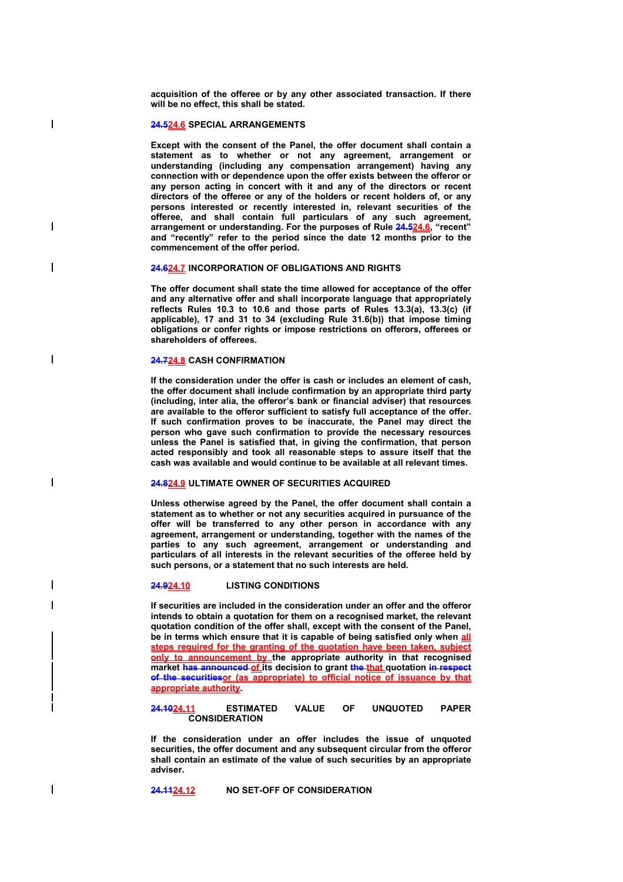acquisition of the offeree or by any other associated transaction. If there will be no effect, this shall be stated.

**~~24.5~~24.6 SPECIAL ARRANGEMENTS**

Except with the consent of the Panel, the offer document shall contain a statement as to whether or not any agreement, arrangement or understanding (including any compensation arrangement) having any connection with or dependence upon the offer exists between the offeror or any person acting in concert with it and any of the directors or recent directors of the offeree or any of the holders or recent holders of, or any persons interested or recently interested in, relevant securities of the offeree, and shall contain full particulars of any such agreement, arrangement or understanding. For the purposes of Rule ~~24.5~~24.6, "recent" and "recently" refer to the period since the date 12 months prior to the commencement of the offer period.

**~~24.6~~24.7 INCORPORATION OF OBLIGATIONS AND RIGHTS**

The offer document shall state the time allowed for acceptance of the offer and any alternative offer and shall incorporate language that appropriately reflects Rules 10.3 to 10.6 and those parts of Rules 13.3(a), 13.3(c) (if applicable), 17 and 31 to 34 (excluding Rule 31.6(b)) that impose timing obligations or confer rights or impose restrictions on offerors, offerees or shareholders of offerees.

**~~24.7~~24.8 CASH CONFIRMATION**

If the consideration under the offer is cash or includes an element of cash, the offer document shall include confirmation by an appropriate third party (including, inter alia, the offeror's bank or financial adviser) that resources are available to the offeror sufficient to satisfy full acceptance of the offer. If such confirmation proves to be inaccurate, the Panel may direct the person who gave such confirmation to provide the necessary resources unless the Panel is satisfied that, in giving the confirmation, that person acted responsibly and took all reasonable steps to assure itself that the cash was available and would continue to be available at all relevant times.

**~~24.8~~24.9 ULTIMATE OWNER OF SECURITIES ACQUIRED**

Unless otherwise agreed by the Panel, the offer document shall contain a statement as to whether or not any securities acquired in pursuance of the offer will be transferred to any other person in accordance with any agreement, arrangement or understanding, together with the names of the parties to any such agreement, arrangement or understanding and particulars of all interests in the relevant securities of the offeree held by such persons, or a statement that no such interests are held.

**~~24.9~~24.10 LISTING CONDITIONS**

If securities are included in the consideration under an offer and the offeror intends to obtain a quotation for them on a recognised market, the relevant quotation condition of the offer shall, except with the consent of the Panel, be in terms which ensure that it is capable of being satisfied only when all steps required for the granting of the quotation have been taken, subject only to announcement by the appropriate authority in that recognised market ~~has announced~~ of its decision to grant ~~the~~ that quotation ~~in respect of the securities~~or (as appropriate) to official notice of issuance by that appropriate authority.

**~~24.10~~24.11 ESTIMATED VALUE OF UNQUOTED PAPER CONSIDERATION**

If the consideration under an offer includes the issue of unquoted securities, the offer document and any subsequent circular from the offeror shall contain an estimate of the value of such securities by an appropriate adviser.

**~~24.11~~24.12 NO SET-OFF OF CONSIDERATION**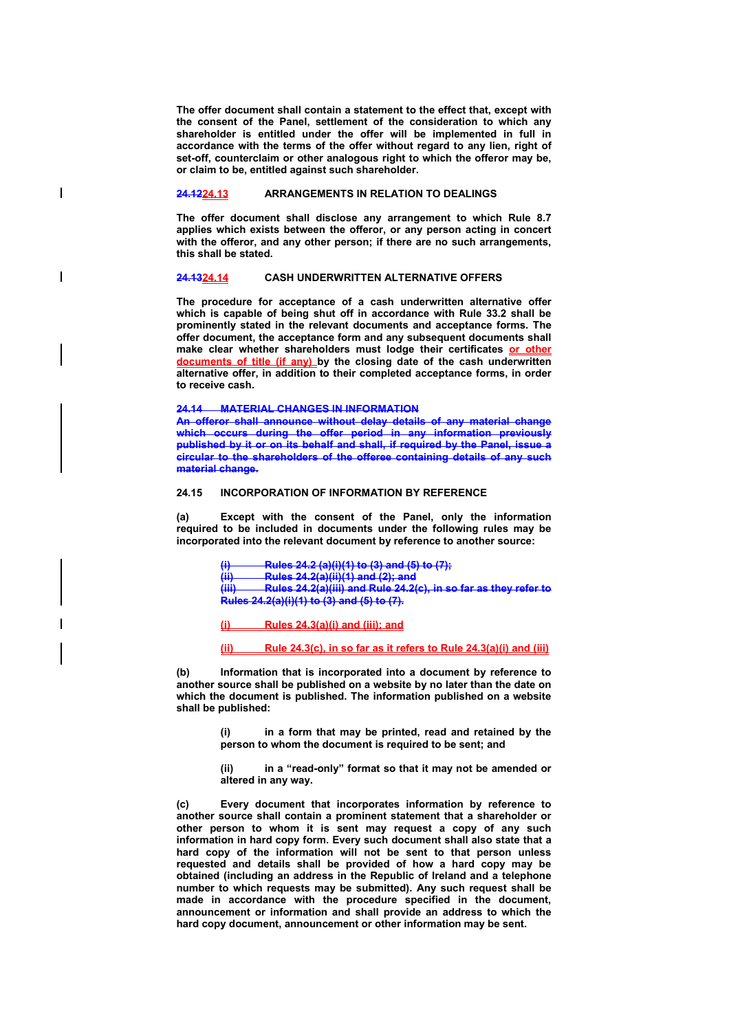The offer document shall contain a statement to the effect that, except with the consent of the Panel, settlement of the consideration to which any shareholder is entitled under the offer will be implemented in full in accordance with the terms of the offer without regard to any lien, right of set-off, counterclaim or other analogous right to which the offeror may be, or claim to be, entitled against such shareholder.

**~~24.12~~24.13 ARRANGEMENTS IN RELATION TO DEALINGS**

The offer document shall disclose any arrangement to which Rule 8.7 applies which exists between the offeror, or any person acting in concert with the offeror, and any other person; if there are no such arrangements, this shall be stated.

**~~24.13~~24.14 CASH UNDERWRITTEN ALTERNATIVE OFFERS**

The procedure for acceptance of a cash underwritten alternative offer which is capable of being shut off in accordance with Rule 33.2 shall be prominently stated in the relevant documents and acceptance forms. The offer document, the acceptance form and any subsequent documents shall make clear whether shareholders must lodge their certificates or other documents of title (if any) by the closing date of the cash underwritten alternative offer, in addition to their completed acceptance forms, in order to receive cash.

~~**24.14 MATERIAL CHANGES IN INFORMATION**~~

~~An offeror shall announce without delay details of any material change which occurs during the offer period in any information previously published by it or on its behalf and shall, if required by the Panel, issue a circular to the shareholders of the offeree containing details of any such material change.~~

**24.15 INCORPORATION OF INFORMATION BY REFERENCE**

**(a)** Except with the consent of the Panel, only the information required to be included in documents under the following rules may be incorporated into the relevant document by reference to another source:

~~(i) Rules 24.2 (a)(i)(1) to (3) and (5) to (7);~~
~~(ii) Rules 24.2(a)(ii)(1) and (2); and~~
~~(iii) Rules 24.2(a)(iii) and Rule 24.2(c), in so far as they refer to Rules 24.2(a)(i)(1) to (3) and (5) to (7).~~

(i) Rules 24.3(a)(i) and (iii); and

(ii) Rule 24.3(c), in so far as it refers to Rule 24.3(a)(i) and (iii)

**(b)** Information that is incorporated into a document by reference to another source shall be published on a website by no later than the date on which the document is published. The information published on a website shall be published:

(i) in a form that may be printed, read and retained by the person to whom the document is required to be sent; and

(ii) in a "read-only" format so that it may not be amended or altered in any way.

**(c)** Every document that incorporates information by reference to another source shall contain a prominent statement that a shareholder or other person to whom it is sent may request a copy of any such information in hard copy form. Every such document shall also state that a hard copy of the information will not be sent to that person unless requested and details shall be provided of how a hard copy may be obtained (including an address in the Republic of Ireland and a telephone number to which requests may be submitted). Any such request shall be made in accordance with the procedure specified in the document, announcement or information and shall provide an address to which the hard copy document, announcement or other information may be sent.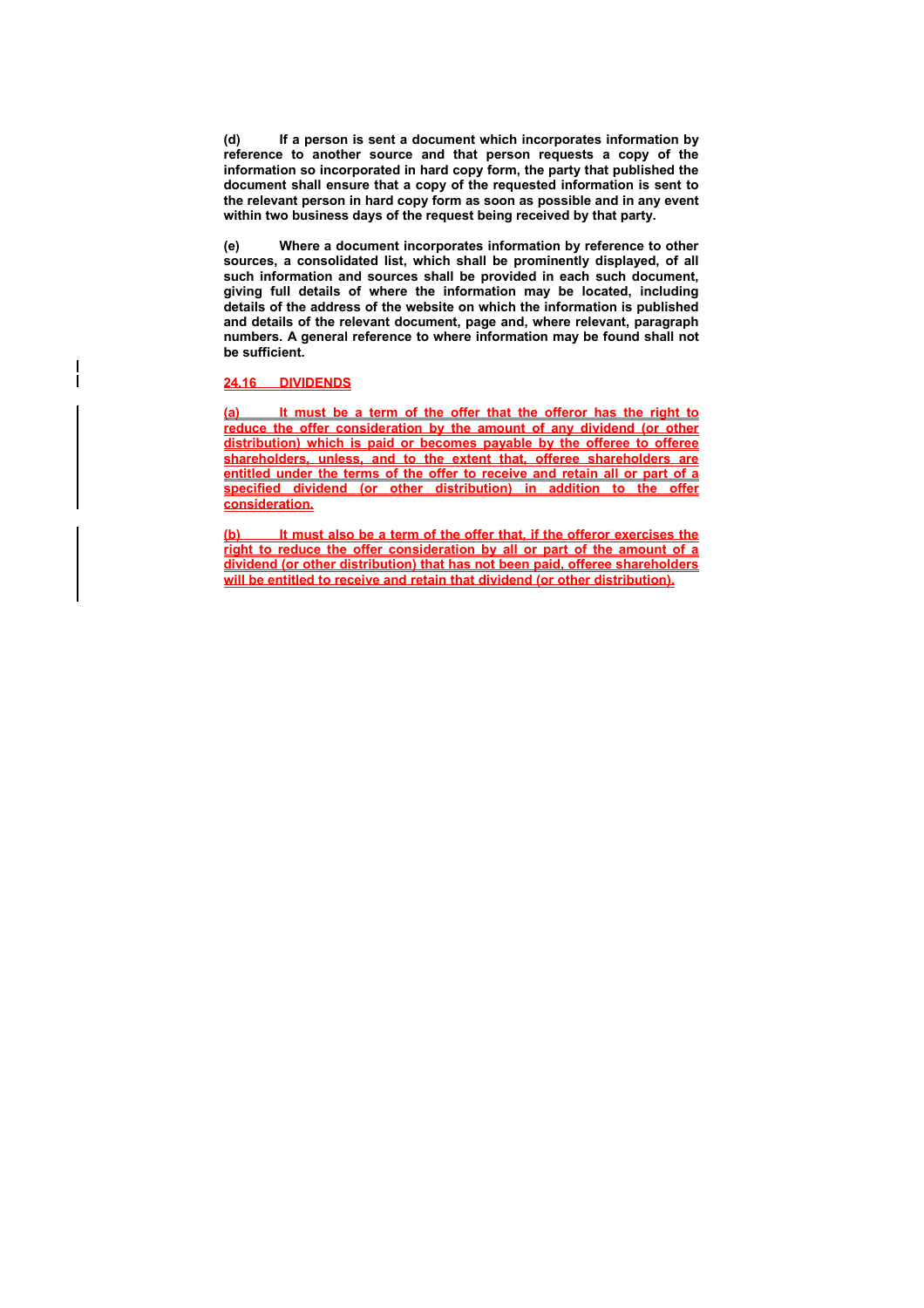**(d) If a person is sent a document which incorporates information by reference to another source and that person requests a copy of the information so incorporated in hard copy form, the party that published the document shall ensure that a copy of the requested information is sent to the relevant person in hard copy form as soon as possible and in any event within two business days of the request being received by that party.**

**(e) Where a document incorporates information by reference to other sources, a consolidated list, which shall be prominently displayed, of all such information and sources shall be provided in each such document, giving full details of where the information may be located, including details of the address of the website on which the information is published and details of the relevant document, page and, where relevant, paragraph numbers. A general reference to where information may be found shall not be sufficient.**

**24.16 DIVIDENDS**

**(a) It must be a term of the offer that the offeror has the right to reduce the offer consideration by the amount of any dividend (or other distribution) which is paid or becomes payable by the offeree to offeree shareholders, unless, and to the extent that, offeree shareholders are entitled under the terms of the offer to receive and retain all or part of a specified dividend (or other distribution) in addition to the offer consideration.**

**(b) It must also be a term of the offer that, if the offeror exercises the right to reduce the offer consideration by all or part of the amount of a dividend (or other distribution) that has not been paid, offeree shareholders will be entitled to receive and retain that dividend (or other distribution).**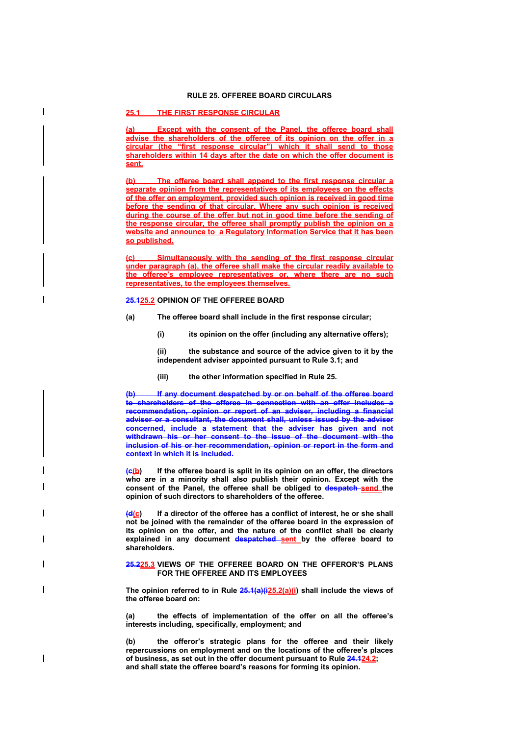# RULE 25. OFFEREE BOARD CIRCULARS

## 25.1 THE FIRST RESPONSE CIRCULAR

**(a) Except with the consent of the Panel, the offeree board shall advise the shareholders of the offeree of its opinion on the offer in a circular (the "first response circular") which it shall send to those shareholders within 14 days after the date on which the offer document is sent.**

**(b) The offeree board shall append to the first response circular a separate opinion from the representatives of its employees on the effects of the offer on employment, provided such opinion is received in good time before the sending of that circular. Where any such opinion is received during the course of the offer but not in good time before the sending of the response circular, the offeree shall promptly publish the opinion on a website and announce to a Regulatory Information Service that it has been so published.**

**(c) Simultaneously with the sending of the first response circular under paragraph (a), the offeree shall make the circular readily available to the offeree's employee representatives or, where there are no such representatives, to the employees themselves.**

## ~~25.1~~25.2 OPINION OF THE OFFEREE BOARD

**(a) The offeree board shall include in the first response circular;**

**(i) its opinion on the offer (including any alternative offers);**

**(ii) the substance and source of the advice given to it by the independent adviser appointed pursuant to Rule 3.1; and**

**(iii) the other information specified in Rule 25.**

~~**(b) If any document despatched by or on behalf of the offeree board to shareholders of the offeree in connection with an offer includes a recommendation, opinion or report of an adviser, including a financial adviser or a consultant, the document shall, unless issued by the adviser concerned, include a statement that the adviser has given and not withdrawn his or her consent to the issue of the document with the inclusion of his or her recommendation, opinion or report in the form and context in which it is included.**~~

**(~~c~~b) If the offeree board is split in its opinion on an offer, the directors who are in a minority shall also publish their opinion. Except with the consent of the Panel, the offeree shall be obliged to ~~despatch~~ send the opinion of such directors to shareholders of the offeree.**

**(~~d~~c) If a director of the offeree has a conflict of interest, he or she shall not be joined with the remainder of the offeree board in the expression of its opinion on the offer, and the nature of the conflict shall be clearly explained in any document ~~despatched~~ sent by the offeree board to shareholders.**

## ~~25.2~~25.3 VIEWS OF THE OFFEREE BOARD ON THE OFFEROR'S PLANS FOR THE OFFEREE AND ITS EMPLOYEES

**The opinion referred to in Rule ~~25.1(a)(i~~25.2(a)(i) shall include the views of the offeree board on:**

**(a) the effects of implementation of the offer on all the offeree's interests including, specifically, employment; and**

**(b) the offeror's strategic plans for the offeree and their likely repercussions on employment and on the locations of the offeree's places of business, as set out in the offer document pursuant to Rule ~~24.1~~24.2; and shall state the offeree board's reasons for forming its opinion.**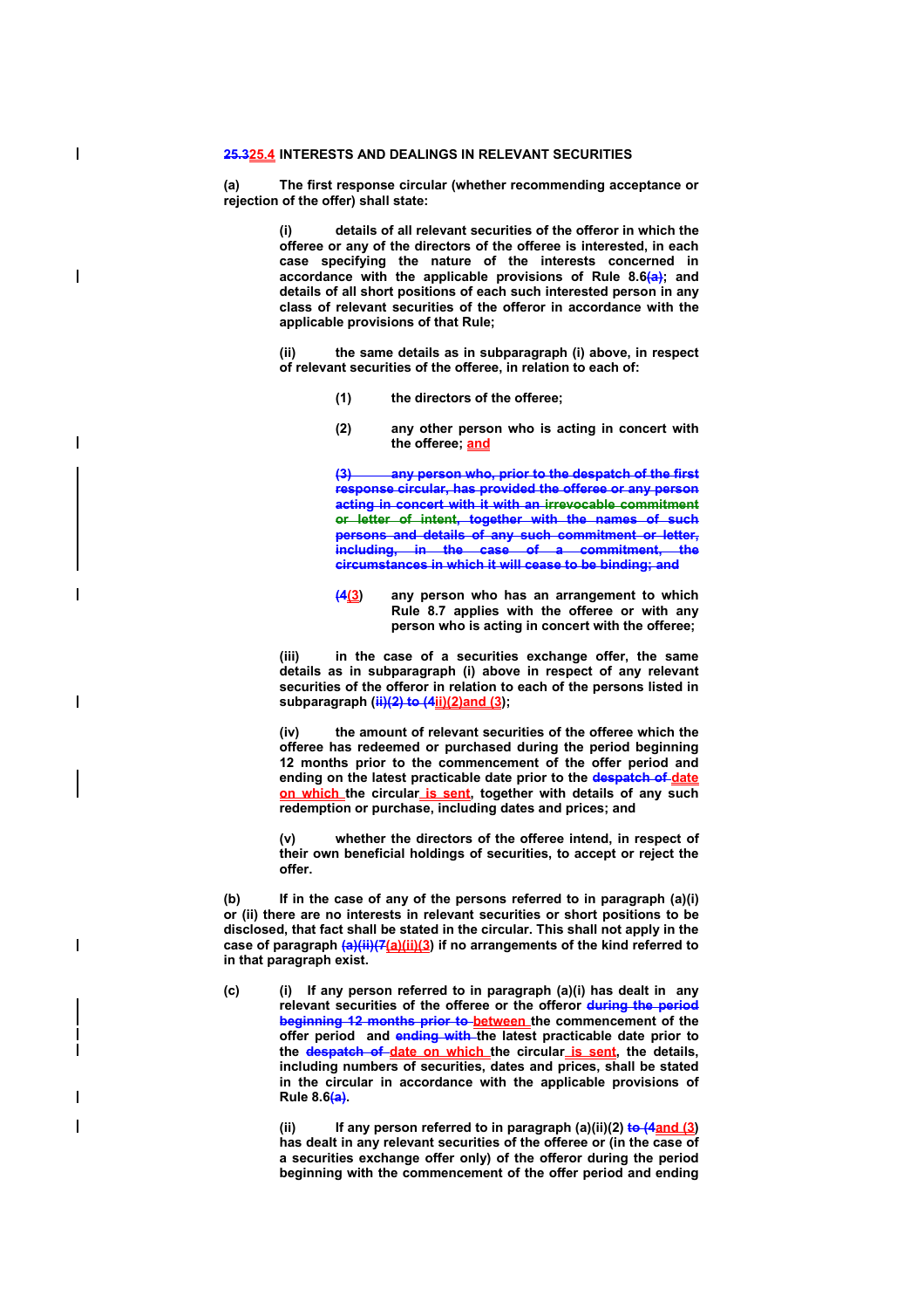**~~25.3~~25.4 INTERESTS AND DEALINGS IN RELEVANT SECURITIES**

**(a) The first response circular (whether recommending acceptance or rejection of the offer) shall state:**

**(i) details of all relevant securities of the offeror in which the offeree or any of the directors of the offeree is interested, in each case specifying the nature of the interests concerned in accordance with the applicable provisions of Rule 8.6~~(a)~~; and details of all short positions of each such interested person in any class of relevant securities of the offeror in accordance with the applicable provisions of that Rule;**

**(ii) the same details as in subparagraph (i) above, in respect of relevant securities of the offeree, in relation to each of:**

**(1) the directors of the offeree;**

**(2) any other person who is acting in concert with the offeree; and**

**~~(3) any person who, prior to the despatch of the first response circular, has provided the offeree or any person acting in concert with it with an irrevocable commitment or letter of intent, together with the names of such persons and details of any such commitment or letter, including, in the case of a commitment, the circumstances in which it will cease to be binding; and~~**

**~~(4~~(3) any person who has an arrangement to which Rule 8.7 applies with the offeree or with any person who is acting in concert with the offeree;**

**(iii) in the case of a securities exchange offer, the same details as in subparagraph (i) above in respect of any relevant securities of the offeror in relation to each of the persons listed in subparagraph (~~ii)(2) to (4~~ii)(2)and (3);**

**(iv) the amount of relevant securities of the offeree which the offeree has redeemed or purchased during the period beginning 12 months prior to the commencement of the offer period and ending on the latest practicable date prior to the ~~despatch of~~ date on which the circular is sent, together with details of any such redemption or purchase, including dates and prices; and**

**(v) whether the directors of the offeree intend, in respect of their own beneficial holdings of securities, to accept or reject the offer.**

**(b) If in the case of any of the persons referred to in paragraph (a)(i) or (ii) there are no interests in relevant securities or short positions to be disclosed, that fact shall be stated in the circular. This shall not apply in the case of paragraph ~~(a)(ii)(7~~(a)(ii)(3) if no arrangements of the kind referred to in that paragraph exist.**

**(c) (i) If any person referred to in paragraph (a)(i) has dealt in any relevant securities of the offeree or the offeror ~~during the period beginning 12 months prior to~~ between the commencement of the offer period and ~~ending with~~ the latest practicable date prior to the ~~despatch of~~ date on which the circular is sent, the details, including numbers of securities, dates and prices, shall be stated in the circular in accordance with the applicable provisions of Rule 8.6~~(a)~~.**

**(ii) If any person referred to in paragraph (a)(ii)(2) ~~to (4~~and (3) has dealt in any relevant securities of the offeree or (in the case of a securities exchange offer only) of the offeror during the period beginning with the commencement of the offer period and ending**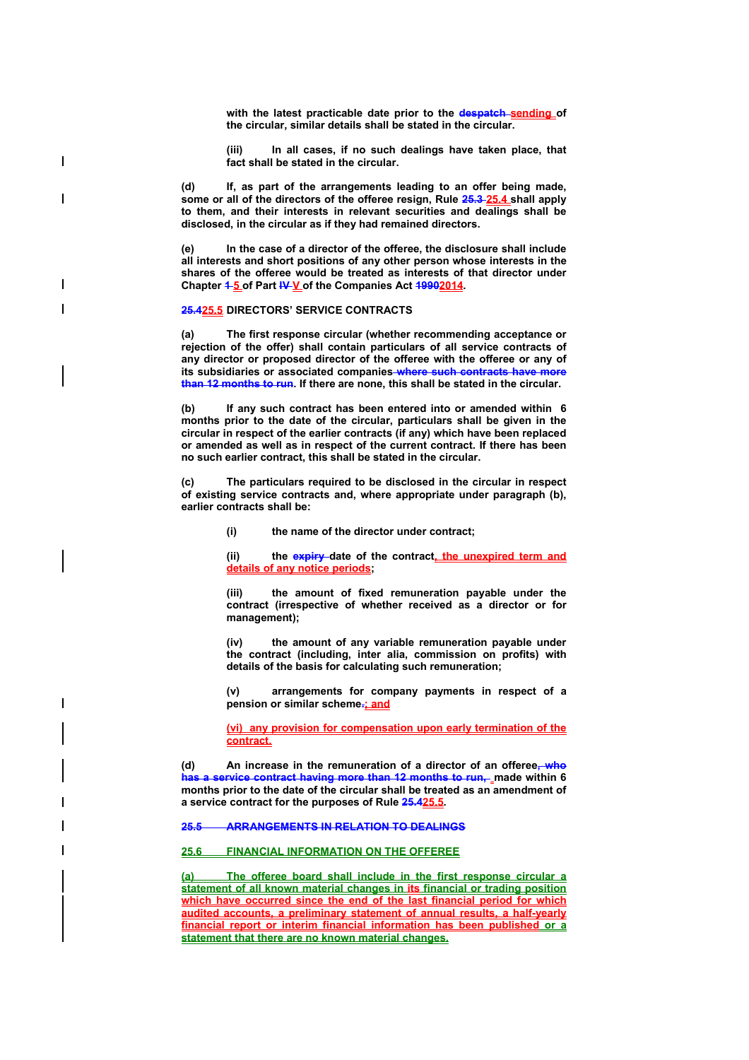with the latest practicable date prior to the ~~despatch~~ sending of the circular, similar details shall be stated in the circular.

(iii) In all cases, if no such dealings have taken place, that fact shall be stated in the circular.

(d) If, as part of the arrangements leading to an offer being made, some or all of the directors of the offeree resign, Rule ~~25.3~~ 25.4 shall apply to them, and their interests in relevant securities and dealings shall be disclosed, in the circular as if they had remained directors.

(e) In the case of a director of the offeree, the disclosure shall include all interests and short positions of any other person whose interests in the shares of the offeree would be treated as interests of that director under Chapter ~~1~~ 5 of Part ~~IV~~ V of the Companies Act ~~1990~~2014.

**~~25.4~~25.5 DIRECTORS' SERVICE CONTRACTS**

(a) The first response circular (whether recommending acceptance or rejection of the offer) shall contain particulars of all service contracts of any director or proposed director of the offeree with the offeree or any of its subsidiaries or associated companies ~~where such contracts have more than 12 months to run~~. If there are none, this shall be stated in the circular.

(b) If any such contract has been entered into or amended within 6 months prior to the date of the circular, particulars shall be given in the circular in respect of the earlier contracts (if any) which have been replaced or amended as well as in respect of the current contract. If there has been no such earlier contract, this shall be stated in the circular.

(c) The particulars required to be disclosed in the circular in respect of existing service contracts and, where appropriate under paragraph (b), earlier contracts shall be:

(i) the name of the director under contract;

(ii) the ~~expiry~~ date of the contract, the unexpired term and details of any notice periods;

(iii) the amount of fixed remuneration payable under the contract (irrespective of whether received as a director or for management);

(iv) the amount of any variable remuneration payable under the contract (including, inter alia, commission on profits) with details of the basis for calculating such remuneration;

(v) arrangements for company payments in respect of a pension or similar scheme~~.~~; and

(vi) any provision for compensation upon early termination of the contract.

(d) An increase in the remuneration of a director of an offeree~~, who has a service contract having more than 12 months to run,~~ made within 6 months prior to the date of the circular shall be treated as an amendment of a service contract for the purposes of Rule ~~25.4~~25.5.

~~**25.5 ARRANGEMENTS IN RELATION TO DEALINGS**~~

**25.6 FINANCIAL INFORMATION ON THE OFFEREE**

(a) The offeree board shall include in the first response circular a statement of all known material changes in its financial or trading position which have occurred since the end of the last financial period for which audited accounts, a preliminary statement of annual results, a half-yearly financial report or interim financial information has been published or a statement that there are no known material changes.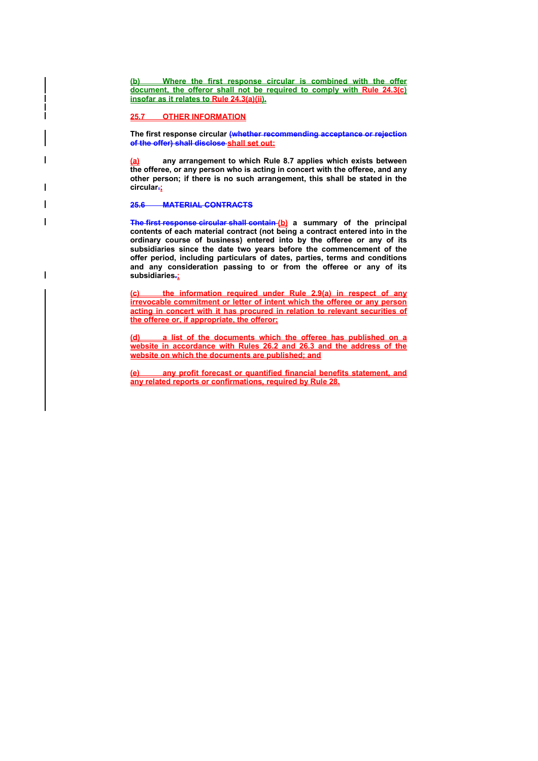**(b) Where the first response circular is combined with the offer document, the offeror shall not be required to comply with Rule 24.3(c) insofar as it relates to Rule 24.3(a)(ii).**

**25.7 OTHER INFORMATION**

**The first response circular ~~(whether recommending acceptance or rejection of the offer) shall disclose~~ shall set out:**

**(a) any arrangement to which Rule 8.7 applies which exists between the offeree, or any person who is acting in concert with the offeree, and any other person; if there is no such arrangement, this shall be stated in the circular~~.~~;**

**~~25.6 MATERIAL CONTRACTS~~**

**~~The first response circular shall contain~~ (b) a summary of the principal contents of each material contract (not being a contract entered into in the ordinary course of business) entered into by the offeree or any of its subsidiaries since the date two years before the commencement of the offer period, including particulars of dates, parties, terms and conditions and any consideration passing to or from the offeree or any of its subsidiaries~~.~~;**

**(c) the information required under Rule 2.9(a) in respect of any irrevocable commitment or letter of intent which the offeree or any person acting in concert with it has procured in relation to relevant securities of the offeree or, if appropriate, the offeror;**

**(d) a list of the documents which the offeree has published on a website in accordance with Rules 26.2 and 26.3 and the address of the website on which the documents are published; and**

**(e) any profit forecast or quantified financial benefits statement, and any related reports or confirmations, required by Rule 28.**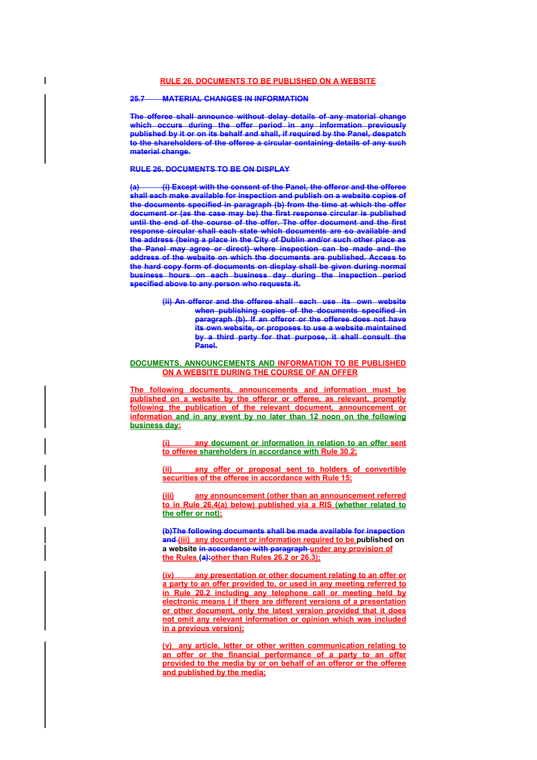## RULE 26. DOCUMENTS TO BE PUBLISHED ON A WEBSITE

~~**25.7 MATERIAL CHANGES IN INFORMATION**~~

~~**The offeree shall announce without delay details of any material change which occurs during the offer period in any information previously published by it or on its behalf and shall, if required by the Panel, despatch to the shareholders of the offeree a circular containing details of any such material change.**~~

~~**RULE 26. DOCUMENTS TO BE ON DISPLAY**~~

~~**(a) (i) Except with the consent of the Panel, the offeror and the offeree shall each make available for inspection and publish on a website copies of the documents specified in paragraph (b) from the time at which the offer document or (as the case may be) the first response circular is published until the end of the course of the offer. The offer document and the first response circular shall each state which documents are so available and the address (being a place in the City of Dublin and/or such other place as the Panel may agree or direct) where inspection can be made and the address of the website on which the documents are published. Access to the hard copy form of documents on display shall be given during normal business hours on each business day during the inspection period specified above to any person who requests it.**~~

~~**(ii) An offeror and the offeree shall each use its own website when publishing copies of the documents specified in paragraph (b). If an offeror or the offeree does not have its own website, or proposes to use a website maintained by a third party for that purpose, it shall consult the Panel.**~~

**DOCUMENTS, ANNOUNCEMENTS AND INFORMATION TO BE PUBLISHED ON A WEBSITE DURING THE COURSE OF AN OFFER**

**The following documents, announcements and information must be published on a website by the offeror or offeree, as relevant, promptly following the publication of the relevant document, announcement or information and in any event by no later than 12 noon on the following business day:**

**(i) any document or information in relation to an offer sent to offeree shareholders in accordance with Rule 30.2;**

**(ii) any offer or proposal sent to holders of convertible securities of the offeree in accordance with Rule 15;**

**(iii) any announcement (other than an announcement referred to in Rule 26.4(a) below) published via a RIS (whether related to the offer or not);**

**~~(b)The following documents shall be made available for inspection and~~ (iii) any document or information required to be published on a website ~~in accordance with paragraph~~ under any provision of the Rules (~~a):~~other than Rules 26.2 or 26.3);**

**(iv) any presentation or other document relating to an offer or a party to an offer provided to, or used in any meeting referred to in Rule 20.2 including any telephone call or meeting held by electronic means ( if there are different versions of a presentation or other document, only the latest version provided that it does not omit any relevant information or opinion which was included in a previous version);**

**(v) any article, letter or other written communication relating to an offer or the financial performance of a party to an offer provided to the media by or on behalf of an offeror or the offeree and published by the media;**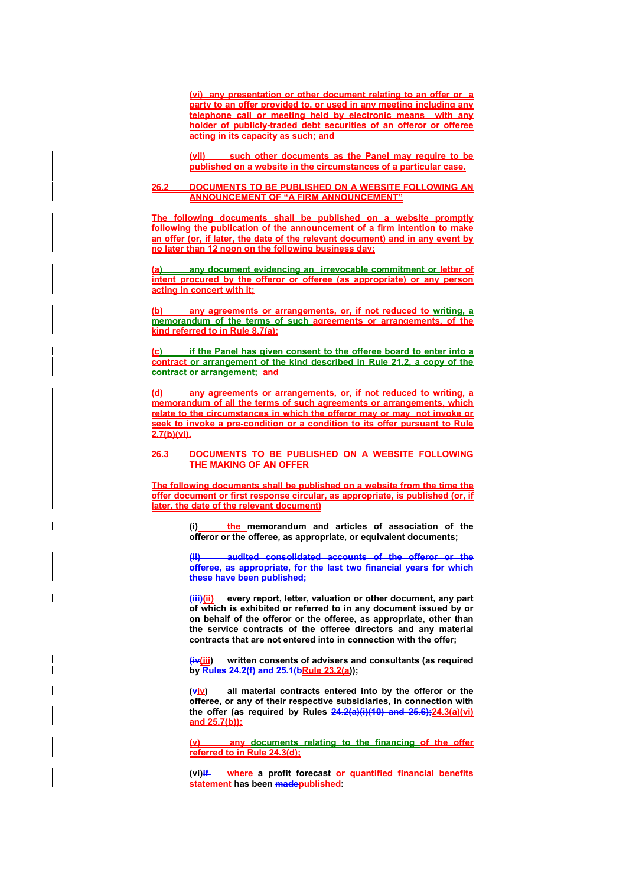(vi) any presentation or other document relating to an offer or a party to an offer provided to, or used in any meeting including any telephone call or meeting held by electronic means with any holder of publicly-traded debt securities of an offeror or offeree acting in its capacity as such; and

(vii) such other documents as the Panel may require to be published on a website in the circumstances of a particular case.

## 26.2 DOCUMENTS TO BE PUBLISHED ON A WEBSITE FOLLOWING AN ANNOUNCEMENT OF "A FIRM ANNOUNCEMENT"

The following documents shall be published on a website promptly following the publication of the announcement of a firm intention to make an offer (or, if later, the date of the relevant document) and in any event by no later than 12 noon on the following business day:

(a) any document evidencing an irrevocable commitment or letter of intent procured by the offeror or offeree (as appropriate) or any person acting in concert with it;

(b) any agreements or arrangements, or, if not reduced to writing, a memorandum of the terms of such agreements or arrangements, of the kind referred to in Rule 8.7(a);

(c) if the Panel has given consent to the offeree board to enter into a contract or arrangement of the kind described in Rule 21.2, a copy of the contract or arrangement; and

(d) any agreements or arrangements, or, if not reduced to writing, a memorandum of all the terms of such agreements or arrangements, which relate to the circumstances in which the offeror may or may not invoke or seek to invoke a pre-condition or a condition to its offer pursuant to Rule 2.7(b)(vi).

## 26.3 DOCUMENTS TO BE PUBLISHED ON A WEBSITE FOLLOWING THE MAKING OF AN OFFER

The following documents shall be published on a website from the time the offer document or first response circular, as appropriate, is published (or, if later, the date of the relevant document)

(i) the memorandum and articles of association of the offeror or the offeree, as appropriate, or equivalent documents;

~~(ii) audited consolidated accounts of the offeror or the offeree, as appropriate, for the last two financial years for which these have been published;~~

~~(iii)~~(ii) every report, letter, valuation or other document, any part of which is exhibited or referred to in any document issued by or on behalf of the offeror or the offeree, as appropriate, other than the service contracts of the offeree directors and any material contracts that are not entered into in connection with the offer;

~~(iv~~(iii) written consents of advisers and consultants (as required by ~~Rules 24.2(f) and 25.1(b~~Rule 23.2(a));

(~~v~~iv) all material contracts entered into by the offeror or the offeree, or any of their respective subsidiaries, in connection with the offer (as required by Rules ~~24.2(a)(i)(10) and 25.6);~~24.3(a)(vi) and 25.7(b));

(v) any documents relating to the financing of the offer referred to in Rule 24.3(d);

(vi)~~if~~ where a profit forecast or quantified financial benefits statement has been ~~made~~published: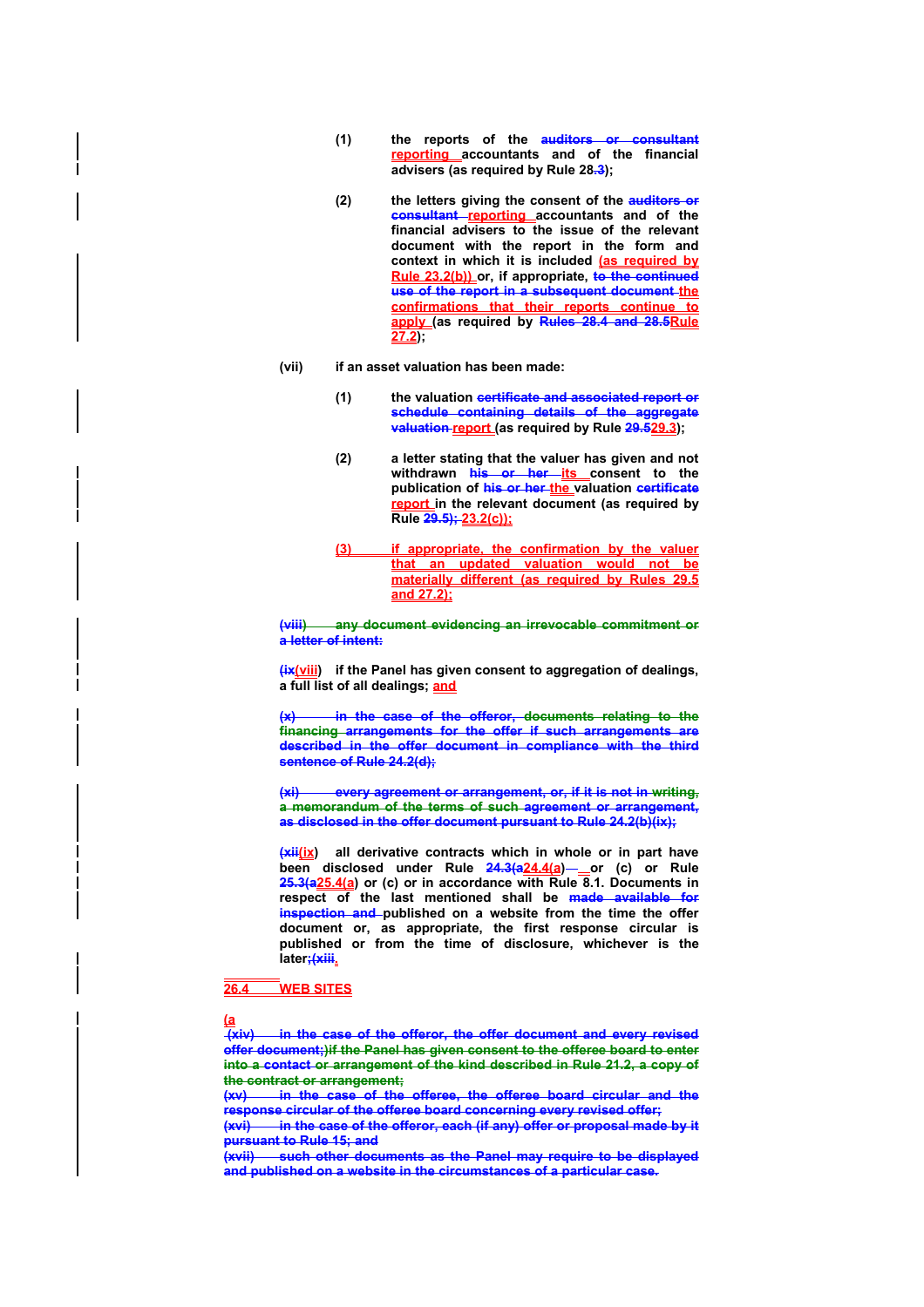(1) the reports of the ~~auditors or consultant~~ reporting accountants and of the financial advisers (as required by Rule 28.~~3~~);

(2) the letters giving the consent of the ~~auditors or consultant~~ reporting accountants and of the financial advisers to the issue of the relevant document with the report in the form and context in which it is included (as required by Rule 23.2(b)) or, if appropriate, ~~to the continued use of the report in a subsequent document~~ the confirmations that their reports continue to apply (as required by ~~Rules 28.4 and 28.5~~Rule 27.2);

(vii) if an asset valuation has been made:

(1) the valuation ~~certificate and associated report or schedule containing details of the aggregate valuation~~ report (as required by Rule ~~29.5~~29.3);

(2) a letter stating that the valuer has given and not withdrawn ~~his or her~~ its consent to the publication of ~~his or her~~ the valuation ~~certificate~~ report in the relevant document (as required by Rule ~~29.5);~~ 23.2(c));

(3) if appropriate, the confirmation by the valuer that an updated valuation would not be materially different (as required by Rules 29.5 and 27.2);

~~(viii) any document evidencing an irrevocable commitment or a letter of intent;~~

(~~ix~~viii) if the Panel has given consent to aggregation of dealings, a full list of all dealings; and

~~(x) in the case of the offeror, documents relating to the financing arrangements for the offer if such arrangements are described in the offer document in compliance with the third sentence of Rule 24.2(d);~~

~~(xi) every agreement or arrangement, or, if it is not in writing, a memorandum of the terms of such agreement or arrangement, as disclosed in the offer document pursuant to Rule 24.2(b)(ix);~~

(~~xii~~ix) all derivative contracts which in whole or in part have been disclosed under Rule ~~24.3(a~~24.4(a) — or (c) or Rule ~~25.3(a~~25.4(a) or (c) or in accordance with Rule 8.1. Documents in respect of the last mentioned shall be ~~made available for inspection and~~ published on a website from the time the offer document or, as appropriate, the first response circular is published or from the time of disclosure, whichever is the later;~~(xiii~~.

## 26.4 WEB SITES

(a

~~(xiv) in the case of the offeror, the offer document and every revised offer document;~~)~~if the Panel has given consent to the offeree board to enter into a contact or arrangement of the kind described in Rule 21.2, a copy of the contract or arrangement;~~

~~(xv) in the case of the offeree, the offeree board circular and the response circular of the offeree board concerning every revised offer;~~

~~(xvi) in the case of the offeror, each (if any) offer or proposal made by it pursuant to Rule 15; and~~

~~(xvii) such other documents as the Panel may require to be displayed and published on a website in the circumstances of a particular case.~~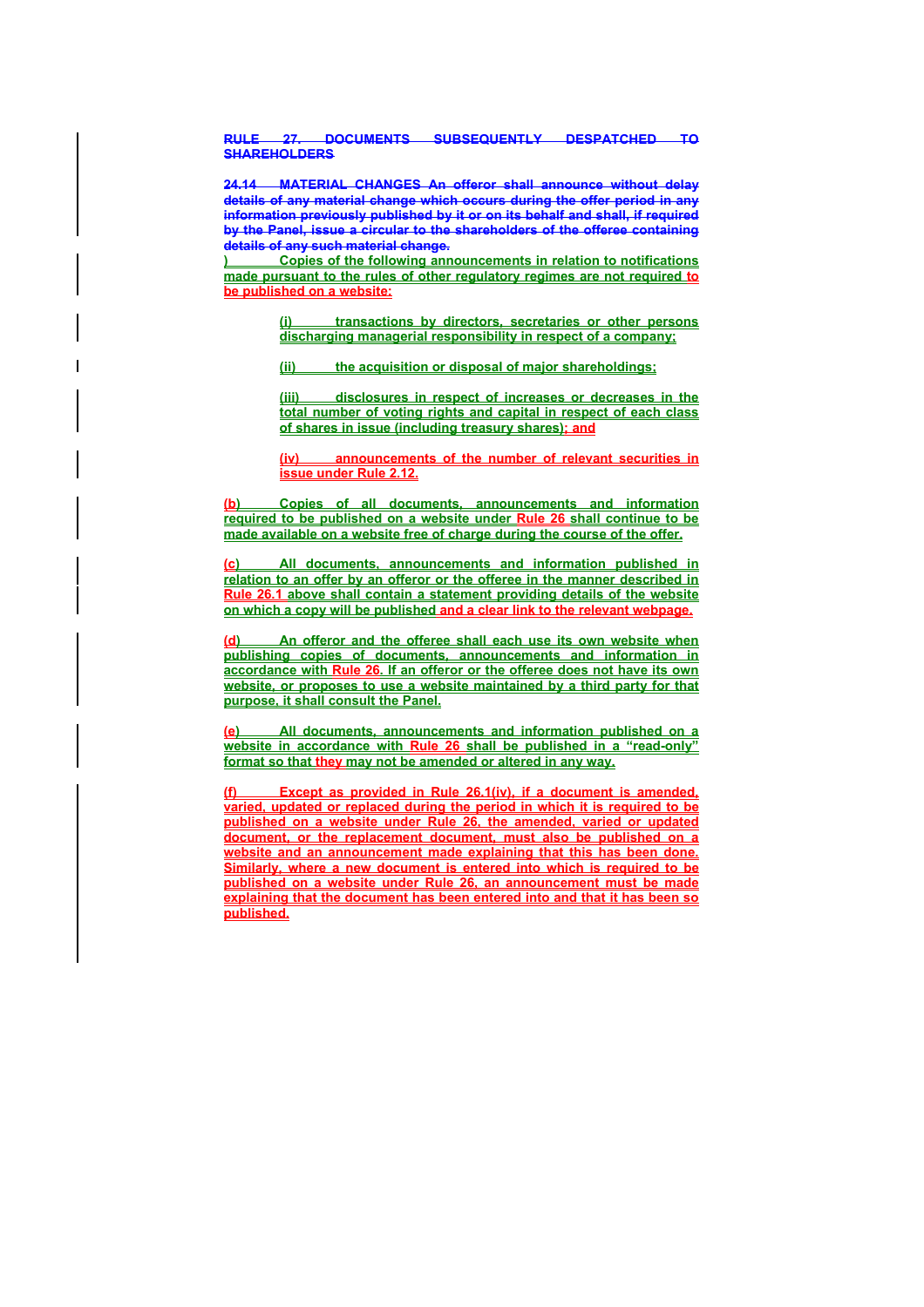~~RULE 27. DOCUMENTS SUBSEQUENTLY DESPATCHED TO SHAREHOLDERS~~

~~24.14 MATERIAL CHANGES An offeror shall announce without delay details of any material change which occurs during the offer period in any information previously published by it or on its behalf and shall, if required by the Panel, issue a circular to the shareholders of the offeree containing details of any such material change.~~

) Copies of the following announcements in relation to notifications made pursuant to the rules of other regulatory regimes are not required to be published on a website:

> (i) transactions by directors, secretaries or other persons discharging managerial responsibility in respect of a company;
>
> (ii) the acquisition or disposal of major shareholdings;
>
> (iii) disclosures in respect of increases or decreases in the total number of voting rights and capital in respect of each class of shares in issue (including treasury shares); and
>
> (iv) announcements of the number of relevant securities in issue under Rule 2.12.

(b) Copies of all documents, announcements and information required to be published on a website under Rule 26 shall continue to be made available on a website free of charge during the course of the offer.

(c) All documents, announcements and information published in relation to an offer by an offeror or the offeree in the manner described in Rule 26.1 above shall contain a statement providing details of the website on which a copy will be published and a clear link to the relevant webpage.

(d) An offeror and the offeree shall each use its own website when publishing copies of documents, announcements and information in accordance with Rule 26. If an offeror or the offeree does not have its own website, or proposes to use a website maintained by a third party for that purpose, it shall consult the Panel.

(e) All documents, announcements and information published on a website in accordance with Rule 26 shall be published in a "read-only" format so that they may not be amended or altered in any way.

(f) Except as provided in Rule 26.1(iv), if a document is amended, varied, updated or replaced during the period in which it is required to be published on a website under Rule 26, the amended, varied or updated document, or the replacement document, must also be published on a website and an announcement made explaining that this has been done. Similarly, where a new document is entered into which is required to be published on a website under Rule 26, an announcement must be made explaining that the document has been entered into and that it has been so published.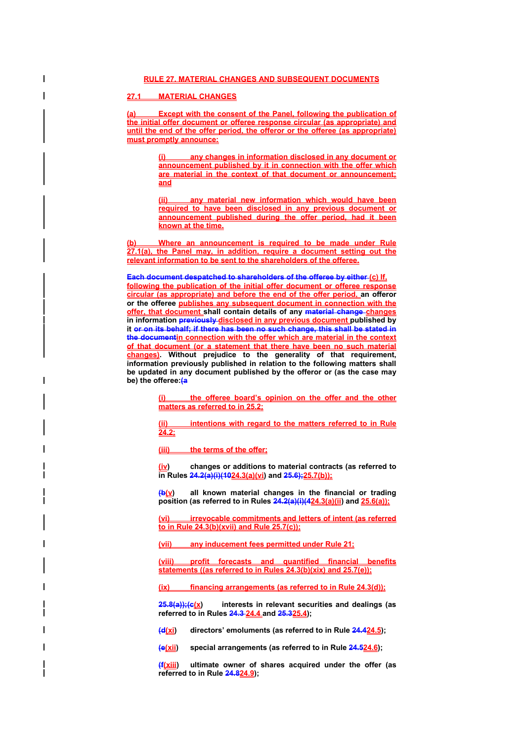## RULE 27. MATERIAL CHANGES AND SUBSEQUENT DOCUMENTS

### 27.1 MATERIAL CHANGES

(a) Except with the consent of the Panel, following the publication of the initial offer document or offeree response circular (as appropriate) and until the end of the offer period, the offeror or the offeree (as appropriate) must promptly announce:

> (i) any changes in information disclosed in any document or announcement published by it in connection with the offer which are material in the context of that document or announcement; and
>
> (ii) any material new information which would have been required to have been disclosed in any previous document or announcement published during the offer period, had it been known at the time.

(b) Where an announcement is required to be made under Rule 27.1(a), the Panel may, in addition, require a document setting out the relevant information to be sent to the shareholders of the offeree.

~~Each document despatched to shareholders of the offeree by either~~ (c) If, following the publication of the initial offer document or offeree response circular (as appropriate) and before the end of the offer period, an offeror or the offeree publishes any subsequent document in connection with the offer, that document shall contain details of any ~~material change~~ changes in information ~~previously~~ disclosed in any previous document published by it ~~or on its behalf; if there has been no such change, this shall be stated in the document~~in connection with the offer which are material in the context of that document (or a statement that there have been no such material changes). Without prejudice to the generality of that requirement, information previously published in relation to the following matters shall be updated in any document published by the offeror or (as the case may be) the offeree:~~(a~~

> (i) the offeree board's opinion on the offer and the other matters as referred to in 25.2;
>
> (ii) intentions with regard to the matters referred to in Rule 24.2;
>
> (iii) the terms of the offer;
>
> (iv) changes or additions to material contracts (as referred to in Rules ~~24.2(a)(i)(10~~24.3(a)(vi) and ~~25.6);~~25.7(b));
>
> ~~(b~~(v) all known material changes in the financial or trading position (as referred to in Rules ~~24.2(a)(i)(4~~24.3(a)(ii) and 25.6(a));
>
> (vi) irrevocable commitments and letters of intent (as referred to in Rule 24.3(b)(xvii) and Rule 25.7(c));
>
> (vii) any inducement fees permitted under Rule 21;
>
> (viii) profit forecasts and quantified financial benefits statements ((as referred to in Rules 24.3(b)(xix) and 25.7(e));
>
> (ix) financing arrangements (as referred to in Rule 24.3(d));
>
> ~~25.8(a));(c~~(x) interests in relevant securities and dealings (as referred to in Rules ~~24.3~~ 24.4 and ~~25.3~~25.4);
>
> ~~(d~~(xi) directors' emoluments (as referred to in Rule ~~24.4~~24.5);
>
> ~~(e~~(xii) special arrangements (as referred to in Rule ~~24.5~~24.6);
>
> ~~(f~~(xiii) ultimate owner of shares acquired under the offer (as referred to in Rule ~~24.8~~24.9);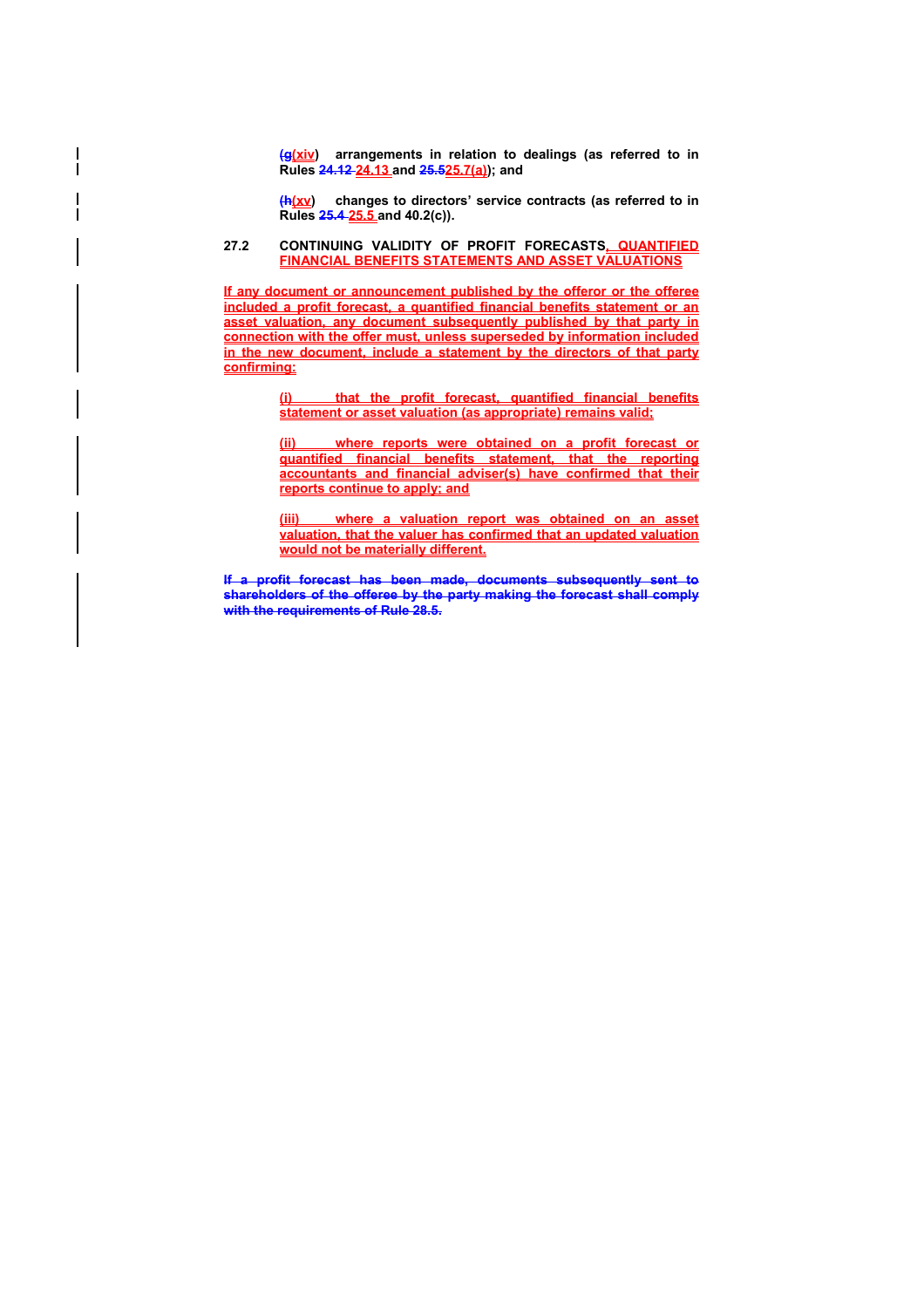~~(g~~(xiv) **arrangements in relation to dealings (as referred to in Rules ~~24.12~~ 24.13 and ~~25.5~~25.7(a)); and**

~~(h~~(xv) **changes to directors' service contracts (as referred to in Rules ~~25.4~~ 25.5 and 40.2(c)).**

**27.2 CONTINUING VALIDITY OF PROFIT FORECASTS, QUANTIFIED FINANCIAL BENEFITS STATEMENTS AND ASSET VALUATIONS**

**If any document or announcement published by the offeror or the offeree included a profit forecast, a quantified financial benefits statement or an asset valuation, any document subsequently published by that party in connection with the offer must, unless superseded by information included in the new document, include a statement by the directors of that party confirming:**

**(i) that the profit forecast, quantified financial benefits statement or asset valuation (as appropriate) remains valid;**

**(ii) where reports were obtained on a profit forecast or quantified financial benefits statement, that the reporting accountants and financial adviser(s) have confirmed that their reports continue to apply; and**

**(iii) where a valuation report was obtained on an asset valuation, that the valuer has confirmed that an updated valuation would not be materially different.**

~~**If a profit forecast has been made, documents subsequently sent to shareholders of the offeree by the party making the forecast shall comply with the requirements of Rule 28.5.**~~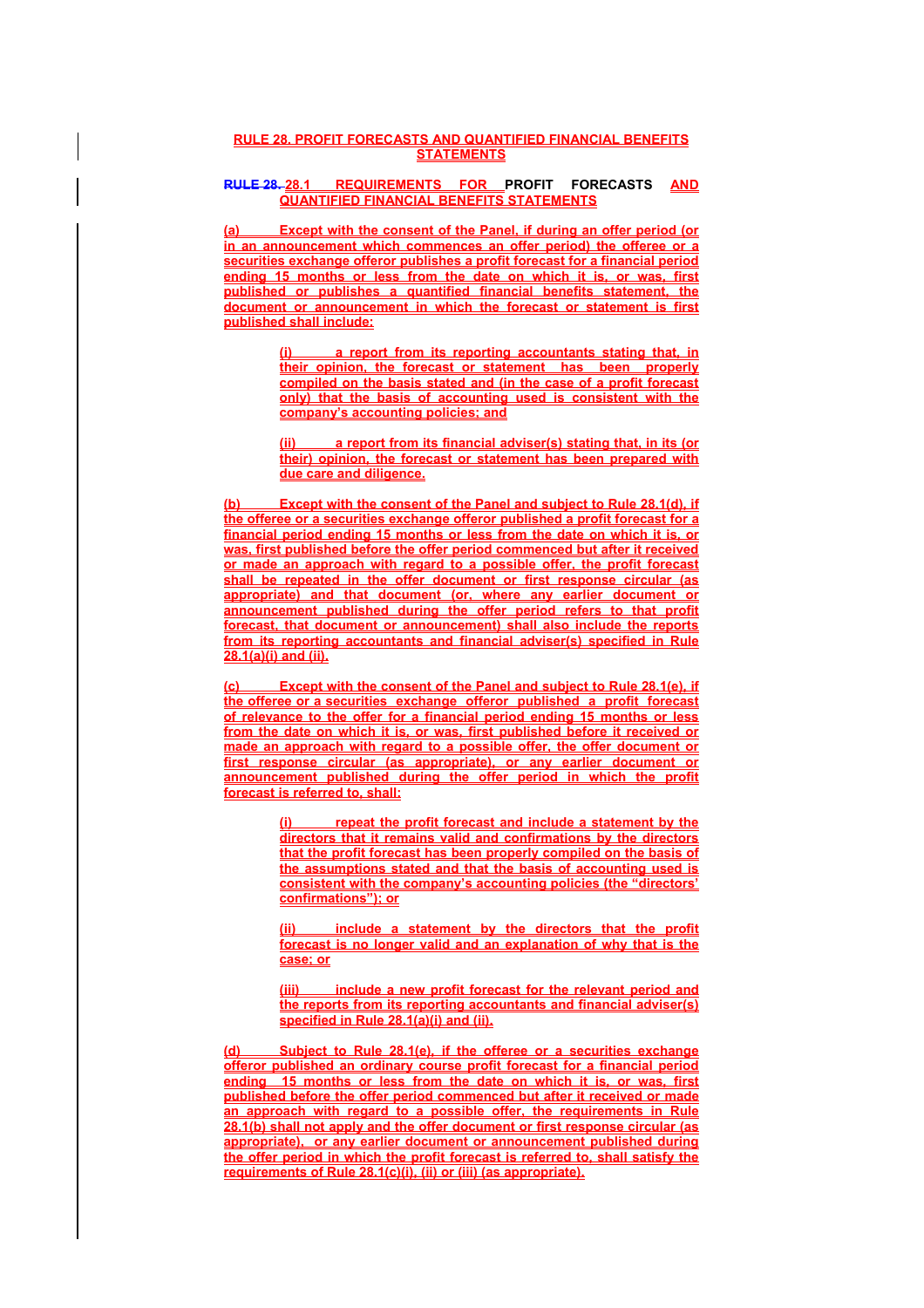## RULE 28. PROFIT FORECASTS AND QUANTIFIED FINANCIAL BENEFITS STATEMENTS

### RULE 28. 28.1 REQUIREMENTS FOR PROFIT FORECASTS AND QUANTIFIED FINANCIAL BENEFITS STATEMENTS

(a) Except with the consent of the Panel, if during an offer period (or in an announcement which commences an offer period) the offeree or a securities exchange offeror publishes a profit forecast for a financial period ending 15 months or less from the date on which it is, or was, first published or publishes a quantified financial benefits statement, the document or announcement in which the forecast or statement is first published shall include:

> (i) a report from its reporting accountants stating that, in their opinion, the forecast or statement has been properly compiled on the basis stated and (in the case of a profit forecast only) that the basis of accounting used is consistent with the company's accounting policies; and
>
> (ii) a report from its financial adviser(s) stating that, in its (or their) opinion, the forecast or statement has been prepared with due care and diligence.

(b) Except with the consent of the Panel and subject to Rule 28.1(d), if the offeree or a securities exchange offeror published a profit forecast for a financial period ending 15 months or less from the date on which it is, or was, first published before the offer period commenced but after it received or made an approach with regard to a possible offer, the profit forecast shall be repeated in the offer document or first response circular (as appropriate) and that document (or, where any earlier document or announcement published during the offer period refers to that profit forecast, that document or announcement) shall also include the reports from its reporting accountants and financial adviser(s) specified in Rule 28.1(a)(i) and (ii).

(c) Except with the consent of the Panel and subject to Rule 28.1(e), if the offeree or a securities exchange offeror published a profit forecast of relevance to the offer for a financial period ending 15 months or less from the date on which it is, or was, first published before it received or made an approach with regard to a possible offer, the offer document or first response circular (as appropriate), or any earlier document or announcement published during the offer period in which the profit forecast is referred to, shall:

> (i) repeat the profit forecast and include a statement by the directors that it remains valid and confirmations by the directors that the profit forecast has been properly compiled on the basis of the assumptions stated and that the basis of accounting used is consistent with the company's accounting policies (the "directors' confirmations"); or
>
> (ii) include a statement by the directors that the profit forecast is no longer valid and an explanation of why that is the case; or
>
> (iii) include a new profit forecast for the relevant period and the reports from its reporting accountants and financial adviser(s) specified in Rule 28.1(a)(i) and (ii).

(d) Subject to Rule 28.1(e), if the offeree or a securities exchange offeror published an ordinary course profit forecast for a financial period ending 15 months or less from the date on which it is, or was, first published before the offer period commenced but after it received or made an approach with regard to a possible offer, the requirements in Rule 28.1(b) shall not apply and the offer document or first response circular (as appropriate), or any earlier document or announcement published during the offer period in which the profit forecast is referred to, shall satisfy the requirements of Rule 28.1(c)(i), (ii) or (iii) (as appropriate).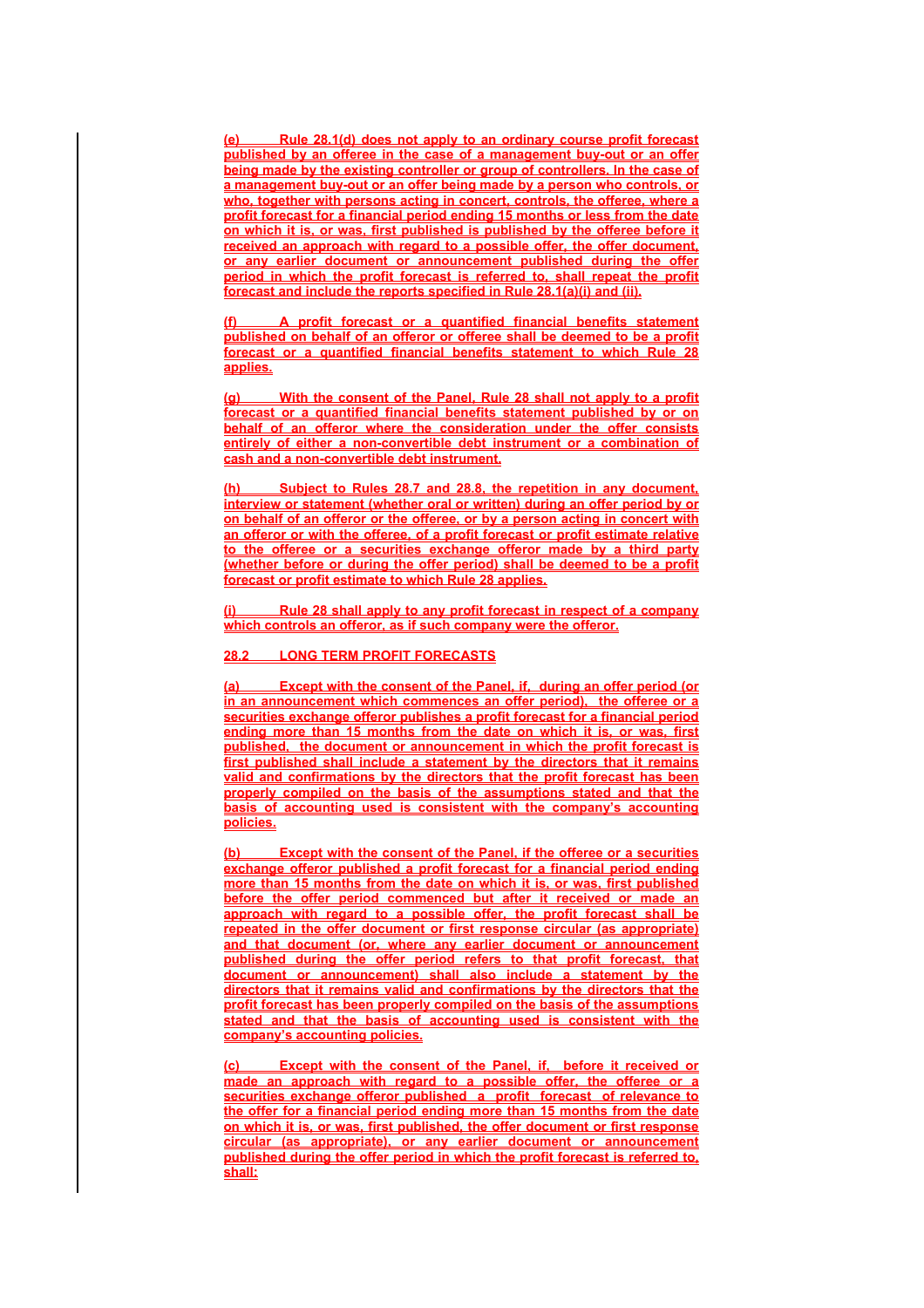(e) Rule 28.1(d) does not apply to an ordinary course profit forecast published by an offeree in the case of a management buy-out or an offer being made by the existing controller or group of controllers. In the case of a management buy-out or an offer being made by a person who controls, or who, together with persons acting in concert, controls, the offeree, where a profit forecast for a financial period ending 15 months or less from the date on which it is, or was, first published is published by the offeree before it received an approach with regard to a possible offer, the offer document, or any earlier document or announcement published during the offer period in which the profit forecast is referred to, shall repeat the profit forecast and include the reports specified in Rule 28.1(a)(i) and (ii).

(f) A profit forecast or a quantified financial benefits statement published on behalf of an offeror or offeree shall be deemed to be a profit forecast or a quantified financial benefits statement to which Rule 28 applies.

(g) With the consent of the Panel, Rule 28 shall not apply to a profit forecast or a quantified financial benefits statement published by or on behalf of an offeror where the consideration under the offer consists entirely of either a non-convertible debt instrument or a combination of cash and a non-convertible debt instrument.

(h) Subject to Rules 28.7 and 28.8, the repetition in any document, interview or statement (whether oral or written) during an offer period by or on behalf of an offeror or the offeree, or by a person acting in concert with an offeror or with the offeree, of a profit forecast or profit estimate relative to the offeree or a securities exchange offeror made by a third party (whether before or during the offer period) shall be deemed to be a profit forecast or profit estimate to which Rule 28 applies.

(i) Rule 28 shall apply to any profit forecast in respect of a company which controls an offeror, as if such company were the offeror.

## 28.2 LONG TERM PROFIT FORECASTS

(a) Except with the consent of the Panel, if, during an offer period (or in an announcement which commences an offer period), the offeree or a securities exchange offeror publishes a profit forecast for a financial period ending more than 15 months from the date on which it is, or was, first published, the document or announcement in which the profit forecast is first published shall include a statement by the directors that it remains valid and confirmations by the directors that the profit forecast has been properly compiled on the basis of the assumptions stated and that the basis of accounting used is consistent with the company's accounting policies.

(b) Except with the consent of the Panel, if the offeree or a securities exchange offeror published a profit forecast for a financial period ending more than 15 months from the date on which it is, or was, first published before the offer period commenced but after it received or made an approach with regard to a possible offer, the profit forecast shall be repeated in the offer document or first response circular (as appropriate) and that document (or, where any earlier document or announcement published during the offer period refers to that profit forecast, that document or announcement) shall also include a statement by the directors that it remains valid and confirmations by the directors that the profit forecast has been properly compiled on the basis of the assumptions stated and that the basis of accounting used is consistent with the company's accounting policies.

(c) Except with the consent of the Panel, if, before it received or made an approach with regard to a possible offer, the offeree or a securities exchange offeror published a profit forecast of relevance to the offer for a financial period ending more than 15 months from the date on which it is, or was, first published, the offer document or first response circular (as appropriate), or any earlier document or announcement published during the offer period in which the profit forecast is referred to, shall: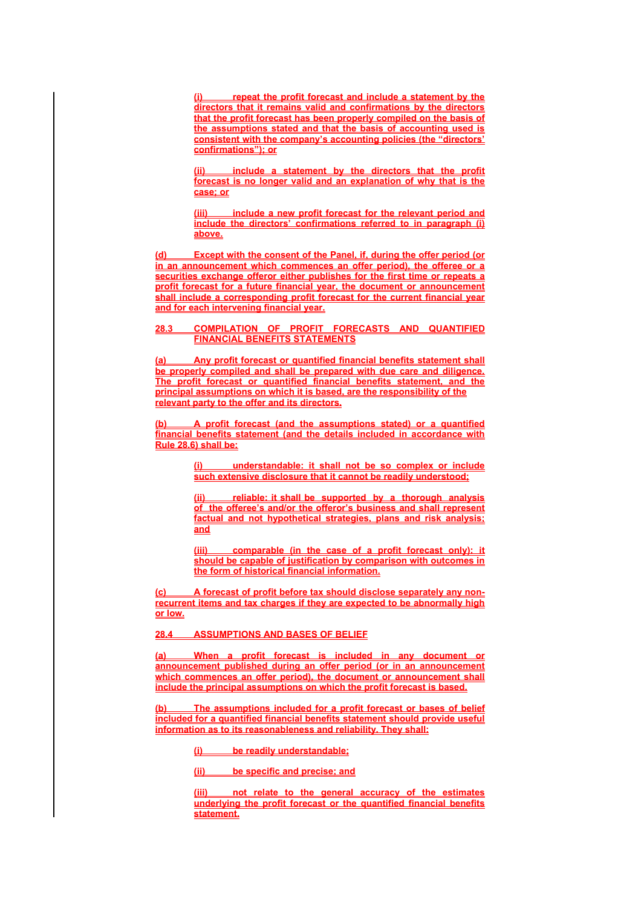(i) repeat the profit forecast and include a statement by the directors that it remains valid and confirmations by the directors that the profit forecast has been properly compiled on the basis of the assumptions stated and that the basis of accounting used is consistent with the company's accounting policies (the "directors' confirmations"); or

(ii) include a statement by the directors that the profit forecast is no longer valid and an explanation of why that is the case; or

(iii) include a new profit forecast for the relevant period and include the directors' confirmations referred to in paragraph (i) above.

(d) Except with the consent of the Panel, if, during the offer period (or in an announcement which commences an offer period), the offeree or a securities exchange offeror either publishes for the first time or repeats a profit forecast for a future financial year, the document or announcement shall include a corresponding profit forecast for the current financial year and for each intervening financial year.

## 28.3 COMPILATION OF PROFIT FORECASTS AND QUANTIFIED FINANCIAL BENEFITS STATEMENTS

(a) Any profit forecast or quantified financial benefits statement shall be properly compiled and shall be prepared with due care and diligence. The profit forecast or quantified financial benefits statement, and the principal assumptions on which it is based, are the responsibility of the relevant party to the offer and its directors.

(b) A profit forecast (and the assumptions stated) or a quantified financial benefits statement (and the details included in accordance with Rule 28.6) shall be:

(i) understandable: it shall not be so complex or include such extensive disclosure that it cannot be readily understood;

(ii) reliable: it shall be supported by a thorough analysis of the offeree's and/or the offeror's business and shall represent factual and not hypothetical strategies, plans and risk analysis; and

(iii) comparable (in the case of a profit forecast only): it should be capable of justification by comparison with outcomes in the form of historical financial information.

(c) A forecast of profit before tax should disclose separately any non-recurrent items and tax charges if they are expected to be abnormally high or low.

## 28.4 ASSUMPTIONS AND BASES OF BELIEF

(a) When a profit forecast is included in any document or announcement published during an offer period (or in an announcement which commences an offer period), the document or announcement shall include the principal assumptions on which the profit forecast is based.

(b) The assumptions included for a profit forecast or bases of belief included for a quantified financial benefits statement should provide useful information as to its reasonableness and reliability. They shall:

(i) be readily understandable;

(ii) be specific and precise; and

(iii) not relate to the general accuracy of the estimates underlying the profit forecast or the quantified financial benefits statement.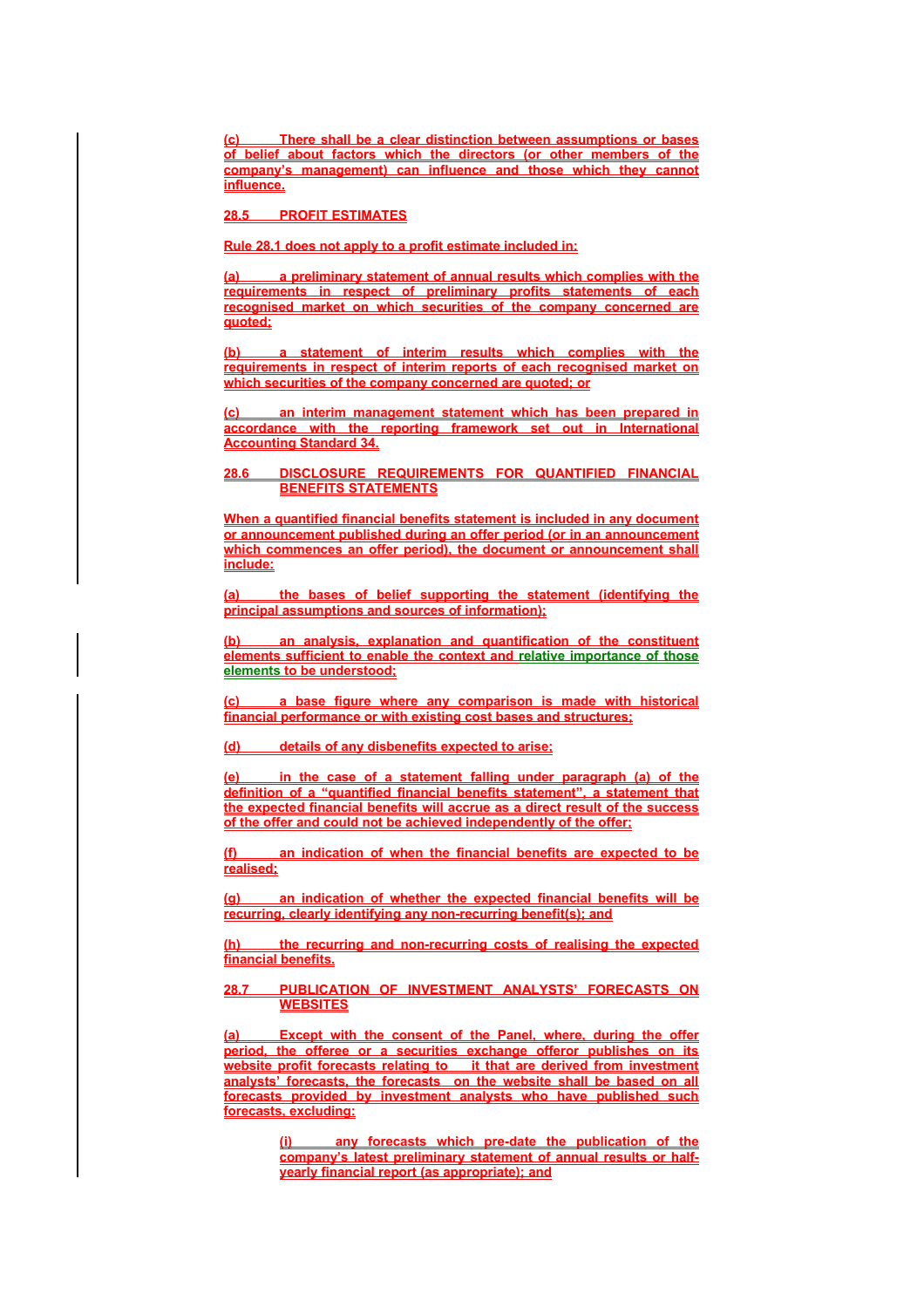(c) There shall be a clear distinction between assumptions or bases of belief about factors which the directors (or other members of the company's management) can influence and those which they cannot influence.

## 28.5 PROFIT ESTIMATES

Rule 28.1 does not apply to a profit estimate included in:

(a) a preliminary statement of annual results which complies with the requirements in respect of preliminary profits statements of each recognised market on which securities of the company concerned are quoted;

(b) a statement of interim results which complies with the requirements in respect of interim reports of each recognised market on which securities of the company concerned are quoted; or

(c) an interim management statement which has been prepared in accordance with the reporting framework set out in International Accounting Standard 34.

## 28.6 DISCLOSURE REQUIREMENTS FOR QUANTIFIED FINANCIAL BENEFITS STATEMENTS

When a quantified financial benefits statement is included in any document or announcement published during an offer period (or in an announcement which commences an offer period), the document or announcement shall include:

(a) the bases of belief supporting the statement (identifying the principal assumptions and sources of information);

(b) an analysis, explanation and quantification of the constituent elements sufficient to enable the context and relative importance of those elements to be understood;

(c) a base figure where any comparison is made with historical financial performance or with existing cost bases and structures;

(d) details of any disbenefits expected to arise;

(e) in the case of a statement falling under paragraph (a) of the definition of a "quantified financial benefits statement", a statement that the expected financial benefits will accrue as a direct result of the success of the offer and could not be achieved independently of the offer;

(f) an indication of when the financial benefits are expected to be realised;

(g) an indication of whether the expected financial benefits will be recurring, clearly identifying any non-recurring benefit(s); and

(h) the recurring and non-recurring costs of realising the expected financial benefits.

## 28.7 PUBLICATION OF INVESTMENT ANALYSTS' FORECASTS ON WEBSITES

(a) Except with the consent of the Panel, where, during the offer period, the offeree or a securities exchange offeror publishes on its website profit forecasts relating to it that are derived from investment analysts' forecasts, the forecasts on the website shall be based on all forecasts provided by investment analysts who have published such forecasts, excluding:

> (i) any forecasts which pre-date the publication of the company's latest preliminary statement of annual results or half-yearly financial report (as appropriate); and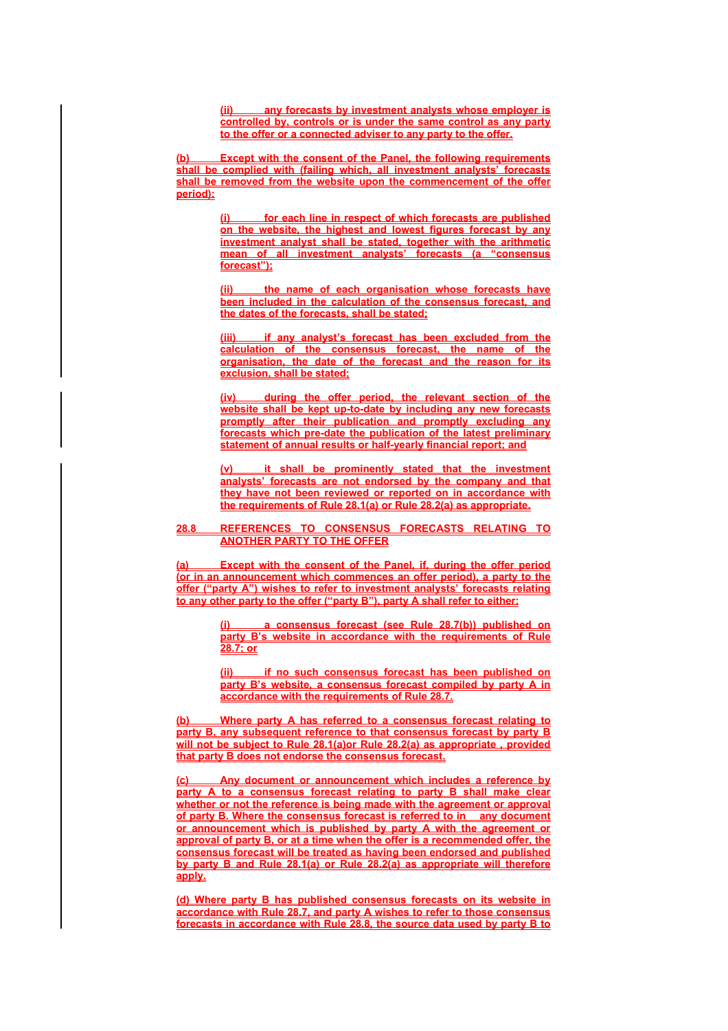(ii) any forecasts by investment analysts whose employer is controlled by, controls or is under the same control as any party to the offer or a connected adviser to any party to the offer.

(b) Except with the consent of the Panel, the following requirements shall be complied with (failing which, all investment analysts' forecasts shall be removed from the website upon the commencement of the offer period):

(i) for each line in respect of which forecasts are published on the website, the highest and lowest figures forecast by any investment analyst shall be stated, together with the arithmetic mean of all investment analysts' forecasts (a "consensus forecast");

(ii) the name of each organisation whose forecasts have been included in the calculation of the consensus forecast, and the dates of the forecasts, shall be stated;

(iii) if any analyst's forecast has been excluded from the calculation of the consensus forecast, the name of the organisation, the date of the forecast and the reason for its exclusion, shall be stated;

(iv) during the offer period, the relevant section of the website shall be kept up-to-date by including any new forecasts promptly after their publication and promptly excluding any forecasts which pre-date the publication of the latest preliminary statement of annual results or half-yearly financial report; and

(v) it shall be prominently stated that the investment analysts' forecasts are not endorsed by the company and that they have not been reviewed or reported on in accordance with the requirements of Rule 28.1(a) or Rule 28.2(a) as appropriate.

## 28.8 REFERENCES TO CONSENSUS FORECASTS RELATING TO ANOTHER PARTY TO THE OFFER

(a) Except with the consent of the Panel, if, during the offer period (or in an announcement which commences an offer period), a party to the offer ("party A") wishes to refer to investment analysts' forecasts relating to any other party to the offer ("party B"), party A shall refer to either:

(i) a consensus forecast (see Rule 28.7(b)) published on party B's website in accordance with the requirements of Rule 28.7; or

(ii) if no such consensus forecast has been published on party B's website, a consensus forecast compiled by party A in accordance with the requirements of Rule 28.7.

(b) Where party A has referred to a consensus forecast relating to party B, any subsequent reference to that consensus forecast by party B will not be subject to Rule 28.1(a)or Rule 28.2(a) as appropriate , provided that party B does not endorse the consensus forecast.

(c) Any document or announcement which includes a reference by party A to a consensus forecast relating to party B shall make clear whether or not the reference is being made with the agreement or approval of party B. Where the consensus forecast is referred to in any document or announcement which is published by party A with the agreement or approval of party B, or at a time when the offer is a recommended offer, the consensus forecast will be treated as having been endorsed and published by party B and Rule 28.1(a) or Rule 28.2(a) as appropriate will therefore apply.

(d) Where party B has published consensus forecasts on its website in accordance with Rule 28.7, and party A wishes to refer to those consensus forecasts in accordance with Rule 28.8, the source data used by party B to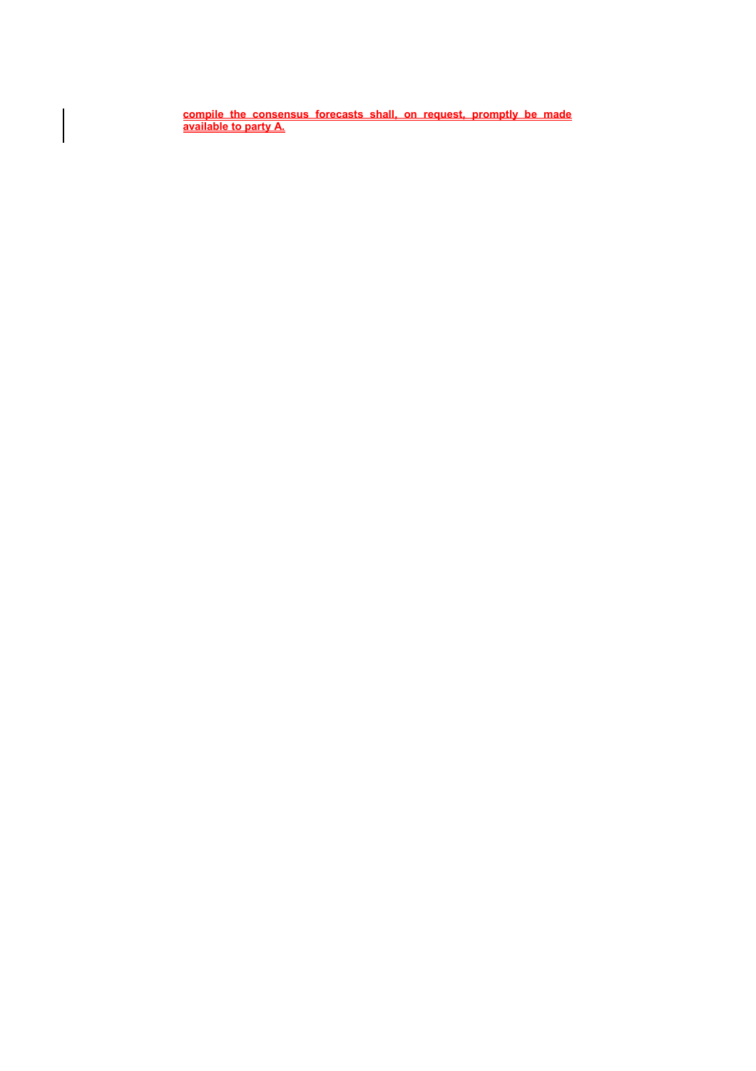compile the consensus forecasts shall, on request, promptly be made available to party A.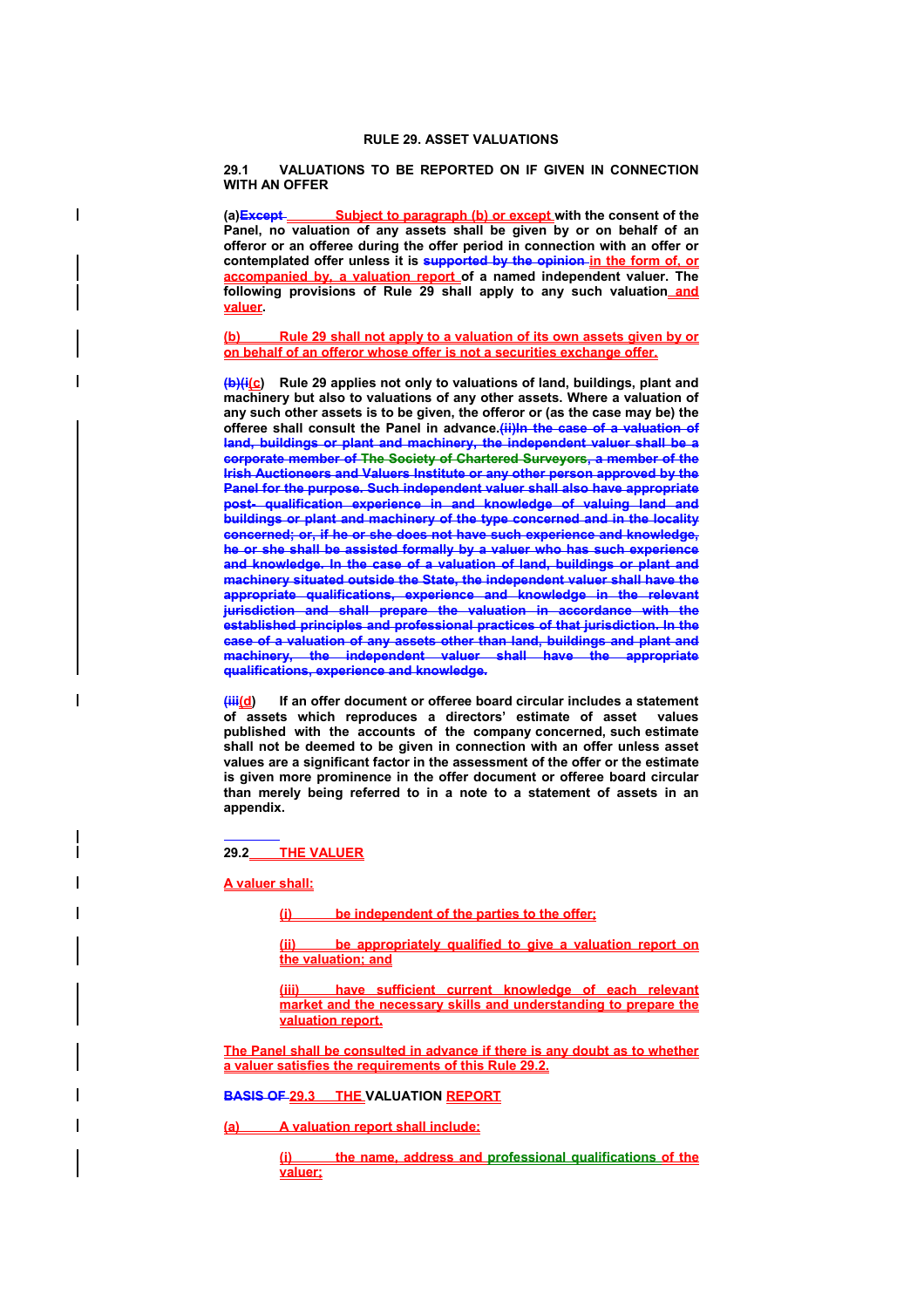# RULE 29. ASSET VALUATIONS

## 29.1 VALUATIONS TO BE REPORTED ON IF GIVEN IN CONNECTION WITH AN OFFER

**(a)~~Except~~ Subject to paragraph (b) or except with the consent of the Panel, no valuation of any assets shall be given by or on behalf of an offeror or an offeree during the offer period in connection with an offer or contemplated offer unless it is ~~supported by the opinion~~ in the form of, or accompanied by, a valuation report of a named independent valuer. The following provisions of Rule 29 shall apply to any such valuation and valuer.**

**(b) Rule 29 shall not apply to a valuation of its own assets given by or on behalf of an offeror whose offer is not a securities exchange offer.**

**~~(b)(i~~(c) Rule 29 applies not only to valuations of land, buildings, plant and machinery but also to valuations of any other assets. Where a valuation of any such other assets is to be given, the offeror or (as the case may be) the offeree shall consult the Panel in advance.~~(ii)In the case of a valuation of land, buildings or plant and machinery, the independent valuer shall be a corporate member of The Society of Chartered Surveyors, a member of the Irish Auctioneers and Valuers Institute or any other person approved by the Panel for the purpose. Such independent valuer shall also have appropriate post- qualification experience in and knowledge of valuing land and buildings or plant and machinery of the type concerned and in the locality concerned; or, if he or she does not have such experience and knowledge, he or she shall be assisted formally by a valuer who has such experience and knowledge. In the case of a valuation of land, buildings or plant and machinery situated outside the State, the independent valuer shall have the appropriate qualifications, experience and knowledge in the relevant jurisdiction and shall prepare the valuation in accordance with the established principles and professional practices of that jurisdiction. In the case of a valuation of any assets other than land, buildings and plant and machinery, the independent valuer shall have the appropriate qualifications, experience and knowledge.~~**

**~~(iii~~(d) If an offer document or offeree board circular includes a statement of assets which reproduces a directors' estimate of asset values published with the accounts of the company concerned, such estimate shall not be deemed to be given in connection with an offer unless asset values are a significant factor in the assessment of the offer or the estimate is given more prominence in the offer document or offeree board circular than merely being referred to in a note to a statement of assets in an appendix.**

## 29.2 THE VALUER

**A valuer shall:**

> **(i) be independent of the parties to the offer;**
>
> **(ii) be appropriately qualified to give a valuation report on the valuation; and**
>
> **(iii) have sufficient current knowledge of each relevant market and the necessary skills and understanding to prepare the valuation report.**

**The Panel shall be consulted in advance if there is any doubt as to whether a valuer satisfies the requirements of this Rule 29.2.**

## ~~BASIS OF~~ 29.3 THE VALUATION REPORT

**(a) A valuation report shall include:**

> **(i) the name, address and professional qualifications of the valuer;**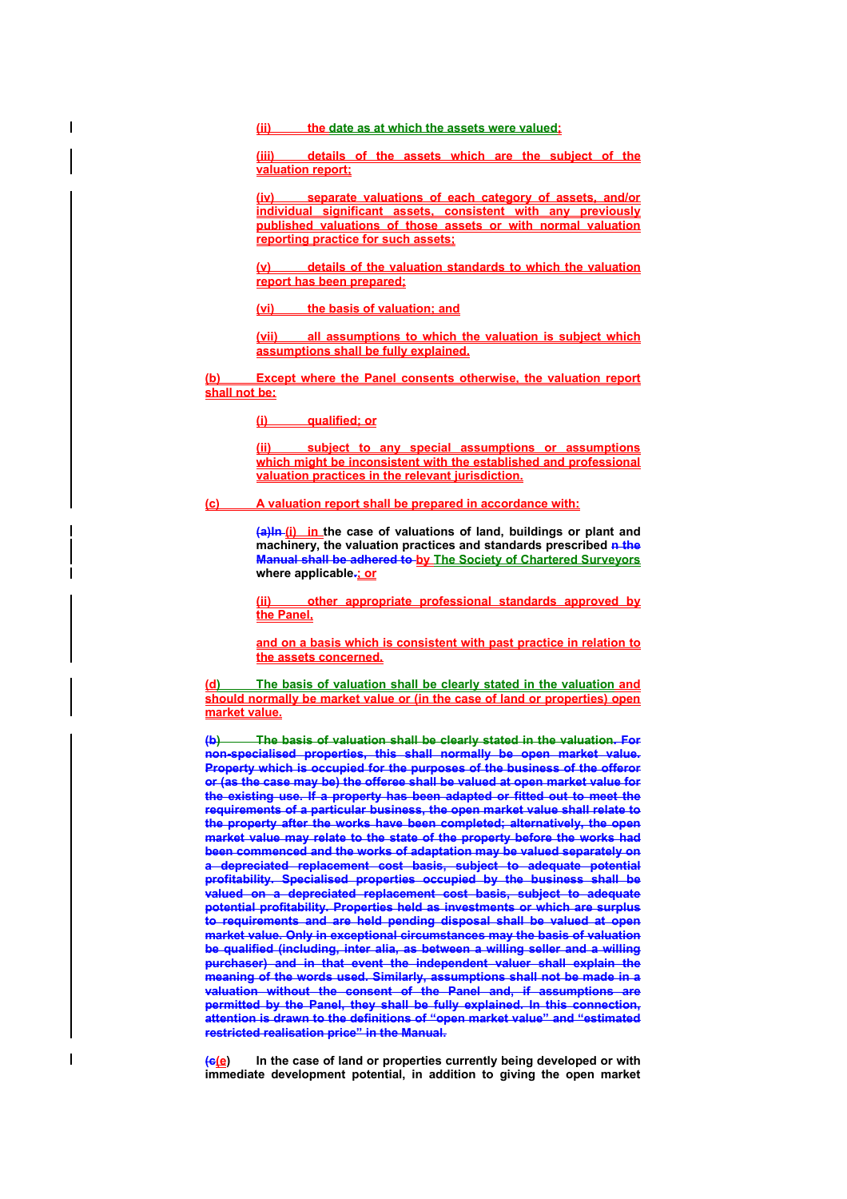(ii) the date as at which the assets were valued;

(iii) details of the assets which are the subject of the valuation report;

(iv) separate valuations of each category of assets, and/or individual significant assets, consistent with any previously published valuations of those assets or with normal valuation reporting practice for such assets;

(v) details of the valuation standards to which the valuation report has been prepared;

(vi) the basis of valuation; and

(vii) all assumptions to which the valuation is subject which assumptions shall be fully explained.

(b) Except where the Panel consents otherwise, the valuation report shall not be:

(i) qualified; or

(ii) subject to any special assumptions or assumptions which might be inconsistent with the established and professional valuation practices in the relevant jurisdiction.

(c) A valuation report shall be prepared in accordance with:

~~(a)In~~ (i) in the case of valuations of land, buildings or plant and machinery, the valuation practices and standards prescribed ~~n the Manual shall be adhered to~~ by The Society of Chartered Surveyors where applicable~~.~~; or

(ii) other appropriate professional standards approved by the Panel,

and on a basis which is consistent with past practice in relation to the assets concerned.

(d) The basis of valuation shall be clearly stated in the valuation and should normally be market value or (in the case of land or properties) open market value.

~~(b) The basis of valuation shall be clearly stated in the valuation. For non-specialised properties, this shall normally be open market value. Property which is occupied for the purposes of the business of the offeror or (as the case may be) the offeree shall be valued at open market value for the existing use. If a property has been adapted or fitted out to meet the requirements of a particular business, the open market value shall relate to the property after the works have been completed; alternatively, the open market value may relate to the state of the property before the works had been commenced and the works of adaptation may be valued separately on a depreciated replacement cost basis, subject to adequate potential profitability. Specialised properties occupied by the business shall be valued on a depreciated replacement cost basis, subject to adequate potential profitability. Properties held as investments or which are surplus to requirements and are held pending disposal shall be valued at open market value. Only in exceptional circumstances may the basis of valuation be qualified (including, inter alia, as between a willing seller and a willing purchaser) and in that event the independent valuer shall explain the meaning of the words used. Similarly, assumptions shall not be made in a valuation without the consent of the Panel and, if assumptions are permitted by the Panel, they shall be fully explained. In this connection, attention is drawn to the definitions of "open market value" and "estimated restricted realisation price" in the Manual.~~

(~~c~~e) In the case of land or properties currently being developed or with immediate development potential, in addition to giving the open market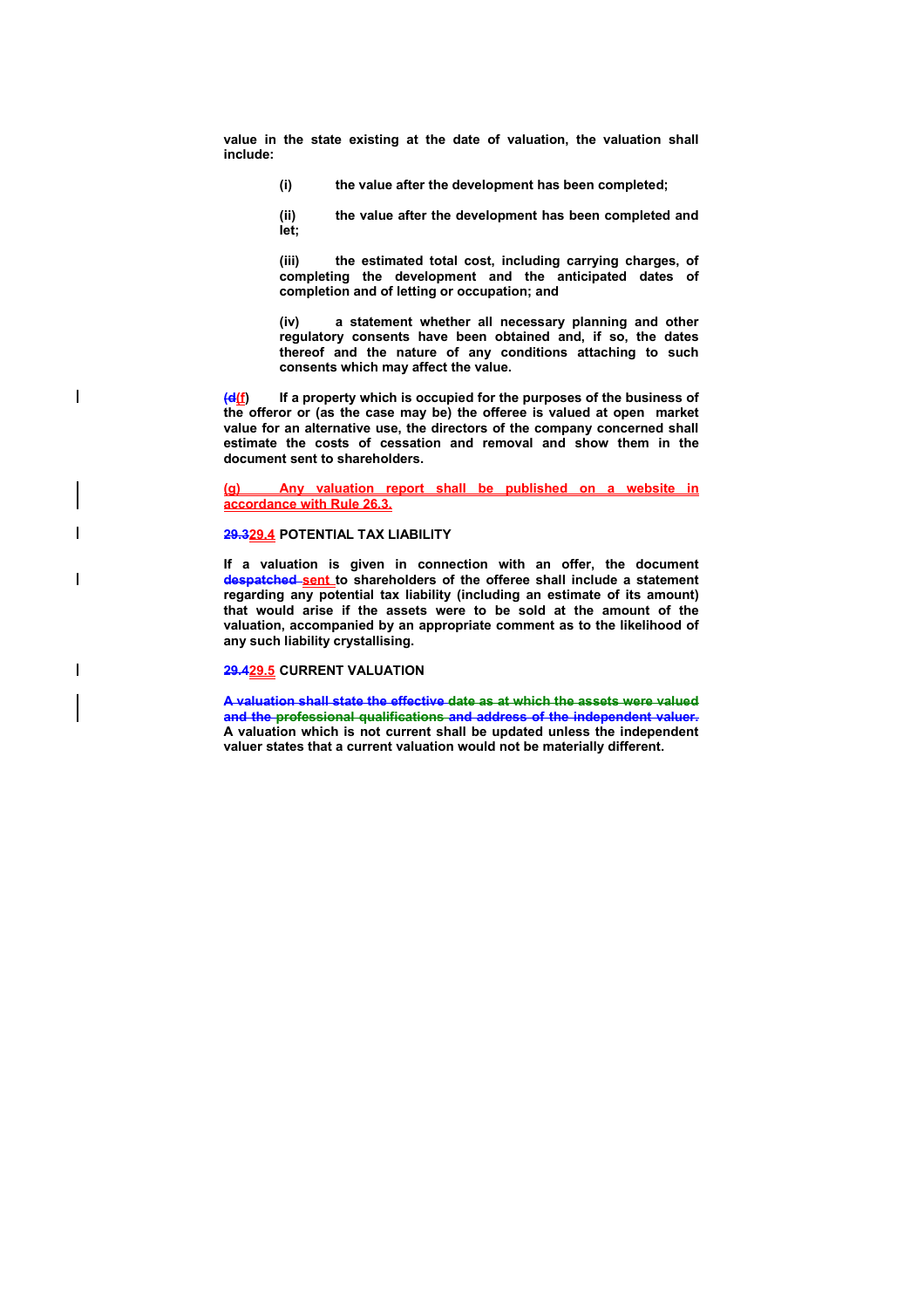**value in the state existing at the date of valuation, the valuation shall include:**

> **(i)** **the value after the development has been completed;**
>
> **(ii)** **the value after the development has been completed and let;**
>
> **(iii)** **the estimated total cost, including carrying charges, of completing the development and the anticipated dates of completion and of letting or occupation; and**
>
> **(iv)** **a statement whether all necessary planning and other regulatory consents have been obtained and, if so, the dates thereof and the nature of any conditions attaching to such consents which may affect the value.**

**~~(d~~(f)** **If a property which is occupied for the purposes of the business of the offeror or (as the case may be) the offeree is valued at open market value for an alternative use, the directors of the company concerned shall estimate the costs of cessation and removal and show them in the document sent to shareholders.**

**(g)** **Any valuation report shall be published on a website in accordance with Rule 26.3.**

**~~29.3~~29.4 POTENTIAL TAX LIABILITY**

**If a valuation is given in connection with an offer, the document ~~despatched~~ sent to shareholders of the offeree shall include a statement regarding any potential tax liability (including an estimate of its amount) that would arise if the assets were to be sold at the amount of the valuation, accompanied by an appropriate comment as to the likelihood of any such liability crystallising.**

**~~29.4~~29.5 CURRENT VALUATION**

**~~A valuation shall state the effective date as at which the assets were valued and the professional qualifications and address of the independent valuer.~~** **A valuation which is not current shall be updated unless the independent valuer states that a current valuation would not be materially different.**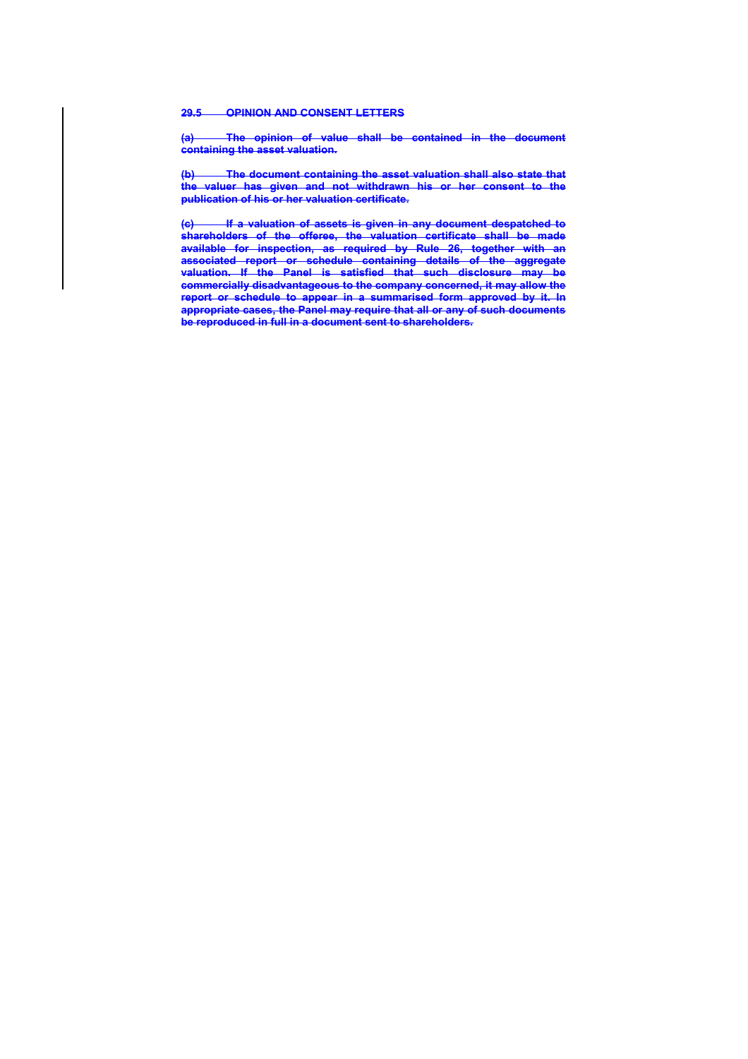~~**29.5 OPINION AND CONSENT LETTERS**~~

~~**(a) The opinion of value shall be contained in the document containing the asset valuation.**~~

~~**(b) The document containing the asset valuation shall also state that the valuer has given and not withdrawn his or her consent to the publication of his or her valuation certificate.**~~

~~**(c) If a valuation of assets is given in any document despatched to shareholders of the offeree, the valuation certificate shall be made available for inspection, as required by Rule 26, together with an associated report or schedule containing details of the aggregate valuation. If the Panel is satisfied that such disclosure may be commercially disadvantageous to the company concerned, it may allow the report or schedule to appear in a summarised form approved by it. In appropriate cases, the Panel may require that all or any of such documents be reproduced in full in a document sent to shareholders.**~~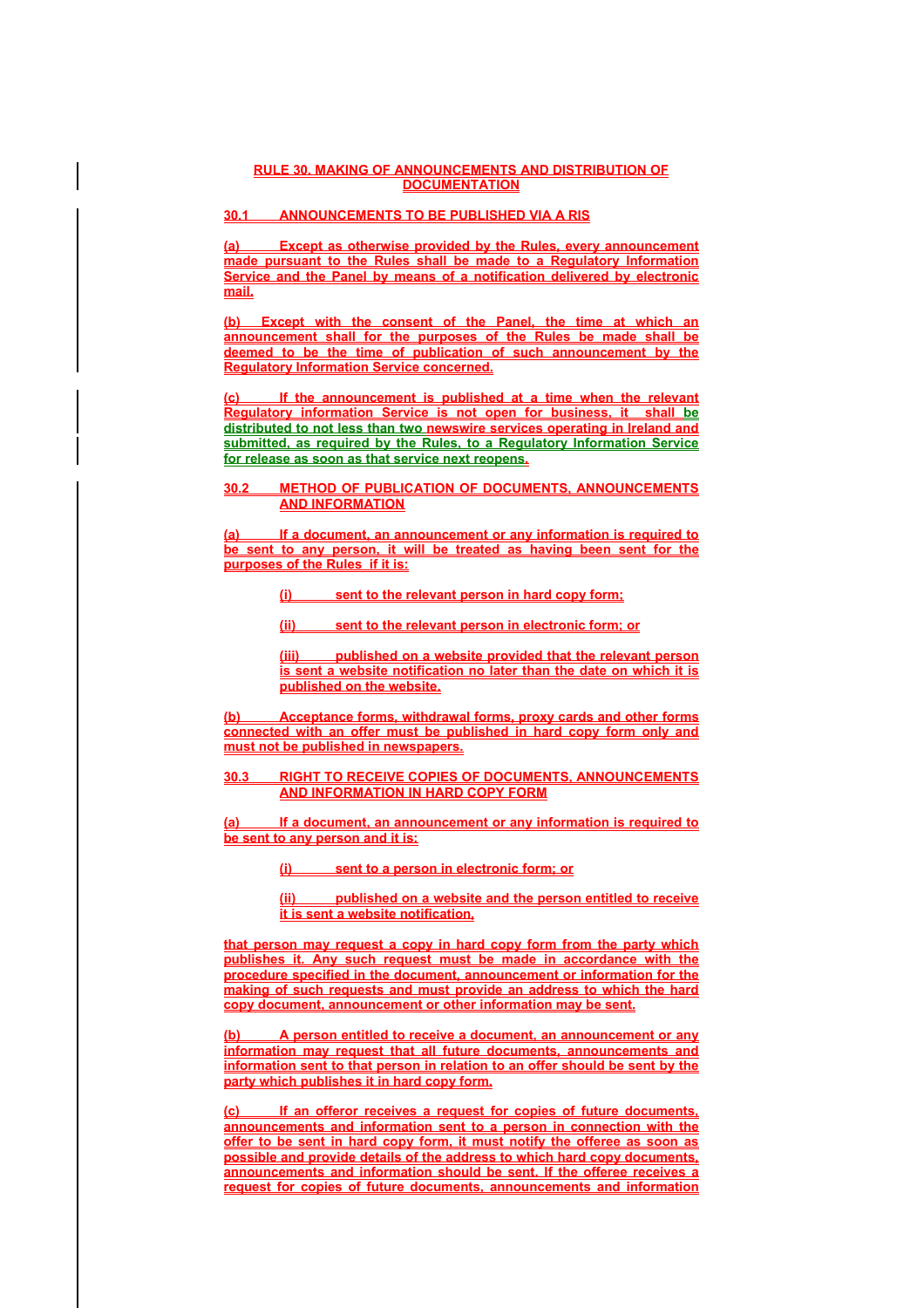## RULE 30. MAKING OF ANNOUNCEMENTS AND DISTRIBUTION OF DOCUMENTATION

### 30.1 ANNOUNCEMENTS TO BE PUBLISHED VIA A RIS

(a) Except as otherwise provided by the Rules, every announcement made pursuant to the Rules shall be made to a Regulatory Information Service and the Panel by means of a notification delivered by electronic mail.

(b) Except with the consent of the Panel, the time at which an announcement shall for the purposes of the Rules be made shall be deemed to be the time of publication of such announcement by the Regulatory Information Service concerned.

(c) If the announcement is published at a time when the relevant Regulatory information Service is not open for business, it shall be distributed to not less than two newswire services operating in Ireland and submitted, as required by the Rules, to a Regulatory Information Service for release as soon as that service next reopens.

### 30.2 METHOD OF PUBLICATION OF DOCUMENTS, ANNOUNCEMENTS AND INFORMATION

(a) If a document, an announcement or any information is required to be sent to any person, it will be treated as having been sent for the purposes of the Rules if it is:

(i) sent to the relevant person in hard copy form;

(ii) sent to the relevant person in electronic form; or

(iii) published on a website provided that the relevant person is sent a website notification no later than the date on which it is published on the website.

(b) Acceptance forms, withdrawal forms, proxy cards and other forms connected with an offer must be published in hard copy form only and must not be published in newspapers.

### 30.3 RIGHT TO RECEIVE COPIES OF DOCUMENTS, ANNOUNCEMENTS AND INFORMATION IN HARD COPY FORM

(a) If a document, an announcement or any information is required to be sent to any person and it is:

(i) sent to a person in electronic form; or

(ii) published on a website and the person entitled to receive it is sent a website notification,

that person may request a copy in hard copy form from the party which publishes it. Any such request must be made in accordance with the procedure specified in the document, announcement or information for the making of such requests and must provide an address to which the hard copy document, announcement or other information may be sent.

(b) A person entitled to receive a document, an announcement or any information may request that all future documents, announcements and information sent to that person in relation to an offer should be sent by the party which publishes it in hard copy form.

(c) If an offeror receives a request for copies of future documents, announcements and information sent to a person in connection with the offer to be sent in hard copy form, it must notify the offeree as soon as possible and provide details of the address to which hard copy documents, announcements and information should be sent. If the offeree receives a request for copies of future documents, announcements and information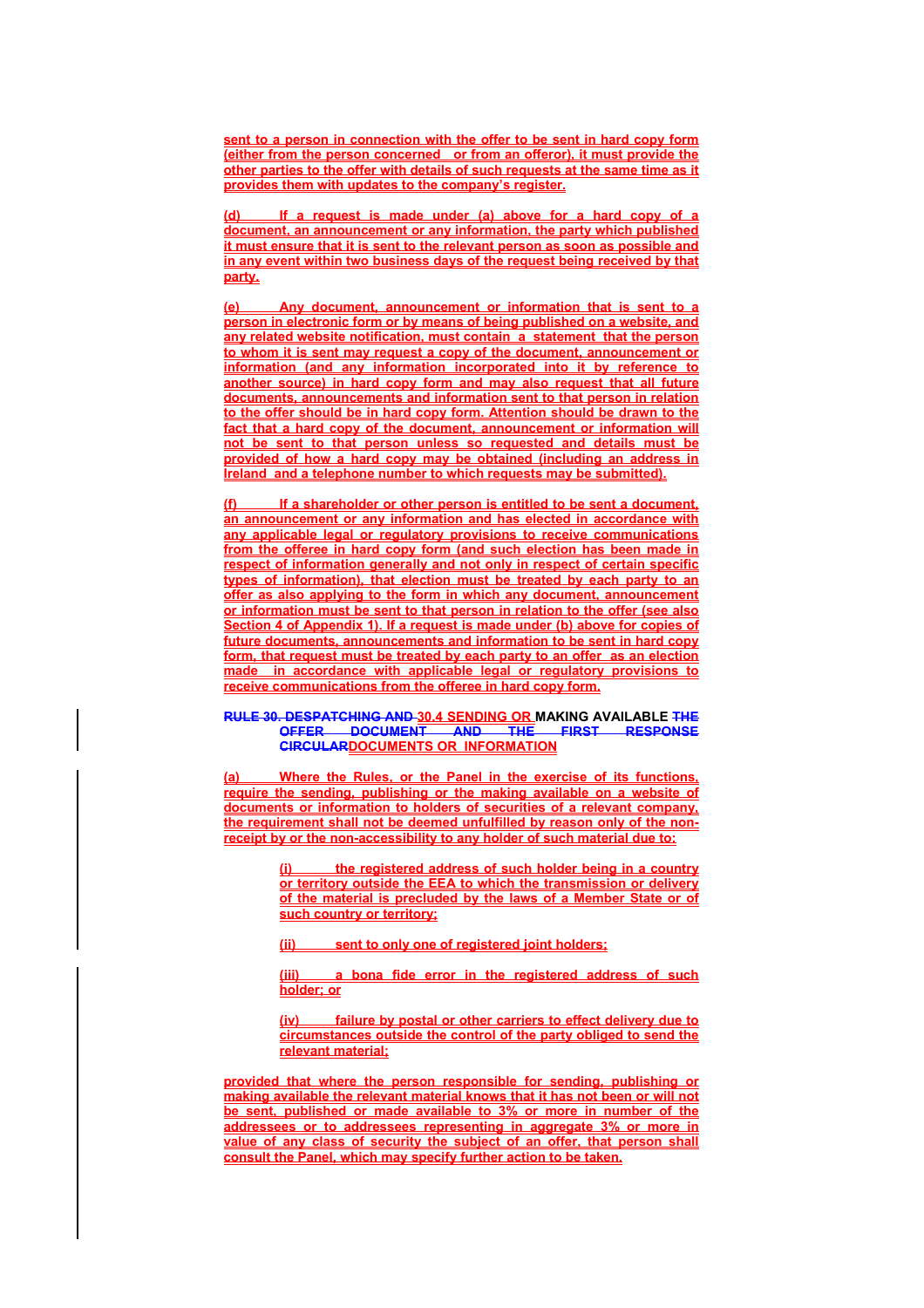sent to a person in connection with the offer to be sent in hard copy form (either from the person concerned or from an offeror), it must provide the other parties to the offer with details of such requests at the same time as it provides them with updates to the company's register.

(d) If a request is made under (a) above for a hard copy of a document, an announcement or any information, the party which published it must ensure that it is sent to the relevant person as soon as possible and in any event within two business days of the request being received by that party.

(e) Any document, announcement or information that is sent to a person in electronic form or by means of being published on a website, and any related website notification, must contain a statement that the person to whom it is sent may request a copy of the document, announcement or information (and any information incorporated into it by reference to another source) in hard copy form and may also request that all future documents, announcements and information sent to that person in relation to the offer should be in hard copy form. Attention should be drawn to the fact that a hard copy of the document, announcement or information will not be sent to that person unless so requested and details must be provided of how a hard copy may be obtained (including an address in Ireland and a telephone number to which requests may be submitted).

(f) If a shareholder or other person is entitled to be sent a document, an announcement or any information and has elected in accordance with any applicable legal or regulatory provisions to receive communications from the offeree in hard copy form (and such election has been made in respect of information generally and not only in respect of certain specific types of information), that election must be treated by each party to an offer as also applying to the form in which any document, announcement or information must be sent to that person in relation to the offer (see also Section 4 of Appendix 1). If a request is made under (b) above for copies of future documents, announcements and information to be sent in hard copy form, that request must be treated by each party to an offer as an election made in accordance with applicable legal or regulatory provisions to receive communications from the offeree in hard copy form.

**~~RULE 30. DESPATCHING AND~~ 30.4 SENDING OR MAKING AVAILABLE ~~THE OFFER DOCUMENT AND THE FIRST RESPONSE CIRCULAR~~DOCUMENTS OR INFORMATION**

(a) Where the Rules, or the Panel in the exercise of its functions, require the sending, publishing or the making available on a website of documents or information to holders of securities of a relevant company, the requirement shall not be deemed unfulfilled by reason only of the non-receipt by or the non-accessibility to any holder of such material due to:

> (i) the registered address of such holder being in a country or territory outside the EEA to which the transmission or delivery of the material is precluded by the laws of a Member State or of such country or territory;
>
> (ii) sent to only one of registered joint holders;
>
> (iii) a bona fide error in the registered address of such holder; or
>
> (iv) failure by postal or other carriers to effect delivery due to circumstances outside the control of the party obliged to send the relevant material;

provided that where the person responsible for sending, publishing or making available the relevant material knows that it has not been or will not be sent, published or made available to 3% or more in number of the addressees or to addressees representing in aggregate 3% or more in value of any class of security the subject of an offer, that person shall consult the Panel, which may specify further action to be taken.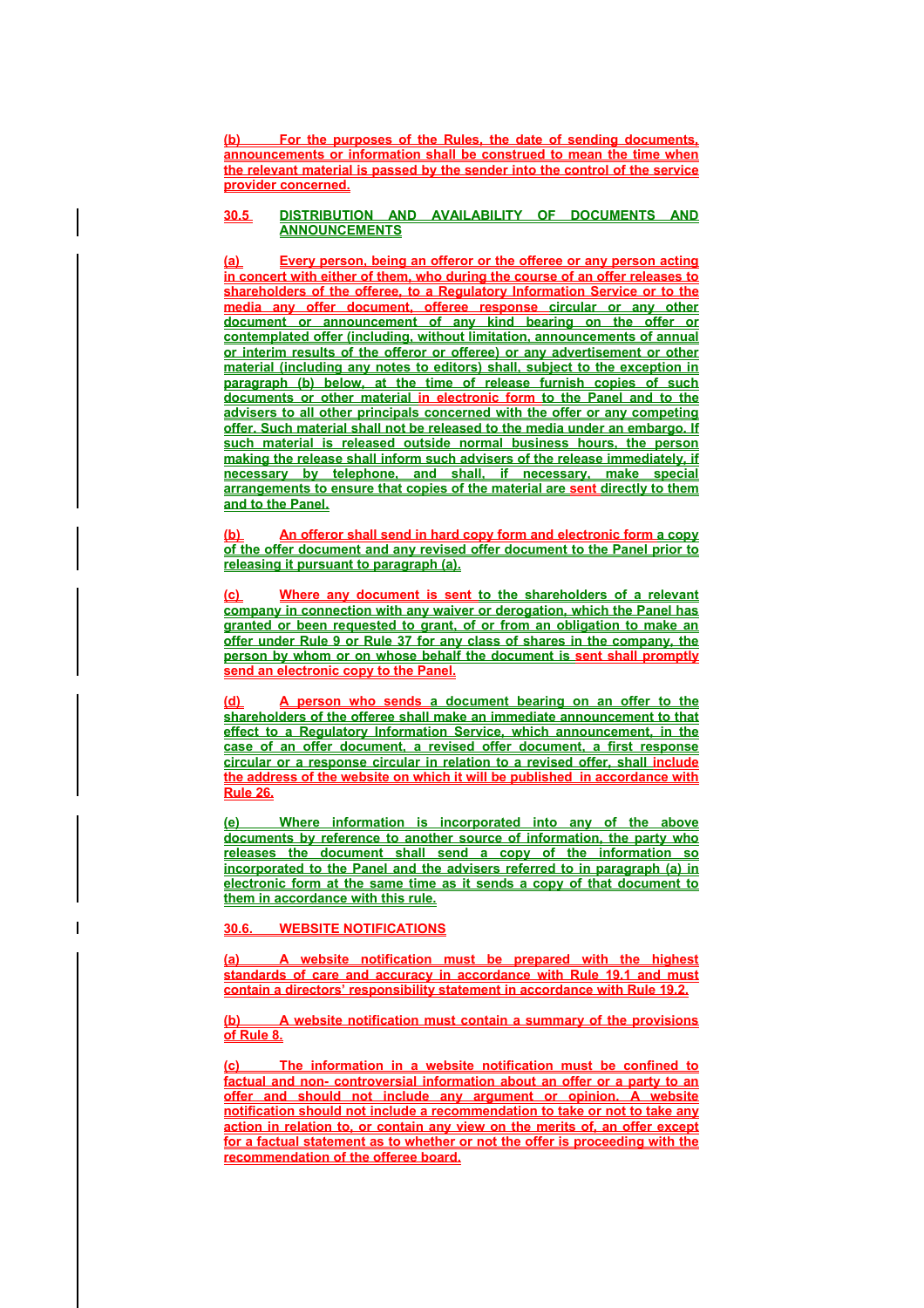(b) For the purposes of the Rules, the date of sending documents, announcements or information shall be construed to mean the time when the relevant material is passed by the sender into the control of the service provider concerned.

## 30.5 DISTRIBUTION AND AVAILABILITY OF DOCUMENTS AND ANNOUNCEMENTS

(a) Every person, being an offeror or the offeree or any person acting in concert with either of them, who during the course of an offer releases to shareholders of the offeree, to a Regulatory Information Service or to the media any offer document, offeree response circular or any other document or announcement of any kind bearing on the offer or contemplated offer (including, without limitation, announcements of annual or interim results of the offeror or offeree) or any advertisement or other material (including any notes to editors) shall, subject to the exception in paragraph (b) below, at the time of release furnish copies of such documents or other material in electronic form to the Panel and to the advisers to all other principals concerned with the offer or any competing offer. Such material shall not be released to the media under an embargo. If such material is released outside normal business hours, the person making the release shall inform such advisers of the release immediately, if necessary by telephone, and shall, if necessary, make special arrangements to ensure that copies of the material are sent directly to them and to the Panel.

(b) An offeror shall send in hard copy form and electronic form a copy of the offer document and any revised offer document to the Panel prior to releasing it pursuant to paragraph (a).

(c) Where any document is sent to the shareholders of a relevant company in connection with any waiver or derogation, which the Panel has granted or been requested to grant, of or from an obligation to make an offer under Rule 9 or Rule 37 for any class of shares in the company, the person by whom or on whose behalf the document is sent shall promptly send an electronic copy to the Panel.

(d) A person who sends a document bearing on an offer to the shareholders of the offeree shall make an immediate announcement to that effect to a Regulatory Information Service, which announcement, in the case of an offer document, a revised offer document, a first response circular or a response circular in relation to a revised offer, shall include the address of the website on which it will be published in accordance with Rule 26.

(e) Where information is incorporated into any of the above documents by reference to another source of information, the party who releases the document shall send a copy of the information so incorporated to the Panel and the advisers referred to in paragraph (a) in electronic form at the same time as it sends a copy of that document to them in accordance with this rule.

## 30.6. WEBSITE NOTIFICATIONS

(a) A website notification must be prepared with the highest standards of care and accuracy in accordance with Rule 19.1 and must contain a directors' responsibility statement in accordance with Rule 19.2.

(b) A website notification must contain a summary of the provisions of Rule 8.

(c) The information in a website notification must be confined to factual and non- controversial information about an offer or a party to an offer and should not include any argument or opinion. A website notification should not include a recommendation to take or not to take any action in relation to, or contain any view on the merits of, an offer except for a factual statement as to whether or not the offer is proceeding with the recommendation of the offeree board.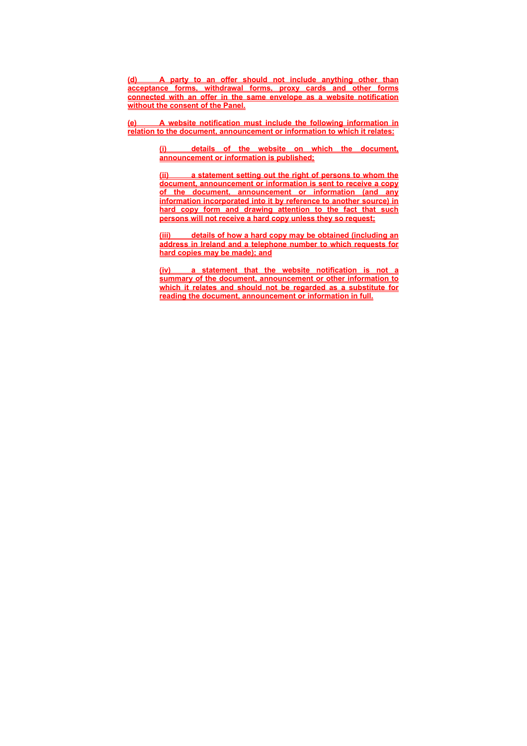**(d) A party to an offer should not include anything other than acceptance forms, withdrawal forms, proxy cards and other forms connected with an offer in the same envelope as a website notification without the consent of the Panel.**

**(e) A website notification must include the following information in relation to the document, announcement or information to which it relates:**

> **(i) details of the website on which the document, announcement or information is published;**
>
> **(ii) a statement setting out the right of persons to whom the document, announcement or information is sent to receive a copy of the document, announcement or information (and any information incorporated into it by reference to another source) in hard copy form and drawing attention to the fact that such persons will not receive a hard copy unless they so request;**
>
> **(iii) details of how a hard copy may be obtained (including an address in Ireland and a telephone number to which requests for hard copies may be made); and**
>
> **(iv) a statement that the website notification is not a summary of the document, announcement or other information to which it relates and should not be regarded as a substitute for reading the document, announcement or information in full.**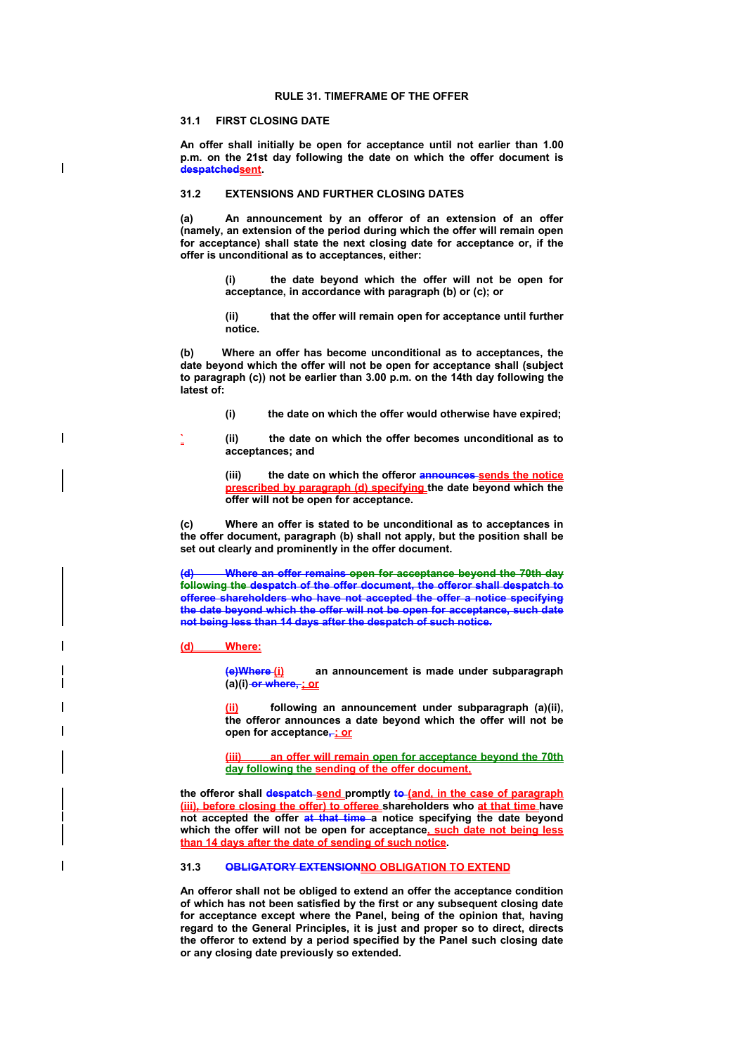## RULE 31. TIMEFRAME OF THE OFFER

### 31.1 FIRST CLOSING DATE

**An offer shall initially be open for acceptance until not earlier than 1.00 p.m. on the 21st day following the date on which the offer document is ~~despatched~~sent.**

### 31.2 EXTENSIONS AND FURTHER CLOSING DATES

**(a) An announcement by an offeror of an extension of an offer (namely, an extension of the period during which the offer will remain open for acceptance) shall state the next closing date for acceptance or, if the offer is unconditional as to acceptances, either:**

> **(i) the date beyond which the offer will not be open for acceptance, in accordance with paragraph (b) or (c); or**
>
> **(ii) that the offer will remain open for acceptance until further notice.**

**(b) Where an offer has become unconditional as to acceptances, the date beyond which the offer will not be open for acceptance shall (subject to paragraph (c)) not be earlier than 3.00 p.m. on the 14th day following the latest of:**

> **(i) the date on which the offer would otherwise have expired;**
>
> **(ii) the date on which the offer becomes unconditional as to acceptances; and**
>
> **(iii) the date on which the offeror ~~announces~~ sends the notice prescribed by paragraph (d) specifying the date beyond which the offer will not be open for acceptance.**

**(c) Where an offer is stated to be unconditional as to acceptances in the offer document, paragraph (b) shall not apply, but the position shall be set out clearly and prominently in the offer document.**

**~~(d) Where an offer remains open for acceptance beyond the 70th day following the despatch of the offer document, the offeror shall despatch to offeree shareholders who have not accepted the offer a notice specifying the date beyond which the offer will not be open for acceptance, such date not being less than 14 days after the despatch of such notice.~~**

**(d) Where:**

> **~~(e)Where~~ (i) an announcement is made under subparagraph (a)(i) ~~or where,~~ ; or**
>
> **(ii) following an announcement under subparagraph (a)(ii), the offeror announces a date beyond which the offer will not be open for acceptance~~,~~ ; or**
>
> **(iii) an offer will remain open for acceptance beyond the 70th day following the sending of the offer document,**

**the offeror shall ~~despatch~~ send promptly ~~to~~ (and, in the case of paragraph (iii), before closing the offer) to offeree shareholders who at that time have not accepted the offer ~~at that time~~ a notice specifying the date beyond which the offer will not be open for acceptance, such date not being less than 14 days after the date of sending of such notice.**

### 31.3 ~~OBLIGATORY EXTENSION~~NO OBLIGATION TO EXTEND

**An offeror shall not be obliged to extend an offer the acceptance condition of which has not been satisfied by the first or any subsequent closing date for acceptance except where the Panel, being of the opinion that, having regard to the General Principles, it is just and proper so to direct, directs the offeror to extend by a period specified by the Panel such closing date or any closing date previously so extended.**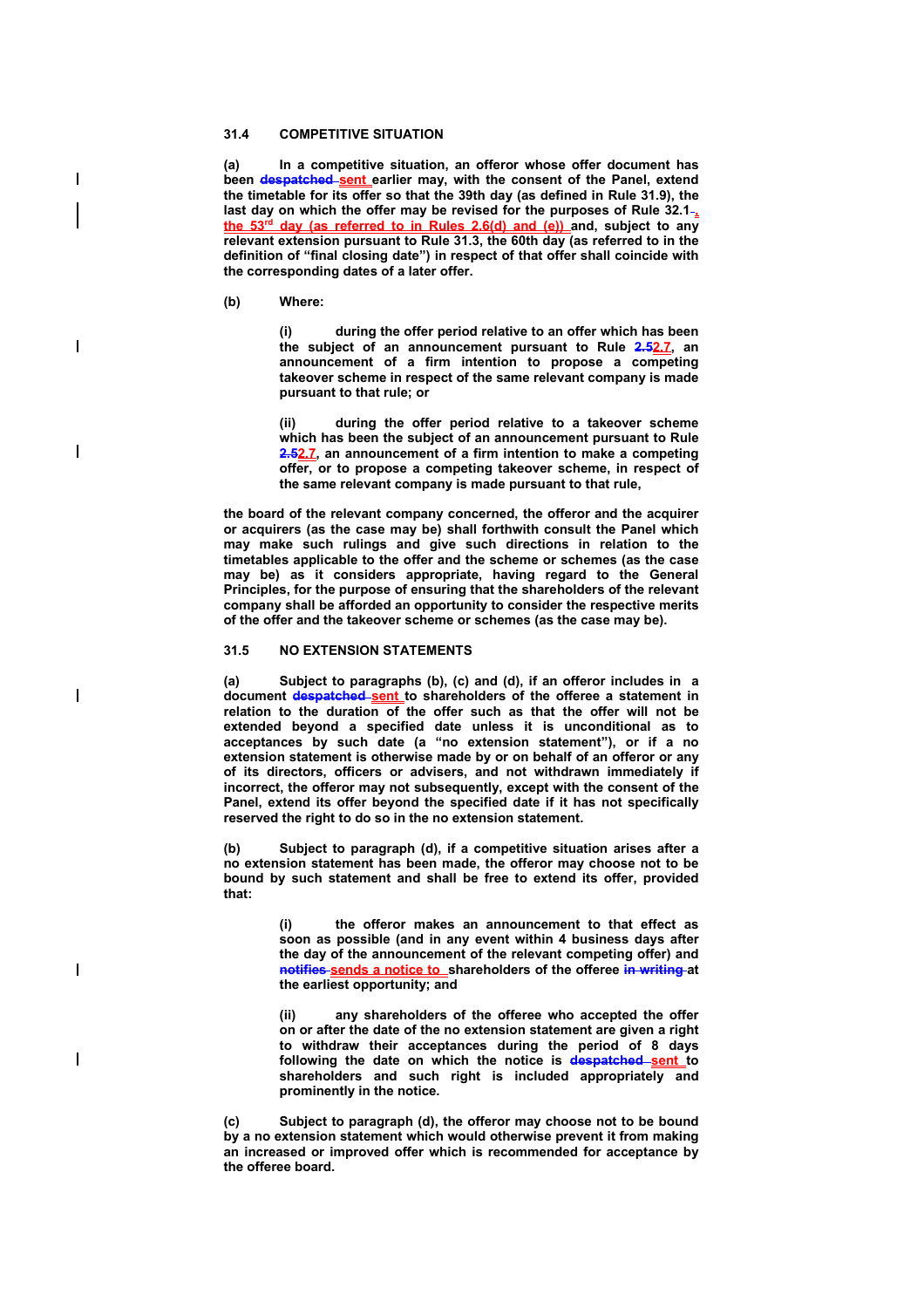### 31.4 COMPETITIVE SITUATION

**(a) In a competitive situation, an offeror whose offer document has been ~~despatched~~ sent earlier may, with the consent of the Panel, extend the timetable for its offer so that the 39th day (as defined in Rule 31.9), the last day on which the offer may be revised for the purposes of Rule 32.1~~.~~, the 53rd day (as referred to in Rules 2.6(d) and (e)) and, subject to any relevant extension pursuant to Rule 31.3, the 60th day (as referred to in the definition of "final closing date") in respect of that offer shall coincide with the corresponding dates of a later offer.**

**(b) Where:**

> **(i) during the offer period relative to an offer which has been the subject of an announcement pursuant to Rule ~~2.5~~2.7, an announcement of a firm intention to propose a competing takeover scheme in respect of the same relevant company is made pursuant to that rule; or**
>
> **(ii) during the offer period relative to a takeover scheme which has been the subject of an announcement pursuant to Rule ~~2.5~~2.7, an announcement of a firm intention to make a competing offer, or to propose a competing takeover scheme, in respect of the same relevant company is made pursuant to that rule,**

**the board of the relevant company concerned, the offeror and the acquirer or acquirers (as the case may be) shall forthwith consult the Panel which may make such rulings and give such directions in relation to the timetables applicable to the offer and the scheme or schemes (as the case may be) as it considers appropriate, having regard to the General Principles, for the purpose of ensuring that the shareholders of the relevant company shall be afforded an opportunity to consider the respective merits of the offer and the takeover scheme or schemes (as the case may be).**

### 31.5 NO EXTENSION STATEMENTS

**(a) Subject to paragraphs (b), (c) and (d), if an offeror includes in a document ~~despatched~~ sent to shareholders of the offeree a statement in relation to the duration of the offer such as that the offer will not be extended beyond a specified date unless it is unconditional as to acceptances by such date (a "no extension statement"), or if a no extension statement is otherwise made by or on behalf of an offeror or any of its directors, officers or advisers, and not withdrawn immediately if incorrect, the offeror may not subsequently, except with the consent of the Panel, extend its offer beyond the specified date if it has not specifically reserved the right to do so in the no extension statement.**

**(b) Subject to paragraph (d), if a competitive situation arises after a no extension statement has been made, the offeror may choose not to be bound by such statement and shall be free to extend its offer, provided that:**

> **(i) the offeror makes an announcement to that effect as soon as possible (and in any event within 4 business days after the day of the announcement of the relevant competing offer) and ~~notifies~~ sends a notice to shareholders of the offeree ~~in writing~~ at the earliest opportunity; and**
>
> **(ii) any shareholders of the offeree who accepted the offer on or after the date of the no extension statement are given a right to withdraw their acceptances during the period of 8 days following the date on which the notice is ~~despatched~~ sent to shareholders and such right is included appropriately and prominently in the notice.**

**(c) Subject to paragraph (d), the offeror may choose not to be bound by a no extension statement which would otherwise prevent it from making an increased or improved offer which is recommended for acceptance by the offeree board.**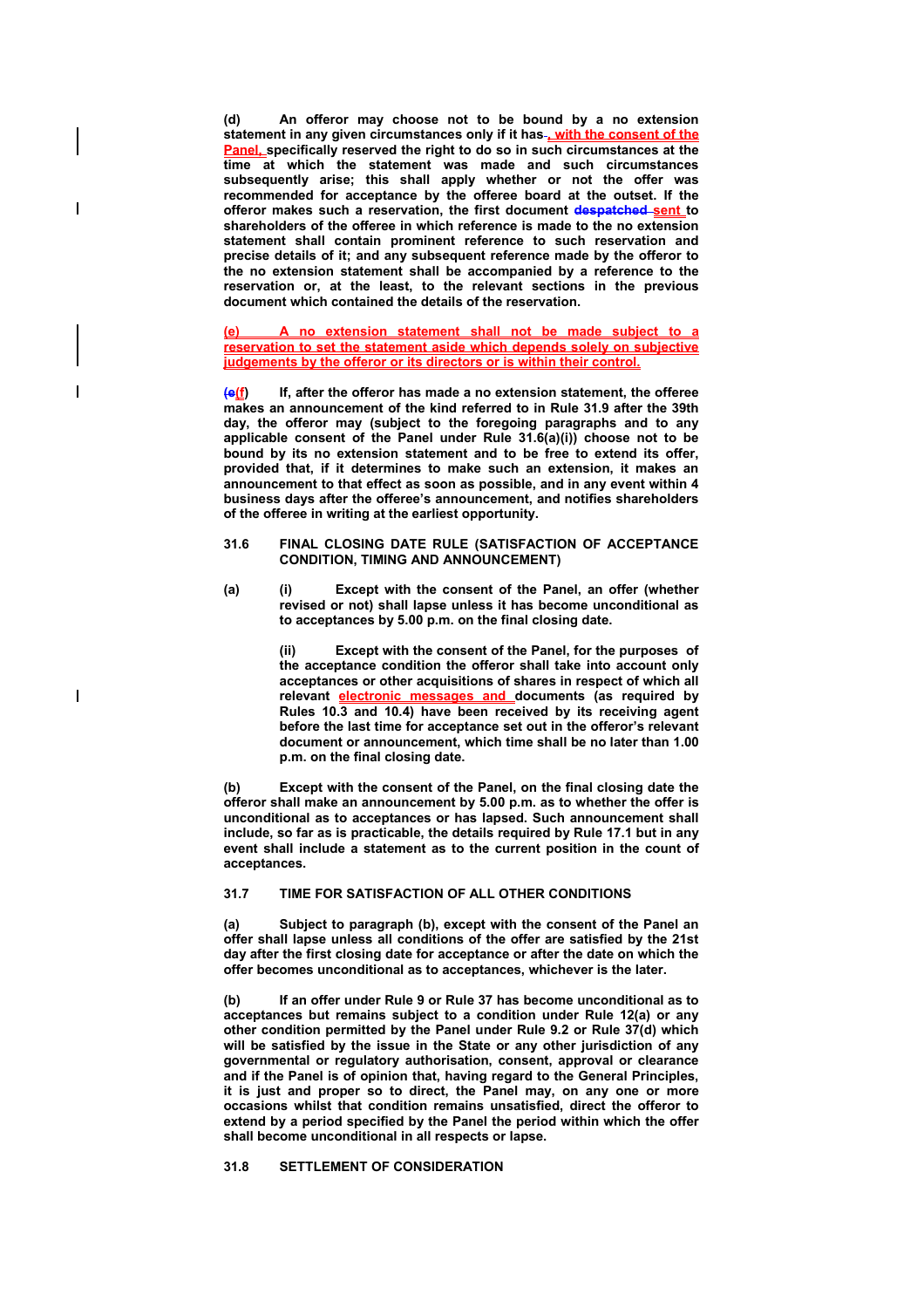**(d)** An offeror may choose not to be bound by a no extension statement in any given circumstances only if it has-, with the consent of the Panel, specifically reserved the right to do so in such circumstances at the time at which the statement was made and such circumstances subsequently arise; this shall apply whether or not the offer was recommended for acceptance by the offeree board at the outset. If the offeror makes such a reservation, the first document despatched sent to shareholders of the offeree in which reference is made to the no extension statement shall contain prominent reference to such reservation and precise details of it; and any subsequent reference made by the offeror to the no extension statement shall be accompanied by a reference to the reservation or, at the least, to the relevant sections in the previous document which contained the details of the reservation.

**(e)** A no extension statement shall not be made subject to a reservation to set the statement aside which depends solely on subjective judgements by the offeror or its directors or is within their control.

**(e)(f)** If, after the offeror has made a no extension statement, the offeree makes an announcement of the kind referred to in Rule 31.9 after the 39th day, the offeror may (subject to the foregoing paragraphs and to any applicable consent of the Panel under Rule 31.6(a)(i)) choose not to be bound by its no extension statement and to be free to extend its offer, provided that, if it determines to make such an extension, it makes an announcement to that effect as soon as possible, and in any event within 4 business days after the offeree's announcement, and notifies shareholders of the offeree in writing at the earliest opportunity.

**31.6 FINAL CLOSING DATE RULE (SATISFACTION OF ACCEPTANCE CONDITION, TIMING AND ANNOUNCEMENT)**

**(a)** (i) Except with the consent of the Panel, an offer (whether revised or not) shall lapse unless it has become unconditional as to acceptances by 5.00 p.m. on the final closing date.

(ii) Except with the consent of the Panel, for the purposes of the acceptance condition the offeror shall take into account only acceptances or other acquisitions of shares in respect of which all relevant electronic messages and documents (as required by Rules 10.3 and 10.4) have been received by its receiving agent before the last time for acceptance set out in the offeror's relevant document or announcement, which time shall be no later than 1.00 p.m. on the final closing date.

**(b)** Except with the consent of the Panel, on the final closing date the offeror shall make an announcement by 5.00 p.m. as to whether the offer is unconditional as to acceptances or has lapsed. Such announcement shall include, so far as is practicable, the details required by Rule 17.1 but in any event shall include a statement as to the current position in the count of acceptances.

**31.7 TIME FOR SATISFACTION OF ALL OTHER CONDITIONS**

**(a)** Subject to paragraph (b), except with the consent of the Panel an offer shall lapse unless all conditions of the offer are satisfied by the 21st day after the first closing date for acceptance or after the date on which the offer becomes unconditional as to acceptances, whichever is the later.

**(b)** If an offer under Rule 9 or Rule 37 has become unconditional as to acceptances but remains subject to a condition under Rule 12(a) or any other condition permitted by the Panel under Rule 9.2 or Rule 37(d) which will be satisfied by the issue in the State or any other jurisdiction of any governmental or regulatory authorisation, consent, approval or clearance and if the Panel is of opinion that, having regard to the General Principles, it is just and proper so to direct, the Panel may, on any one or more occasions whilst that condition remains unsatisfied, direct the offeror to extend by a period specified by the Panel the period within which the offer shall become unconditional in all respects or lapse.

**31.8 SETTLEMENT OF CONSIDERATION**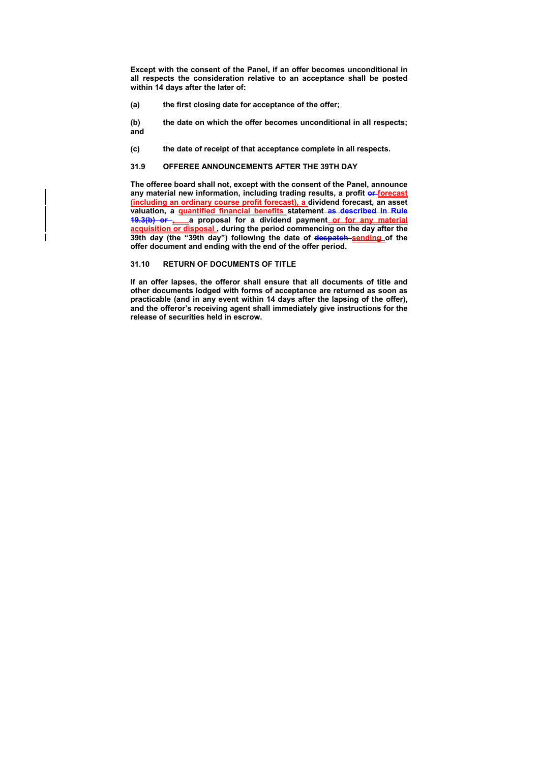**Except with the consent of the Panel, if an offer becomes unconditional in all respects the consideration relative to an acceptance shall be posted within 14 days after the later of:**

**(a) the first closing date for acceptance of the offer;**

**(b) the date on which the offer becomes unconditional in all respects; and**

**(c) the date of receipt of that acceptance complete in all respects.**

## 31.9 OFFEREE ANNOUNCEMENTS AFTER THE 39TH DAY

**The offeree board shall not, except with the consent of the Panel, announce any material new information, including trading results, a profit ~~or~~ <u>forecast (including an ordinary course profit forecast), a</u> dividend forecast, an asset valuation, a <u>quantified financial benefits</u> statement ~~as described in Rule 19.3(b) or~~ <u>,</u> a proposal for a dividend payment <u>or for any material acquisition or disposal</u>, during the period commencing on the day after the 39th day (the "39th day") following the date of ~~despatch~~ <u>sending</u> of the offer document and ending with the end of the offer period.**

## 31.10 RETURN OF DOCUMENTS OF TITLE

**If an offer lapses, the offeror shall ensure that all documents of title and other documents lodged with forms of acceptance are returned as soon as practicable (and in any event within 14 days after the lapsing of the offer), and the offeror's receiving agent shall immediately give instructions for the release of securities held in escrow.**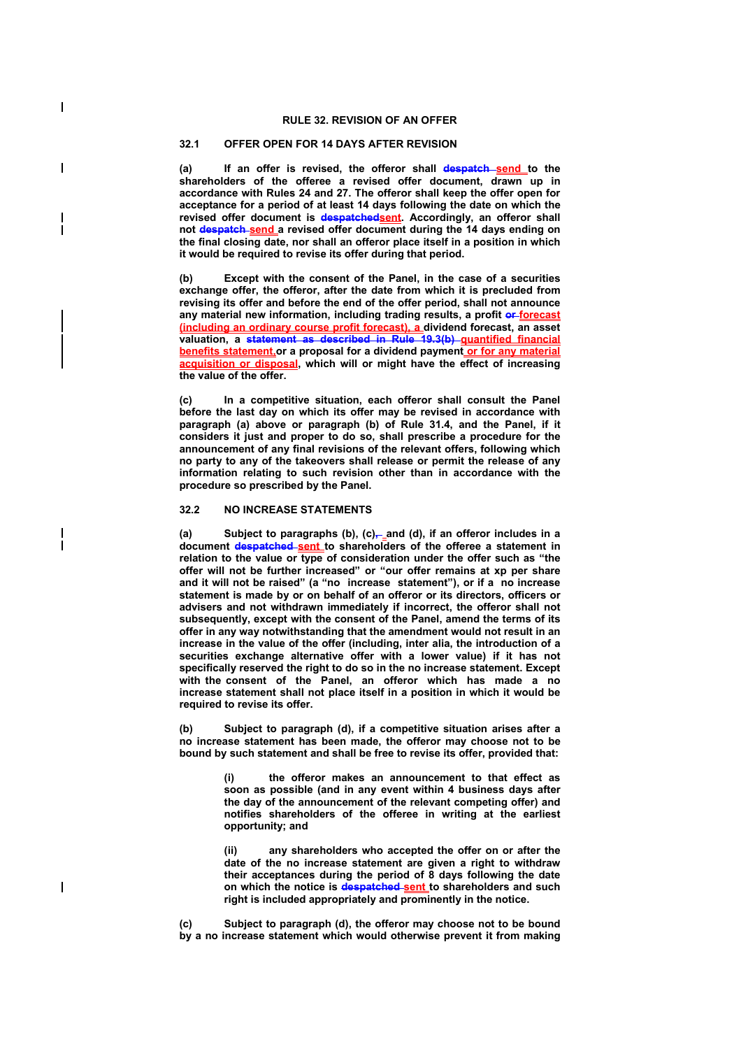## RULE 32. REVISION OF AN OFFER

### 32.1 OFFER OPEN FOR 14 DAYS AFTER REVISION

**(a)** If an offer is revised, the offeror shall ~~despatch~~ send to the shareholders of the offeree a revised offer document, drawn up in accordance with Rules 24 and 27. The offeror shall keep the offer open for acceptance for a period of at least 14 days following the date on which the revised offer document is ~~despatched~~sent. Accordingly, an offeror shall not ~~despatch~~ send a revised offer document during the 14 days ending on the final closing date, nor shall an offeror place itself in a position in which it would be required to revise its offer during that period.

**(b)** Except with the consent of the Panel, in the case of a securities exchange offer, the offeror, after the date from which it is precluded from revising its offer and before the end of the offer period, shall not announce any material new information, including trading results, a profit ~~or~~ forecast (including an ordinary course profit forecast), a dividend forecast, an asset valuation, a ~~statement as described in Rule 19.3(b)~~ quantified financial benefits statement, or a proposal for a dividend payment or for any material acquisition or disposal, which will or might have the effect of increasing the value of the offer.

**(c)** In a competitive situation, each offeror shall consult the Panel before the last day on which its offer may be revised in accordance with paragraph (a) above or paragraph (b) of Rule 31.4, and the Panel, if it considers it just and proper to do so, shall prescribe a procedure for the announcement of any final revisions of the relevant offers, following which no party to any of the takeovers shall release or permit the release of any information relating to such revision other than in accordance with the procedure so prescribed by the Panel.

### 32.2 NO INCREASE STATEMENTS

**(a)** Subject to paragraphs (b), (c)~~,~~ and (d), if an offeror includes in a document ~~despatched~~ sent to shareholders of the offeree a statement in relation to the value or type of consideration under the offer such as "the offer will not be further increased" or "our offer remains at xp per share and it will not be raised" (a "no increase statement"), or if a no increase statement is made by or on behalf of an offeror or its directors, officers or advisers and not withdrawn immediately if incorrect, the offeror shall not subsequently, except with the consent of the Panel, amend the terms of its offer in any way notwithstanding that the amendment would not result in an increase in the value of the offer (including, inter alia, the introduction of a securities exchange alternative offer with a lower value) if it has not specifically reserved the right to do so in the no increase statement. Except with the consent of the Panel, an offeror which has made a no increase statement shall not place itself in a position in which it would be required to revise its offer.

**(b)** Subject to paragraph (d), if a competitive situation arises after a no increase statement has been made, the offeror may choose not to be bound by such statement and shall be free to revise its offer, provided that:

> **(i)** the offeror makes an announcement to that effect as soon as possible (and in any event within 4 business days after the day of the announcement of the relevant competing offer) and notifies shareholders of the offeree in writing at the earliest opportunity; and
>
> **(ii)** any shareholders who accepted the offer on or after the date of the no increase statement are given a right to withdraw their acceptances during the period of 8 days following the date on which the notice is ~~despatched~~ sent to shareholders and such right is included appropriately and prominently in the notice.

**(c)** Subject to paragraph (d), the offeror may choose not to be bound by a no increase statement which would otherwise prevent it from making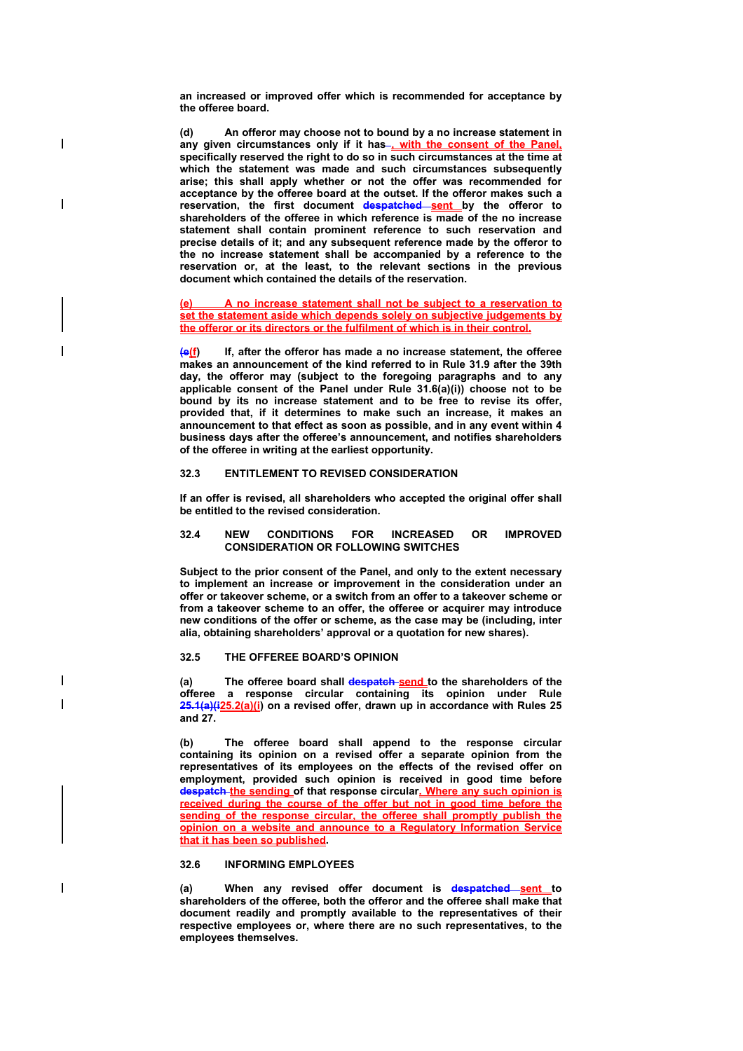an increased or improved offer which is recommended for acceptance by the offeree board.

(d) An offeror may choose not to bound by a no increase statement in any given circumstances only if it has~~ ~~, with the consent of the Panel, specifically reserved the right to do so in such circumstances at the time at which the statement was made and such circumstances subsequently arise; this shall apply whether or not the offer was recommended for acceptance by the offeree board at the outset. If the offeror makes such a reservation, the first document ~~despatched~~ sent by the offeror to shareholders of the offeree in which reference is made of the no increase statement shall contain prominent reference to such reservation and precise details of it; and any subsequent reference made by the offeror to the no increase statement shall be accompanied by a reference to the reservation or, at the least, to the relevant sections in the previous document which contained the details of the reservation.

(e) A no increase statement shall not be subject to a reservation to set the statement aside which depends solely on subjective judgements by the offeror or its directors or the fulfilment of which is in their control.

(~~e~~f) If, after the offeror has made a no increase statement, the offeree makes an announcement of the kind referred to in Rule 31.9 after the 39th day, the offeror may (subject to the foregoing paragraphs and to any applicable consent of the Panel under Rule 31.6(a)(i)) choose not to be bound by its no increase statement and to be free to revise its offer, provided that, if it determines to make such an increase, it makes an announcement to that effect as soon as possible, and in any event within 4 business days after the offeree's announcement, and notifies shareholders of the offeree in writing at the earliest opportunity.

## 32.3 ENTITLEMENT TO REVISED CONSIDERATION

If an offer is revised, all shareholders who accepted the original offer shall be entitled to the revised consideration.

## 32.4 NEW CONDITIONS FOR INCREASED OR IMPROVED CONSIDERATION OR FOLLOWING SWITCHES

Subject to the prior consent of the Panel, and only to the extent necessary to implement an increase or improvement in the consideration under an offer or takeover scheme, or a switch from an offer to a takeover scheme or from a takeover scheme to an offer, the offeree or acquirer may introduce new conditions of the offer or scheme, as the case may be (including, inter alia, obtaining shareholders' approval or a quotation for new shares).

## 32.5 THE OFFEREE BOARD'S OPINION

(a) The offeree board shall ~~despatch~~ send to the shareholders of the offeree a response circular containing its opinion under Rule ~~25.1(a)(i~~25.2(a)(i) on a revised offer, drawn up in accordance with Rules 25 and 27.

(b) The offeree board shall append to the response circular containing its opinion on a revised offer a separate opinion from the representatives of its employees on the effects of the revised offer on employment, provided such opinion is received in good time before ~~despatch~~ the sending of that response circular. Where any such opinion is received during the course of the offer but not in good time before the sending of the response circular, the offeree shall promptly publish the opinion on a website and announce to a Regulatory Information Service that it has been so published.

## 32.6 INFORMING EMPLOYEES

(a) When any revised offer document is ~~despatched~~ sent to shareholders of the offeree, both the offeror and the offeree shall make that document readily and promptly available to the representatives of their respective employees or, where there are no such representatives, to the employees themselves.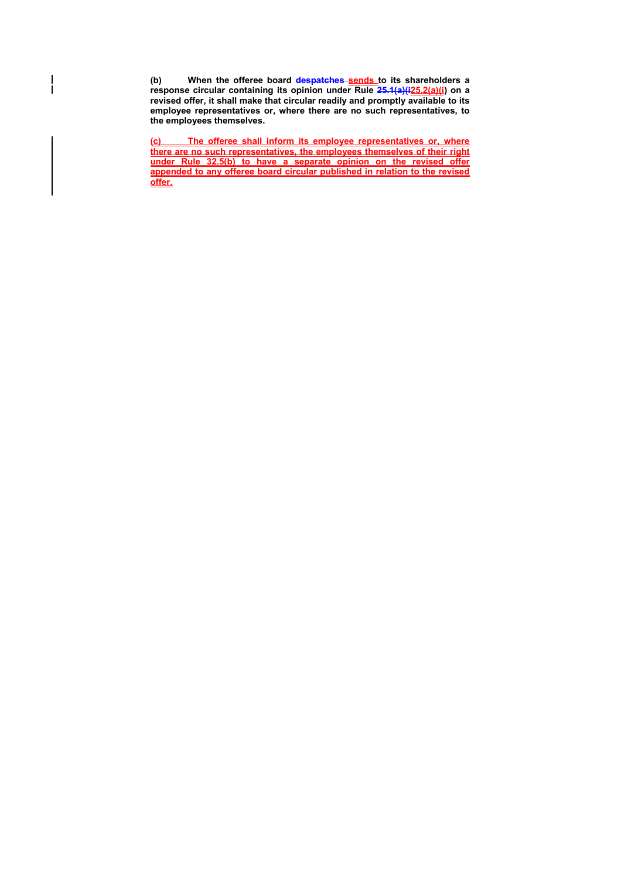**(b) When the offeree board ~~despatches~~ sends to its shareholders a response circular containing its opinion under Rule ~~25.1(a)(i~~25.2(a)(i) on a revised offer, it shall make that circular readily and promptly available to its employee representatives or, where there are no such representatives, to the employees themselves.**

**(c) The offeree shall inform its employee representatives or, where there are no such representatives, the employees themselves of their right under Rule 32.5(b) to have a separate opinion on the revised offer appended to any offeree board circular published in relation to the revised offer.**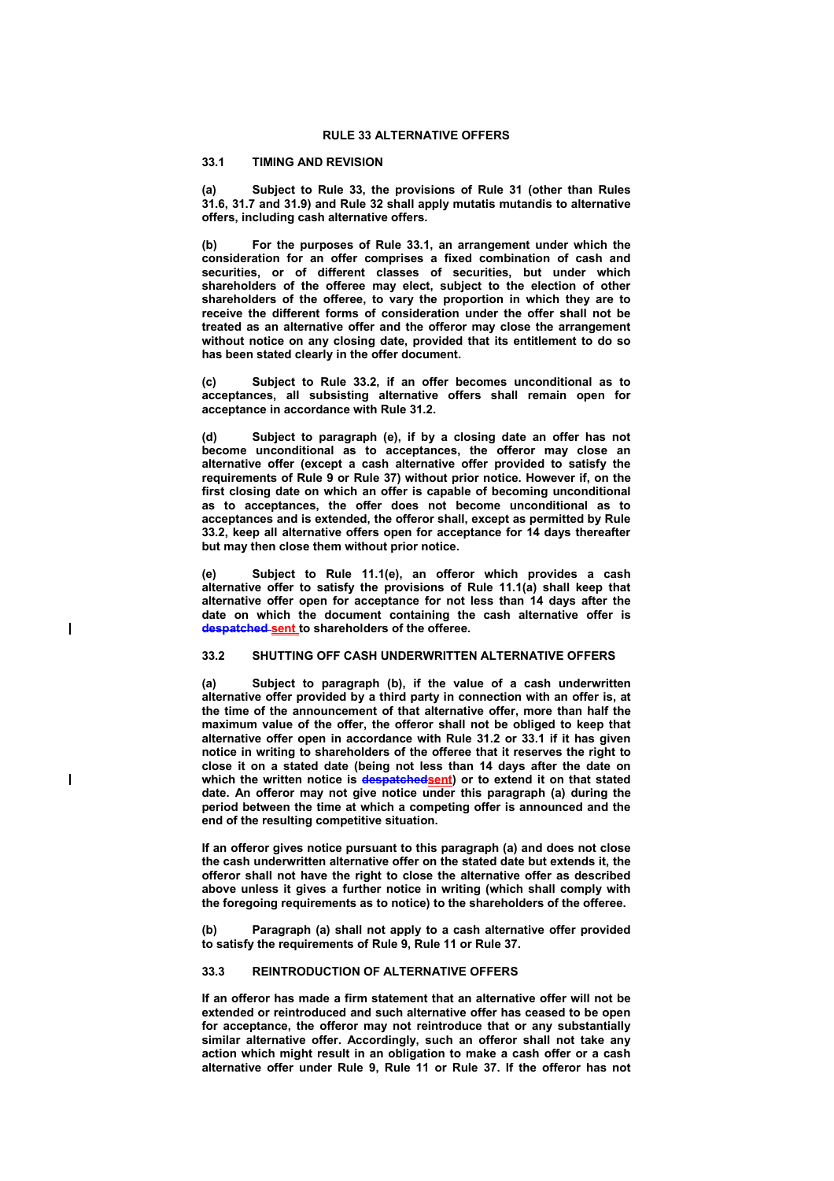## RULE 33 ALTERNATIVE OFFERS

### 33.1 TIMING AND REVISION

**(a) Subject to Rule 33, the provisions of Rule 31 (other than Rules 31.6, 31.7 and 31.9) and Rule 32 shall apply mutatis mutandis to alternative offers, including cash alternative offers.**

**(b) For the purposes of Rule 33.1, an arrangement under which the consideration for an offer comprises a fixed combination of cash and securities, or of different classes of securities, but under which shareholders of the offeree may elect, subject to the election of other shareholders of the offeree, to vary the proportion in which they are to receive the different forms of consideration under the offer shall not be treated as an alternative offer and the offeror may close the arrangement without notice on any closing date, provided that its entitlement to do so has been stated clearly in the offer document.**

**(c) Subject to Rule 33.2, if an offer becomes unconditional as to acceptances, all subsisting alternative offers shall remain open for acceptance in accordance with Rule 31.2.**

**(d) Subject to paragraph (e), if by a closing date an offer has not become unconditional as to acceptances, the offeror may close an alternative offer (except a cash alternative offer provided to satisfy the requirements of Rule 9 or Rule 37) without prior notice. However if, on the first closing date on which an offer is capable of becoming unconditional as to acceptances, the offer does not become unconditional as to acceptances and is extended, the offeror shall, except as permitted by Rule 33.2, keep all alternative offers open for acceptance for 14 days thereafter but may then close them without prior notice.**

**(e) Subject to Rule 11.1(e), an offeror which provides a cash alternative offer to satisfy the provisions of Rule 11.1(a) shall keep that alternative offer open for acceptance for not less than 14 days after the date on which the document containing the cash alternative offer is ~~despatched~~ sent to shareholders of the offeree.**

### 33.2 SHUTTING OFF CASH UNDERWRITTEN ALTERNATIVE OFFERS

**(a) Subject to paragraph (b), if the value of a cash underwritten alternative offer provided by a third party in connection with an offer is, at the time of the announcement of that alternative offer, more than half the maximum value of the offer, the offeror shall not be obliged to keep that alternative offer open in accordance with Rule 31.2 or 33.1 if it has given notice in writing to shareholders of the offeree that it reserves the right to close it on a stated date (being not less than 14 days after the date on which the written notice is ~~despatched~~sent) or to extend it on that stated date. An offeror may not give notice under this paragraph (a) during the period between the time at which a competing offer is announced and the end of the resulting competitive situation.**

**If an offeror gives notice pursuant to this paragraph (a) and does not close the cash underwritten alternative offer on the stated date but extends it, the offeror shall not have the right to close the alternative offer as described above unless it gives a further notice in writing (which shall comply with the foregoing requirements as to notice) to the shareholders of the offeree.**

**(b) Paragraph (a) shall not apply to a cash alternative offer provided to satisfy the requirements of Rule 9, Rule 11 or Rule 37.**

### 33.3 REINTRODUCTION OF ALTERNATIVE OFFERS

**If an offeror has made a firm statement that an alternative offer will not be extended or reintroduced and such alternative offer has ceased to be open for acceptance, the offeror may not reintroduce that or any substantially similar alternative offer. Accordingly, such an offeror shall not take any action which might result in an obligation to make a cash offer or a cash alternative offer under Rule 9, Rule 11 or Rule 37. If the offeror has not**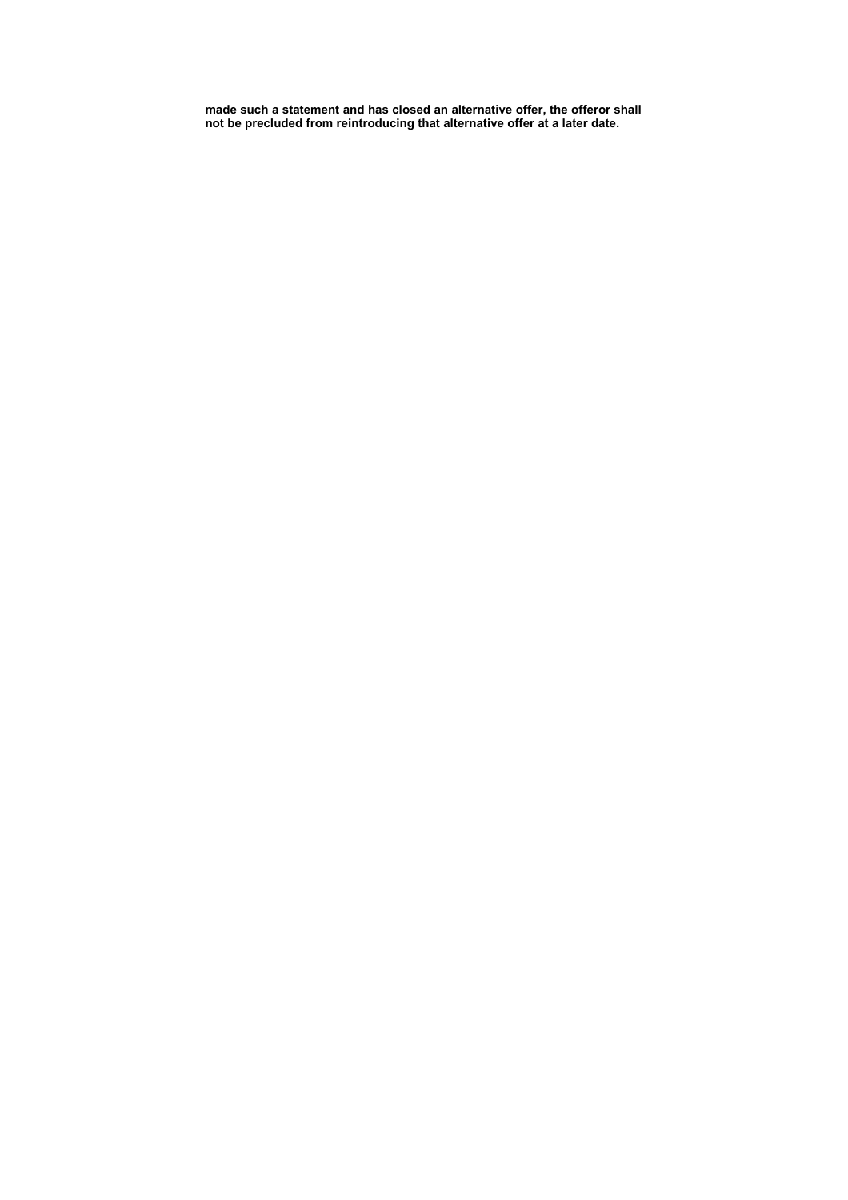**made such a statement and has closed an alternative offer, the offeror shall not be precluded from reintroducing that alternative offer at a later date.**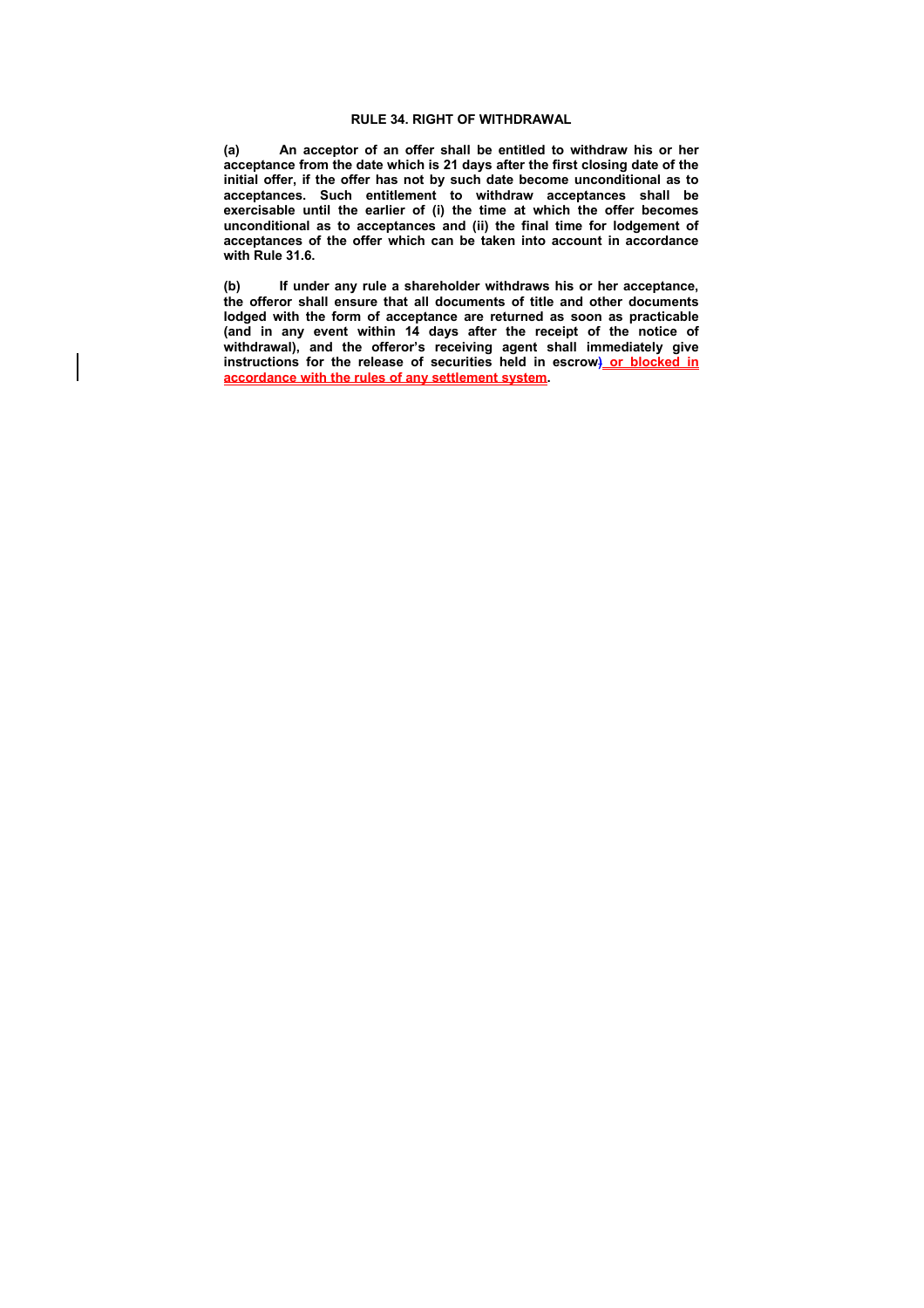**RULE 34. RIGHT OF WITHDRAWAL**

**(a) An acceptor of an offer shall be entitled to withdraw his or her acceptance from the date which is 21 days after the first closing date of the initial offer, if the offer has not by such date become unconditional as to acceptances. Such entitlement to withdraw acceptances shall be exercisable until the earlier of (i) the time at which the offer becomes unconditional as to acceptances and (ii) the final time for lodgement of acceptances of the offer which can be taken into account in accordance with Rule 31.6.**

**(b) If under any rule a shareholder withdraws his or her acceptance, the offeror shall ensure that all documents of title and other documents lodged with the form of acceptance are returned as soon as practicable (and in any event within 14 days after the receipt of the notice of withdrawal), and the offeror's receiving agent shall immediately give instructions for the release of securities held in escrow) or blocked in accordance with the rules of any settlement system.**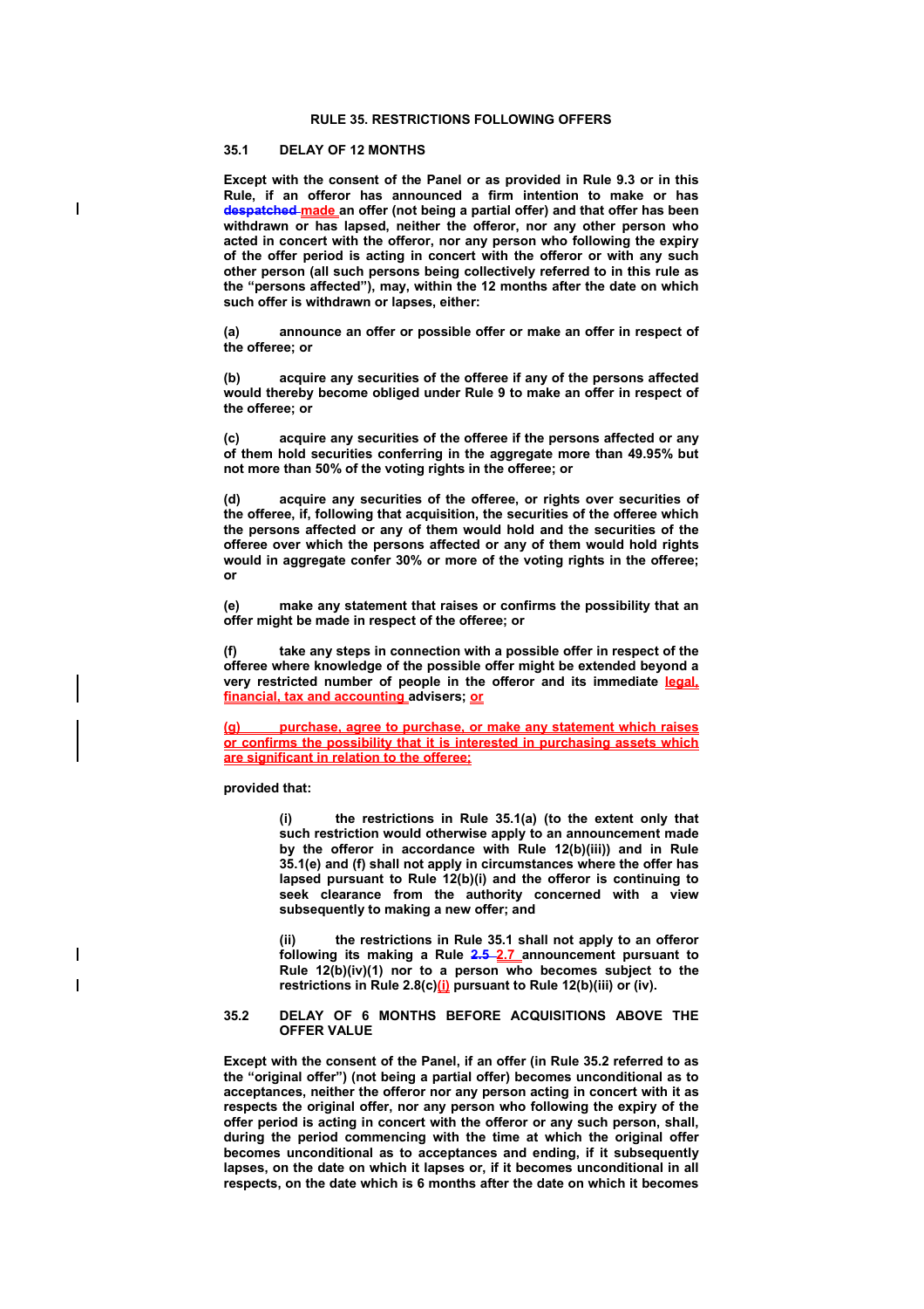**RULE 35. RESTRICTIONS FOLLOWING OFFERS**

**35.1 DELAY OF 12 MONTHS**

**Except with the consent of the Panel or as provided in Rule 9.3 or in this Rule, if an offeror has announced a firm intention to make or has ~~despatched~~ made an offer (not being a partial offer) and that offer has been withdrawn or has lapsed, neither the offeror, nor any other person who acted in concert with the offeror, nor any person who following the expiry of the offer period is acting in concert with the offeror or with any such other person (all such persons being collectively referred to in this rule as the "persons affected"), may, within the 12 months after the date on which such offer is withdrawn or lapses, either:**

**(a) announce an offer or possible offer or make an offer in respect of the offeree; or**

**(b) acquire any securities of the offeree if any of the persons affected would thereby become obliged under Rule 9 to make an offer in respect of the offeree; or**

**(c) acquire any securities of the offeree if the persons affected or any of them hold securities conferring in the aggregate more than 49.95% but not more than 50% of the voting rights in the offeree; or**

**(d) acquire any securities of the offeree, or rights over securities of the offeree, if, following that acquisition, the securities of the offeree which the persons affected or any of them would hold and the securities of the offeree over which the persons affected or any of them would hold rights would in aggregate confer 30% or more of the voting rights in the offeree; or**

**(e) make any statement that raises or confirms the possibility that an offer might be made in respect of the offeree; or**

**(f) take any steps in connection with a possible offer in respect of the offeree where knowledge of the possible offer might be extended beyond a very restricted number of people in the offeror and its immediate legal, financial, tax and accounting advisers; or**

**(g) purchase, agree to purchase, or make any statement which raises or confirms the possibility that it is interested in purchasing assets which are significant in relation to the offeree;**

**provided that:**

> **(i) the restrictions in Rule 35.1(a) (to the extent only that such restriction would otherwise apply to an announcement made by the offeror in accordance with Rule 12(b)(iii)) and in Rule 35.1(e) and (f) shall not apply in circumstances where the offer has lapsed pursuant to Rule 12(b)(i) and the offeror is continuing to seek clearance from the authority concerned with a view subsequently to making a new offer; and**
>
> **(ii) the restrictions in Rule 35.1 shall not apply to an offeror following its making a Rule ~~2.5~~ 2.7 announcement pursuant to Rule 12(b)(iv)(1) nor to a person who becomes subject to the restrictions in Rule 2.8(c)(i) pursuant to Rule 12(b)(iii) or (iv).**

**35.2 DELAY OF 6 MONTHS BEFORE ACQUISITIONS ABOVE THE OFFER VALUE**

**Except with the consent of the Panel, if an offer (in Rule 35.2 referred to as the "original offer") (not being a partial offer) becomes unconditional as to acceptances, neither the offeror nor any person acting in concert with it as respects the original offer, nor any person who following the expiry of the offer period is acting in concert with the offeror or any such person, shall, during the period commencing with the time at which the original offer becomes unconditional as to acceptances and ending, if it subsequently lapses, on the date on which it lapses or, if it becomes unconditional in all respects, on the date which is 6 months after the date on which it becomes**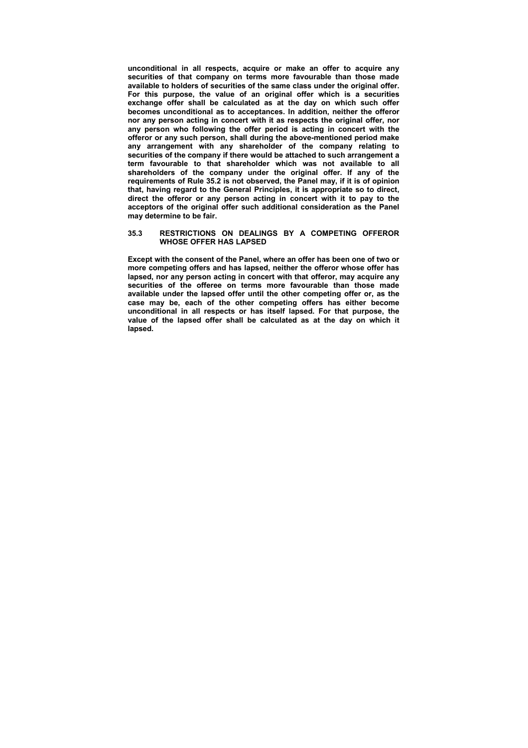**unconditional in all respects, acquire or make an offer to acquire any securities of that company on terms more favourable than those made available to holders of securities of the same class under the original offer. For this purpose, the value of an original offer which is a securities exchange offer shall be calculated as at the day on which such offer becomes unconditional as to acceptances. In addition, neither the offeror nor any person acting in concert with it as respects the original offer, nor any person who following the offer period is acting in concert with the offeror or any such person, shall during the above-mentioned period make any arrangement with any shareholder of the company relating to securities of the company if there would be attached to such arrangement a term favourable to that shareholder which was not available to all shareholders of the company under the original offer. If any of the requirements of Rule 35.2 is not observed, the Panel may, if it is of opinion that, having regard to the General Principles, it is appropriate so to direct, direct the offeror or any person acting in concert with it to pay to the acceptors of the original offer such additional consideration as the Panel may determine to be fair.**

### 35.3 RESTRICTIONS ON DEALINGS BY A COMPETING OFFEROR WHOSE OFFER HAS LAPSED

**Except with the consent of the Panel, where an offer has been one of two or more competing offers and has lapsed, neither the offeror whose offer has lapsed, nor any person acting in concert with that offeror, may acquire any securities of the offeree on terms more favourable than those made available under the lapsed offer until the other competing offer or, as the case may be, each of the other competing offers has either become unconditional in all respects or has itself lapsed. For that purpose, the value of the lapsed offer shall be calculated as at the day on which it lapsed.**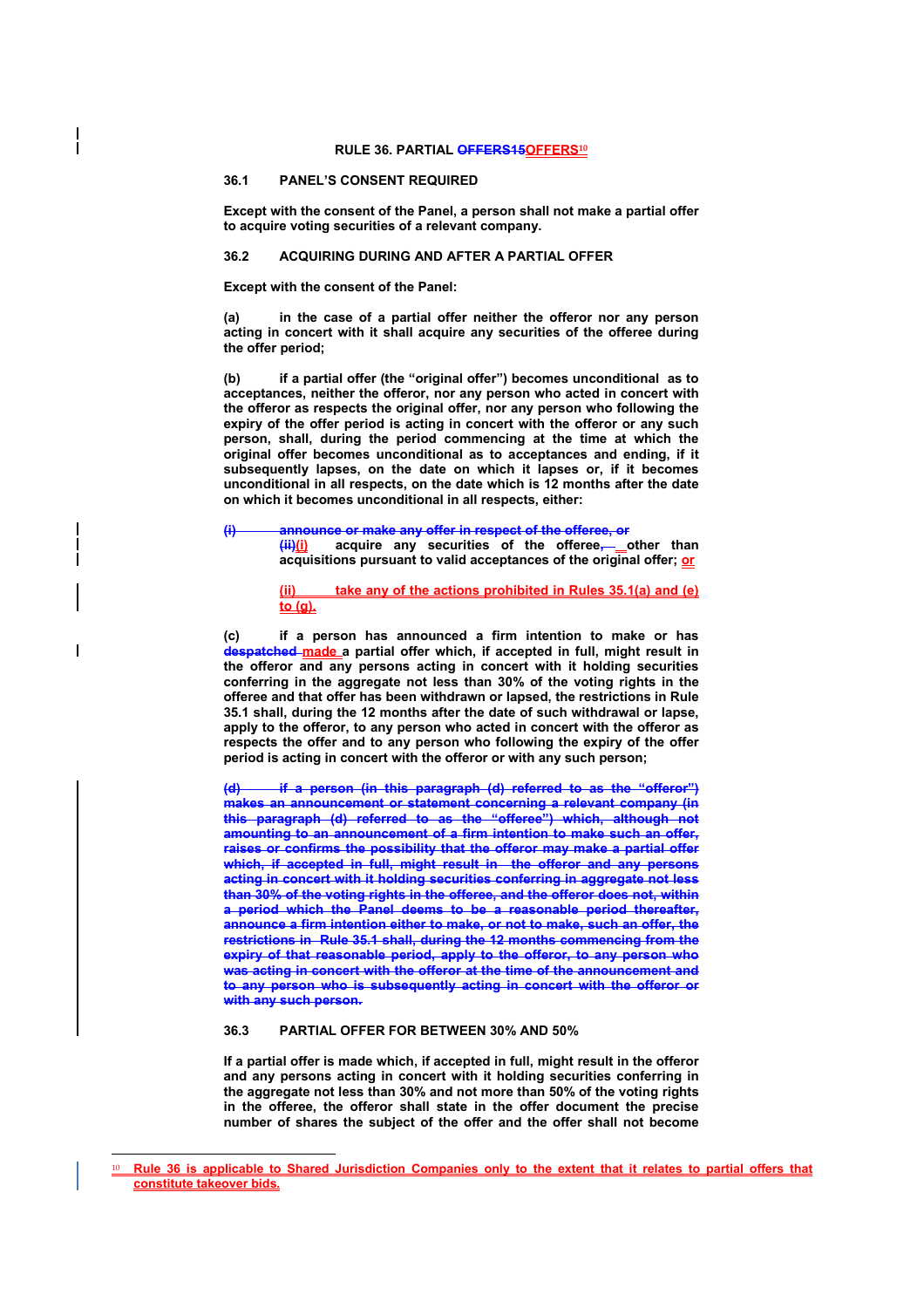# RULE 36. PARTIAL ~~OFFERS15~~OFFERS[10]

## 36.1 PANEL'S CONSENT REQUIRED

**Except with the consent of the Panel, a person shall not make a partial offer to acquire voting securities of a relevant company.**

## 36.2 ACQUIRING DURING AND AFTER A PARTIAL OFFER

**Except with the consent of the Panel:**

**(a) in the case of a partial offer neither the offeror nor any person acting in concert with it shall acquire any securities of the offeree during the offer period;**

**(b) if a partial offer (the "original offer") becomes unconditional as to acceptances, neither the offeror, nor any person who acted in concert with the offeror as respects the original offer, nor any person who following the expiry of the offer period is acting in concert with the offeror or any such person, shall, during the period commencing at the time at which the original offer becomes unconditional as to acceptances and ending, if it subsequently lapses, on the date on which it lapses or, if it becomes unconditional in all respects, on the date which is 12 months after the date on which it becomes unconditional in all respects, either:**

~~**(i) announce or make any offer in respect of the offeree, or**~~

**~~(ii)~~(i) acquire any securities of the offeree, other than acquisitions pursuant to valid acceptances of the original offer; or**

**(ii) take any of the actions prohibited in Rules 35.1(a) and (e) to (g).**

**(c) if a person has announced a firm intention to make or has ~~despatched~~ made a partial offer which, if accepted in full, might result in the offeror and any persons acting in concert with it holding securities conferring in the aggregate not less than 30% of the voting rights in the offeree and that offer has been withdrawn or lapsed, the restrictions in Rule 35.1 shall, during the 12 months after the date of such withdrawal or lapse, apply to the offeror, to any person who acted in concert with the offeror as respects the offer and to any person who following the expiry of the offer period is acting in concert with the offeror or with any such person;**

~~**(d) if a person (in this paragraph (d) referred to as the "offeror") makes an announcement or statement concerning a relevant company (in this paragraph (d) referred to as the "offeree") which, although not amounting to an announcement of a firm intention to make such an offer, raises or confirms the possibility that the offeror may make a partial offer which, if accepted in full, might result in the offeror and any persons acting in concert with it holding securities conferring in aggregate not less than 30% of the voting rights in the offeree, and the offeror does not, within a period which the Panel deems to be a reasonable period thereafter, announce a firm intention either to make, or not to make, such an offer, the restrictions in Rule 35.1 shall, during the 12 months commencing from the expiry of that reasonable period, apply to the offeror, to any person who was acting in concert with the offeror at the time of the announcement and to any person who is subsequently acting in concert with the offeror or with any such person.**~~

## 36.3 PARTIAL OFFER FOR BETWEEN 30% AND 50%

**If a partial offer is made which, if accepted in full, might result in the offeror and any persons acting in concert with it holding securities conferring in the aggregate not less than 30% and not more than 50% of the voting rights in the offeree, the offeror shall state in the offer document the precise number of shares the subject of the offer and the offer shall not become**

---

[10] Rule 36 is applicable to Shared Jurisdiction Companies only to the extent that it relates to partial offers that constitute takeover bids.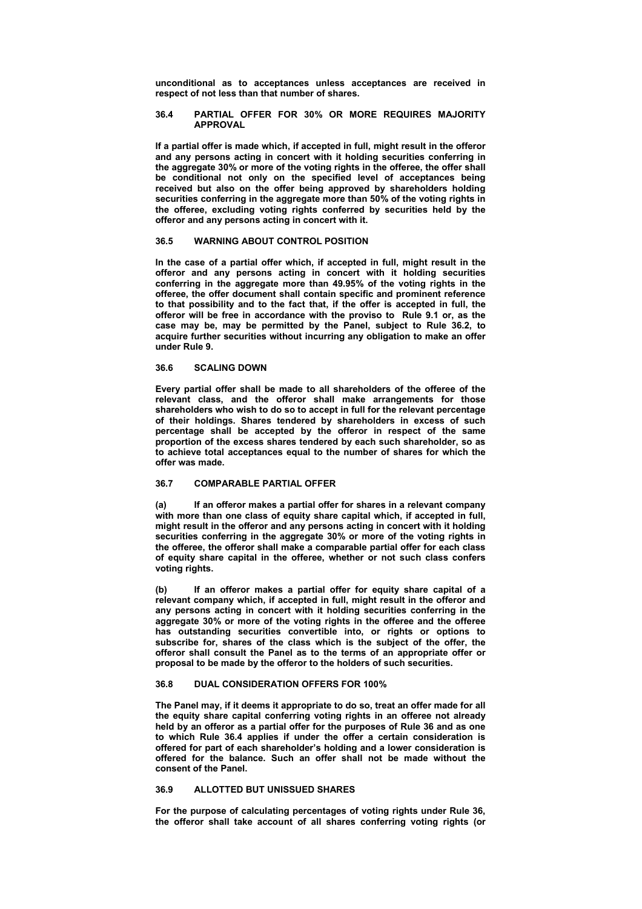**unconditional as to acceptances unless acceptances are received in respect of not less than that number of shares.**

### 36.4 PARTIAL OFFER FOR 30% OR MORE REQUIRES MAJORITY APPROVAL

**If a partial offer is made which, if accepted in full, might result in the offeror and any persons acting in concert with it holding securities conferring in the aggregate 30% or more of the voting rights in the offeree, the offer shall be conditional not only on the specified level of acceptances being received but also on the offer being approved by shareholders holding securities conferring in the aggregate more than 50% of the voting rights in the offeree, excluding voting rights conferred by securities held by the offeror and any persons acting in concert with it.**

### 36.5 WARNING ABOUT CONTROL POSITION

**In the case of a partial offer which, if accepted in full, might result in the offeror and any persons acting in concert with it holding securities conferring in the aggregate more than 49.95% of the voting rights in the offeree, the offer document shall contain specific and prominent reference to that possibility and to the fact that, if the offer is accepted in full, the offeror will be free in accordance with the proviso to Rule 9.1 or, as the case may be, may be permitted by the Panel, subject to Rule 36.2, to acquire further securities without incurring any obligation to make an offer under Rule 9.**

### 36.6 SCALING DOWN

**Every partial offer shall be made to all shareholders of the offeree of the relevant class, and the offeror shall make arrangements for those shareholders who wish to do so to accept in full for the relevant percentage of their holdings. Shares tendered by shareholders in excess of such percentage shall be accepted by the offeror in respect of the same proportion of the excess shares tendered by each such shareholder, so as to achieve total acceptances equal to the number of shares for which the offer was made.**

### 36.7 COMPARABLE PARTIAL OFFER

**(a) If an offeror makes a partial offer for shares in a relevant company with more than one class of equity share capital which, if accepted in full, might result in the offeror and any persons acting in concert with it holding securities conferring in the aggregate 30% or more of the voting rights in the offeree, the offeror shall make a comparable partial offer for each class of equity share capital in the offeree, whether or not such class confers voting rights.**

**(b) If an offeror makes a partial offer for equity share capital of a relevant company which, if accepted in full, might result in the offeror and any persons acting in concert with it holding securities conferring in the aggregate 30% or more of the voting rights in the offeree and the offeree has outstanding securities convertible into, or rights or options to subscribe for, shares of the class which is the subject of the offer, the offeror shall consult the Panel as to the terms of an appropriate offer or proposal to be made by the offeror to the holders of such securities.**

### 36.8 DUAL CONSIDERATION OFFERS FOR 100%

**The Panel may, if it deems it appropriate to do so, treat an offer made for all the equity share capital conferring voting rights in an offeree not already held by an offeror as a partial offer for the purposes of Rule 36 and as one to which Rule 36.4 applies if under the offer a certain consideration is offered for part of each shareholder's holding and a lower consideration is offered for the balance. Such an offer shall not be made without the consent of the Panel.**

### 36.9 ALLOTTED BUT UNISSUED SHARES

**For the purpose of calculating percentages of voting rights under Rule 36, the offeror shall take account of all shares conferring voting rights (or**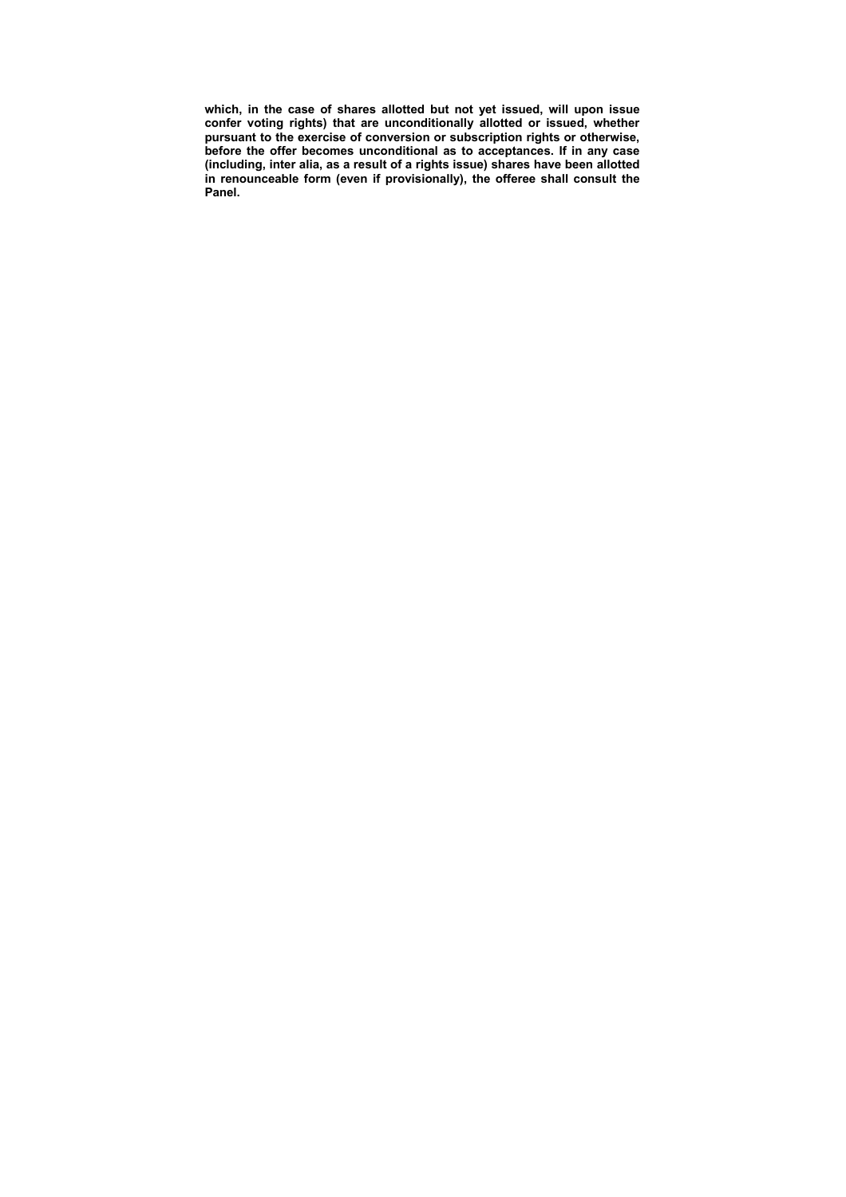**which, in the case of shares allotted but not yet issued, will upon issue confer voting rights) that are unconditionally allotted or issued, whether pursuant to the exercise of conversion or subscription rights or otherwise, before the offer becomes unconditional as to acceptances. If in any case (including, inter alia, as a result of a rights issue) shares have been allotted in renounceable form (even if provisionally), the offeree shall consult the Panel.**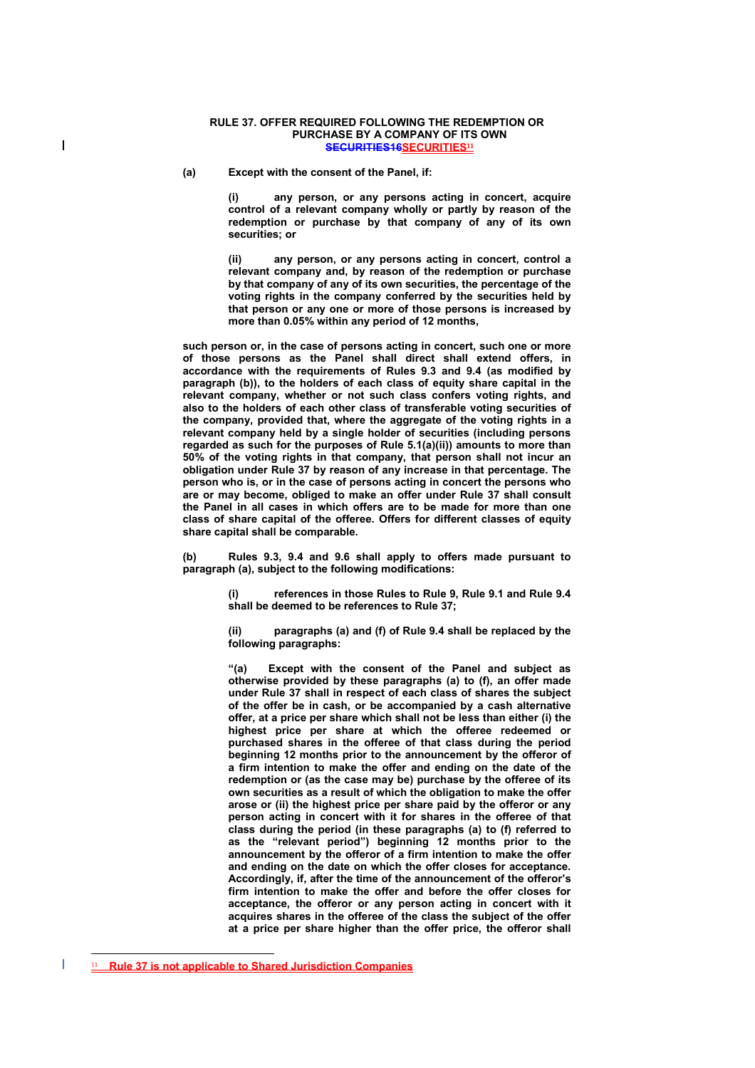**RULE 37. OFFER REQUIRED FOLLOWING THE REDEMPTION OR PURCHASE BY A COMPANY OF ITS OWN ~~SECURITIES16~~SECURITIES[11]**

**(a) Except with the consent of the Panel, if:**

> **(i) any person, or any persons acting in concert, acquire control of a relevant company wholly or partly by reason of the redemption or purchase by that company of any of its own securities; or**
>
> **(ii) any person, or any persons acting in concert, control a relevant company and, by reason of the redemption or purchase by that company of any of its own securities, the percentage of the voting rights in the company conferred by the securities held by that person or any one or more of those persons is increased by more than 0.05% within any period of 12 months,**

**such person or, in the case of persons acting in concert, such one or more of those persons as the Panel shall direct shall extend offers, in accordance with the requirements of Rules 9.3 and 9.4 (as modified by paragraph (b)), to the holders of each class of equity share capital in the relevant company, whether or not such class confers voting rights, and also to the holders of each other class of transferable voting securities of the company, provided that, where the aggregate of the voting rights in a relevant company held by a single holder of securities (including persons regarded as such for the purposes of Rule 5.1(a)(ii)) amounts to more than 50% of the voting rights in that company, that person shall not incur an obligation under Rule 37 by reason of any increase in that percentage. The person who is, or in the case of persons acting in concert the persons who are or may become, obliged to make an offer under Rule 37 shall consult the Panel in all cases in which offers are to be made for more than one class of share capital of the offeree. Offers for different classes of equity share capital shall be comparable.**

**(b) Rules 9.3, 9.4 and 9.6 shall apply to offers made pursuant to paragraph (a), subject to the following modifications:**

> **(i) references in those Rules to Rule 9, Rule 9.1 and Rule 9.4 shall be deemed to be references to Rule 37;**
>
> **(ii) paragraphs (a) and (f) of Rule 9.4 shall be replaced by the following paragraphs:**
>
> **"(a) Except with the consent of the Panel and subject as otherwise provided by these paragraphs (a) to (f), an offer made under Rule 37 shall in respect of each class of shares the subject of the offer be in cash, or be accompanied by a cash alternative offer, at a price per share which shall not be less than either (i) the highest price per share at which the offeree redeemed or purchased shares in the offeree of that class during the period beginning 12 months prior to the announcement by the offeror of a firm intention to make the offer and ending on the date of the redemption or (as the case may be) purchase by the offeree of its own securities as a result of which the obligation to make the offer arose or (ii) the highest price per share paid by the offeror or any person acting in concert with it for shares in the offeree of that class during the period (in these paragraphs (a) to (f) referred to as the "relevant period") beginning 12 months prior to the announcement by the offeror of a firm intention to make the offer and ending on the date on which the offer closes for acceptance. Accordingly, if, after the time of the announcement of the offeror's firm intention to make the offer and before the offer closes for acceptance, the offeror or any person acting in concert with it acquires shares in the offeree of the class the subject of the offer at a price per share higher than the offer price, the offeror shall**

[11] Rule 37 is not applicable to Shared Jurisdiction Companies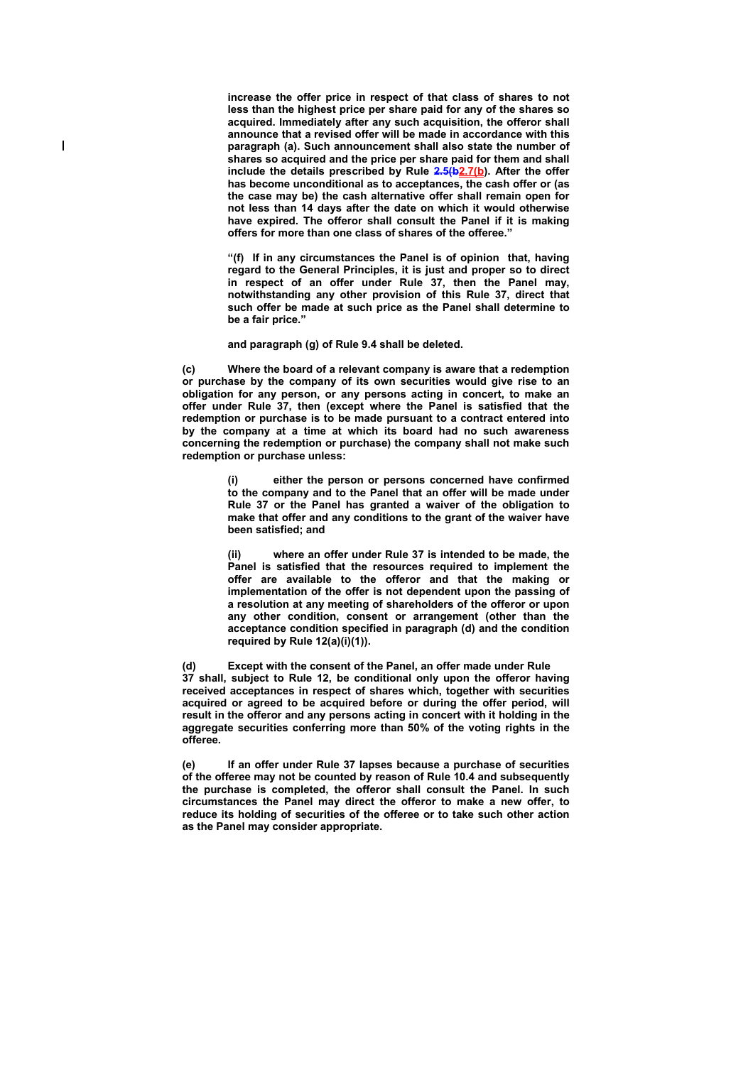**increase the offer price in respect of that class of shares to not less than the highest price per share paid for any of the shares so acquired. Immediately after any such acquisition, the offeror shall announce that a revised offer will be made in accordance with this paragraph (a). Such announcement shall also state the number of shares so acquired and the price per share paid for them and shall include the details prescribed by Rule ~~2.5(b~~2.7(b). After the offer has become unconditional as to acceptances, the cash offer or (as the case may be) the cash alternative offer shall remain open for not less than 14 days after the date on which it would otherwise have expired. The offeror shall consult the Panel if it is making offers for more than one class of shares of the offeree."**

**"(f) If in any circumstances the Panel is of opinion that, having regard to the General Principles, it is just and proper so to direct in respect of an offer under Rule 37, then the Panel may, notwithstanding any other provision of this Rule 37, direct that such offer be made at such price as the Panel shall determine to be a fair price."**

**and paragraph (g) of Rule 9.4 shall be deleted.**

**(c) Where the board of a relevant company is aware that a redemption or purchase by the company of its own securities would give rise to an obligation for any person, or any persons acting in concert, to make an offer under Rule 37, then (except where the Panel is satisfied that the redemption or purchase is to be made pursuant to a contract entered into by the company at a time at which its board had no such awareness concerning the redemption or purchase) the company shall not make such redemption or purchase unless:**

**(i) either the person or persons concerned have confirmed to the company and to the Panel that an offer will be made under Rule 37 or the Panel has granted a waiver of the obligation to make that offer and any conditions to the grant of the waiver have been satisfied; and**

**(ii) where an offer under Rule 37 is intended to be made, the Panel is satisfied that the resources required to implement the offer are available to the offeror and that the making or implementation of the offer is not dependent upon the passing of a resolution at any meeting of shareholders of the offeror or upon any other condition, consent or arrangement (other than the acceptance condition specified in paragraph (d) and the condition required by Rule 12(a)(i)(1)).**

**(d) Except with the consent of the Panel, an offer made under Rule 37 shall, subject to Rule 12, be conditional only upon the offeror having received acceptances in respect of shares which, together with securities acquired or agreed to be acquired before or during the offer period, will result in the offeror and any persons acting in concert with it holding in the aggregate securities conferring more than 50% of the voting rights in the offeree.**

**(e) If an offer under Rule 37 lapses because a purchase of securities of the offeree may not be counted by reason of Rule 10.4 and subsequently the purchase is completed, the offeror shall consult the Panel. In such circumstances the Panel may direct the offeror to make a new offer, to reduce its holding of securities of the offeree or to take such other action as the Panel may consider appropriate.**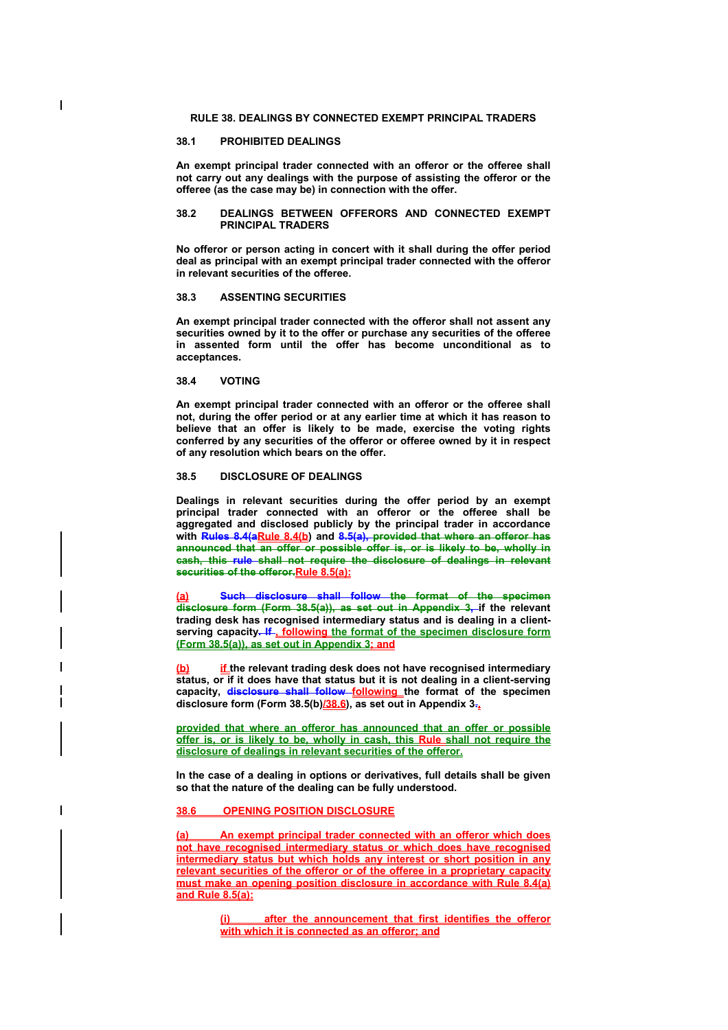**RULE 38. DEALINGS BY CONNECTED EXEMPT PRINCIPAL TRADERS**

**38.1 PROHIBITED DEALINGS**

**An exempt principal trader connected with an offeror or the offeree shall not carry out any dealings with the purpose of assisting the offeror or the offeree (as the case may be) in connection with the offer.**

**38.2 DEALINGS BETWEEN OFFERORS AND CONNECTED EXEMPT PRINCIPAL TRADERS**

**No offeror or person acting in concert with it shall during the offer period deal as principal with an exempt principal trader connected with the offeror in relevant securities of the offeree.**

**38.3 ASSENTING SECURITIES**

**An exempt principal trader connected with the offeror shall not assent any securities owned by it to the offer or purchase any securities of the offeree in assented form until the offer has become unconditional as to acceptances.**

**38.4 VOTING**

**An exempt principal trader connected with an offeror or the offeree shall not, during the offer period or at any earlier time at which it has reason to believe that an offer is likely to be made, exercise the voting rights conferred by any securities of the offeror or offeree owned by it in respect of any resolution which bears on the offer.**

**38.5 DISCLOSURE OF DEALINGS**

**Dealings in relevant securities during the offer period by an exempt principal trader connected with an offeror or the offeree shall be aggregated and disclosed publicly by the principal trader in accordance with ~~Rules 8.4(a~~Rule 8.4(b) and ~~8.5(a), provided that where an offeror has announced that an offer or possible offer is, or is likely to be, wholly in cash, this rule shall not require the disclosure of dealings in relevant securities of the offeror.~~Rule 8.5(a):**

**(a) ~~Such disclosure shall follow the format of the specimen disclosure form (Form 38.5(a)), as set out in Appendix 3,~~ if the relevant trading desk has recognised intermediary status and is dealing in a client-serving capacity~~. If~~, following the format of the specimen disclosure form (Form 38.5(a)), as set out in Appendix 3; and**

**(b) if the relevant trading desk does not have recognised intermediary status, or if it does have that status but it is not dealing in a client-serving capacity, ~~disclosure shall follow~~ following the format of the specimen disclosure form (Form 38.5(b)/38.6), as set out in Appendix 3~~.~~,**

**provided that where an offeror has announced that an offer or possible offer is, or is likely to be, wholly in cash, this Rule shall not require the disclosure of dealings in relevant securities of the offeror.**

**In the case of a dealing in options or derivatives, full details shall be given so that the nature of the dealing can be fully understood.**

**38.6 OPENING POSITION DISCLOSURE**

**(a) An exempt principal trader connected with an offeror which does not have recognised intermediary status or which does have recognised intermediary status but which holds any interest or short position in any relevant securities of the offeror or of the offeree in a proprietary capacity must make an opening position disclosure in accordance with Rule 8.4(a) and Rule 8.5(a):**

> **(i) after the announcement that first identifies the offeror with which it is connected as an offeror; and**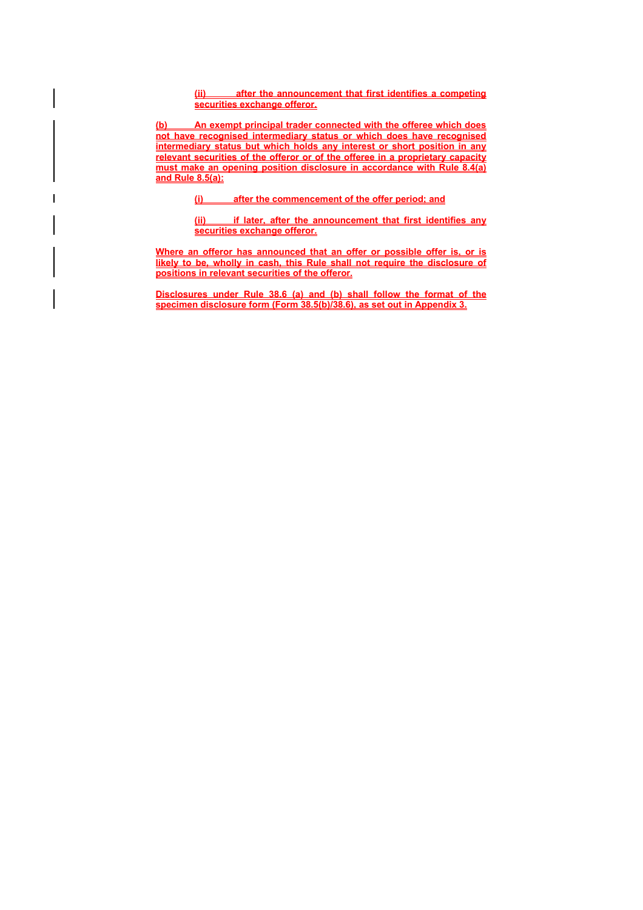(ii) after the announcement that first identifies a competing securities exchange offeror.

(b) An exempt principal trader connected with the offeree which does not have recognised intermediary status or which does have recognised intermediary status but which holds any interest or short position in any relevant securities of the offeror or of the offeree in a proprietary capacity must make an opening position disclosure in accordance with Rule 8.4(a) and Rule 8.5(a):

(i) after the commencement of the offer period; and

(ii) if later, after the announcement that first identifies any securities exchange offeror.

Where an offeror has announced that an offer or possible offer is, or is likely to be, wholly in cash, this Rule shall not require the disclosure of positions in relevant securities of the offeror.

Disclosures under Rule 38.6 (a) and (b) shall follow the format of the specimen disclosure form (Form 38.5(b)/38.6), as set out in Appendix 3.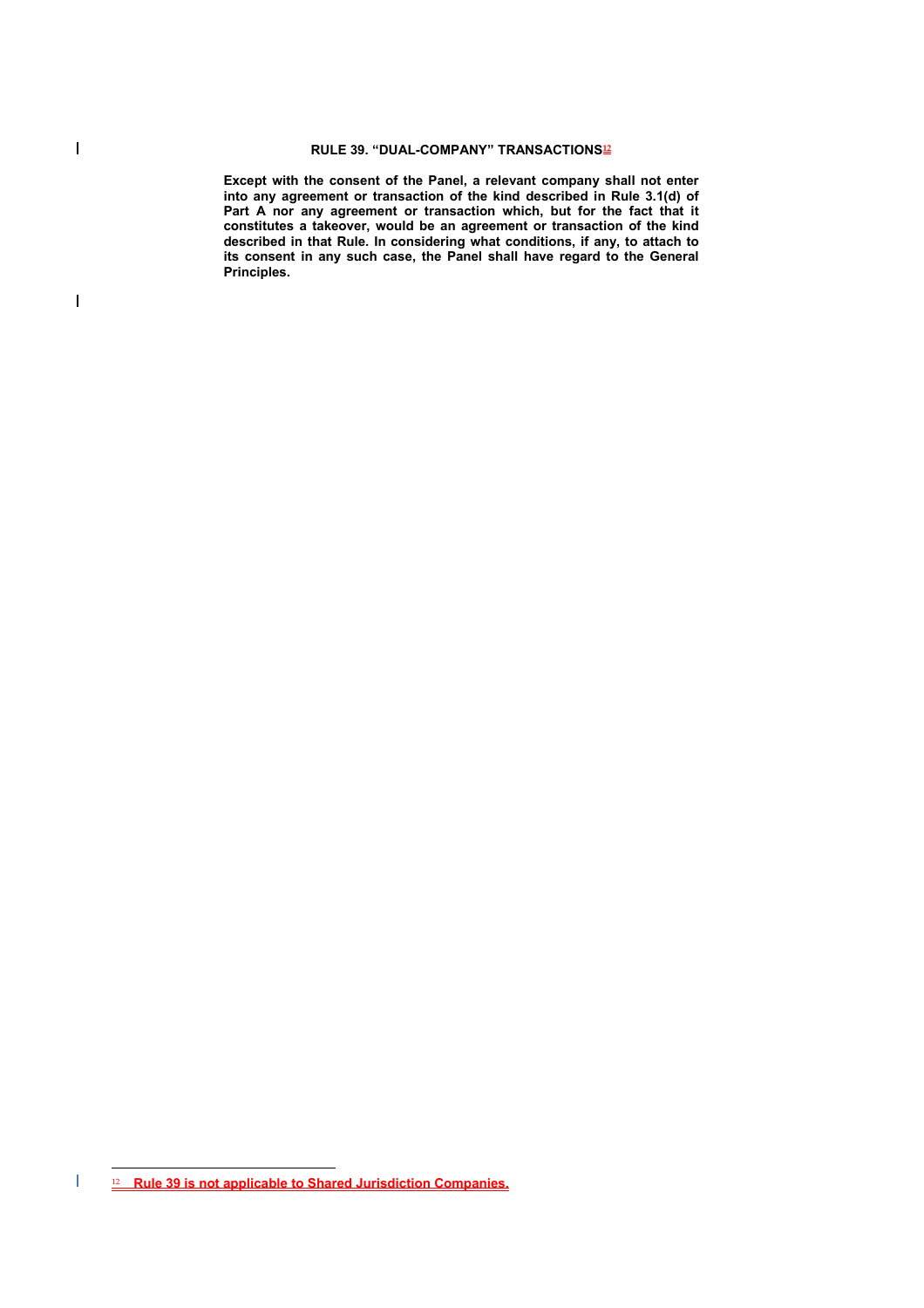## RULE 39. "DUAL-COMPANY" TRANSACTIONS[12]

**Except with the consent of the Panel, a relevant company shall not enter into any agreement or transaction of the kind described in Rule 3.1(d) of Part A nor any agreement or transaction which, but for the fact that it constitutes a takeover, would be an agreement or transaction of the kind described in that Rule. In considering what conditions, if any, to attach to its consent in any such case, the Panel shall have regard to the General Principles.**

---

[12] **Rule 39 is not applicable to Shared Jurisdiction Companies.**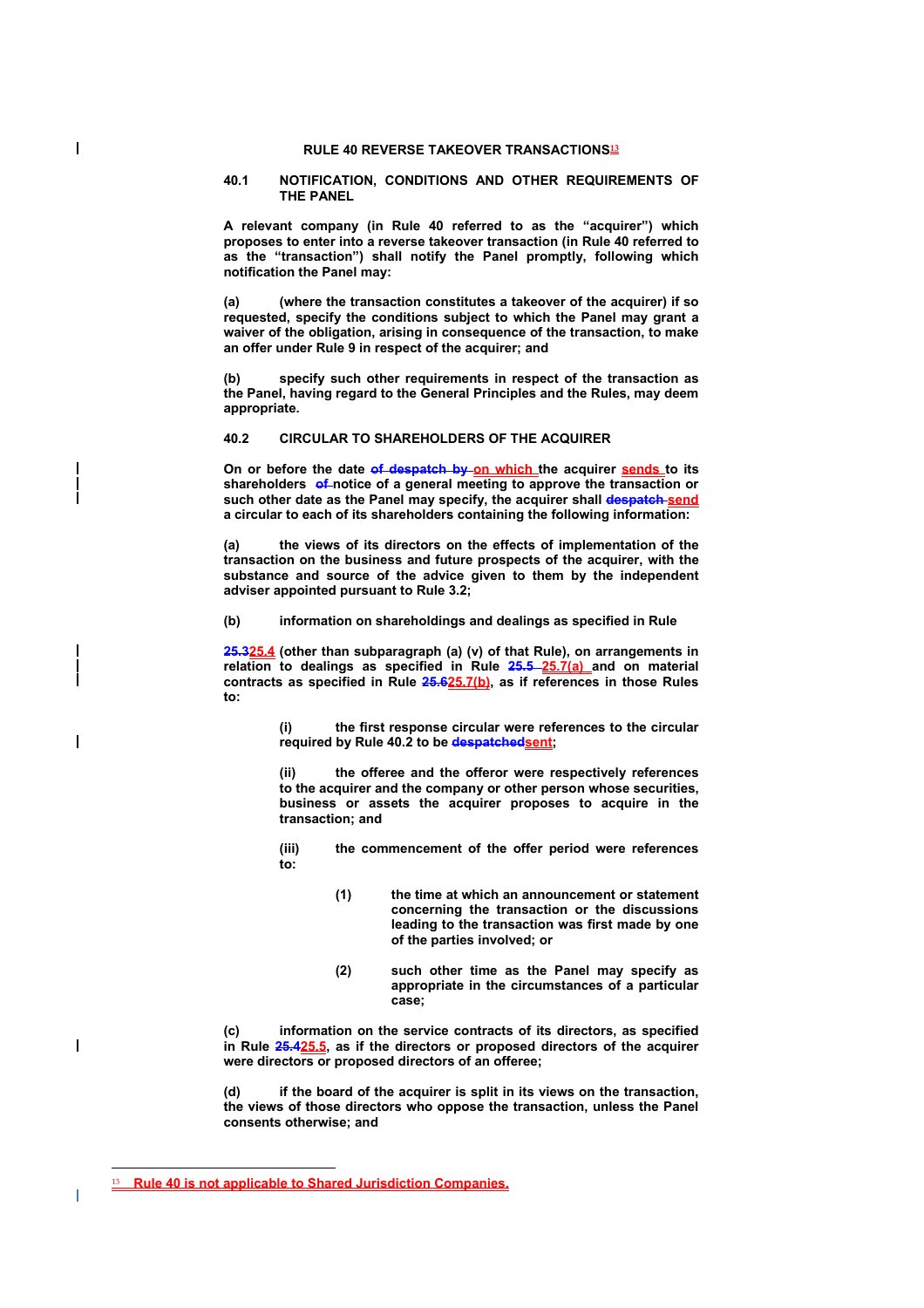# RULE 40 REVERSE TAKEOVER TRANSACTIONS[13]

## 40.1 NOTIFICATION, CONDITIONS AND OTHER REQUIREMENTS OF THE PANEL

**A relevant company (in Rule 40 referred to as the "acquirer") which proposes to enter into a reverse takeover transaction (in Rule 40 referred to as the "transaction") shall notify the Panel promptly, following which notification the Panel may:**

**(a) (where the transaction constitutes a takeover of the acquirer) if so requested, specify the conditions subject to which the Panel may grant a waiver of the obligation, arising in consequence of the transaction, to make an offer under Rule 9 in respect of the acquirer; and**

**(b) specify such other requirements in respect of the transaction as the Panel, having regard to the General Principles and the Rules, may deem appropriate.**

## 40.2 CIRCULAR TO SHAREHOLDERS OF THE ACQUIRER

**On or before the date ~~of despatch by~~ on which the acquirer sends to its shareholders ~~of~~ notice of a general meeting to approve the transaction or such other date as the Panel may specify, the acquirer shall ~~despatch~~ send a circular to each of its shareholders containing the following information:**

**(a) the views of its directors on the effects of implementation of the transaction on the business and future prospects of the acquirer, with the substance and source of the advice given to them by the independent adviser appointed pursuant to Rule 3.2;**

**(b) information on shareholdings and dealings as specified in Rule ~~25.3~~25.4 (other than subparagraph (a) (v) of that Rule), on arrangements in relation to dealings as specified in Rule ~~25.5~~ 25.7(a) and on material contracts as specified in Rule ~~25.6~~25.7(b), as if references in those Rules to:**

> **(i) the first response circular were references to the circular required by Rule 40.2 to be ~~despatched~~sent;**
>
> **(ii) the offeree and the offeror were respectively references to the acquirer and the company or other person whose securities, business or assets the acquirer proposes to acquire in the transaction; and**
>
> **(iii) the commencement of the offer period were references to:**
>
> > **(1) the time at which an announcement or statement concerning the transaction or the discussions leading to the transaction was first made by one of the parties involved; or**
> >
> > **(2) such other time as the Panel may specify as appropriate in the circumstances of a particular case;**

**(c) information on the service contracts of its directors, as specified in Rule ~~25.4~~25.5, as if the directors or proposed directors of the acquirer were directors or proposed directors of an offeree;**

**(d) if the board of the acquirer is split in its views on the transaction, the views of those directors who oppose the transaction, unless the Panel consents otherwise; and**

---

[13] **Rule 40 is not applicable to Shared Jurisdiction Companies.**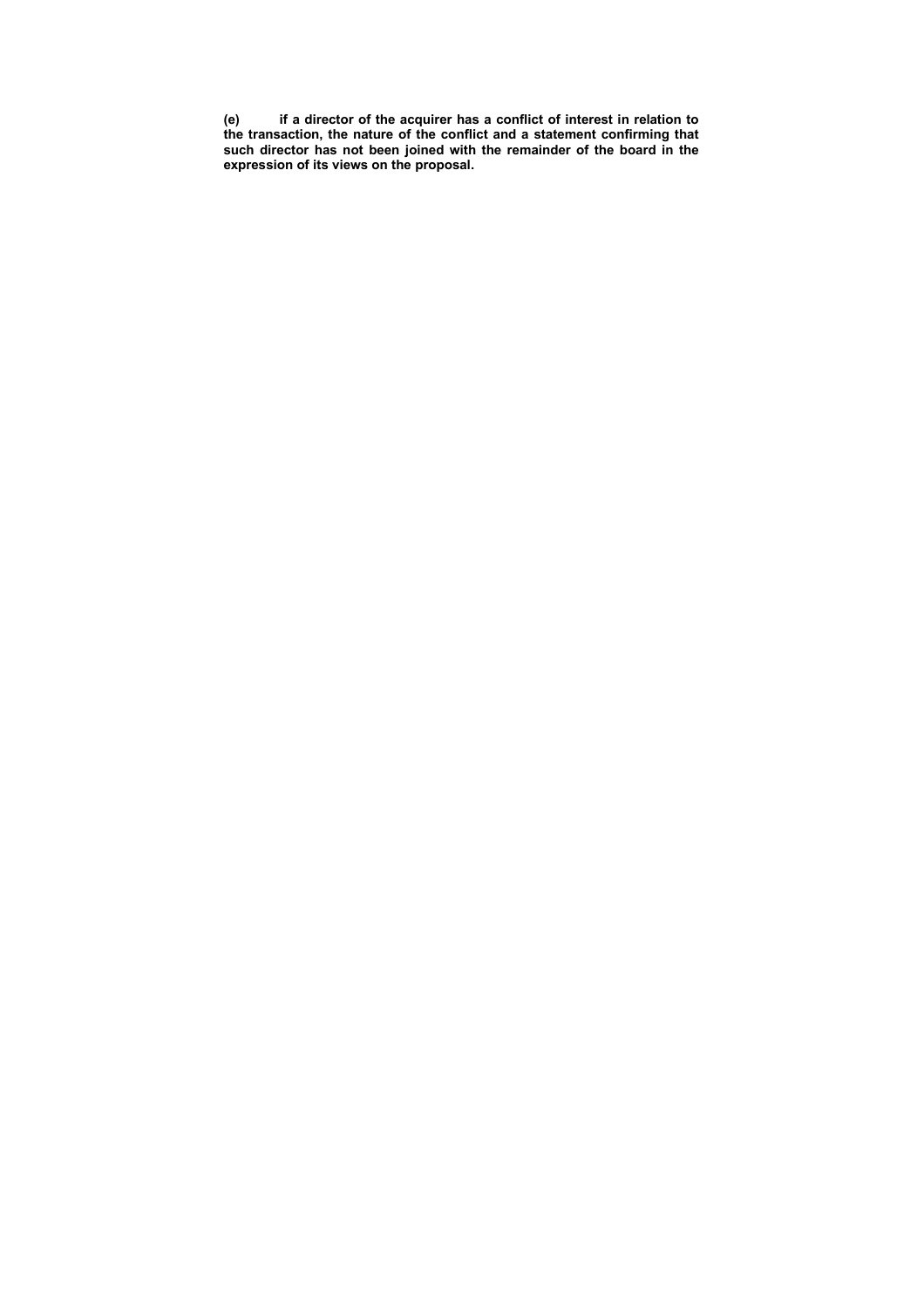**(e) if a director of the acquirer has a conflict of interest in relation to the transaction, the nature of the conflict and a statement confirming that such director has not been joined with the remainder of the board in the expression of its views on the proposal.**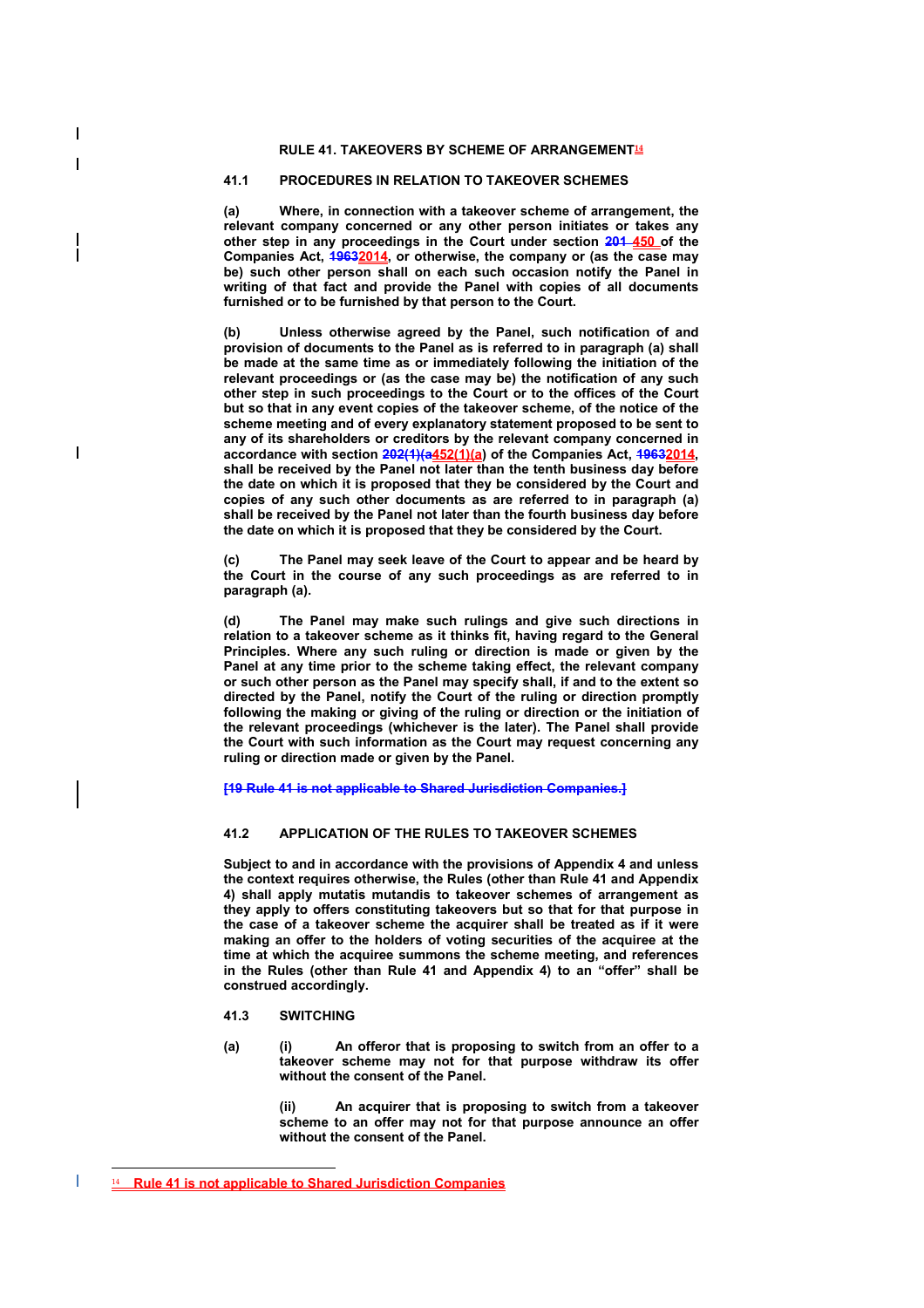# RULE 41. TAKEOVERS BY SCHEME OF ARRANGEMENT[14]

## 41.1 PROCEDURES IN RELATION TO TAKEOVER SCHEMES

**(a) Where, in connection with a takeover scheme of arrangement, the relevant company concerned or any other person initiates or takes any other step in any proceedings in the Court under section ~~201~~ 450 of the Companies Act, ~~1963~~2014, or otherwise, the company or (as the case may be) such other person shall on each such occasion notify the Panel in writing of that fact and provide the Panel with copies of all documents furnished or to be furnished by that person to the Court.**

**(b) Unless otherwise agreed by the Panel, such notification of and provision of documents to the Panel as is referred to in paragraph (a) shall be made at the same time as or immediately following the initiation of the relevant proceedings or (as the case may be) the notification of any such other step in such proceedings to the Court or to the offices of the Court but so that in any event copies of the takeover scheme, of the notice of the scheme meeting and of every explanatory statement proposed to be sent to any of its shareholders or creditors by the relevant company concerned in accordance with section ~~202(1)(a~~452(1)(a) of the Companies Act, ~~1963~~2014, shall be received by the Panel not later than the tenth business day before the date on which it is proposed that they be considered by the Court and copies of any such other documents as are referred to in paragraph (a) shall be received by the Panel not later than the fourth business day before the date on which it is proposed that they be considered by the Court.**

**(c) The Panel may seek leave of the Court to appear and be heard by the Court in the course of any such proceedings as are referred to in paragraph (a).**

**(d) The Panel may make such rulings and give such directions in relation to a takeover scheme as it thinks fit, having regard to the General Principles. Where any such ruling or direction is made or given by the Panel at any time prior to the scheme taking effect, the relevant company or such other person as the Panel may specify shall, if and to the extent so directed by the Panel, notify the Court of the ruling or direction promptly following the making or giving of the ruling or direction or the initiation of the relevant proceedings (whichever is the later). The Panel shall provide the Court with such information as the Court may request concerning any ruling or direction made or given by the Panel.**

~~**[19 Rule 41 is not applicable to Shared Jurisdiction Companies.]**~~

## 41.2 APPLICATION OF THE RULES TO TAKEOVER SCHEMES

**Subject to and in accordance with the provisions of Appendix 4 and unless the context requires otherwise, the Rules (other than Rule 41 and Appendix 4) shall apply mutatis mutandis to takeover schemes of arrangement as they apply to offers constituting takeovers but so that for that purpose in the case of a takeover scheme the acquirer shall be treated as if it were making an offer to the holders of voting securities of the acquiree at the time at which the acquiree summons the scheme meeting, and references in the Rules (other than Rule 41 and Appendix 4) to an "offer" shall be construed accordingly.**

## 41.3 SWITCHING

**(a) (i) An offeror that is proposing to switch from an offer to a takeover scheme may not for that purpose withdraw its offer without the consent of the Panel.**

**(ii) An acquirer that is proposing to switch from a takeover scheme to an offer may not for that purpose announce an offer without the consent of the Panel.**

---

[14] Rule 41 is not applicable to Shared Jurisdiction Companies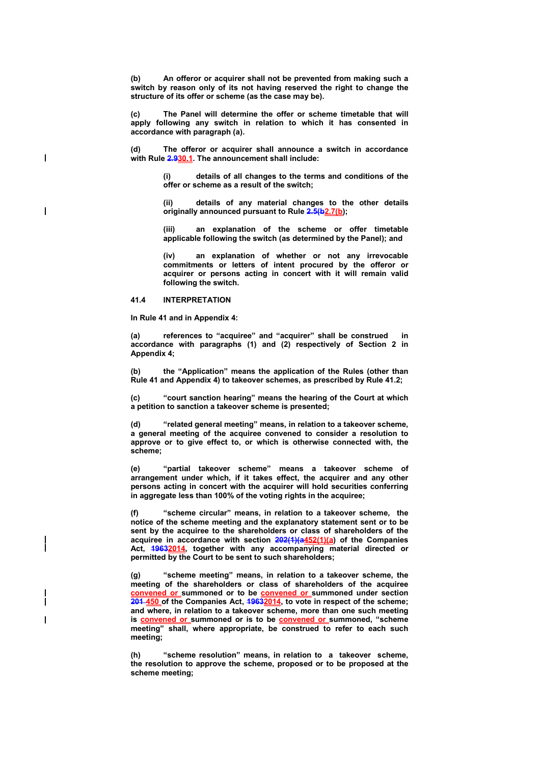**(b) An offeror or acquirer shall not be prevented from making such a switch by reason only of its not having reserved the right to change the structure of its offer or scheme (as the case may be).**

**(c) The Panel will determine the offer or scheme timetable that will apply following any switch in relation to which it has consented in accordance with paragraph (a).**

**(d) The offeror or acquirer shall announce a switch in accordance with Rule ~~2.9~~30.1. The announcement shall include:**

> **(i) details of all changes to the terms and conditions of the offer or scheme as a result of the switch;**
>
> **(ii) details of any material changes to the other details originally announced pursuant to Rule ~~2.5(b~~2.7(b);**
>
> **(iii) an explanation of the scheme or offer timetable applicable following the switch (as determined by the Panel); and**
>
> **(iv) an explanation of whether or not any irrevocable commitments or letters of intent procured by the offeror or acquirer or persons acting in concert with it will remain valid following the switch.**

**41.4 INTERPRETATION**

**In Rule 41 and in Appendix 4:**

**(a) references to "acquiree" and "acquirer" shall be construed in accordance with paragraphs (1) and (2) respectively of Section 2 in Appendix 4;**

**(b) the "Application" means the application of the Rules (other than Rule 41 and Appendix 4) to takeover schemes, as prescribed by Rule 41.2;**

**(c) "court sanction hearing" means the hearing of the Court at which a petition to sanction a takeover scheme is presented;**

**(d) "related general meeting" means, in relation to a takeover scheme, a general meeting of the acquiree convened to consider a resolution to approve or to give effect to, or which is otherwise connected with, the scheme;**

**(e) "partial takeover scheme" means a takeover scheme of arrangement under which, if it takes effect, the acquirer and any other persons acting in concert with the acquirer will hold securities conferring in aggregate less than 100% of the voting rights in the acquiree;**

**(f) "scheme circular" means, in relation to a takeover scheme, the notice of the scheme meeting and the explanatory statement sent or to be sent by the acquiree to the shareholders or class of shareholders of the acquiree in accordance with section ~~202(1)(a~~452(1)(a) of the Companies Act, ~~1963~~2014, together with any accompanying material directed or permitted by the Court to be sent to such shareholders;**

**(g) "scheme meeting" means, in relation to a takeover scheme, the meeting of the shareholders or class of shareholders of the acquiree convened or summoned or to be convened or summoned under section ~~201~~ 450 of the Companies Act, ~~1963~~2014, to vote in respect of the scheme; and where, in relation to a takeover scheme, more than one such meeting is convened or summoned or is to be convened or summoned, "scheme meeting" shall, where appropriate, be construed to refer to each such meeting;**

**(h) "scheme resolution" means, in relation to a takeover scheme, the resolution to approve the scheme, proposed or to be proposed at the scheme meeting;**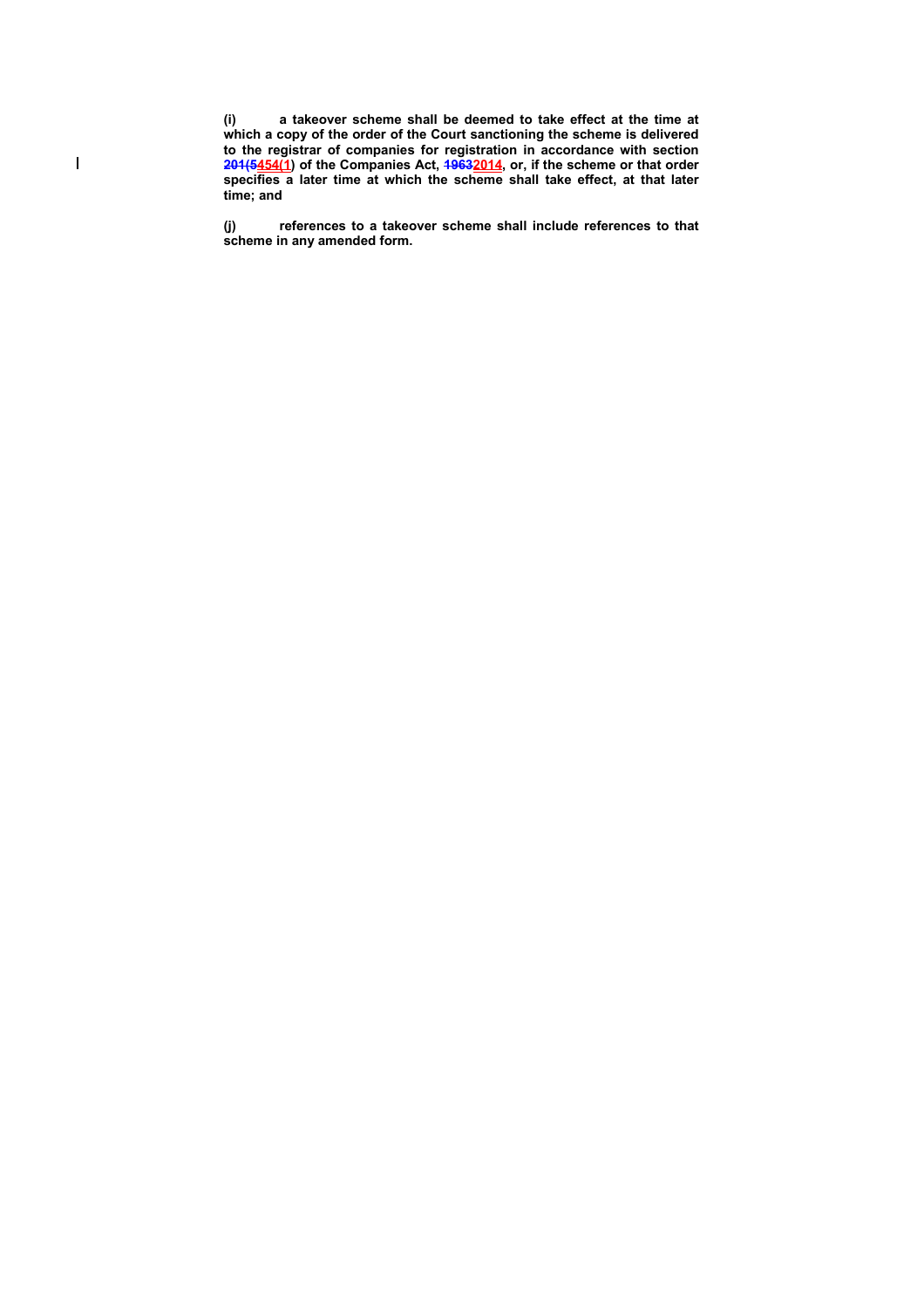**(i) a takeover scheme shall be deemed to take effect at the time at which a copy of the order of the Court sanctioning the scheme is delivered to the registrar of companies for registration in accordance with section ~~201(5~~454(1) of the Companies Act, ~~1963~~2014, or, if the scheme or that order specifies a later time at which the scheme shall take effect, at that later time; and**

**(j) references to a takeover scheme shall include references to that scheme in any amended form.**